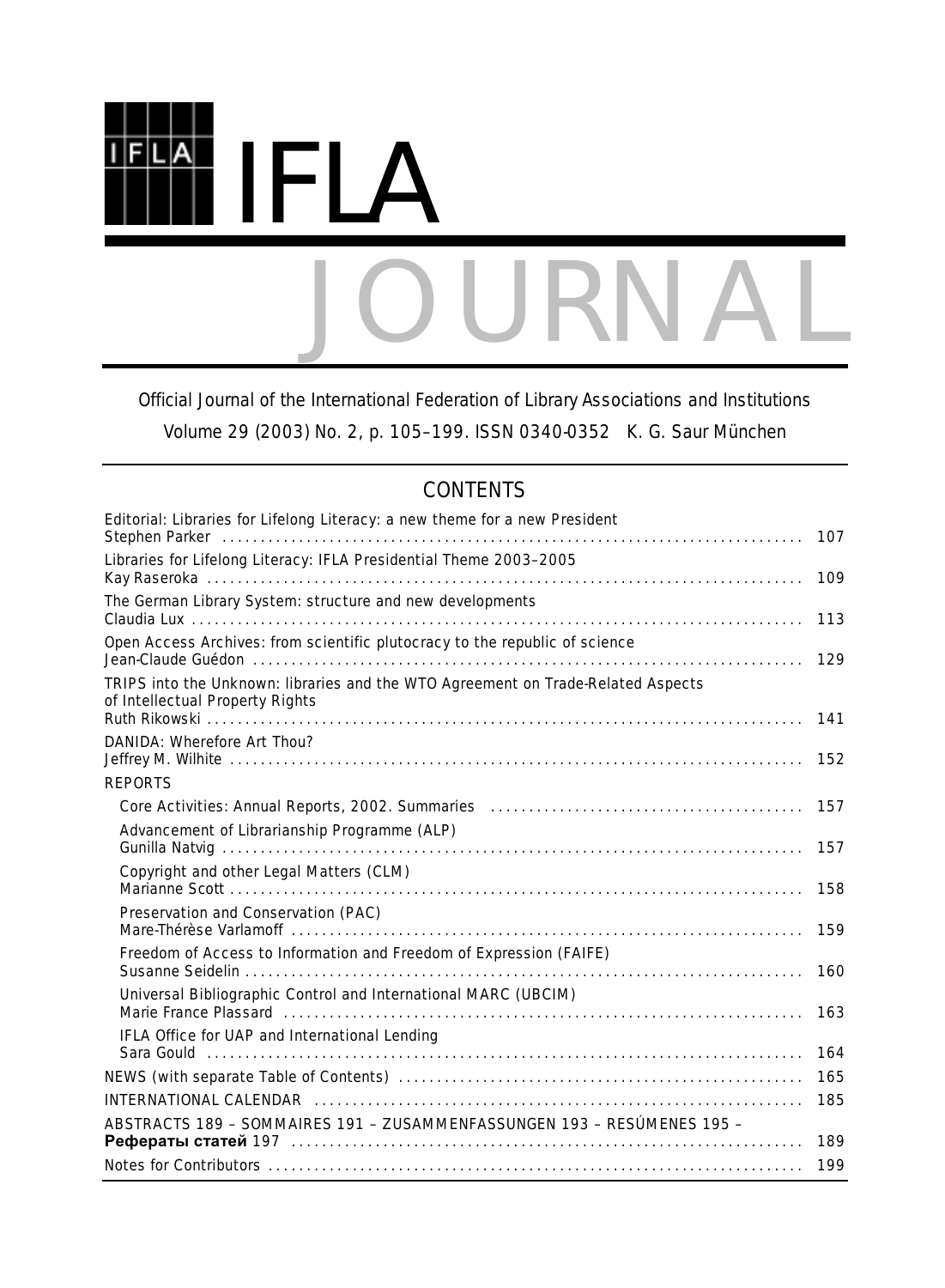# IFLA JOURNAL

Official Journal of the International Federation of Library Associations and Institutions

Volume 29 (2003) No. 2, p. 105–199. ISSN 0340-0352 K. G. Saur München

## CONTENTS

| | |
|---|---|
| Editorial: Libraries for Lifelong Literacy: a new theme for a new President<br>Stephen Parker | 107 |
| Libraries for Lifelong Literacy: IFLA Presidential Theme 2003–2005<br>Kay Raseroka | 109 |
| The German Library System: structure and new developments<br>Claudia Lux | 113 |
| Open Access Archives: from scientific plutocracy to the republic of science<br>Jean-Claude Guédon | 129 |
| TRIPS into the Unknown: libraries and the WTO Agreement on Trade-Related Aspects of Intellectual Property Rights<br>Ruth Rikowski | 141 |
| DANIDA: Wherefore Art Thou?<br>Jeffrey M. Wilhite | 152 |
| REPORTS | |
| Core Activities: Annual Reports, 2002. Summaries | 157 |
| Advancement of Librarianship Programme (ALP)<br>Gunilla Natvig | 157 |
| Copyright and other Legal Matters (CLM)<br>Marianne Scott | 158 |
| Preservation and Conservation (PAC)<br>Mare-Thérèse Varlamoff | 159 |
| Freedom of Access to Information and Freedom of Expression (FAIFE)<br>Susanne Seidelin | 160 |
| Universal Bibliographic Control and International MARC (UBCIM)<br>Marie France Plassard | 163 |
| IFLA Office for UAP and International Lending<br>Sara Gould | 164 |
| NEWS (with separate Table of Contents) | 165 |
| INTERNATIONAL CALENDAR | 185 |
| ABSTRACTS 189 – SOMMAIRES 191 – ZUSAMMENFASSUNGEN 193 – RESÚMENES 195 – **Рефераты статей** 197 | 189 |
| Notes for Contributors | 199 |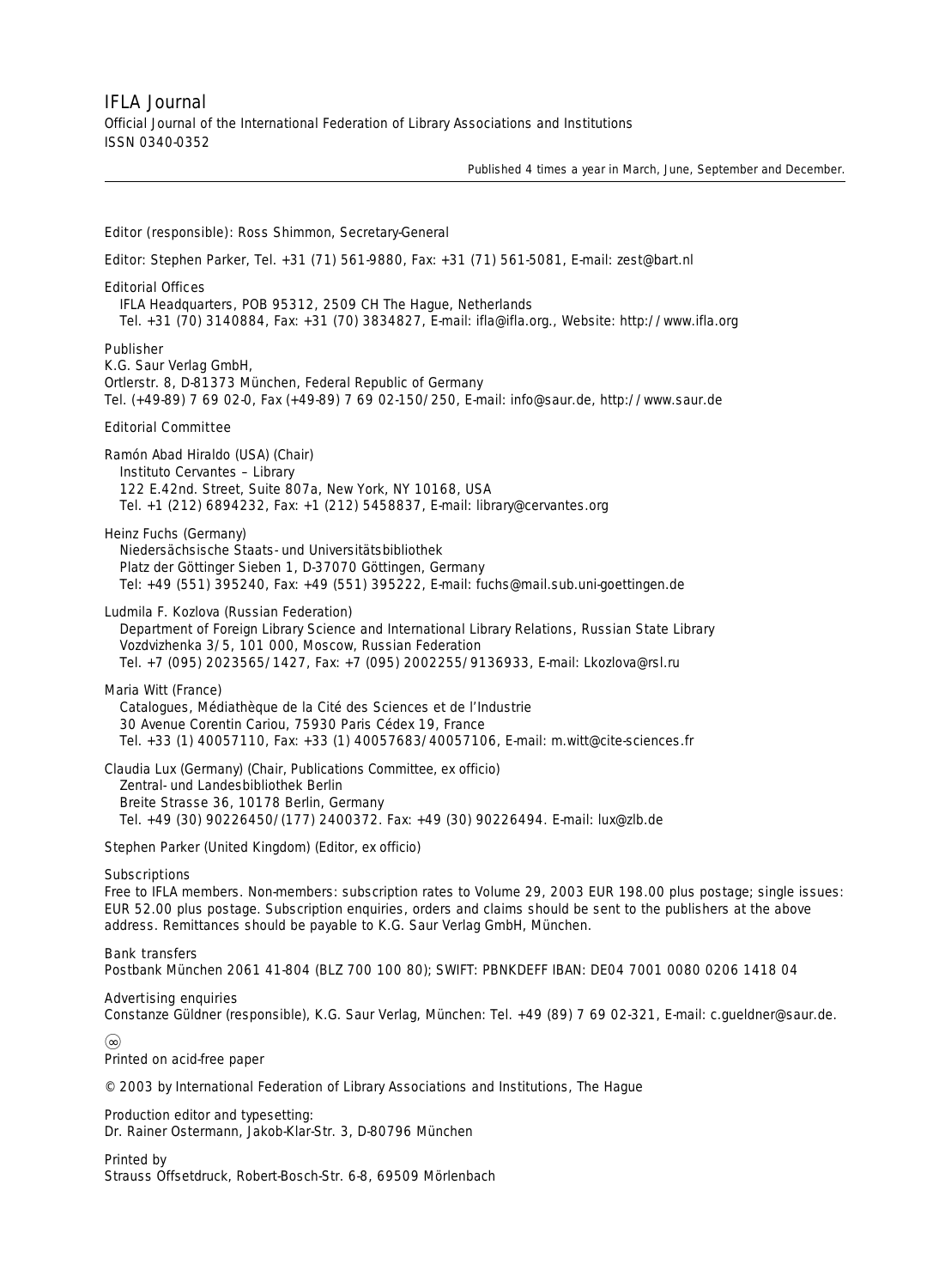# IFLA Journal

Official Journal of the International Federation of Library Associations and Institutions
ISSN 0340-0352

Published 4 times a year in March, June, September and December.

---

Editor (responsible): Ross Shimmon, Secretary-General

Editor: Stephen Parker, Tel. +31 (71) 561-9880, Fax: +31 (71) 561-5081, E-mail: zest@bart.nl

Editorial Offices
IFLA Headquarters, POB 95312, 2509 CH The Hague, Netherlands
Tel. +31 (70) 3140884, Fax: +31 (70) 3834827, E-mail: ifla@ifla.org., Website: http://www.ifla.org

Publisher
K.G. Saur Verlag GmbH,
Ortlerstr. 8, D-81373 München, Federal Republic of Germany
Tel. (+49-89) 7 69 02-0, Fax (+49-89) 7 69 02-150/250, E-mail: info@saur.de, http://www.saur.de

Editorial Committee

Ramón Abad Hiraldo (USA) (Chair)
Instituto Cervantes – Library
122 E.42nd. Street, Suite 807a, New York, NY 10168, USA
Tel. +1 (212) 6894232, Fax: +1 (212) 5458837, E-mail: library@cervantes.org

Heinz Fuchs (Germany)
Niedersächsische Staats- und Universitätsbibliothek
Platz der Göttinger Sieben 1, D-37070 Göttingen, Germany
Tel: +49 (551) 395240, Fax: +49 (551) 395222, E-mail: fuchs@mail.sub.uni-goettingen.de

Ludmila F. Kozlova (Russian Federation)
Department of Foreign Library Science and International Library Relations, Russian State Library
Vozdvizhenka 3/5, 101 000, Moscow, Russian Federation
Tel. +7 (095) 2023565/1427, Fax: +7 (095) 2002255/9136933, E-mail: Lkozlova@rsl.ru

Maria Witt (France)
Catalogues, Médiathèque de la Cité des Sciences et de l'Industrie
30 Avenue Corentin Cariou, 75930 Paris Cédex 19, France
Tel. +33 (1) 40057110, Fax: +33 (1) 40057683/40057106, E-mail: m.witt@cite-sciences.fr

Claudia Lux (Germany) (Chair, Publications Committee, ex officio)
Zentral- und Landesbibliothek Berlin
Breite Strasse 36, 10178 Berlin, Germany
Tel. +49 (30) 90226450/(177) 2400372. Fax: +49 (30) 90226494. E-mail: lux@zlb.de

Stephen Parker (United Kingdom) (Editor, ex officio)

Subscriptions
Free to IFLA members. Non-members: subscription rates to Volume 29, 2003 EUR 198.00 plus postage; single issues: EUR 52.00 plus postage. Subscription enquiries, orders and claims should be sent to the publishers at the above address. Remittances should be payable to K.G. Saur Verlag GmbH, München.

Bank transfers
Postbank München 2061 41-804 (BLZ 700 100 80); SWIFT: PBNKDEFF IBAN: DE04 7001 0080 0206 1418 04

Advertising enquiries
Constanze Güldner (responsible), K.G. Saur Verlag, München: Tel. +49 (89) 7 69 02-321, E-mail: c.gueldner@saur.de.

∞
Printed on acid-free paper

© 2003 by International Federation of Library Associations and Institutions, The Hague

Production editor and typesetting:
Dr. Rainer Ostermann, Jakob-Klar-Str. 3, D-80796 München

Printed by
Strauss Offsetdruck, Robert-Bosch-Str. 6-8, 69509 Mörlenbach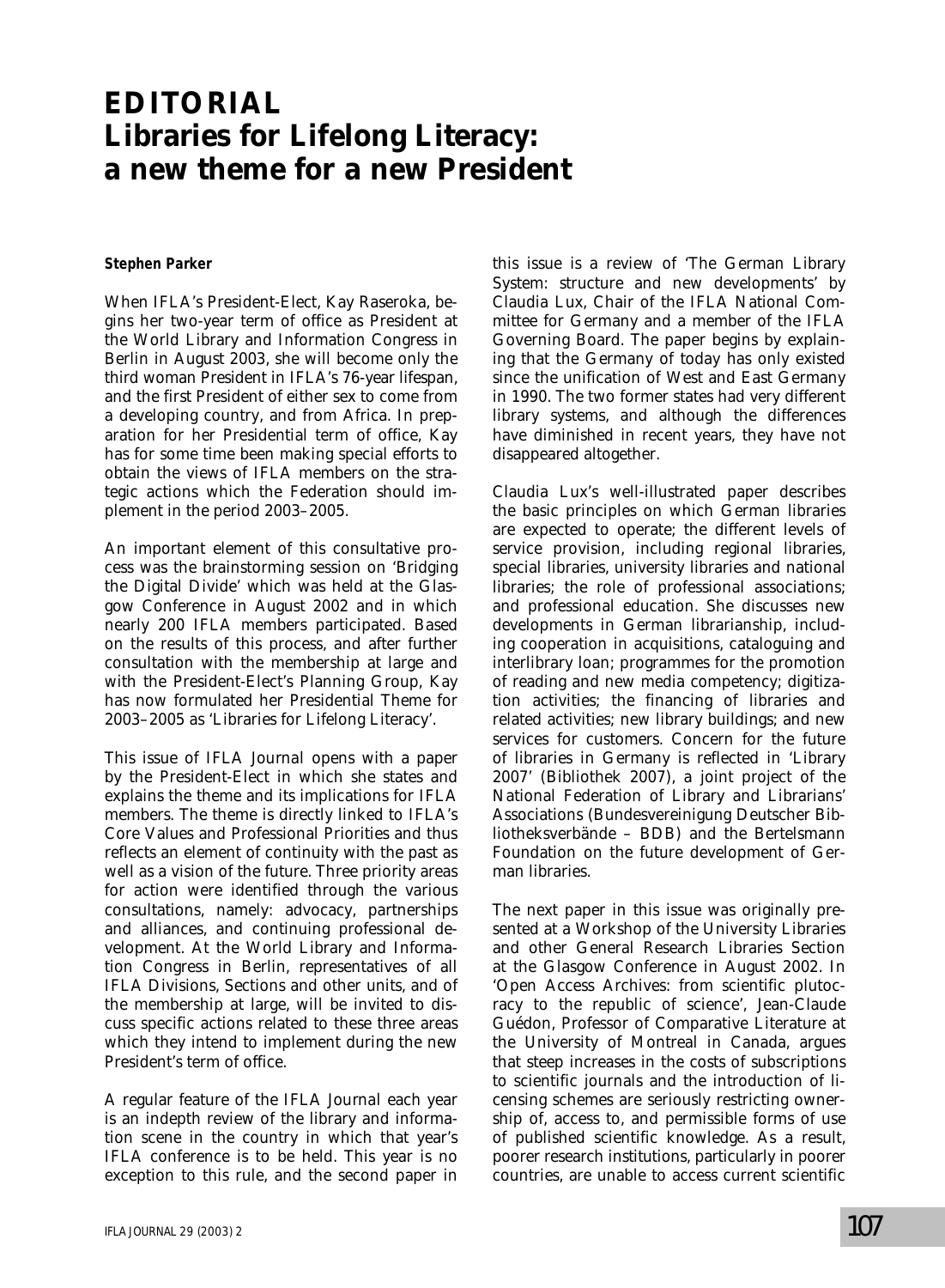# EDITORIAL
# Libraries for Lifelong Literacy: a new theme for a new President

**Stephen Parker**

When IFLA's President-Elect, Kay Raseroka, begins her two-year term of office as President at the World Library and Information Congress in Berlin in August 2003, she will become only the third woman President in IFLA's 76-year lifespan, and the first President of either sex to come from a developing country, and from Africa. In preparation for her Presidential term of office, Kay has for some time been making special efforts to obtain the views of IFLA members on the strategic actions which the Federation should implement in the period 2003–2005.

An important element of this consultative process was the brainstorming session on 'Bridging the Digital Divide' which was held at the Glasgow Conference in August 2002 and in which nearly 200 IFLA members participated. Based on the results of this process, and after further consultation with the membership at large and with the President-Elect's Planning Group, Kay has now formulated her Presidential Theme for 2003–2005 as 'Libraries for Lifelong Literacy'.

This issue of IFLA Journal opens with a paper by the President-Elect in which she states and explains the theme and its implications for IFLA members. The theme is directly linked to IFLA's Core Values and Professional Priorities and thus reflects an element of continuity with the past as well as a vision of the future. Three priority areas for action were identified through the various consultations, namely: advocacy, partnerships and alliances, and continuing professional development. At the World Library and Information Congress in Berlin, representatives of all IFLA Divisions, Sections and other units, and of the membership at large, will be invited to discuss specific actions related to these three areas which they intend to implement during the new President's term of office.

A regular feature of the IFLA Journal each year is an indepth review of the library and information scene in the country in which that year's IFLA conference is to be held. This year is no exception to this rule, and the second paper in this issue is a review of 'The German Library System: structure and new developments' by Claudia Lux, Chair of the IFLA National Committee for Germany and a member of the IFLA Governing Board. The paper begins by explaining that the Germany of today has only existed since the unification of West and East Germany in 1990. The two former states had very different library systems, and although the differences have diminished in recent years, they have not disappeared altogether.

Claudia Lux's well-illustrated paper describes the basic principles on which German libraries are expected to operate; the different levels of service provision, including regional libraries, special libraries, university libraries and national libraries; the role of professional associations; and professional education. She discusses new developments in German librarianship, including cooperation in acquisitions, cataloguing and interlibrary loan; programmes for the promotion of reading and new media competency; digitization activities; the financing of libraries and related activities; new library buildings; and new services for customers. Concern for the future of libraries in Germany is reflected in 'Library 2007' (Bibliothek 2007), a joint project of the National Federation of Library and Librarians' Associations (Bundesvereinigung Deutscher Bibliotheksverbände – BDB) and the Bertelsmann Foundation on the future development of German libraries.

The next paper in this issue was originally presented at a Workshop of the University Libraries and other General Research Libraries Section at the Glasgow Conference in August 2002. In 'Open Access Archives: from scientific plutocracy to the republic of science', Jean-Claude Guédon, Professor of Comparative Literature at the University of Montreal in Canada, argues that steep increases in the costs of subscriptions to scientific journals and the introduction of licensing schemes are seriously restricting ownership of, access to, and permissible forms of use of published scientific knowledge. As a result, poorer research institutions, particularly in poorer countries, are unable to access current scientific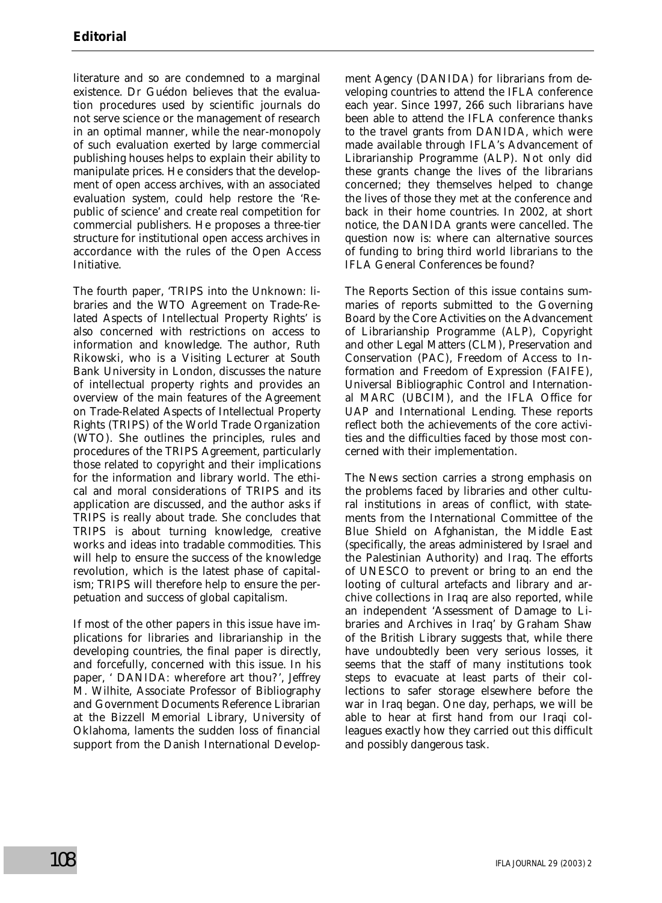literature and so are condemned to a marginal existence. Dr Guédon believes that the evaluation procedures used by scientific journals do not serve science or the management of research in an optimal manner, while the near-monopoly of such evaluation exerted by large commercial publishing houses helps to explain their ability to manipulate prices. He considers that the development of open access archives, with an associated evaluation system, could help restore the 'Republic of science' and create real competition for commercial publishers. He proposes a three-tier structure for institutional open access archives in accordance with the rules of the Open Access Initiative.

The fourth paper, 'TRIPS into the Unknown: libraries and the WTO Agreement on Trade-Related Aspects of Intellectual Property Rights' is also concerned with restrictions on access to information and knowledge. The author, Ruth Rikowski, who is a Visiting Lecturer at South Bank University in London, discusses the nature of intellectual property rights and provides an overview of the main features of the Agreement on Trade-Related Aspects of Intellectual Property Rights (TRIPS) of the World Trade Organization (WTO). She outlines the principles, rules and procedures of the TRIPS Agreement, particularly those related to copyright and their implications for the information and library world. The ethical and moral considerations of TRIPS and its application are discussed, and the author asks if TRIPS is really about trade. She concludes that TRIPS is about turning knowledge, creative works and ideas into tradable commodities. This will help to ensure the success of the knowledge revolution, which is the latest phase of capitalism; TRIPS will therefore help to ensure the perpetuation and success of global capitalism.

If most of the other papers in this issue have implications for libraries and librarianship in the developing countries, the final paper is directly, and forcefully, concerned with this issue. In his paper, ' DANIDA: wherefore art thou?', Jeffrey M. Wilhite, Associate Professor of Bibliography and Government Documents Reference Librarian at the Bizzell Memorial Library, University of Oklahoma, laments the sudden loss of financial support from the Danish International Development Agency (DANIDA) for librarians from developing countries to attend the IFLA conference each year. Since 1997, 266 such librarians have been able to attend the IFLA conference thanks to the travel grants from DANIDA, which were made available through IFLA's Advancement of Librarianship Programme (ALP). Not only did these grants change the lives of the librarians concerned; they themselves helped to change the lives of those they met at the conference and back in their home countries. In 2002, at short notice, the DANIDA grants were cancelled. The question now is: where can alternative sources of funding to bring third world librarians to the IFLA General Conferences be found?

The Reports Section of this issue contains summaries of reports submitted to the Governing Board by the Core Activities on the Advancement of Librarianship Programme (ALP), Copyright and other Legal Matters (CLM), Preservation and Conservation (PAC), Freedom of Access to Information and Freedom of Expression (FAIFE), Universal Bibliographic Control and International MARC (UBCIM), and the IFLA Office for UAP and International Lending. These reports reflect both the achievements of the core activities and the difficulties faced by those most concerned with their implementation.

The News section carries a strong emphasis on the problems faced by libraries and other cultural institutions in areas of conflict, with statements from the International Committee of the Blue Shield on Afghanistan, the Middle East (specifically, the areas administered by Israel and the Palestinian Authority) and Iraq. The efforts of UNESCO to prevent or bring to an end the looting of cultural artefacts and library and archive collections in Iraq are also reported, while an independent 'Assessment of Damage to Libraries and Archives in Iraq' by Graham Shaw of the British Library suggests that, while there have undoubtedly been very serious losses, it seems that the staff of many institutions took steps to evacuate at least parts of their collections to safer storage elsewhere before the war in Iraq began. One day, perhaps, we will be able to hear at first hand from our Iraqi colleagues exactly how they carried out this difficult and possibly dangerous task.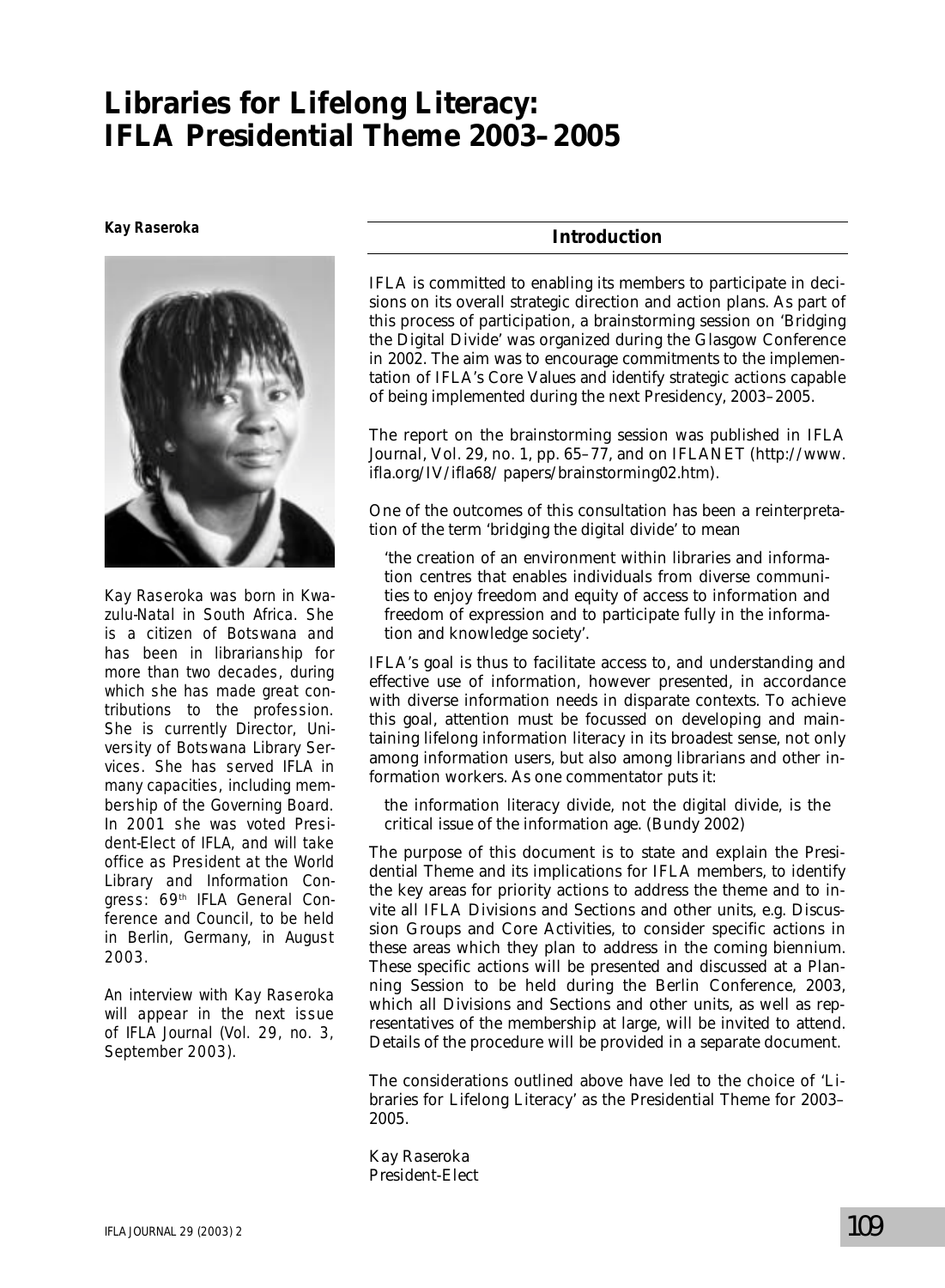# Libraries for Lifelong Literacy: IFLA Presidential Theme 2003–2005

**Kay Raseroka**

*Kay Raseroka was born in Kwazulu-Natal in South Africa. She is a citizen of Botswana and has been in librarianship for more than two decades, during which she has made great contributions to the profession. She is currently Director, University of Botswana Library Services. She has served IFLA in many capacities, including membership of the Governing Board. In 2001 she was voted President-Elect of IFLA, and will take office as President at the World Library and Information Congress: 69th IFLA General Conference and Council, to be held in Berlin, Germany, in August 2003.*

*An interview with Kay Raseroka will appear in the next issue of IFLA Journal (Vol. 29, no. 3, September 2003).*

## Introduction

IFLA is committed to enabling its members to participate in decisions on its overall strategic direction and action plans. As part of this process of participation, a brainstorming session on 'Bridging the Digital Divide' was organized during the Glasgow Conference in 2002. The aim was to encourage commitments to the implementation of IFLA's Core Values and identify strategic actions capable of being implemented during the next Presidency, 2003–2005.

The report on the brainstorming session was published in IFLA Journal, Vol. 29, no. 1, pp. 65–77, and on IFLANET (http://www.ifla.org/IV/ifla68/ papers/brainstorming02.htm).

One of the outcomes of this consultation has been a reinterpretation of the term 'bridging the digital divide' to mean

> 'the creation of an environment within libraries and information centres that enables individuals from diverse communities to enjoy freedom and equity of access to information and freedom of expression and to participate fully in the information and knowledge society'.

IFLA's goal is thus to facilitate access to, and understanding and effective use of information, however presented, in accordance with diverse information needs in disparate contexts. To achieve this goal, attention must be focussed on developing and maintaining lifelong information literacy in its broadest sense, not only among information users, but also among librarians and other information workers. As one commentator puts it:

> the information literacy divide, not the digital divide, is the critical issue of the information age. (Bundy 2002)

The purpose of this document is to state and explain the Presidential Theme and its implications for IFLA members, to identify the key areas for priority actions to address the theme and to invite all IFLA Divisions and Sections and other units, e.g. Discussion Groups and Core Activities, to consider specific actions in these areas which they plan to address in the coming biennium. These specific actions will be presented and discussed at a Planning Session to be held during the Berlin Conference, 2003, which all Divisions and Sections and other units, as well as representatives of the membership at large, will be invited to attend. Details of the procedure will be provided in a separate document.

The considerations outlined above have led to the choice of 'Libraries for Lifelong Literacy' as the Presidential Theme for 2003–2005.

Kay Raseroka
President-Elect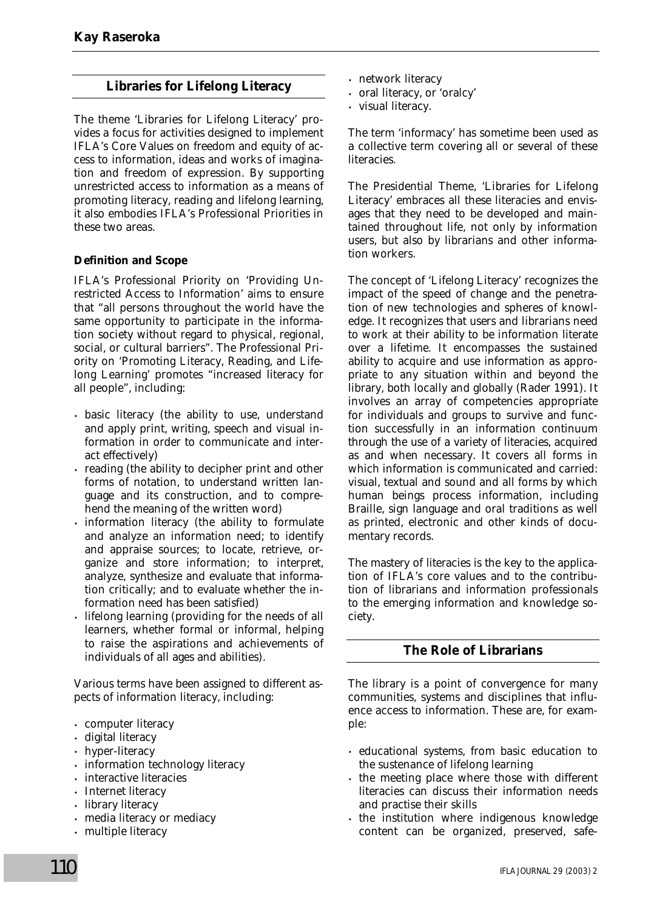## Libraries for Lifelong Literacy

The theme 'Libraries for Lifelong Literacy' provides a focus for activities designed to implement IFLA's Core Values on freedom and equity of access to information, ideas and works of imagination and freedom of expression. By supporting unrestricted access to information as a means of promoting literacy, reading and lifelong learning, it also embodies IFLA's Professional Priorities in these two areas.

### Definition and Scope

IFLA's Professional Priority on 'Providing Unrestricted Access to Information' aims to ensure that "all persons throughout the world have the same opportunity to participate in the information society without regard to physical, regional, social, or cultural barriers". The Professional Priority on 'Promoting Literacy, Reading, and Lifelong Learning' promotes "increased literacy for all people", including:

- basic literacy (the ability to use, understand and apply print, writing, speech and visual information in order to communicate and interact effectively)
- reading (the ability to decipher print and other forms of notation, to understand written language and its construction, and to comprehend the meaning of the written word)
- information literacy (the ability to formulate and analyze an information need; to identify and appraise sources; to locate, retrieve, organize and store information; to interpret, analyze, synthesize and evaluate that information critically; and to evaluate whether the information need has been satisfied)
- lifelong learning (providing for the needs of all learners, whether formal or informal, helping to raise the aspirations and achievements of individuals of all ages and abilities).

Various terms have been assigned to different aspects of information literacy, including:

- computer literacy
- digital literacy
- hyper-literacy
- information technology literacy
- interactive literacies
- Internet literacy
- library literacy
- media literacy or mediacy
- multiple literacy
- network literacy
- oral literacy, or 'oralcy'
- visual literacy.

The term 'informacy' has sometime been used as a collective term covering all or several of these literacies.

The Presidential Theme, 'Libraries for Lifelong Literacy' embraces all these literacies and envisages that they need to be developed and maintained throughout life, not only by information users, but also by librarians and other information workers.

The concept of 'Lifelong Literacy' recognizes the impact of the speed of change and the penetration of new technologies and spheres of knowledge. It recognizes that users and librarians need to work at their ability to be information literate over a lifetime. It encompasses the sustained ability to acquire and use information as appropriate to any situation within and beyond the library, both locally and globally (Rader 1991). It involves an array of competencies appropriate for individuals and groups to survive and function successfully in an information continuum through the use of a variety of literacies, acquired as and when necessary. It covers all forms in which information is communicated and carried: visual, textual and sound and all forms by which human beings process information, including Braille, sign language and oral traditions as well as printed, electronic and other kinds of documentary records.

The mastery of literacies is the key to the application of IFLA's core values and to the contribution of librarians and information professionals to the emerging information and knowledge society.

## The Role of Librarians

The library is a point of convergence for many communities, systems and disciplines that influence access to information. These are, for example:

- educational systems, from basic education to the sustenance of lifelong learning
- the meeting place where those with different literacies can discuss their information needs and practise their skills
- the institution where indigenous knowledge content can be organized, preserved, safe-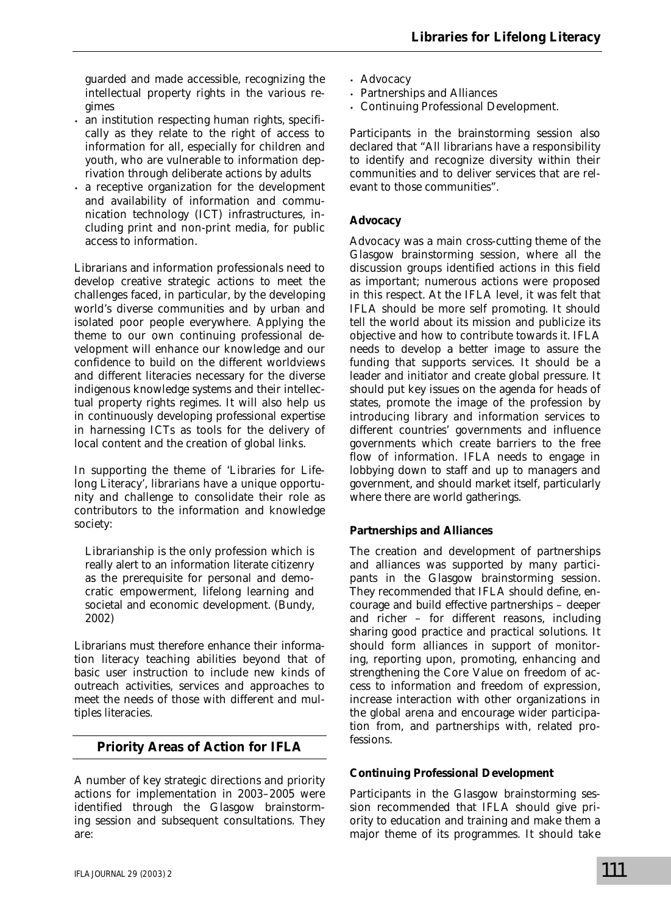guarded and made accessible, recognizing the intellectual property rights in the various regimes

- an institution respecting human rights, specifically as they relate to the right of access to information for all, especially for children and youth, who are vulnerable to information deprivation through deliberate actions by adults
- a receptive organization for the development and availability of information and communication technology (ICT) infrastructures, including print and non-print media, for public access to information.

Librarians and information professionals need to develop creative strategic actions to meet the challenges faced, in particular, by the developing world's diverse communities and by urban and isolated poor people everywhere. Applying the theme to our own continuing professional development will enhance our knowledge and our confidence to build on the different worldviews and different literacies necessary for the diverse indigenous knowledge systems and their intellectual property rights regimes. It will also help us in continuously developing professional expertise in harnessing ICTs as tools for the delivery of local content and the creation of global links.

In supporting the theme of 'Libraries for Lifelong Literacy', librarians have a unique opportunity and challenge to consolidate their role as contributors to the information and knowledge society:

> Librarianship is the only profession which is really alert to an information literate citizenry as the prerequisite for personal and democratic empowerment, lifelong learning and societal and economic development. (Bundy, 2002)

Librarians must therefore enhance their information literacy teaching abilities beyond that of basic user instruction to include new kinds of outreach activities, services and approaches to meet the needs of those with different and multiples literacies.

## Priority Areas of Action for IFLA

A number of key strategic directions and priority actions for implementation in 2003–2005 were identified through the Glasgow brainstorming session and subsequent consultations. They are:

- Advocacy
- Partnerships and Alliances
- Continuing Professional Development.

Participants in the brainstorming session also declared that "All librarians have a responsibility to identify and recognize diversity within their communities and to deliver services that are relevant to those communities".

### Advocacy

Advocacy was a main cross-cutting theme of the Glasgow brainstorming session, where all the discussion groups identified actions in this field as important; numerous actions were proposed in this respect. At the IFLA level, it was felt that IFLA should be more self promoting. It should tell the world about its mission and publicize its objective and how to contribute towards it. IFLA needs to develop a better image to assure the funding that supports services. It should be a leader and initiator and create global pressure. It should put key issues on the agenda for heads of states, promote the image of the profession by introducing library and information services to different countries' governments and influence governments which create barriers to the free flow of information. IFLA needs to engage in lobbying down to staff and up to managers and government, and should market itself, particularly where there are world gatherings.

### Partnerships and Alliances

The creation and development of partnerships and alliances was supported by many participants in the Glasgow brainstorming session. They recommended that IFLA should define, encourage and build effective partnerships – deeper and richer – for different reasons, including sharing good practice and practical solutions. It should form alliances in support of monitoring, reporting upon, promoting, enhancing and strengthening the Core Value on freedom of access to information and freedom of expression, increase interaction with other organizations in the global arena and encourage wider participation from, and partnerships with, related professions.

### Continuing Professional Development

Participants in the Glasgow brainstorming session recommended that IFLA should give priority to education and training and make them a major theme of its programmes. It should take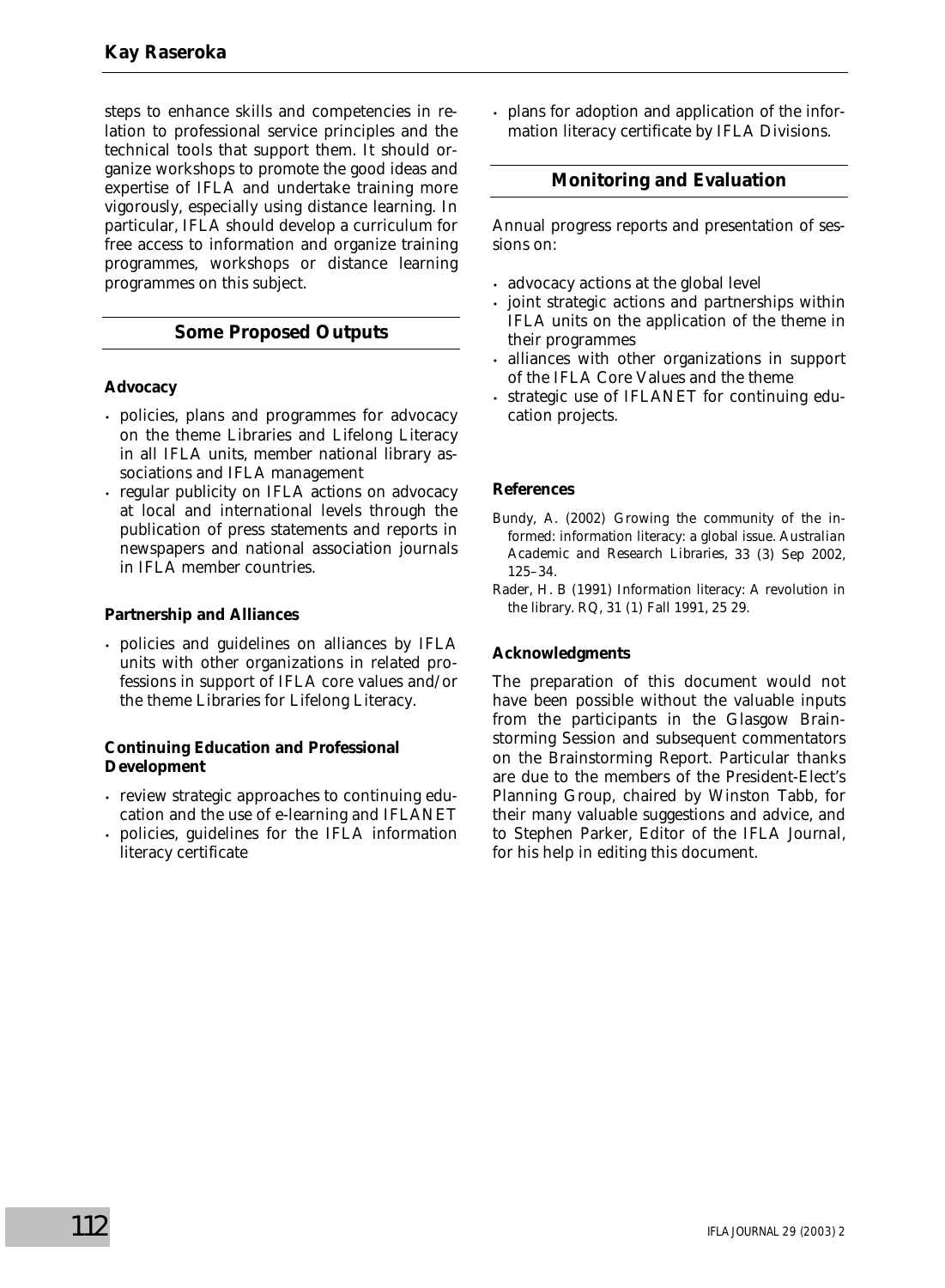steps to enhance skills and competencies in relation to professional service principles and the technical tools that support them. It should organize workshops to promote the good ideas and expertise of IFLA and undertake training more vigorously, especially using distance learning. In particular, IFLA should develop a curriculum for free access to information and organize training programmes, workshops or distance learning programmes on this subject.

## Some Proposed Outputs

### Advocacy

- policies, plans and programmes for advocacy on the theme Libraries and Lifelong Literacy in all IFLA units, member national library associations and IFLA management
- regular publicity on IFLA actions on advocacy at local and international levels through the publication of press statements and reports in newspapers and national association journals in IFLA member countries.

### Partnership and Alliances

- policies and guidelines on alliances by IFLA units with other organizations in related professions in support of IFLA core values and/or the theme Libraries for Lifelong Literacy.

### Continuing Education and Professional Development

- review strategic approaches to continuing education and the use of e-learning and IFLANET
- policies, guidelines for the IFLA information literacy certificate
- plans for adoption and application of the information literacy certificate by IFLA Divisions.

## Monitoring and Evaluation

Annual progress reports and presentation of sessions on:

- advocacy actions at the global level
- joint strategic actions and partnerships within IFLA units on the application of the theme in their programmes
- alliances with other organizations in support of the IFLA Core Values and the theme
- strategic use of IFLANET for continuing education projects.

### References

Bundy, A. (2002) Growing the community of the informed: information literacy: a global issue. *Australian Academic and Research Libraries*, 33 (3) Sep 2002, 125–34.

Rader, H. B (1991) Information literacy: A revolution in the library. *RQ*, 31 (1) Fall 1991, 25 29.

### Acknowledgments

The preparation of this document would not have been possible without the valuable inputs from the participants in the Glasgow Brainstorming Session and subsequent commentators on the Brainstorming Report. Particular thanks are due to the members of the President-Elect's Planning Group, chaired by Winston Tabb, for their many valuable suggestions and advice, and to Stephen Parker, Editor of the IFLA Journal, for his help in editing this document.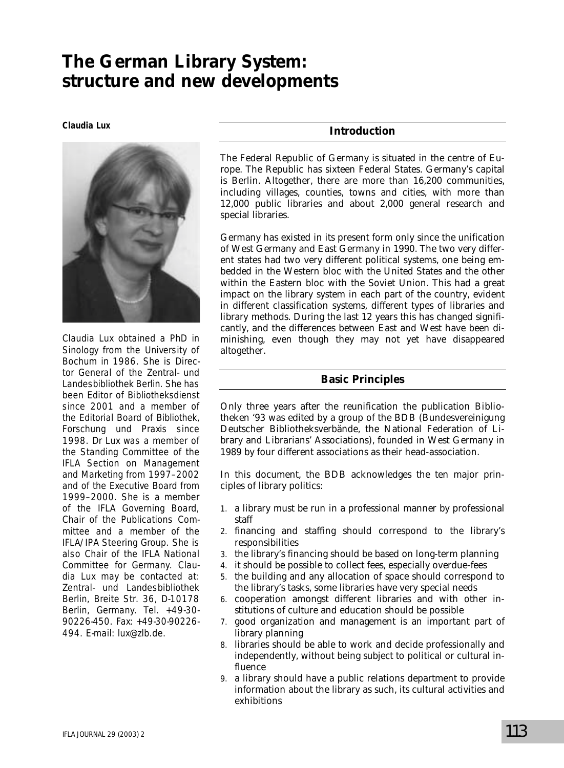# The German Library System: structure and new developments

**Claudia Lux**

*Claudia Lux obtained a PhD in Sinology from the University of Bochum in 1986. She is Director General of the Zentral- und Landesbibliothek Berlin. She has been Editor of Bibliotheksdienst since 2001 and a member of the Editorial Board of Bibliothek, Forschung und Praxis since 1998. Dr Lux was a member of the Standing Committee of the IFLA Section on Management and Marketing from 1997–2002 and of the Executive Board from 1999–2000. She is a member of the IFLA Governing Board, Chair of the Publications Committee and a member of the IFLA/IPA Steering Group. She is also Chair of the IFLA National Committee for Germany. Claudia Lux may be contacted at: Zentral- und Landesbibliothek Berlin, Breite Str. 36, D-10178 Berlin, Germany. Tel. +49-30-90226-450. Fax: +49-30-90226-494. E-mail: lux@zlb.de.*

## Introduction

The Federal Republic of Germany is situated in the centre of Europe. The Republic has sixteen Federal States. Germany's capital is Berlin. Altogether, there are more than 16,200 communities, including villages, counties, towns and cities, with more than 12,000 public libraries and about 2,000 general research and special libraries.

Germany has existed in its present form only since the unification of West Germany and East Germany in 1990. The two very different states had two very different political systems, one being embedded in the Western bloc with the United States and the other within the Eastern bloc with the Soviet Union. This had a great impact on the library system in each part of the country, evident in different classification systems, different types of libraries and library methods. During the last 12 years this has changed significantly, and the differences between East and West have been diminishing, even though they may not yet have disappeared altogether.

## Basic Principles

Only three years after the reunification the publication Bibliotheken '93 was edited by a group of the BDB (Bundesvereinigung Deutscher Bibliotheksverbände, the National Federation of Library and Librarians' Associations), founded in West Germany in 1989 by four different associations as their head-association.

In this document, the BDB acknowledges the ten major principles of library politics:

1. a library must be run in a professional manner by professional staff
2. financing and staffing should correspond to the library's responsibilities
3. the library's financing should be based on long-term planning
4. it should be possible to collect fees, especially overdue-fees
5. the building and any allocation of space should correspond to the library's tasks, some libraries have very special needs
6. cooperation amongst different libraries and with other institutions of culture and education should be possible
7. good organization and management is an important part of library planning
8. libraries should be able to work and decide professionally and independently, without being subject to political or cultural influence
9. a library should have a public relations department to provide information about the library as such, its cultural activities and exhibitions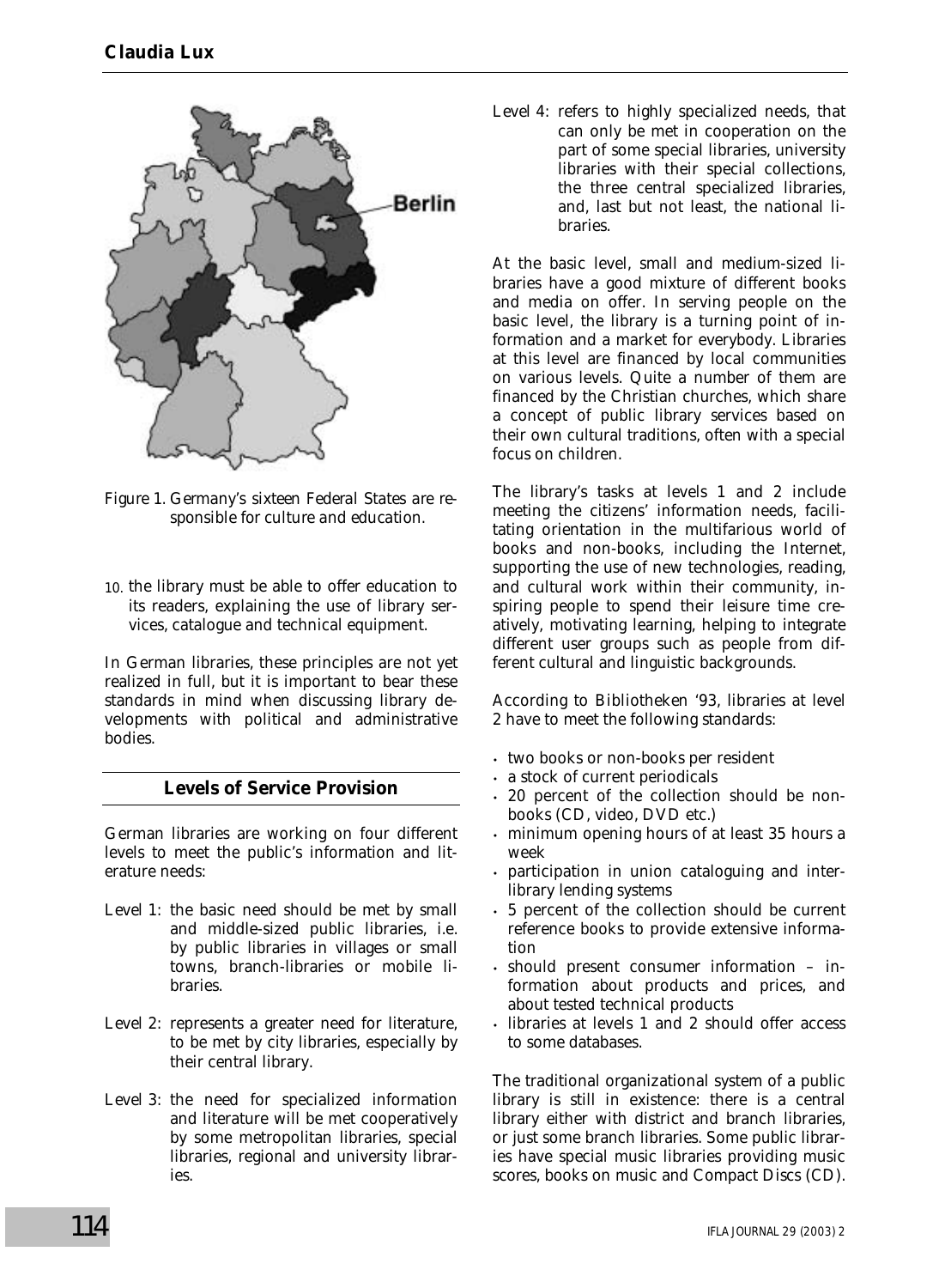Figure 1. Germany's sixteen Federal States are responsible for culture and education.

10. the library must be able to offer education to its readers, explaining the use of library services, catalogue and technical equipment.

In German libraries, these principles are not yet realized in full, but it is important to bear these standards in mind when discussing library developments with political and administrative bodies.

## Levels of Service Provision

German libraries are working on four different levels to meet the public's information and literature needs:

Level 1: the basic need should be met by small and middle-sized public libraries, i.e. by public libraries in villages or small towns, branch-libraries or mobile libraries.

Level 2: represents a greater need for literature, to be met by city libraries, especially by their central library.

Level 3: the need for specialized information and literature will be met cooperatively by some metropolitan libraries, special libraries, regional and university libraries.

Level 4: refers to highly specialized needs, that can only be met in cooperation on the part of some special libraries, university libraries with their special collections, the three central specialized libraries, and, last but not least, the national libraries.

At the basic level, small and medium-sized libraries have a good mixture of different books and media on offer. In serving people on the basic level, the library is a turning point of information and a market for everybody. Libraries at this level are financed by local communities on various levels. Quite a number of them are financed by the Christian churches, which share a concept of public library services based on their own cultural traditions, often with a special focus on children.

The library's tasks at levels 1 and 2 include meeting the citizens' information needs, facilitating orientation in the multifarious world of books and non-books, including the Internet, supporting the use of new technologies, reading, and cultural work within their community, inspiring people to spend their leisure time creatively, motivating learning, helping to integrate different user groups such as people from different cultural and linguistic backgrounds.

According to Bibliotheken '93, libraries at level 2 have to meet the following standards:

- two books or non-books per resident
- a stock of current periodicals
- 20 percent of the collection should be non-books (CD, video, DVD etc.)
- minimum opening hours of at least 35 hours a week
- participation in union cataloguing and inter-library lending systems
- 5 percent of the collection should be current reference books to provide extensive information
- should present consumer information – information about products and prices, and about tested technical products
- libraries at levels 1 and 2 should offer access to some databases.

The traditional organizational system of a public library is still in existence: there is a central library either with district and branch libraries, or just some branch libraries. Some public libraries have special music libraries providing music scores, books on music and Compact Discs (CD).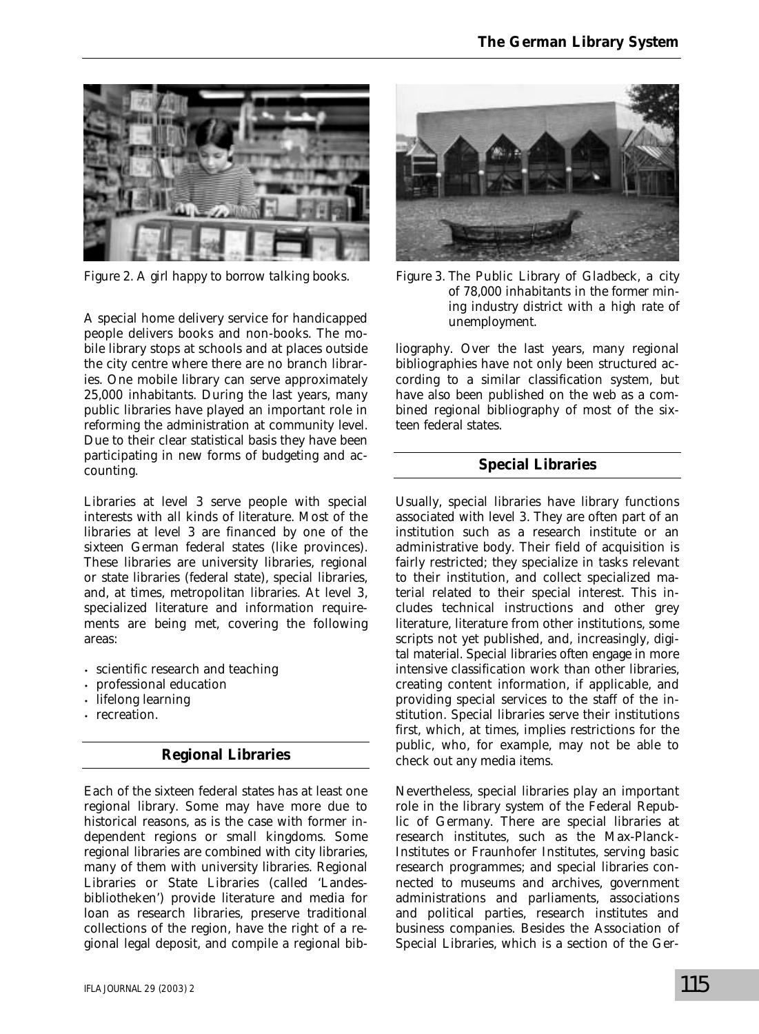Figure 2. A girl happy to borrow talking books.

Figure 3. The Public Library of Gladbeck, a city of 78,000 inhabitants in the former mining industry district with a high rate of unemployment.

A special home delivery service for handicapped people delivers books and non-books. The mobile library stops at schools and at places outside the city centre where there are no branch libraries. One mobile library can serve approximately 25,000 inhabitants. During the last years, many public libraries have played an important role in reforming the administration at community level. Due to their clear statistical basis they have been participating in new forms of budgeting and accounting.

Libraries at level 3 serve people with special interests with all kinds of literature. Most of the libraries at level 3 are financed by one of the sixteen German federal states (like provinces). These libraries are university libraries, regional or state libraries (federal state), special libraries, and, at times, metropolitan libraries. At level 3, specialized literature and information requirements are being met, covering the following areas:

- scientific research and teaching
- professional education
- lifelong learning
- recreation.

## Regional Libraries

Each of the sixteen federal states has at least one regional library. Some may have more due to historical reasons, as is the case with former independent regions or small kingdoms. Some regional libraries are combined with city libraries, many of them with university libraries. Regional Libraries or State Libraries (called 'Landesbibliotheken') provide literature and media for loan as research libraries, preserve traditional collections of the region, have the right of a regional legal deposit, and compile a regional bibliography. Over the last years, many regional bibliographies have not only been structured according to a similar classification system, but have also been published on the web as a combined regional bibliography of most of the sixteen federal states.

## Special Libraries

Usually, special libraries have library functions associated with level 3. They are often part of an institution such as a research institute or an administrative body. Their field of acquisition is fairly restricted; they specialize in tasks relevant to their institution, and collect specialized material related to their special interest. This includes technical instructions and other grey literature, literature from other institutions, some scripts not yet published, and, increasingly, digital material. Special libraries often engage in more intensive classification work than other libraries, creating content information, if applicable, and providing special services to the staff of the institution. Special libraries serve their institutions first, which, at times, implies restrictions for the public, who, for example, may not be able to check out any media items.

Nevertheless, special libraries play an important role in the library system of the Federal Republic of Germany. There are special libraries at research institutes, such as the Max-Planck-Institutes or Fraunhofer Institutes, serving basic research programmes; and special libraries connected to museums and archives, government administrations and parliaments, associations and political parties, research institutes and business companies. Besides the Association of Special Libraries, which is a section of the Ger-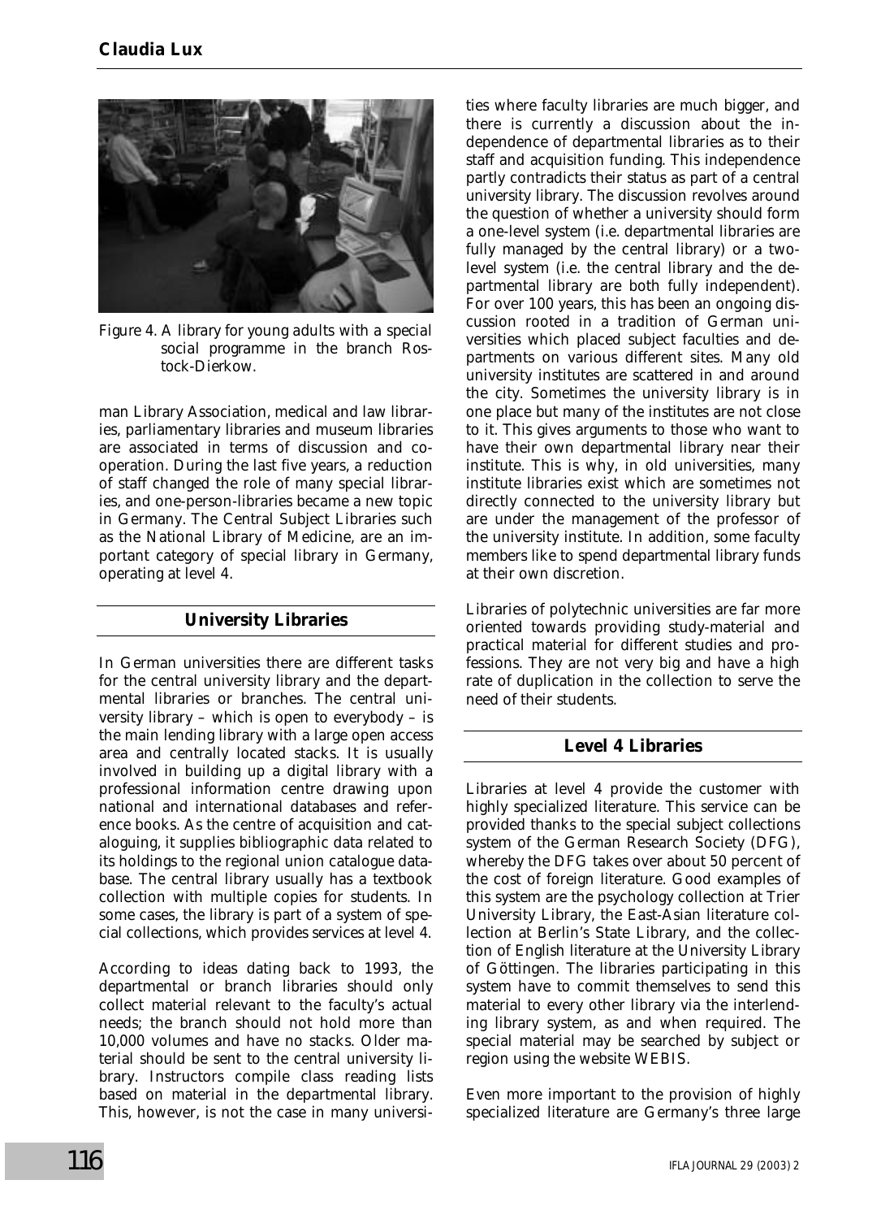Figure 4. A library for young adults with a special social programme in the branch Rostock-Dierkow.

man Library Association, medical and law libraries, parliamentary libraries and museum libraries are associated in terms of discussion and co-operation. During the last five years, a reduction of staff changed the role of many special libraries, and one-person-libraries became a new topic in Germany. The Central Subject Libraries such as the National Library of Medicine, are an important category of special library in Germany, operating at level 4.

## University Libraries

In German universities there are different tasks for the central university library and the departmental libraries or branches. The central university library – which is open to everybody – is the main lending library with a large open access area and centrally located stacks. It is usually involved in building up a digital library with a professional information centre drawing upon national and international databases and reference books. As the centre of acquisition and cataloguing, it supplies bibliographic data related to its holdings to the regional union catalogue database. The central library usually has a textbook collection with multiple copies for students. In some cases, the library is part of a system of special collections, which provides services at level 4.

According to ideas dating back to 1993, the departmental or branch libraries should only collect material relevant to the faculty's actual needs; the branch should not hold more than 10,000 volumes and have no stacks. Older material should be sent to the central university library. Instructors compile class reading lists based on material in the departmental library. This, however, is not the case in many universities where faculty libraries are much bigger, and there is currently a discussion about the independence of departmental libraries as to their staff and acquisition funding. This independence partly contradicts their status as part of a central university library. The discussion revolves around the question of whether a university should form a one-level system (i.e. departmental libraries are fully managed by the central library) or a two-level system (i.e. the central library and the departmental library are both fully independent). For over 100 years, this has been an ongoing discussion rooted in a tradition of German universities which placed subject faculties and departments on various different sites. Many old university institutes are scattered in and around the city. Sometimes the university library is in one place but many of the institutes are not close to it. This gives arguments to those who want to have their own departmental library near their institute. This is why, in old universities, many institute libraries exist which are sometimes not directly connected to the university library but are under the management of the professor of the university institute. In addition, some faculty members like to spend departmental library funds at their own discretion.

Libraries of polytechnic universities are far more oriented towards providing study-material and practical material for different studies and professions. They are not very big and have a high rate of duplication in the collection to serve the need of their students.

## Level 4 Libraries

Libraries at level 4 provide the customer with highly specialized literature. This service can be provided thanks to the special subject collections system of the German Research Society (DFG), whereby the DFG takes over about 50 percent of the cost of foreign literature. Good examples of this system are the psychology collection at Trier University Library, the East-Asian literature collection at Berlin's State Library, and the collection of English literature at the University Library of Göttingen. The libraries participating in this system have to commit themselves to send this material to every other library via the interlending library system, as and when required. The special material may be searched by subject or region using the website WEBIS.

Even more important to the provision of highly specialized literature are Germany's three large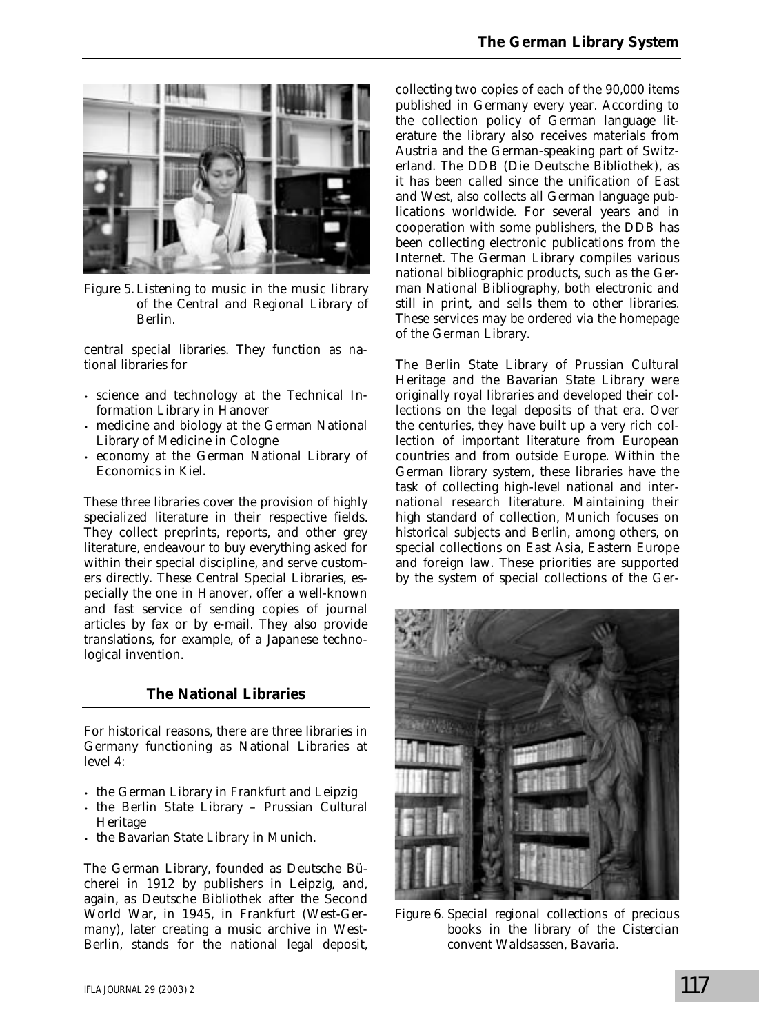Figure 5. Listening to music in the music library of the Central and Regional Library of Berlin.

central special libraries. They function as national libraries for

- science and technology at the Technical Information Library in Hanover
- medicine and biology at the German National Library of Medicine in Cologne
- economy at the German National Library of Economics in Kiel.

These three libraries cover the provision of highly specialized literature in their respective fields. They collect preprints, reports, and other grey literature, endeavour to buy everything asked for within their special discipline, and serve customers directly. These Central Special Libraries, especially the one in Hanover, offer a well-known and fast service of sending copies of journal articles by fax or by e-mail. They also provide translations, for example, of a Japanese technological invention.

## The National Libraries

For historical reasons, there are three libraries in Germany functioning as National Libraries at level 4:

- the German Library in Frankfurt and Leipzig
- the Berlin State Library – Prussian Cultural Heritage
- the Bavarian State Library in Munich.

The German Library, founded as Deutsche Bücherei in 1912 by publishers in Leipzig, and, again, as Deutsche Bibliothek after the Second World War, in 1945, in Frankfurt (West-Germany), later creating a music archive in West-Berlin, stands for the national legal deposit, collecting two copies of each of the 90,000 items published in Germany every year. According to the collection policy of German language literature the library also receives materials from Austria and the German-speaking part of Switzerland. The DDB (Die Deutsche Bibliothek), as it has been called since the unification of East and West, also collects all German language publications worldwide. For several years and in cooperation with some publishers, the DDB has been collecting electronic publications from the Internet. The German Library compiles various national bibliographic products, such as the German National Bibliography, both electronic and still in print, and sells them to other libraries. These services may be ordered via the homepage of the German Library.

The Berlin State Library of Prussian Cultural Heritage and the Bavarian State Library were originally royal libraries and developed their collections on the legal deposits of that era. Over the centuries, they have built up a very rich collection of important literature from European countries and from outside Europe. Within the German library system, these libraries have the task of collecting high-level national and international research literature. Maintaining their high standard of collection, Munich focuses on historical subjects and Berlin, among others, on special collections on East Asia, Eastern Europe and foreign law. These priorities are supported by the system of special collections of the Ger-

Figure 6. Special regional collections of precious books in the library of the Cistercian convent Waldsassen, Bavaria.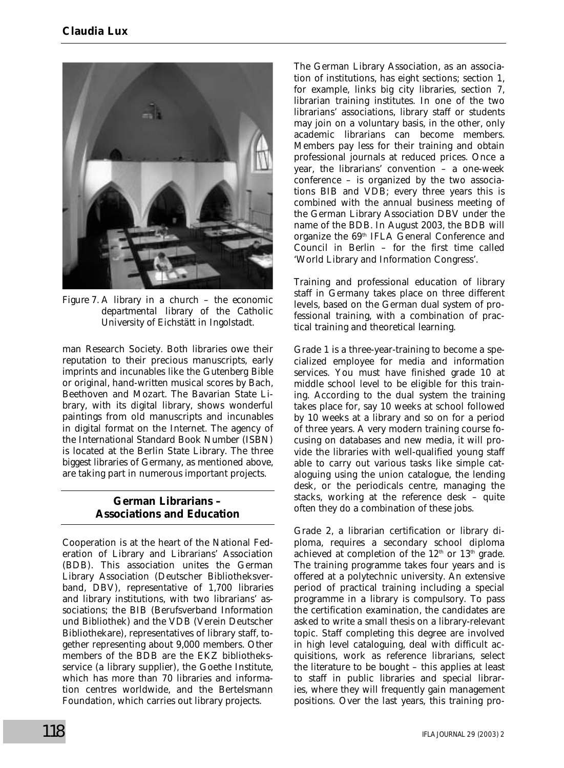Figure 7. A library in a church – the economic departmental library of the Catholic University of Eichstätt in Ingolstadt.

man Research Society. Both libraries owe their reputation to their precious manuscripts, early imprints and incunables like the Gutenberg Bible or original, hand-written musical scores by Bach, Beethoven and Mozart. The Bavarian State Library, with its digital library, shows wonderful paintings from old manuscripts and incunables in digital format on the Internet. The agency of the International Standard Book Number (ISBN) is located at the Berlin State Library. The three biggest libraries of Germany, as mentioned above, are taking part in numerous important projects.

## German Librarians – Associations and Education

Cooperation is at the heart of the National Federation of Library and Librarians' Association (BDB). This association unites the German Library Association (Deutscher Bibliotheksverband, DBV), representative of 1,700 libraries and library institutions, with two librarians' associations; the BIB (Berufsverband Information und Bibliothek) and the VDB (Verein Deutscher Bibliothekare), representatives of library staff, together representing about 9,000 members. Other members of the BDB are the EKZ bibliotheksservice (a library supplier), the Goethe Institute, which has more than 70 libraries and information centres worldwide, and the Bertelsmann Foundation, which carries out library projects.

The German Library Association, as an association of institutions, has eight sections; section 1, for example, links big city libraries, section 7, librarian training institutes. In one of the two librarians' associations, library staff or students may join on a voluntary basis, in the other, only academic librarians can become members. Members pay less for their training and obtain professional journals at reduced prices. Once a year, the librarians' convention – a one-week conference – is organized by the two associations BIB and VDB; every three years this is combined with the annual business meeting of the German Library Association DBV under the name of the BDB. In August 2003, the BDB will organize the 69th IFLA General Conference and Council in Berlin – for the first time called 'World Library and Information Congress'.

Training and professional education of library staff in Germany takes place on three different levels, based on the German dual system of professional training, with a combination of practical training and theoretical learning.

Grade 1 is a three-year-training to become a specialized employee for media and information services. You must have finished grade 10 at middle school level to be eligible for this training. According to the dual system the training takes place for, say 10 weeks at school followed by 10 weeks at a library and so on for a period of three years. A very modern training course focusing on databases and new media, it will provide the libraries with well-qualified young staff able to carry out various tasks like simple cataloguing using the union catalogue, the lending desk, or the periodicals centre, managing the stacks, working at the reference desk – quite often they do a combination of these jobs.

Grade 2, a librarian certification or library diploma, requires a secondary school diploma achieved at completion of the 12th or 13th grade. The training programme takes four years and is offered at a polytechnic university. An extensive period of practical training including a special programme in a library is compulsory. To pass the certification examination, the candidates are asked to write a small thesis on a library-relevant topic. Staff completing this degree are involved in high level cataloguing, deal with difficult acquisitions, work as reference librarians, select the literature to be bought – this applies at least to staff in public libraries and special libraries, where they will frequently gain management positions. Over the last years, this training pro-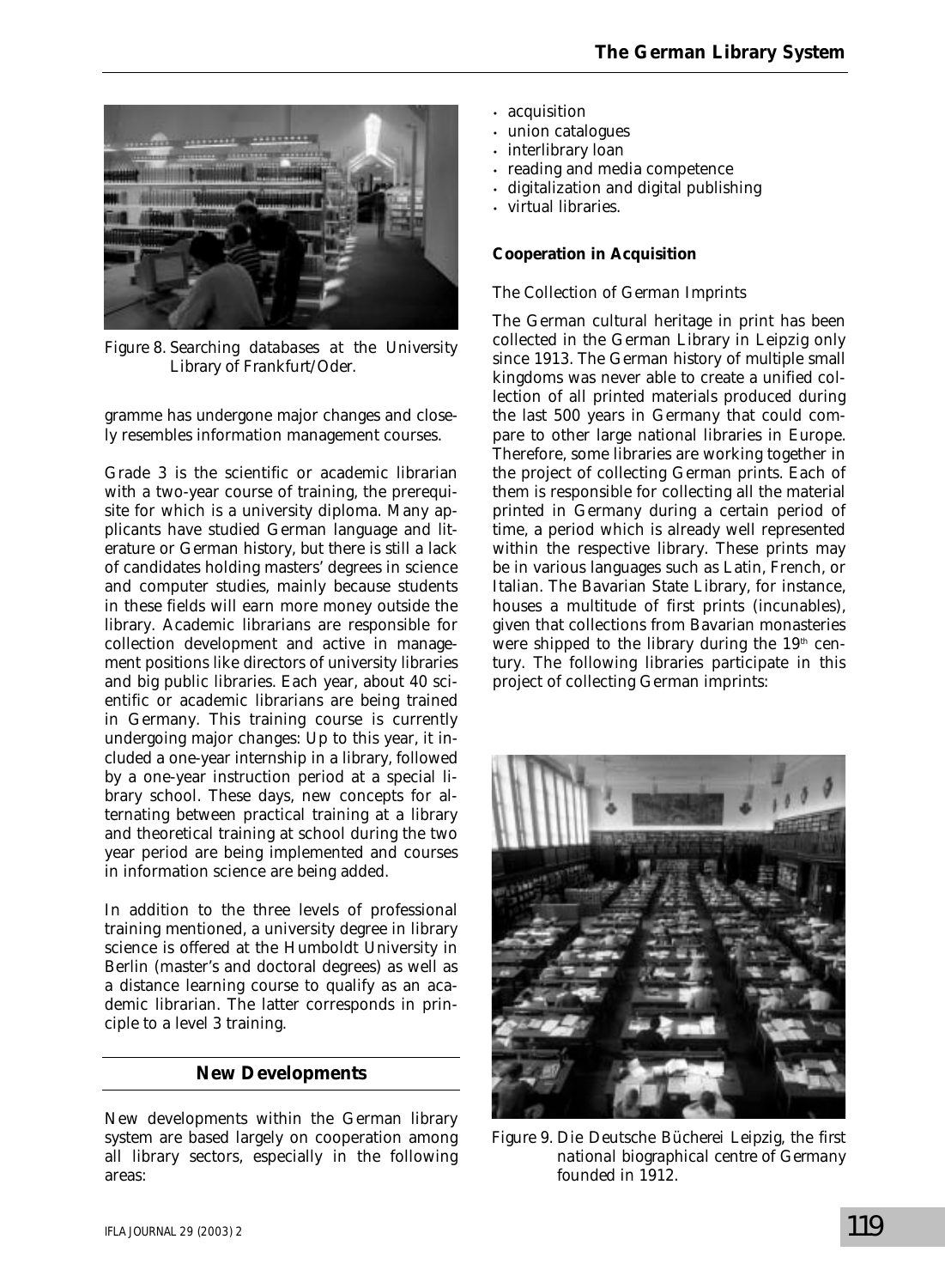Figure 8. Searching databases at the University Library of Frankfurt/Oder.

gramme has undergone major changes and closely resembles information management courses.

Grade 3 is the scientific or academic librarian with a two-year course of training, the prerequisite for which is a university diploma. Many applicants have studied German language and literature or German history, but there is still a lack of candidates holding masters' degrees in science and computer studies, mainly because students in these fields will earn more money outside the library. Academic librarians are responsible for collection development and active in management positions like directors of university libraries and big public libraries. Each year, about 40 scientific or academic librarians are being trained in Germany. This training course is currently undergoing major changes: Up to this year, it included a one-year internship in a library, followed by a one-year instruction period at a special library school. These days, new concepts for alternating between practical training at a library and theoretical training at school during the two year period are being implemented and courses in information science are being added.

In addition to the three levels of professional training mentioned, a university degree in library science is offered at the Humboldt University in Berlin (master's and doctoral degrees) as well as a distance learning course to qualify as an academic librarian. The latter corresponds in principle to a level 3 training.

## New Developments

New developments within the German library system are based largely on cooperation among all library sectors, especially in the following areas:

- acquisition
- union catalogues
- interlibrary loan
- reading and media competence
- digitalization and digital publishing
- virtual libraries.

### Cooperation in Acquisition

*The Collection of German Imprints*

The German cultural heritage in print has been collected in the German Library in Leipzig only since 1913. The German history of multiple small kingdoms was never able to create a unified collection of all printed materials produced during the last 500 years in Germany that could compare to other large national libraries in Europe. Therefore, some libraries are working together in the project of collecting German prints. Each of them is responsible for collecting all the material printed in Germany during a certain period of time, a period which is already well represented within the respective library. These prints may be in various languages such as Latin, French, or Italian. The Bavarian State Library, for instance, houses a multitude of first prints (incunables), given that collections from Bavarian monasteries were shipped to the library during the 19th century. The following libraries participate in this project of collecting German imprints:

Figure 9. Die Deutsche Bücherei Leipzig, the first national biographical centre of Germany founded in 1912.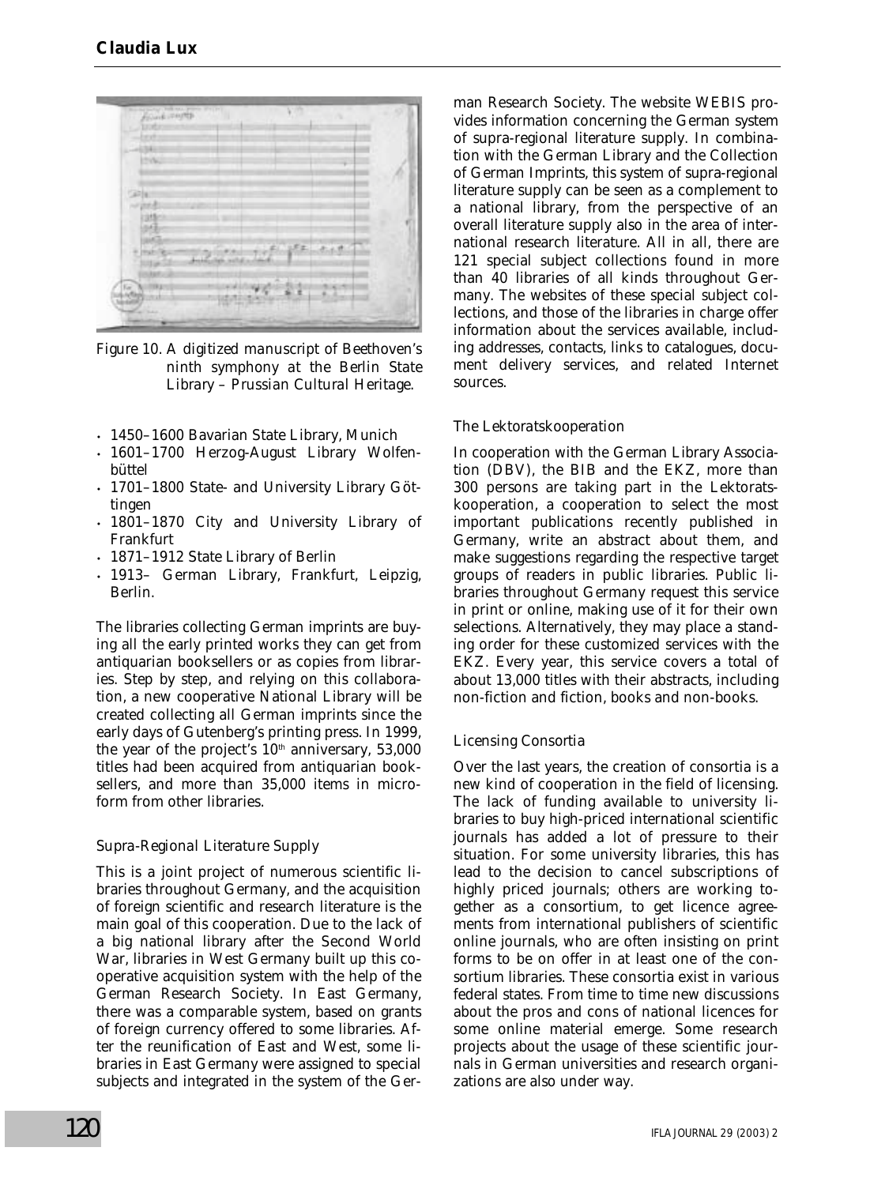Figure 10. A digitized manuscript of Beethoven's ninth symphony at the Berlin State Library – Prussian Cultural Heritage.

- 1450–1600 Bavarian State Library, Munich
- 1601–1700 Herzog-August Library Wolfenbüttel
- 1701–1800 State- and University Library Göttingen
- 1801–1870 City and University Library of Frankfurt
- 1871–1912 State Library of Berlin
- 1913– German Library, Frankfurt, Leipzig, Berlin.

The libraries collecting German imprints are buying all the early printed works they can get from antiquarian booksellers or as copies from libraries. Step by step, and relying on this collaboration, a new cooperative National Library will be created collecting all German imprints since the early days of Gutenberg's printing press. In 1999, the year of the project's 10th anniversary, 53,000 titles had been acquired from antiquarian booksellers, and more than 35,000 items in microform from other libraries.

### Supra-Regional Literature Supply

This is a joint project of numerous scientific libraries throughout Germany, and the acquisition of foreign scientific and research literature is the main goal of this cooperation. Due to the lack of a big national library after the Second World War, libraries in West Germany built up this cooperative acquisition system with the help of the German Research Society. In East Germany, there was a comparable system, based on grants of foreign currency offered to some libraries. After the reunification of East and West, some libraries in East Germany were assigned to special subjects and integrated in the system of the German Research Society. The website WEBIS provides information concerning the German system of supra-regional literature supply. In combination with the German Library and the Collection of German Imprints, this system of supra-regional literature supply can be seen as a complement to a national library, from the perspective of an overall literature supply also in the area of international research literature. All in all, there are 121 special subject collections found in more than 40 libraries of all kinds throughout Germany. The websites of these special subject collections, and those of the libraries in charge offer information about the services available, including addresses, contacts, links to catalogues, document delivery services, and related Internet sources.

### The Lektoratskooperation

In cooperation with the German Library Association (DBV), the BIB and the EKZ, more than 300 persons are taking part in the Lektoratskooperation, a cooperation to select the most important publications recently published in Germany, write an abstract about them, and make suggestions regarding the respective target groups of readers in public libraries. Public libraries throughout Germany request this service in print or online, making use of it for their own selections. Alternatively, they may place a standing order for these customized services with the EKZ. Every year, this service covers a total of about 13,000 titles with their abstracts, including non-fiction and fiction, books and non-books.

### Licensing Consortia

Over the last years, the creation of consortia is a new kind of cooperation in the field of licensing. The lack of funding available to university libraries to buy high-priced international scientific journals has added a lot of pressure to their situation. For some university libraries, this has lead to the decision to cancel subscriptions of highly priced journals; others are working together as a consortium, to get licence agreements from international publishers of scientific online journals, who are often insisting on print forms to be on offer in at least one of the consortium libraries. These consortia exist in various federal states. From time to time new discussions about the pros and cons of national licences for some online material emerge. Some research projects about the usage of these scientific journals in German universities and research organizations are also under way.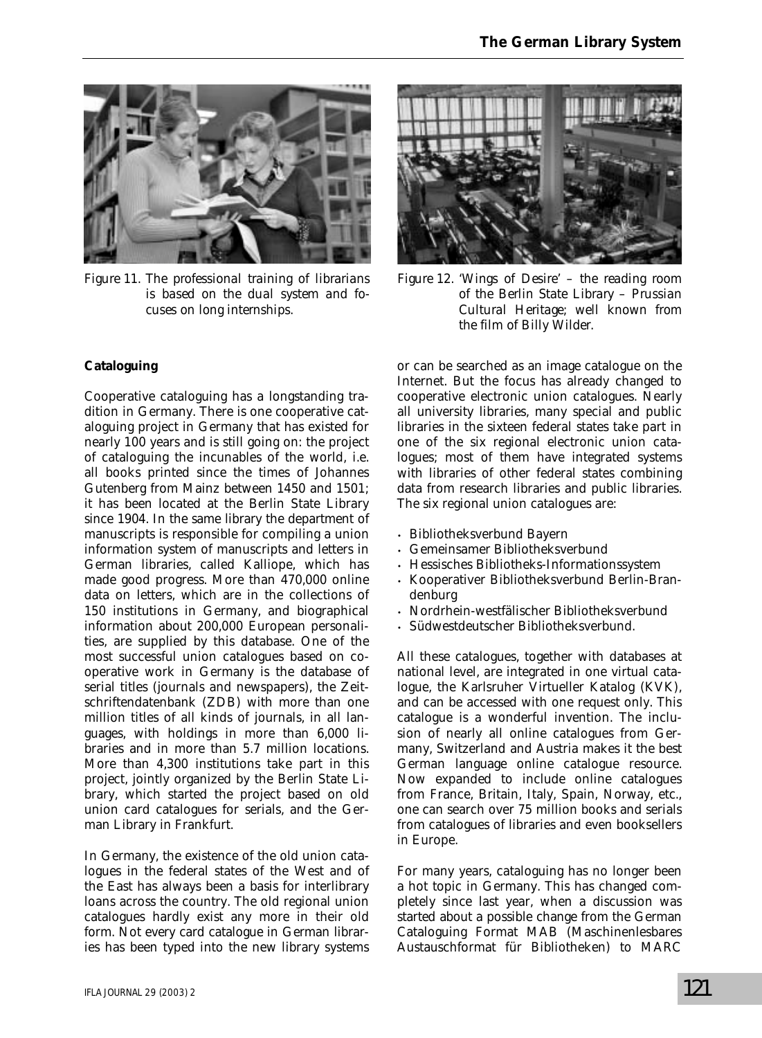Figure 11. The professional training of librarians is based on the dual system and focuses on long internships.

Figure 12. 'Wings of Desire' – the reading room of the Berlin State Library – Prussian Cultural Heritage; well known from the film of Billy Wilder.

### Cataloguing

Cooperative cataloguing has a longstanding tradition in Germany. There is one cooperative cataloguing project in Germany that has existed for nearly 100 years and is still going on: the project of cataloguing the incunables of the world, i.e. all books printed since the times of Johannes Gutenberg from Mainz between 1450 and 1501; it has been located at the Berlin State Library since 1904. In the same library the department of manuscripts is responsible for compiling a union information system of manuscripts and letters in German libraries, called Kalliope, which has made good progress. More than 470,000 online data on letters, which are in the collections of 150 institutions in Germany, and biographical information about 200,000 European personalities, are supplied by this database. One of the most successful union catalogues based on cooperative work in Germany is the database of serial titles (journals and newspapers), the Zeitschriftendatenbank (ZDB) with more than one million titles of all kinds of journals, in all languages, with holdings in more than 6,000 libraries and in more than 5.7 million locations. More than 4,300 institutions take part in this project, jointly organized by the Berlin State Library, which started the project based on old union card catalogues for serials, and the German Library in Frankfurt.

In Germany, the existence of the old union catalogues in the federal states of the West and of the East has always been a basis for interlibrary loans across the country. The old regional union catalogues hardly exist any more in their old form. Not every card catalogue in German libraries has been typed into the new library systems or can be searched as an image catalogue on the Internet. But the focus has already changed to cooperative electronic union catalogues. Nearly all university libraries, many special and public libraries in the sixteen federal states take part in one of the six regional electronic union catalogues; most of them have integrated systems with libraries of other federal states combining data from research libraries and public libraries. The six regional union catalogues are:

- Bibliotheksverbund Bayern
- Gemeinsamer Bibliotheksverbund
- Hessisches Bibliotheks-Informationssystem
- Kooperativer Bibliotheksverbund Berlin-Brandenburg
- Nordrhein-westfälischer Bibliotheksverbund
- Südwestdeutscher Bibliotheksverbund.

All these catalogues, together with databases at national level, are integrated in one virtual catalogue, the Karlsruher Virtueller Katalog (KVK), and can be accessed with one request only. This catalogue is a wonderful invention. The inclusion of nearly all online catalogues from Germany, Switzerland and Austria makes it the best German language online catalogue resource. Now expanded to include online catalogues from France, Britain, Italy, Spain, Norway, etc., one can search over 75 million books and serials from catalogues of libraries and even booksellers in Europe.

For many years, cataloguing has no longer been a hot topic in Germany. This has changed completely since last year, when a discussion was started about a possible change from the German Cataloguing Format MAB (Maschinenlesbares Austauschformat für Bibliotheken) to MARC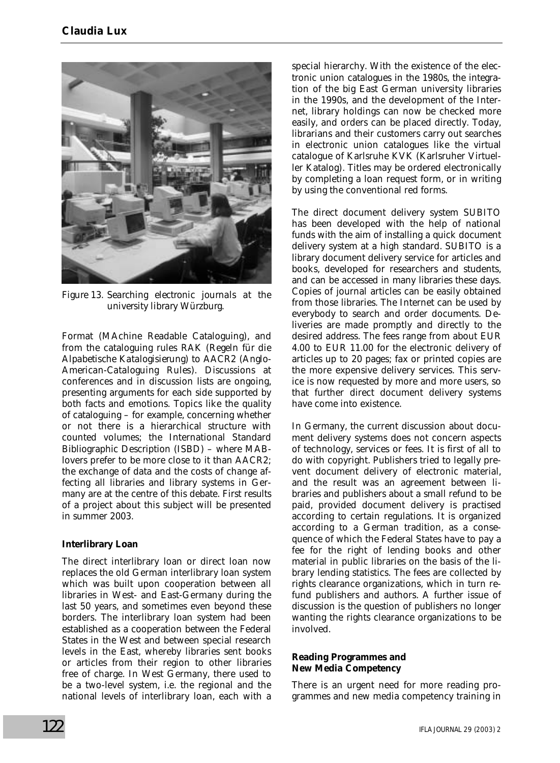Figure 13. Searching electronic journals at the university library Würzburg.

Format (MAchine Readable Cataloguing), and from the cataloguing rules RAK (*Regeln für die Alpabetische Katalogisierung*) to AACR2 (Anglo-American-Cataloguing Rules). Discussions at conferences and in discussion lists are ongoing, presenting arguments for each side supported by both facts and emotions. Topics like the quality of cataloguing – for example, concerning whether or not there is a hierarchical structure with counted volumes; the International Standard Bibliographic Description (ISBD) – where MAB-lovers prefer to be more close to it than AACR2; the exchange of data and the costs of change affecting all libraries and library systems in Germany are at the centre of this debate. First results of a project about this subject will be presented in summer 2003.

**Interlibrary Loan**

The direct interlibrary loan or direct loan now replaces the old German interlibrary loan system which was built upon cooperation between all libraries in West- and East-Germany during the last 50 years, and sometimes even beyond these borders. The interlibrary loan system had been established as a cooperation between the Federal States in the West and between special research levels in the East, whereby libraries sent books or articles from their region to other libraries free of charge. In West Germany, there used to be a two-level system, i.e. the regional and the national levels of interlibrary loan, each with a special hierarchy. With the existence of the electronic union catalogues in the 1980s, the integration of the big East German university libraries in the 1990s, and the development of the Internet, library holdings can now be checked more easily, and orders can be placed directly. Today, librarians and their customers carry out searches in electronic union catalogues like the virtual catalogue of Karlsruhe KVK (Karlsruher Virtueller Katalog). Titles may be ordered electronically by completing a loan request form, or in writing by using the conventional red forms.

The direct document delivery system SUBITO has been developed with the help of national funds with the aim of installing a quick document delivery system at a high standard. SUBITO is a library document delivery service for articles and books, developed for researchers and students, and can be accessed in many libraries these days. Copies of journal articles can be easily obtained from those libraries. The Internet can be used by everybody to search and order documents. Deliveries are made promptly and directly to the desired address. The fees range from about EUR 4.00 to EUR 11.00 for the electronic delivery of articles up to 20 pages; fax or printed copies are the more expensive delivery services. This service is now requested by more and more users, so that further direct document delivery systems have come into existence.

In Germany, the current discussion about document delivery systems does not concern aspects of technology, services or fees. It is first of all to do with copyright. Publishers tried to legally prevent document delivery of electronic material, and the result was an agreement between libraries and publishers about a small refund to be paid, provided document delivery is practised according to certain regulations. It is organized according to a German tradition, as a consequence of which the Federal States have to pay a fee for the right of lending books and other material in public libraries on the basis of the library lending statistics. The fees are collected by rights clearance organizations, which in turn refund publishers and authors. A further issue of discussion is the question of publishers no longer wanting the rights clearance organizations to be involved.

**Reading Programmes and New Media Competency**

There is an urgent need for more reading programmes and new media competency training in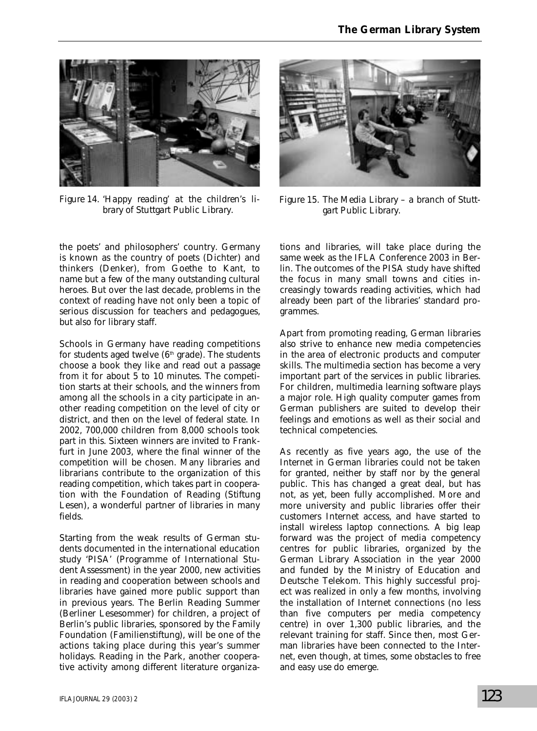Figure 14. 'Happy reading' at the children's library of Stuttgart Public Library.

Figure 15. The Media Library – a branch of Stuttgart Public Library.

the poets' and philosophers' country. Germany is known as the country of poets (Dichter) and thinkers (Denker), from Goethe to Kant, to name but a few of the many outstanding cultural heroes. But over the last decade, problems in the context of reading have not only been a topic of serious discussion for teachers and pedagogues, but also for library staff.

Schools in Germany have reading competitions for students aged twelve (6th grade). The students choose a book they like and read out a passage from it for about 5 to 10 minutes. The competition starts at their schools, and the winners from among all the schools in a city participate in another reading competition on the level of city or district, and then on the level of federal state. In 2002, 700,000 children from 8,000 schools took part in this. Sixteen winners are invited to Frankfurt in June 2003, where the final winner of the competition will be chosen. Many libraries and librarians contribute to the organization of this reading competition, which takes part in cooperation with the Foundation of Reading (Stiftung Lesen), a wonderful partner of libraries in many fields.

Starting from the weak results of German students documented in the international education study 'PISA' (Programme of International Student Assessment) in the year 2000, new activities in reading and cooperation between schools and libraries have gained more public support than in previous years. The Berlin Reading Summer (Berliner Lesesommer) for children, a project of Berlin's public libraries, sponsored by the Family Foundation (Familienstiftung), will be one of the actions taking place during this year's summer holidays. Reading in the Park, another cooperative activity among different literature organizations and libraries, will take place during the same week as the IFLA Conference 2003 in Berlin. The outcomes of the PISA study have shifted the focus in many small towns and cities increasingly towards reading activities, which had already been part of the libraries' standard programmes.

Apart from promoting reading, German libraries also strive to enhance new media competencies in the area of electronic products and computer skills. The multimedia section has become a very important part of the services in public libraries. For children, multimedia learning software plays a major role. High quality computer games from German publishers are suited to develop their feelings and emotions as well as their social and technical competencies.

As recently as five years ago, the use of the Internet in German libraries could not be taken for granted, neither by staff nor by the general public. This has changed a great deal, but has not, as yet, been fully accomplished. More and more university and public libraries offer their customers Internet access, and have started to install wireless laptop connections. A big leap forward was the project of media competency centres for public libraries, organized by the German Library Association in the year 2000 and funded by the Ministry of Education and Deutsche Telekom. This highly successful project was realized in only a few months, involving the installation of Internet connections (no less than five computers per media competency centre) in over 1,300 public libraries, and the relevant training for staff. Since then, most German libraries have been connected to the Internet, even though, at times, some obstacles to free and easy use do emerge.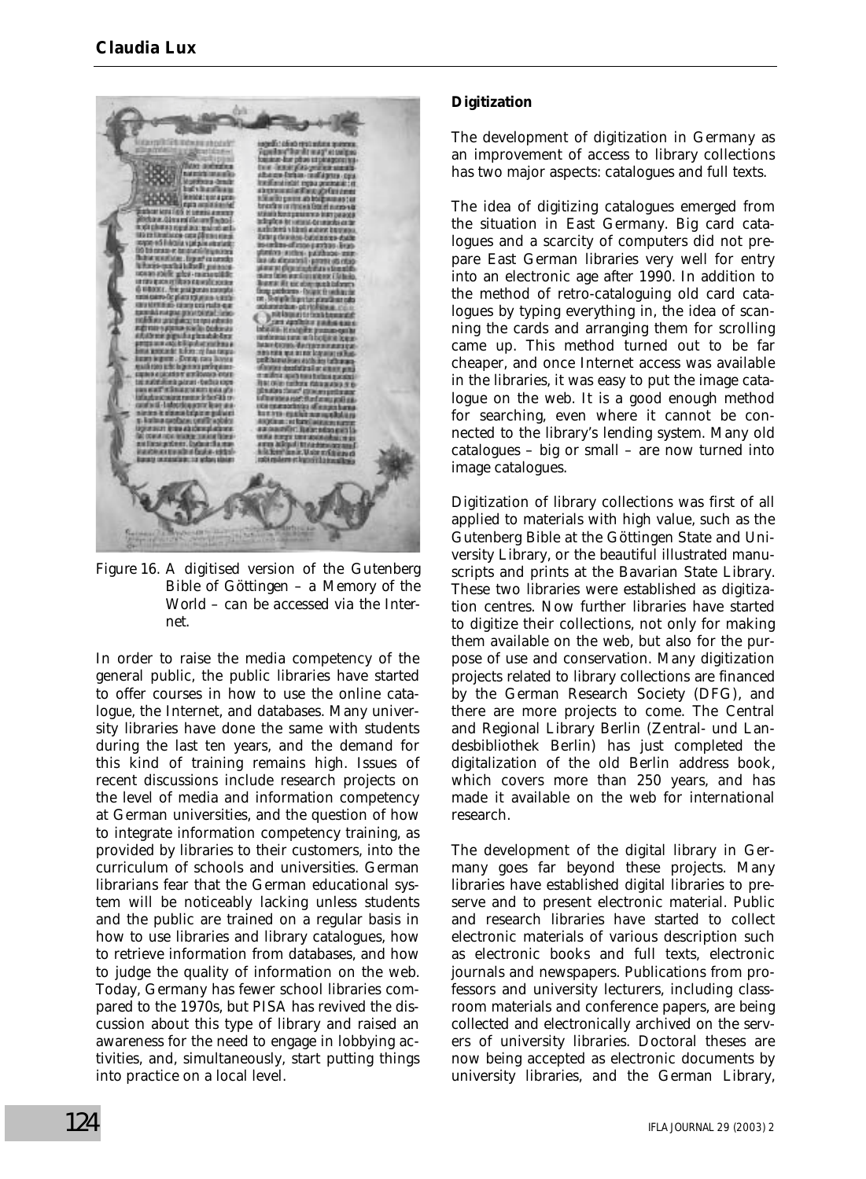Figure 16. A digitised version of the Gutenberg Bible of Göttingen – a Memory of the World – can be accessed via the Internet.

In order to raise the media competency of the general public, the public libraries have started to offer courses in how to use the online catalogue, the Internet, and databases. Many university libraries have done the same with students during the last ten years, and the demand for this kind of training remains high. Issues of recent discussions include research projects on the level of media and information competency at German universities, and the question of how to integrate information competency training, as provided by libraries to their customers, into the curriculum of schools and universities. German librarians fear that the German educational system will be noticeably lacking unless students and the public are trained on a regular basis in how to use libraries and library catalogues, how to retrieve information from databases, and how to judge the quality of information on the web. Today, Germany has fewer school libraries compared to the 1970s, but PISA has revived the discussion about this type of library and raised an awareness for the need to engage in lobbying activities, and, simultaneously, start putting things into practice on a local level.

**Digitization**

The development of digitization in Germany as an improvement of access to library collections has two major aspects: catalogues and full texts.

The idea of digitizing catalogues emerged from the situation in East Germany. Big card catalogues and a scarcity of computers did not prepare East German libraries very well for entry into an electronic age after 1990. In addition to the method of retro-cataloguing old card catalogues by typing everything in, the idea of scanning the cards and arranging them for scrolling came up. This method turned out to be far cheaper, and once Internet access was available in the libraries, it was easy to put the image catalogue on the web. It is a good enough method for searching, even where it cannot be connected to the library's lending system. Many old catalogues – big or small – are now turned into image catalogues.

Digitization of library collections was first of all applied to materials with high value, such as the Gutenberg Bible at the Göttingen State and University Library, or the beautiful illustrated manuscripts and prints at the Bavarian State Library. These two libraries were established as digitization centres. Now further libraries have started to digitize their collections, not only for making them available on the web, but also for the purpose of use and conservation. Many digitization projects related to library collections are financed by the German Research Society (DFG), and there are more projects to come. The Central and Regional Library Berlin (Zentral- und Landesbibliothek Berlin) has just completed the digitalization of the old Berlin address book, which covers more than 250 years, and has made it available on the web for international research.

The development of the digital library in Germany goes far beyond these projects. Many libraries have established digital libraries to preserve and to present electronic material. Public and research libraries have started to collect electronic materials of various description such as electronic books and full texts, electronic journals and newspapers. Publications from professors and university lecturers, including classroom materials and conference papers, are being collected and electronically archived on the servers of university libraries. Doctoral theses are now being accepted as electronic documents by university libraries, and the German Library,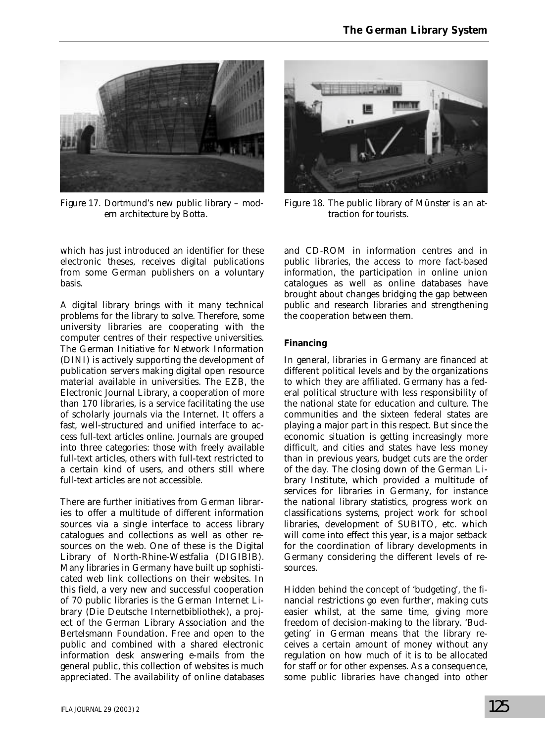Figure 17. Dortmund's new public library – modern architecture by Botta.

Figure 18. The public library of Münster is an attraction for tourists.

which has just introduced an identifier for these electronic theses, receives digital publications from some German publishers on a voluntary basis.

A digital library brings with it many technical problems for the library to solve. Therefore, some university libraries are cooperating with the computer centres of their respective universities. The German Initiative for Network Information (DINI) is actively supporting the development of publication servers making digital open resource material available in universities. The EZB, the Electronic Journal Library, a cooperation of more than 170 libraries, is a service facilitating the use of scholarly journals via the Internet. It offers a fast, well-structured and unified interface to access full-text articles online. Journals are grouped into three categories: those with freely available full-text articles, others with full-text restricted to a certain kind of users, and others still where full-text articles are not accessible.

There are further initiatives from German libraries to offer a multitude of different information sources via a single interface to access library catalogues and collections as well as other resources on the web. One of these is the Digital Library of North-Rhine-Westfalia (DIGIBIB). Many libraries in Germany have built up sophisticated web link collections on their websites. In this field, a very new and successful cooperation of 70 public libraries is the German Internet Library (Die Deutsche Internetbibliothek), a project of the German Library Association and the Bertelsmann Foundation. Free and open to the public and combined with a shared electronic information desk answering e-mails from the general public, this collection of websites is much appreciated. The availability of online databases and CD-ROM in information centres and in public libraries, the access to more fact-based information, the participation in online union catalogues as well as online databases have brought about changes bridging the gap between public and research libraries and strengthening the cooperation between them.

**Financing**

In general, libraries in Germany are financed at different political levels and by the organizations to which they are affiliated. Germany has a federal political structure with less responsibility of the national state for education and culture. The communities and the sixteen federal states are playing a major part in this respect. But since the economic situation is getting increasingly more difficult, and cities and states have less money than in previous years, budget cuts are the order of the day. The closing down of the German Library Institute, which provided a multitude of services for libraries in Germany, for instance the national library statistics, progress work on classifications systems, project work for school libraries, development of SUBITO, etc. which will come into effect this year, is a major setback for the coordination of library developments in Germany considering the different levels of resources.

Hidden behind the concept of 'budgeting', the financial restrictions go even further, making cuts easier whilst, at the same time, giving more freedom of decision-making to the library. 'Budgeting' in German means that the library receives a certain amount of money without any regulation on how much of it is to be allocated for staff or for other expenses. As a consequence, some public libraries have changed into other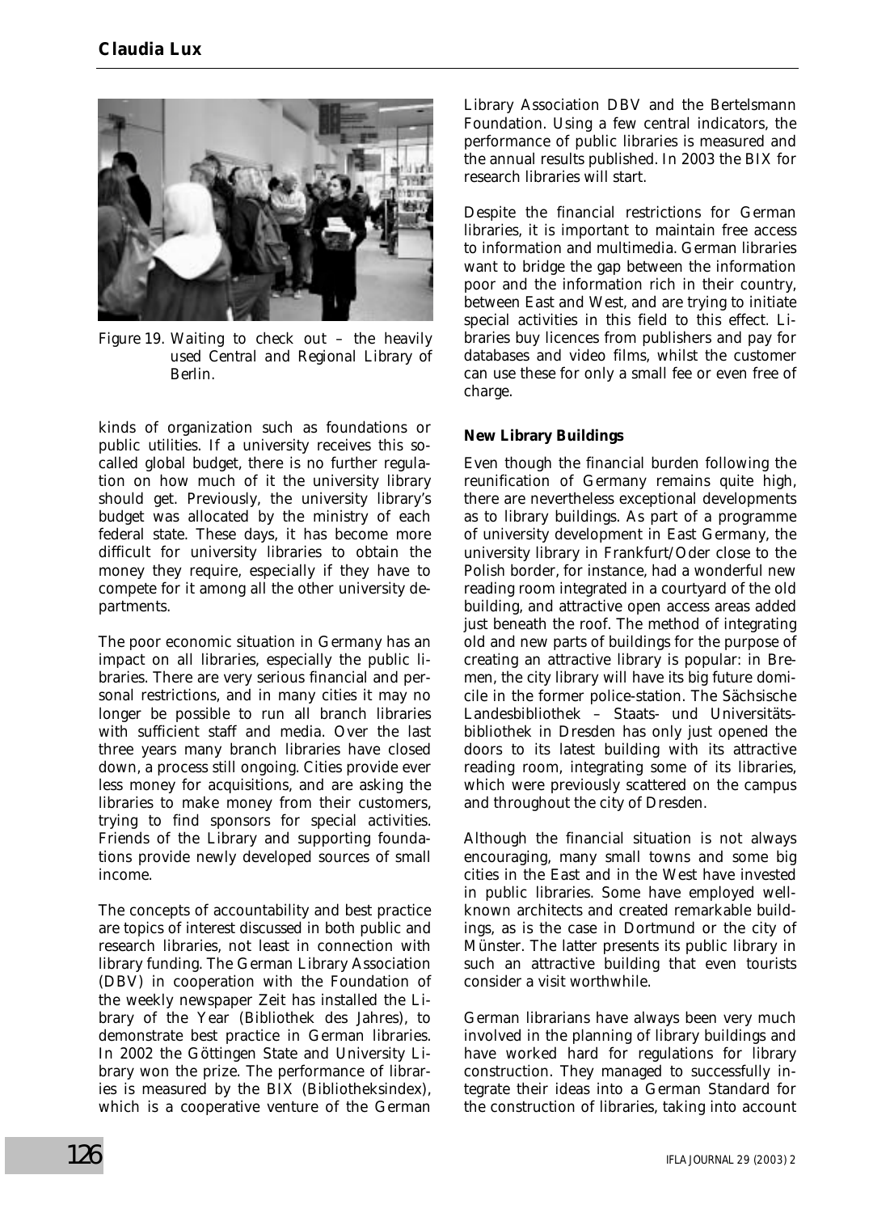Figure 19. Waiting to check out – the heavily used Central and Regional Library of Berlin.

kinds of organization such as foundations or public utilities. If a university receives this so-called global budget, there is no further regulation on how much of it the university library should get. Previously, the university library's budget was allocated by the ministry of each federal state. These days, it has become more difficult for university libraries to obtain the money they require, especially if they have to compete for it among all the other university departments.

The poor economic situation in Germany has an impact on all libraries, especially the public libraries. There are very serious financial and personal restrictions, and in many cities it may no longer be possible to run all branch libraries with sufficient staff and media. Over the last three years many branch libraries have closed down, a process still ongoing. Cities provide ever less money for acquisitions, and are asking the libraries to make money from their customers, trying to find sponsors for special activities. Friends of the Library and supporting foundations provide newly developed sources of small income.

The concepts of accountability and best practice are topics of interest discussed in both public and research libraries, not least in connection with library funding. The German Library Association (DBV) in cooperation with the Foundation of the weekly newspaper Zeit has installed the Library of the Year (Bibliothek des Jahres), to demonstrate best practice in German libraries. In 2002 the Göttingen State and University Library won the prize. The performance of libraries is measured by the BIX (Bibliotheksindex), which is a cooperative venture of the German Library Association DBV and the Bertelsmann Foundation. Using a few central indicators, the performance of public libraries is measured and the annual results published. In 2003 the BIX for research libraries will start.

Despite the financial restrictions for German libraries, it is important to maintain free access to information and multimedia. German libraries want to bridge the gap between the information poor and the information rich in their country, between East and West, and are trying to initiate special activities in this field to this effect. Libraries buy licences from publishers and pay for databases and video films, whilst the customer can use these for only a small fee or even free of charge.

### New Library Buildings

Even though the financial burden following the reunification of Germany remains quite high, there are nevertheless exceptional developments as to library buildings. As part of a programme of university development in East Germany, the university library in Frankfurt/Oder close to the Polish border, for instance, had a wonderful new reading room integrated in a courtyard of the old building, and attractive open access areas added just beneath the roof. The method of integrating old and new parts of buildings for the purpose of creating an attractive library is popular: in Bremen, the city library will have its big future domicile in the former police-station. The Sächsische Landesbibliothek – Staats- und Universitätsbibliothek in Dresden has only just opened the doors to its latest building with its attractive reading room, integrating some of its libraries, which were previously scattered on the campus and throughout the city of Dresden.

Although the financial situation is not always encouraging, many small towns and some big cities in the East and in the West have invested in public libraries. Some have employed well-known architects and created remarkable buildings, as is the case in Dortmund or the city of Münster. The latter presents its public library in such an attractive building that even tourists consider a visit worthwhile.

German librarians have always been very much involved in the planning of library buildings and have worked hard for regulations for library construction. They managed to successfully integrate their ideas into a German Standard for the construction of libraries, taking into account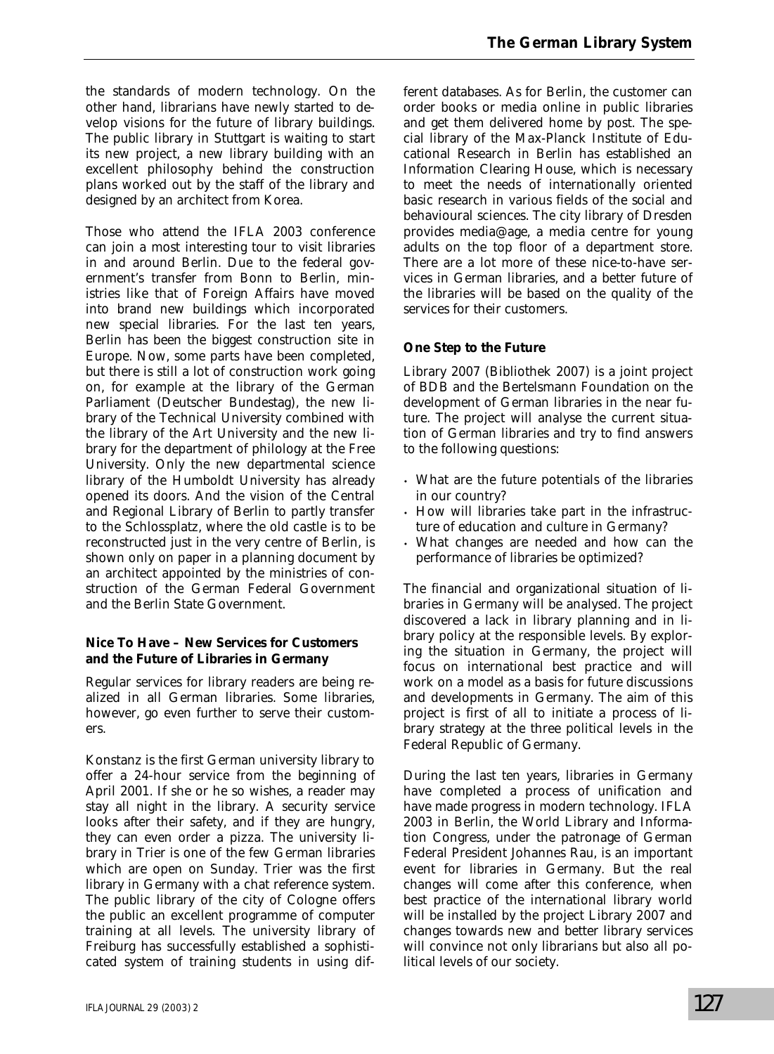the standards of modern technology. On the other hand, librarians have newly started to develop visions for the future of library buildings. The public library in Stuttgart is waiting to start its new project, a new library building with an excellent philosophy behind the construction plans worked out by the staff of the library and designed by an architect from Korea.

Those who attend the IFLA 2003 conference can join a most interesting tour to visit libraries in and around Berlin. Due to the federal government's transfer from Bonn to Berlin, ministries like that of Foreign Affairs have moved into brand new buildings which incorporated new special libraries. For the last ten years, Berlin has been the biggest construction site in Europe. Now, some parts have been completed, but there is still a lot of construction work going on, for example at the library of the German Parliament (Deutscher Bundestag), the new library of the Technical University combined with the library of the Art University and the new library for the department of philology at the Free University. Only the new departmental science library of the Humboldt University has already opened its doors. And the vision of the Central and Regional Library of Berlin to partly transfer to the Schlossplatz, where the old castle is to be reconstructed just in the very centre of Berlin, is shown only on paper in a planning document by an architect appointed by the ministries of construction of the German Federal Government and the Berlin State Government.

### Nice To Have – New Services for Customers and the Future of Libraries in Germany

Regular services for library readers are being realized in all German libraries. Some libraries, however, go even further to serve their customers.

Konstanz is the first German university library to offer a 24-hour service from the beginning of April 2001. If she or he so wishes, a reader may stay all night in the library. A security service looks after their safety, and if they are hungry, they can even order a pizza. The university library in Trier is one of the few German libraries which are open on Sunday. Trier was the first library in Germany with a chat reference system. The public library of the city of Cologne offers the public an excellent programme of computer training at all levels. The university library of Freiburg has successfully established a sophisticated system of training students in using different databases. As for Berlin, the customer can order books or media online in public libraries and get them delivered home by post. The special library of the Max-Planck Institute of Educational Research in Berlin has established an Information Clearing House, which is necessary to meet the needs of internationally oriented basic research in various fields of the social and behavioural sciences. The city library of Dresden provides media@age, a media centre for young adults on the top floor of a department store. There are a lot more of these nice-to-have services in German libraries, and a better future of the libraries will be based on the quality of the services for their customers.

### One Step to the Future

Library 2007 (Bibliothek 2007) is a joint project of BDB and the Bertelsmann Foundation on the development of German libraries in the near future. The project will analyse the current situation of German libraries and try to find answers to the following questions:

- What are the future potentials of the libraries in our country?
- How will libraries take part in the infrastructure of education and culture in Germany?
- What changes are needed and how can the performance of libraries be optimized?

The financial and organizational situation of libraries in Germany will be analysed. The project discovered a lack in library planning and in library policy at the responsible levels. By exploring the situation in Germany, the project will focus on international best practice and will work on a model as a basis for future discussions and developments in Germany. The aim of this project is first of all to initiate a process of library strategy at the three political levels in the Federal Republic of Germany.

During the last ten years, libraries in Germany have completed a process of unification and have made progress in modern technology. IFLA 2003 in Berlin, the World Library and Information Congress, under the patronage of German Federal President Johannes Rau, is an important event for libraries in Germany. But the real changes will come after this conference, when best practice of the international library world will be installed by the project Library 2007 and changes towards new and better library services will convince not only librarians but also all political levels of our society.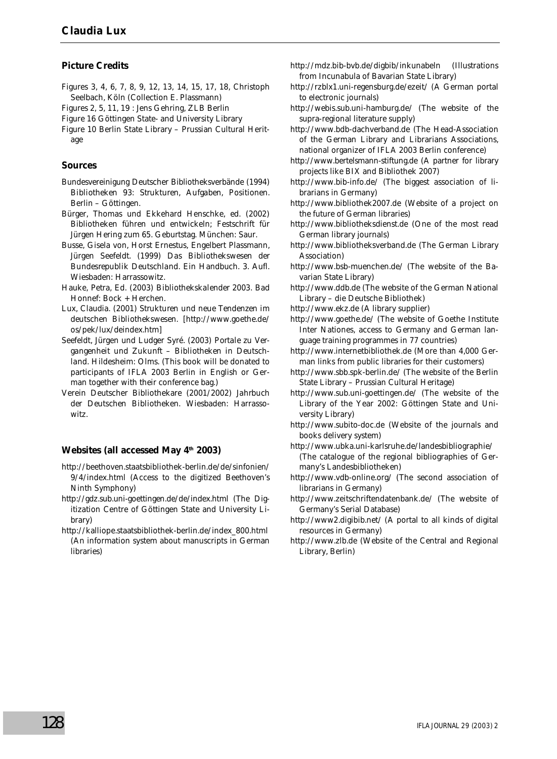## Picture Credits

Figures 3, 4, 6, 7, 8, 9, 12, 13, 14, 15, 17, 18, Christoph Seelbach, Köln (Collection E. Plassmann)

Figures 2, 5, 11, 19 : Jens Gehring, ZLB Berlin

Figure 16 Göttingen State- and University Library

Figure 10 Berlin State Library – Prussian Cultural Heritage

## Sources

Bundesvereinigung Deutscher Bibliotheksverbände (1994) Bibliotheken 93: Strukturen, Aufgaben, Positionen. Berlin – Göttingen.

Bürger, Thomas und Ekkehard Henschke, ed. (2002) Bibliotheken führen und entwickeln; Festschrift für Jürgen Hering zum 65. Geburtstag. München: Saur.

Busse, Gisela von, Horst Ernestus, Engelbert Plassmann, Jürgen Seefeldt. (1999) Das Bibliothekswesen der Bundesrepublik Deutschland. Ein Handbuch. 3. Aufl. Wiesbaden: Harrassowitz.

Hauke, Petra, Ed. (2003) Bibliothekskalender 2003. Bad Honnef: Bock + Herchen.

Lux, Claudia. (2001) Strukturen und neue Tendenzen im deutschen Bibliothekswesen. [http://www.goethe.de/os/pek/lux/deindex.htm]

Seefeldt, Jürgen und Ludger Syré. (2003) Portale zu Vergangenheit und Zukunft – Bibliotheken in Deutschland. Hildesheim: Olms. (This book will be donated to participants of IFLA 2003 Berlin in English or German together with their conference bag.)

Verein Deutscher Bibliothekare (2001/2002) Jahrbuch der Deutschen Bibliotheken. Wiesbaden: Harrassowitz.

## Websites (all accessed May 4th 2003)

http://beethoven.staatsbibliothek-berlin.de/de/sinfonien/9/4/index.html (Access to the digitized Beethoven's Ninth Symphony)

http://gdz.sub.uni-goettingen.de/de/index.html (The Digitization Centre of Göttingen State and University Library)

http://kalliope.staatsbibliothek-berlin.de/index_800.html (An information system about manuscripts in German libraries)

http://mdz.bib-bvb.de/digbib/inkunabeln (Illustrations from Incunabula of Bavarian State Library)

http://rzblx1.uni-regensburg.de/ezeit/ (A German portal to electronic journals)

http://webis.sub.uni-hamburg.de/ (The website of the supra-regional literature supply)

http://www.bdb-dachverband.de (The Head-Association of the German Library and Librarians Associations, national organizer of IFLA 2003 Berlin conference)

http://www.bertelsmann-stiftung.de (A partner for library projects like BIX and Bibliothek 2007)

http://www.bib-info.de/ (The biggest association of librarians in Germany)

http://www.bibliothek2007.de (Website of a project on the future of German libraries)

http://www.bibliotheksdienst.de (One of the most read German library journals)

http://www.bibliotheksverband.de (The German Library Association)

http://www.bsb-muenchen.de/ (The website of the Bavarian State Library)

http://www.ddb.de (The website of the German National Library – die Deutsche Bibliothek)

http://www.ekz.de (A library supplier)

http://www.goethe.de/ (The website of Goethe Institute Inter Nationes, access to Germany and German language training programmes in 77 countries)

http://www.internetbibliothek.de (More than 4,000 German links from public libraries for their customers)

http://www.sbb.spk-berlin.de/ (The website of the Berlin State Library – Prussian Cultural Heritage)

http://www.sub.uni-goettingen.de/ (The website of the Library of the Year 2002: Göttingen State and University Library)

http://www.subito-doc.de (Website of the journals and books delivery system)

http://www.ubka.uni-karlsruhe.de/landesbibliographie/ (The catalogue of the regional bibliographies of Germany's Landesbibliotheken)

http://www.vdb-online.org/ (The second association of librarians in Germany)

http://www.zeitschriftendatenbank.de/ (The website of Germany's Serial Database)

http://www2.digibib.net/ (A portal to all kinds of digital resources in Germany)

http://www.zlb.de (Website of the Central and Regional Library, Berlin)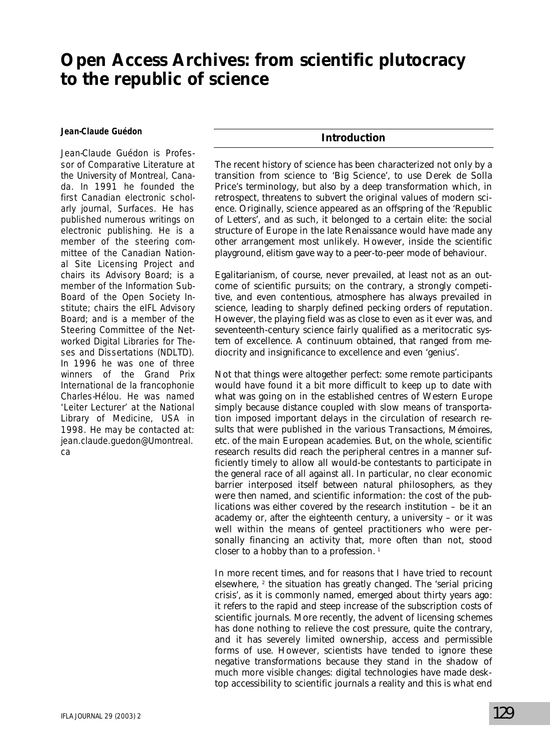# Open Access Archives: from scientific plutocracy to the republic of science

**Jean-Claude Guédon**

*Jean-Claude Guédon is Professor of Comparative Literature at the University of Montreal, Canada. In 1991 he founded the first Canadian electronic scholarly journal, Surfaces. He has published numerous writings on electronic publishing. He is a member of the steering committee of the Canadian National Site Licensing Project and chairs its Advisory Board; is a member of the Information Sub-Board of the Open Society Institute; chairs the eIFL Advisory Board; and is a member of the Steering Committee of the Networked Digital Libraries for Theses and Dissertations (NDLTD). In 1996 he was one of three winners of the Grand Prix International de la francophonie Charles-Hélou. He was named 'Leiter Lecturer' at the National Library of Medicine, USA in 1998. He may be contacted at: jean.claude.guedon@Umontreal.ca*

## Introduction

The recent history of science has been characterized not only by a transition from science to 'Big Science', to use Derek de Solla Price's terminology, but also by a deep transformation which, in retrospect, threatens to subvert the original values of modern science. Originally, science appeared as an offspring of the 'Republic of Letters', and as such, it belonged to a certain elite: the social structure of Europe in the late Renaissance would have made any other arrangement most unlikely. However, inside the scientific playground, elitism gave way to a peer-to-peer mode of behaviour.

Egalitarianism, of course, never prevailed, at least not as an outcome of scientific pursuits; on the contrary, a strongly competitive, and even contentious, atmosphere has always prevailed in science, leading to sharply defined pecking orders of reputation. However, the playing field was as close to even as it ever was, and seventeenth-century science fairly qualified as a meritocratic system of excellence. A continuum obtained, that ranged from mediocrity and insignificance to excellence and even 'genius'.

Not that things were altogether perfect: some remote participants would have found it a bit more difficult to keep up to date with what was going on in the established centres of Western Europe simply because distance coupled with slow means of transportation imposed important delays in the circulation of research results that were published in the various *Transactions*, *Mémoires*, etc. of the main European academies. But, on the whole, scientific research results did reach the peripheral centres in a manner sufficiently timely to allow all would-be contestants to participate in the general race of all against all. In particular, no clear economic barrier interposed itself between natural philosophers, as they were then named, and scientific information: the cost of the publications was either covered by the research institution – be it an academy or, after the eighteenth century, a university – or it was well within the means of genteel practitioners who were personally financing an activity that, more often than not, stood closer to a hobby than to a profession. [1]

In more recent times, and for reasons that I have tried to recount elsewhere, [2] the situation has greatly changed. The 'serial pricing crisis', as it is commonly named, emerged about thirty years ago: it refers to the rapid and steep increase of the subscription costs of scientific journals. More recently, the advent of licensing schemes has done nothing to relieve the cost pressure, quite the contrary, and it has severely limited ownership, access and permissible forms of use. However, scientists have tended to ignore these negative transformations because they stand in the shadow of much more visible changes: digital technologies have made desktop accessibility to scientific journals a reality and this is what end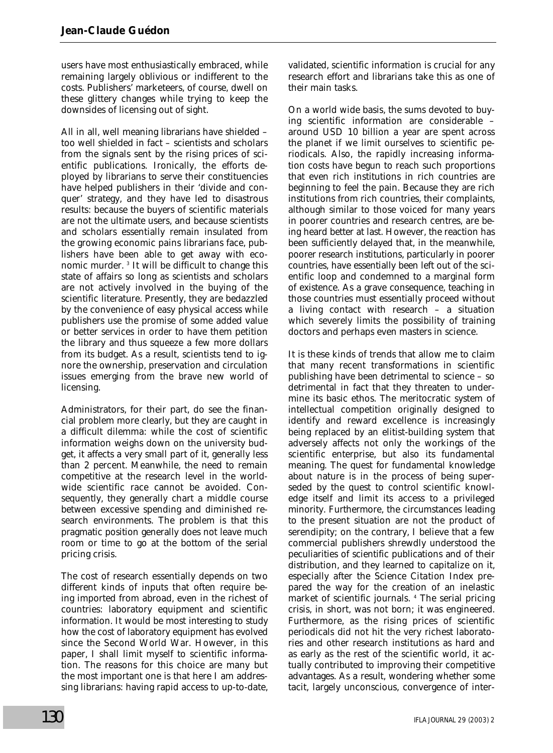users have most enthusiastically embraced, while remaining largely oblivious or indifferent to the costs. Publishers' marketeers, of course, dwell on these glittery changes while trying to keep the downsides of licensing out of sight.

All in all, well meaning librarians have shielded – too well shielded in fact – scientists and scholars from the signals sent by the rising prices of scientific publications. Ironically, the efforts deployed by librarians to serve their constituencies have helped publishers in their 'divide and conquer' strategy, and they have led to disastrous results: because the buyers of scientific materials are not the ultimate users, and because scientists and scholars essentially remain insulated from the growing economic pains librarians face, publishers have been able to get away with economic murder. [3] It will be difficult to change this state of affairs so long as scientists and scholars are not actively involved in the buying of the scientific literature. Presently, they are bedazzled by the convenience of easy physical access while publishers use the promise of some added value or better services in order to have them petition the library and thus squeeze a few more dollars from its budget. As a result, scientists tend to ignore the ownership, preservation and circulation issues emerging from the brave new world of licensing.

Administrators, for their part, do see the financial problem more clearly, but they are caught in a difficult dilemma: while the cost of scientific information weighs down on the university budget, it affects a very small part of it, generally less than 2 percent. Meanwhile, the need to remain competitive at the research level in the worldwide scientific race cannot be avoided. Consequently, they generally chart a middle course between excessive spending and diminished research environments. The problem is that this pragmatic position generally does not leave much room or time to go at the bottom of the serial pricing crisis.

The cost of research essentially depends on two different kinds of inputs that often require being imported from abroad, even in the richest of countries: laboratory equipment and scientific information. It would be most interesting to study how the cost of laboratory equipment has evolved since the Second World War. However, in this paper, I shall limit myself to scientific information. The reasons for this choice are many but the most important one is that here I am addressing librarians: having rapid access to up-to-date, validated, scientific information is crucial for any research effort and librarians take this as one of their main tasks.

On a world wide basis, the sums devoted to buying scientific information are considerable – around USD 10 billion a year are spent across the planet if we limit ourselves to scientific periodicals. Also, the rapidly increasing information costs have begun to reach such proportions that even rich institutions in rich countries are beginning to feel the pain. Because they are rich institutions from rich countries, their complaints, although similar to those voiced for many years in poorer countries and research centres, are being heard better at last. However, the reaction has been sufficiently delayed that, in the meanwhile, poorer research institutions, particularly in poorer countries, have essentially been left out of the scientific loop and condemned to a marginal form of existence. As a grave consequence, teaching in those countries must essentially proceed without a living contact with research – a situation which severely limits the possibility of training doctors and perhaps even masters in science.

It is these kinds of trends that allow me to claim that many recent transformations in scientific publishing have been detrimental to science – so detrimental in fact that they threaten to undermine its basic ethos. The meritocratic system of intellectual competition originally designed to identify and reward excellence is increasingly being replaced by an elitist-building system that adversely affects not only the workings of the scientific enterprise, but also its fundamental meaning. The quest for fundamental knowledge about nature is in the process of being superseded by the quest to control scientific knowledge itself and limit its access to a privileged minority. Furthermore, the circumstances leading to the present situation are not the product of serendipity; on the contrary, I believe that a few commercial publishers shrewdly understood the peculiarities of scientific publications and of their distribution, and they learned to capitalize on it, especially after the *Science Citation Index* prepared the way for the creation of an inelastic market of scientific journals. [4] The serial pricing crisis, in short, was not born; it was engineered. Furthermore, as the rising prices of scientific periodicals did not hit the very richest laboratories and other research institutions as hard and as early as the rest of the scientific world, it actually contributed to improving their competitive advantages. As a result, wondering whether some tacit, largely unconscious, convergence of inter-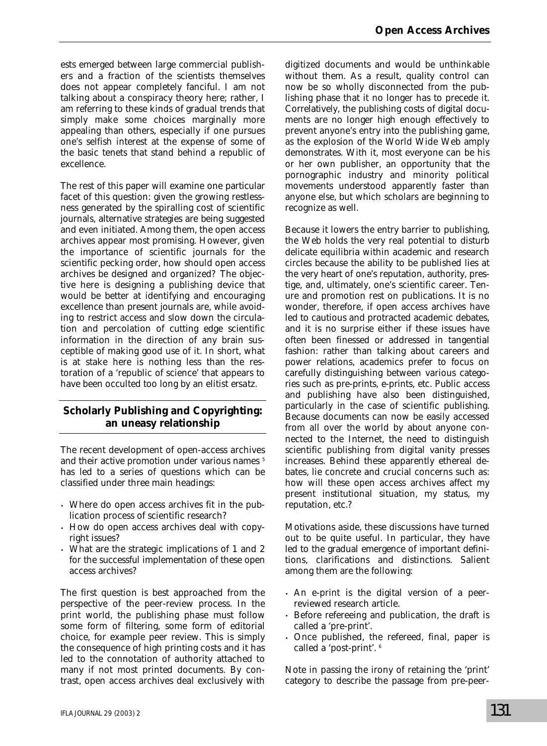ests emerged between large commercial publishers and a fraction of the scientists themselves does not appear completely fanciful. I am not talking about a conspiracy theory here; rather, I am referring to these kinds of gradual trends that simply make some choices marginally more appealing than others, especially if one pursues one's selfish interest at the expense of some of the basic tenets that stand behind a republic of excellence.

The rest of this paper will examine one particular facet of this question: given the growing restlessness generated by the spiralling cost of scientific journals, alternative strategies are being suggested and even initiated. Among them, the open access archives appear most promising. However, given the importance of scientific journals for the scientific pecking order, how should open access archives be designed and organized? The objective here is designing a publishing device that would be better at identifying and encouraging excellence than present journals are, while avoiding to restrict access and slow down the circulation and percolation of cutting edge scientific information in the direction of any brain susceptible of making good use of it. In short, what is at stake here is nothing less than the restoration of a 'republic of science' that appears to have been occulted too long by an elitist *ersatz*.

## Scholarly Publishing and Copyrighting: an uneasy relationship

The recent development of open-access archives and their active promotion under various names [5] has led to a series of questions which can be classified under three main headings:

- Where do open access archives fit in the publication process of scientific research?
- How do open access archives deal with copyright issues?
- What are the strategic implications of 1 and 2 for the successful implementation of these open access archives?

The first question is best approached from the perspective of the peer-review process. In the print world, the publishing phase must follow some form of filtering, some form of editorial choice, for example peer review. This is simply the consequence of high printing costs and it has led to the connotation of authority attached to many if not most printed documents. By contrast, open access archives deal exclusively with digitized documents and would be unthinkable without them. As a result, quality control can now be so wholly disconnected from the publishing phase that it no longer has to precede it. Correlatively, the publishing costs of digital documents are no longer high enough effectively to prevent anyone's entry into the publishing game, as the explosion of the World Wide Web amply demonstrates. With it, most everyone can be his or her own publisher, an opportunity that the pornographic industry and minority political movements understood apparently faster than anyone else, but which scholars are beginning to recognize as well.

Because it lowers the entry barrier to publishing, the Web holds the very real potential to disturb delicate equilibria within academic and research circles because the ability to be published lies at the very heart of one's reputation, authority, prestige, and, ultimately, one's scientific career. Tenure and promotion rest on publications. It is no wonder, therefore, if open access archives have led to cautious and protracted academic debates, and it is no surprise either if these issues have often been finessed or addressed in tangential fashion: rather than talking about careers and power relations, academics prefer to focus on carefully distinguishing between various categories such as pre-prints, e-prints, etc. Public access and publishing have also been distinguished, particularly in the case of scientific publishing. Because documents can now be easily accessed from all over the world by about anyone connected to the Internet, the need to distinguish scientific publishing from digital vanity presses increases. Behind these apparently ethereal debates, lie concrete and crucial concerns such as: how will these open access archives affect my present institutional situation, my status, my reputation, etc.?

Motivations aside, these discussions have turned out to be quite useful. In particular, they have led to the gradual emergence of important definitions, clarifications and distinctions. Salient among them are the following:

- An e-print is the digital version of a peer-reviewed research article.
- Before refereeing and publication, the draft is called a 'pre-print'.
- Once published, the refereed, final, paper is called a 'post-print'. [6]

Note in passing the irony of retaining the 'print' category to describe the passage from pre-peer-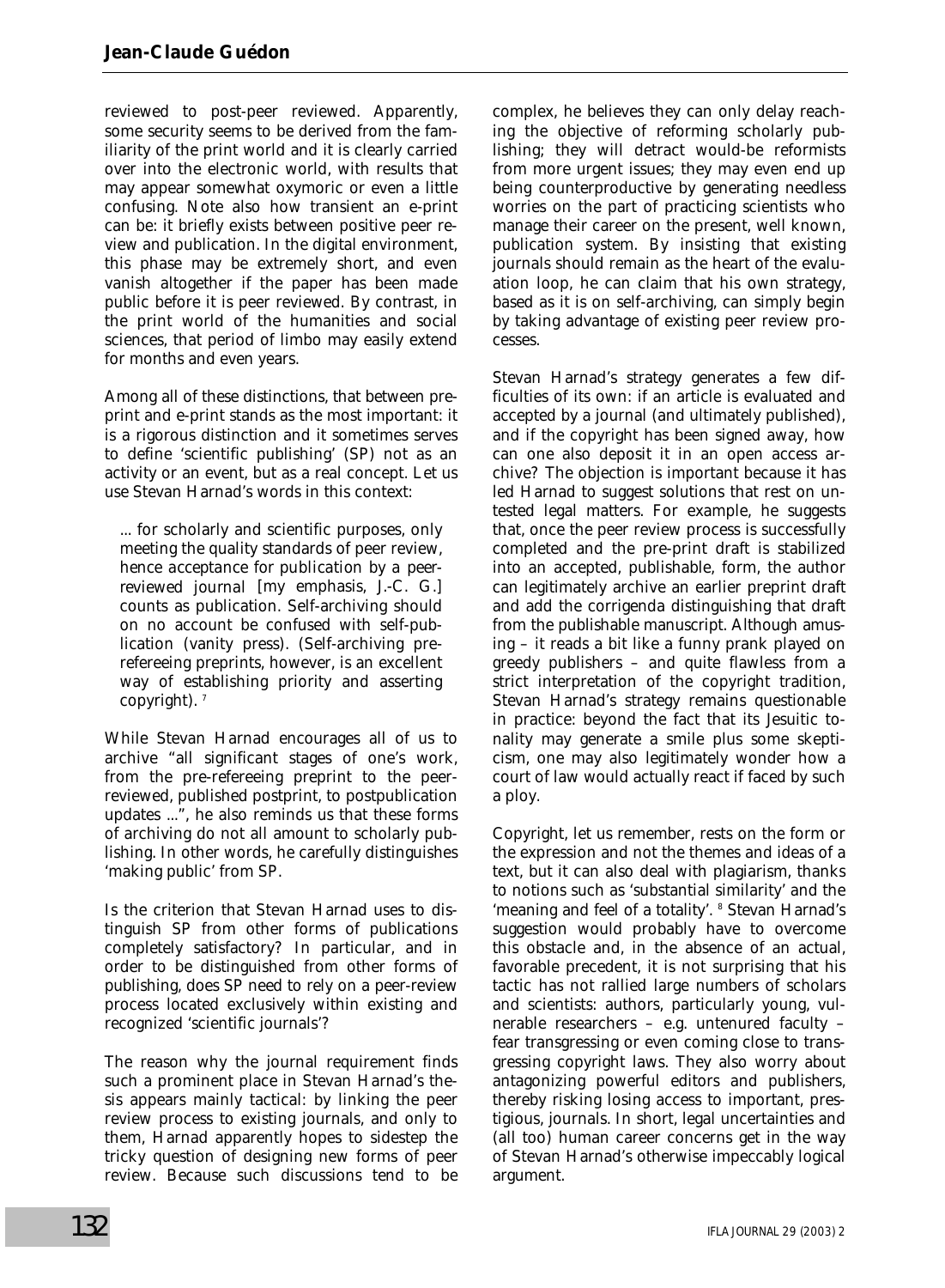reviewed to post-peer reviewed. Apparently, some security seems to be derived from the familiarity of the print world and it is clearly carried over into the electronic world, with results that may appear somewhat oxymoric or even a little confusing. Note also how transient an e-print can be: it briefly exists between positive peer review and publication. In the digital environment, this phase may be extremely short, and even vanish altogether if the paper has been made public before it is peer reviewed. By contrast, in the print world of the humanities and social sciences, that period of limbo may easily extend for months and even years.

Among all of these distinctions, that between preprint and e-print stands as the most important: it is a rigorous distinction and it sometimes serves to define 'scientific publishing' (SP) not as an activity or an event, but as a real concept. Let us use Stevan Harnad's words in this context:

> ... for scholarly and scientific purposes, only meeting the quality standards of peer review, *hence acceptance for publication by a peer-reviewed journal* [my emphasis, J.-C. G.] counts as publication. Self-archiving should on no account be confused with self-publication (vanity press). (Self-archiving pre-refereeing preprints, however, is an excellent way of establishing priority and asserting copyright). [7]

While Stevan Harnad encourages all of us to archive "all significant stages of one's work, from the pre-refereeing preprint to the peer-reviewed, published postprint, to postpublication updates ...", he also reminds us that these forms of archiving do not all amount to scholarly publishing. In other words, he carefully distinguishes 'making public' from SP.

Is the criterion that Stevan Harnad uses to distinguish SP from other forms of publications completely satisfactory? In particular, and in order to be distinguished from other forms of publishing, does SP need to rely on a peer-review process located exclusively within existing and recognized 'scientific journals'?

The reason why the journal requirement finds such a prominent place in Stevan Harnad's thesis appears mainly tactical: by linking the peer review process to existing journals, and only to them, Harnad apparently hopes to sidestep the tricky question of designing new forms of peer review. Because such discussions tend to be complex, he believes they can only delay reaching the objective of reforming scholarly publishing; they will detract would-be reformists from more urgent issues; they may even end up being counterproductive by generating needless worries on the part of practicing scientists who manage their career on the present, well known, publication system. By insisting that existing journals should remain as the heart of the evaluation loop, he can claim that his own strategy, based as it is on self-archiving, can simply begin by taking advantage of existing peer review processes.

Stevan Harnad's strategy generates a few difficulties of its own: if an article is evaluated and accepted by a journal (and ultimately published), and if the copyright has been signed away, how can one also deposit it in an open access archive? The objection is important because it has led Harnad to suggest solutions that rest on untested legal matters. For example, he suggests that, once the peer review process is successfully completed and the pre-print draft is stabilized into an accepted, publishable, form, the author can legitimately archive an earlier preprint draft and add the corrigenda distinguishing that draft from the publishable manuscript. Although amusing – it reads a bit like a funny prank played on greedy publishers – and quite flawless from a strict interpretation of the copyright tradition, Stevan Harnad's strategy remains questionable in practice: beyond the fact that its Jesuitic tonality may generate a smile plus some skepticism, one may also legitimately wonder how a court of law would actually react if faced by such a ploy.

Copyright, let us remember, rests on the form or the expression and not the themes and ideas of a text, but it can also deal with plagiarism, thanks to notions such as 'substantial similarity' and the 'meaning and feel of a totality'. [8] Stevan Harnad's suggestion would probably have to overcome this obstacle and, in the absence of an actual, favorable precedent, it is not surprising that his tactic has not rallied large numbers of scholars and scientists: authors, particularly young, vulnerable researchers – e.g. untenured faculty – fear transgressing or even coming close to transgressing copyright laws. They also worry about antagonizing powerful editors and publishers, thereby risking losing access to important, prestigious, journals. In short, legal uncertainties and (all too) human career concerns get in the way of Stevan Harnad's otherwise impeccably logical argument.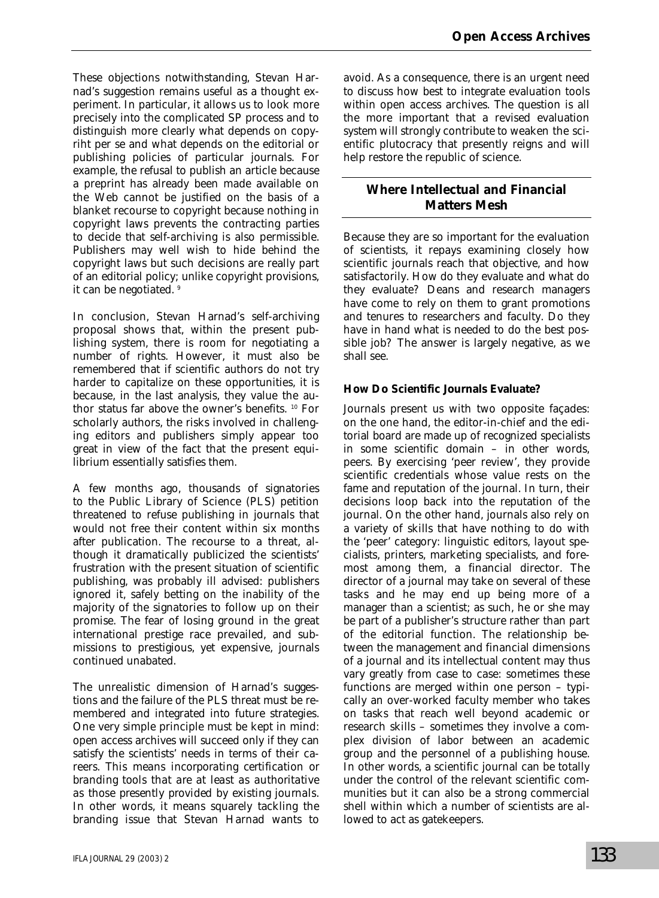These objections notwithstanding, Stevan Harnad's suggestion remains useful as a thought experiment. In particular, it allows us to look more precisely into the complicated SP process and to distinguish more clearly what depends on copyriht per se and what depends on the editorial or publishing policies of particular journals. For example, the refusal to publish an article because a preprint has already been made available on the Web cannot be justified on the basis of a blanket recourse to copyright because nothing in copyright laws prevents the contracting parties to decide that self-archiving is also permissible. Publishers may well wish to hide behind the copyright laws but such decisions are really part of an editorial policy; unlike copyright provisions, it can be negotiated. [9]

In conclusion, Stevan Harnad's self-archiving proposal shows that, within the present publishing system, there is room for negotiating a number of rights. However, it must also be remembered that if scientific authors do not try harder to capitalize on these opportunities, it is because, in the last analysis, they value the author status far above the owner's benefits. [10] For scholarly authors, the risks involved in challenging editors and publishers simply appear too great in view of the fact that the present equilibrium essentially satisfies them.

A few months ago, thousands of signatories to the Public Library of Science (PLS) petition threatened to refuse publishing in journals that would not free their content within six months after publication. The recourse to a threat, although it dramatically publicized the scientists' frustration with the present situation of scientific publishing, was probably ill advised: publishers ignored it, safely betting on the inability of the majority of the signatories to follow up on their promise. The fear of losing ground in the great international prestige race prevailed, and submissions to prestigious, yet expensive, journals continued unabated.

The unrealistic dimension of Harnad's suggestions and the failure of the PLS threat must be remembered and integrated into future strategies. One very simple principle must be kept in mind: open access archives will succeed only if they can satisfy the scientists' needs in terms of their careers. This means incorporating certification or branding tools that are at least as authoritative as those presently provided by existing journals. In other words, it means squarely tackling the branding issue that Stevan Harnad wants to avoid. As a consequence, there is an urgent need to discuss how best to integrate evaluation tools within open access archives. The question is all the more important that a revised evaluation system will strongly contribute to weaken the scientific plutocracy that presently reigns and will help restore the republic of science.

## Where Intellectual and Financial Matters Mesh

Because they are so important for the evaluation of scientists, it repays examining closely how scientific journals reach that objective, and how satisfactorily. How do they evaluate and what do they evaluate? Deans and research managers have come to rely on them to grant promotions and tenures to researchers and faculty. Do they have in hand what is needed to do the best possible job? The answer is largely negative, as we shall see.

### How Do Scientific Journals Evaluate?

Journals present us with two opposite façades: on the one hand, the editor-in-chief and the editorial board are made up of recognized specialists in some scientific domain – in other words, peers. By exercising 'peer review', they provide scientific credentials whose value rests on the fame and reputation of the journal. In turn, their decisions loop back into the reputation of the journal. On the other hand, journals also rely on a variety of skills that have nothing to do with the 'peer' category: linguistic editors, layout specialists, printers, marketing specialists, and foremost among them, a financial director. The director of a journal may take on several of these tasks and he may end up being more of a manager than a scientist; as such, he or she may be part of a publisher's structure rather than part of the editorial function. The relationship between the management and financial dimensions of a journal and its intellectual content may thus vary greatly from case to case: sometimes these functions are merged within one person – typically an over-worked faculty member who takes on tasks that reach well beyond academic or research skills – sometimes they involve a complex division of labor between an academic group and the personnel of a publishing house. In other words, a scientific journal can be totally under the control of the relevant scientific communities but it can also be a strong commercial shell within which a number of scientists are allowed to act as gatekeepers.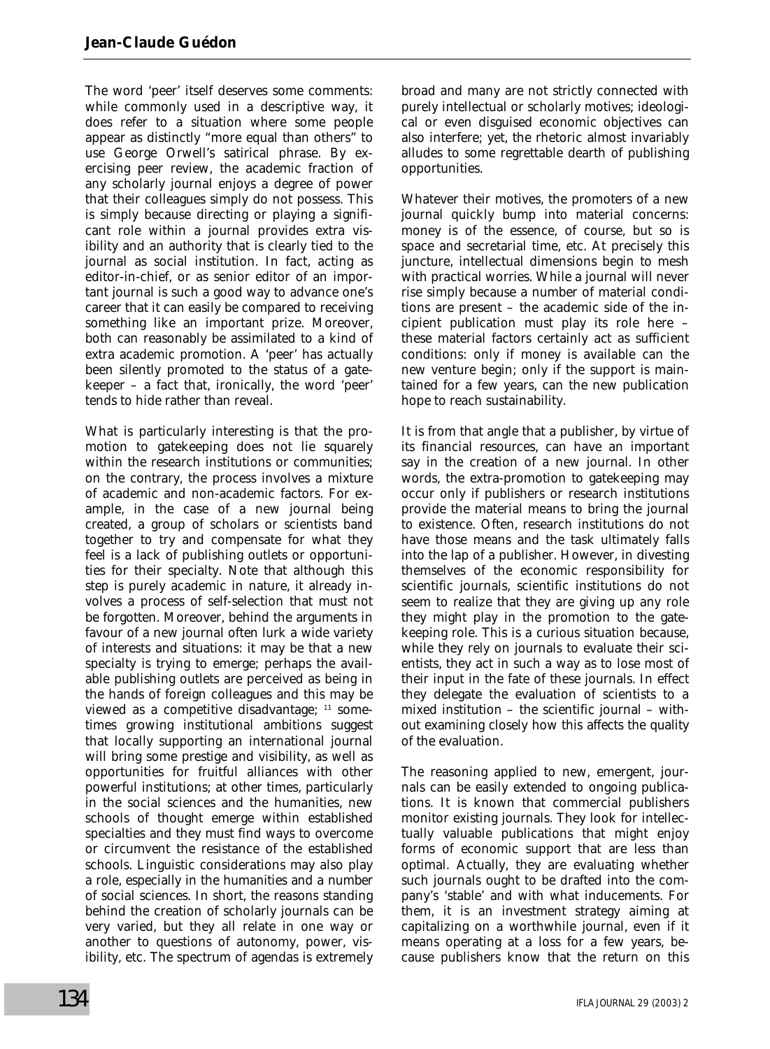The word 'peer' itself deserves some comments: while commonly used in a descriptive way, it does refer to a situation where some people appear as distinctly "more equal than others" to use George Orwell's satirical phrase. By exercising peer review, the academic fraction of any scholarly journal enjoys a degree of power that their colleagues simply do not possess. This is simply because directing or playing a significant role within a journal provides extra visibility and an authority that is clearly tied to the journal as social institution. In fact, acting as editor-in-chief, or as senior editor of an important journal is such a good way to advance one's career that it can easily be compared to receiving something like an important prize. Moreover, both can reasonably be assimilated to a kind of extra academic promotion. A 'peer' has actually been silently promoted to the status of a gatekeeper – a fact that, ironically, the word 'peer' tends to hide rather than reveal.

What is particularly interesting is that the promotion to gatekeeping does not lie squarely within the research institutions or communities; on the contrary, the process involves a mixture of academic and non-academic factors. For example, in the case of a new journal being created, a group of scholars or scientists band together to try and compensate for what they feel is a lack of publishing outlets or opportunities for their specialty. Note that although this step is purely academic in nature, it already involves a process of self-selection that must not be forgotten. Moreover, behind the arguments in favour of a new journal often lurk a wide variety of interests and situations: it may be that a new specialty is trying to emerge; perhaps the available publishing outlets are perceived as being in the hands of foreign colleagues and this may be viewed as a competitive disadvantage; [11] sometimes growing institutional ambitions suggest that locally supporting an international journal will bring some prestige and visibility, as well as opportunities for fruitful alliances with other powerful institutions; at other times, particularly in the social sciences and the humanities, new schools of thought emerge within established specialties and they must find ways to overcome or circumvent the resistance of the established schools. Linguistic considerations may also play a role, especially in the humanities and a number of social sciences. In short, the reasons standing behind the creation of scholarly journals can be very varied, but they all relate in one way or another to questions of autonomy, power, visibility, etc. The spectrum of agendas is extremely broad and many are not strictly connected with purely intellectual or scholarly motives; ideological or even disguised economic objectives can also interfere; yet, the rhetoric almost invariably alludes to some regrettable dearth of publishing opportunities.

Whatever their motives, the promoters of a new journal quickly bump into material concerns: money is of the essence, of course, but so is space and secretarial time, etc. At precisely this juncture, intellectual dimensions begin to mesh with practical worries. While a journal will never rise simply because a number of material conditions are present – the academic side of the incipient publication must play its role here – these material factors certainly act as sufficient conditions: only if money is available can the new venture begin; only if the support is maintained for a few years, can the new publication hope to reach sustainability.

It is from that angle that a publisher, by virtue of its financial resources, can have an important say in the creation of a new journal. In other words, the extra-promotion to gatekeeping may occur only if publishers or research institutions provide the material means to bring the journal to existence. Often, research institutions do not have those means and the task ultimately falls into the lap of a publisher. However, in divesting themselves of the economic responsibility for scientific journals, scientific institutions do not seem to realize that they are giving up any role they might play in the promotion to the gatekeeping role. This is a curious situation because, while they rely on journals to evaluate their scientists, they act in such a way as to lose most of their input in the fate of these journals. In effect they delegate the evaluation of scientists to a mixed institution – the scientific journal – without examining closely how this affects the quality of the evaluation.

The reasoning applied to new, emergent, journals can be easily extended to ongoing publications. It is known that commercial publishers monitor existing journals. They look for intellectually valuable publications that might enjoy forms of economic support that are less than optimal. Actually, they are evaluating whether such journals ought to be drafted into the company's 'stable' and with what inducements. For them, it is an investment strategy aiming at capitalizing on a worthwhile journal, even if it means operating at a loss for a few years, because publishers know that the return on this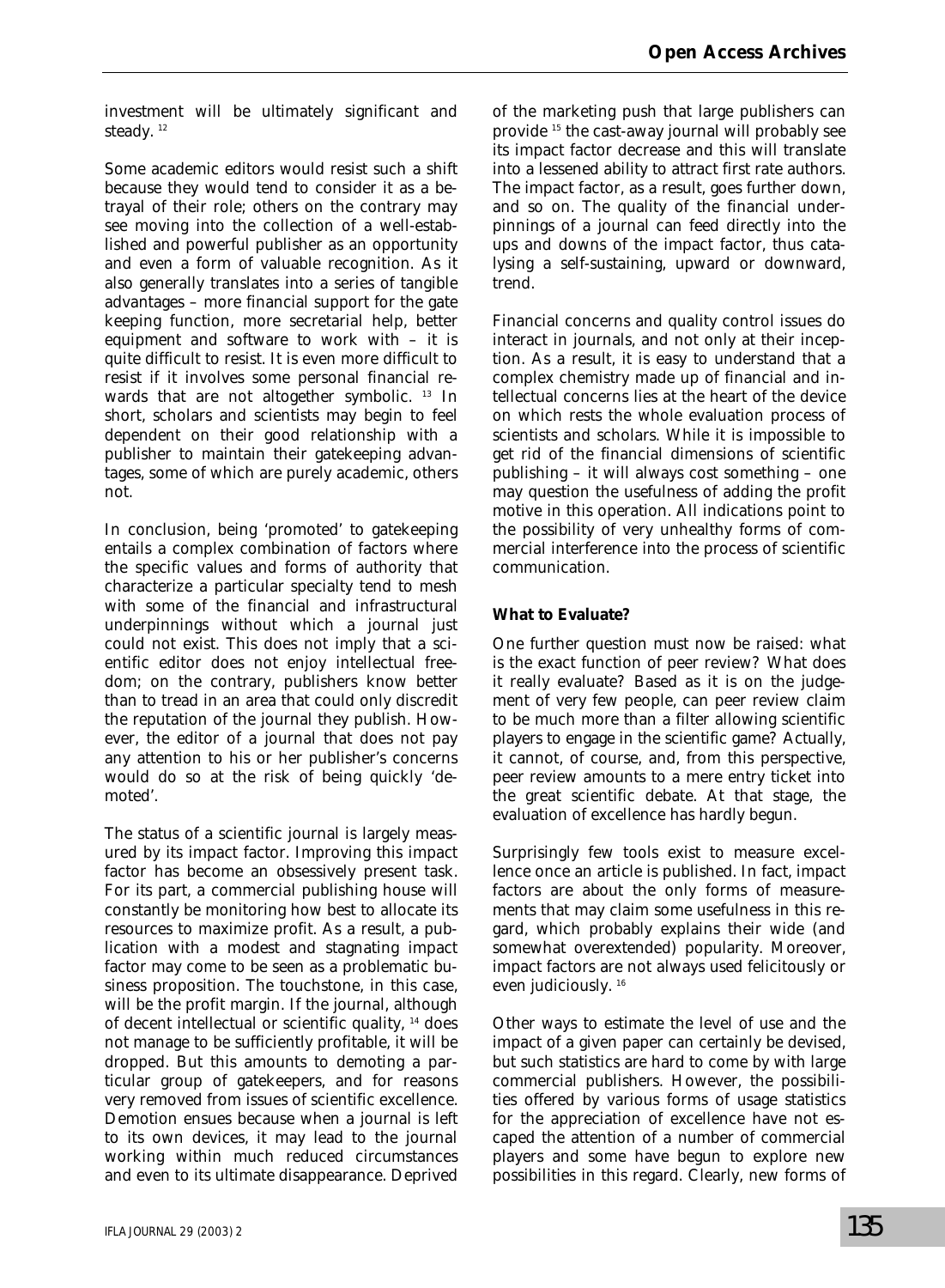investment will be ultimately significant and steady. [12]

Some academic editors would resist such a shift because they would tend to consider it as a betrayal of their role; others on the contrary may see moving into the collection of a well-established and powerful publisher as an opportunity and even a form of valuable recognition. As it also generally translates into a series of tangible advantages – more financial support for the gate keeping function, more secretarial help, better equipment and software to work with – it is quite difficult to resist. It is even more difficult to resist if it involves some personal financial rewards that are not altogether symbolic. [13] In short, scholars and scientists may begin to feel dependent on their good relationship with a publisher to maintain their gatekeeping advantages, some of which are purely academic, others not.

In conclusion, being 'promoted' to gatekeeping entails a complex combination of factors where the specific values and forms of authority that characterize a particular specialty tend to mesh with some of the financial and infrastructural underpinnings without which a journal just could not exist. This does not imply that a scientific editor does not enjoy intellectual freedom; on the contrary, publishers know better than to tread in an area that could only discredit the reputation of the journal they publish. However, the editor of a journal that does not pay any attention to his or her publisher's concerns would do so at the risk of being quickly 'demoted'.

The status of a scientific journal is largely measured by its impact factor. Improving this impact factor has become an obsessively present task. For its part, a commercial publishing house will constantly be monitoring how best to allocate its resources to maximize profit. As a result, a publication with a modest and stagnating impact factor may come to be seen as a problematic business proposition. The touchstone, in this case, will be the profit margin. If the journal, although of decent intellectual or scientific quality, [14] does not manage to be sufficiently profitable, it will be dropped. But this amounts to demoting a particular group of gatekeepers, and for reasons very removed from issues of scientific excellence. Demotion ensues because when a journal is left to its own devices, it may lead to the journal working within much reduced circumstances and even to its ultimate disappearance. Deprived of the marketing push that large publishers can provide [15] the cast-away journal will probably see its impact factor decrease and this will translate into a lessened ability to attract first rate authors. The impact factor, as a result, goes further down, and so on. The quality of the financial underpinnings of a journal can feed directly into the ups and downs of the impact factor, thus catalysing a self-sustaining, upward or downward, trend.

Financial concerns and quality control issues do interact in journals, and not only at their inception. As a result, it is easy to understand that a complex chemistry made up of financial and intellectual concerns lies at the heart of the device on which rests the whole evaluation process of scientists and scholars. While it is impossible to get rid of the financial dimensions of scientific publishing – it will always cost something – one may question the usefulness of adding the profit motive in this operation. All indications point to the possibility of very unhealthy forms of commercial interference into the process of scientific communication.

**What to Evaluate?**

One further question must now be raised: what is the exact function of peer review? What does it really evaluate? Based as it is on the judgement of very few people, can peer review claim to be much more than a filter allowing scientific players to engage in the scientific game? Actually, it cannot, of course, and, from this perspective, peer review amounts to a mere entry ticket into the great scientific debate. At that stage, the evaluation of excellence has hardly begun.

Surprisingly few tools exist to measure excellence once an article is published. In fact, impact factors are about the only forms of measurements that may claim some usefulness in this regard, which probably explains their wide (and somewhat overextended) popularity. Moreover, impact factors are not always used felicitously or even judiciously. [16]

Other ways to estimate the level of use and the impact of a given paper can certainly be devised, but such statistics are hard to come by with large commercial publishers. However, the possibilities offered by various forms of usage statistics for the appreciation of excellence have not escaped the attention of a number of commercial players and some have begun to explore new possibilities in this regard. Clearly, new forms of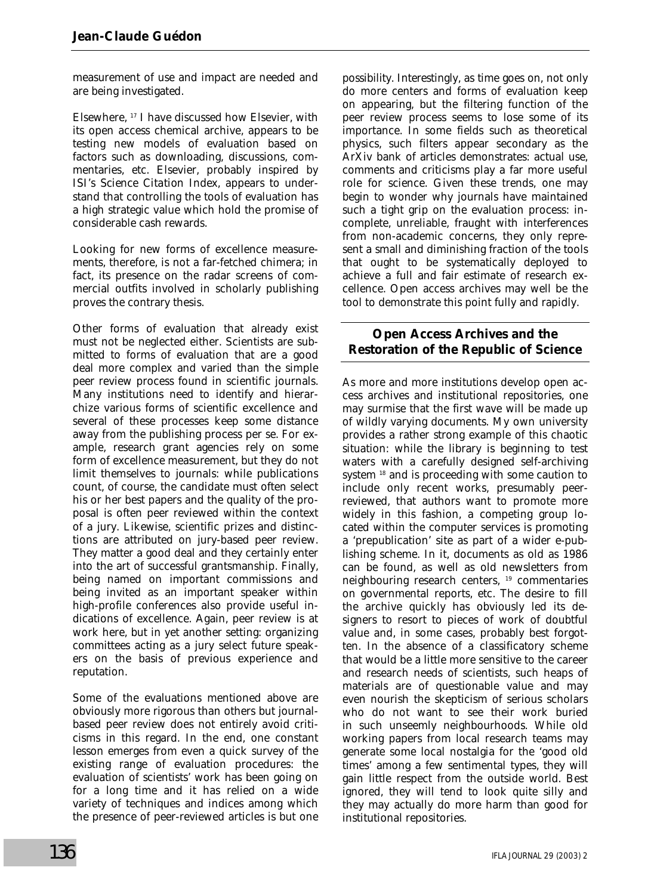measurement of use and impact are needed and are being investigated.

Elsewhere, [17] I have discussed how Elsevier, with its open access chemical archive, appears to be testing new models of evaluation based on factors such as downloading, discussions, commentaries, etc. Elsevier, probably inspired by ISI's Science Citation Index, appears to understand that controlling the tools of evaluation has a high strategic value which hold the promise of considerable cash rewards.

Looking for new forms of excellence measurements, therefore, is not a far-fetched chimera; in fact, its presence on the radar screens of commercial outfits involved in scholarly publishing proves the contrary thesis.

Other forms of evaluation that already exist must not be neglected either. Scientists are submitted to forms of evaluation that are a good deal more complex and varied than the simple peer review process found in scientific journals. Many institutions need to identify and hierarchize various forms of scientific excellence and several of these processes keep some distance away from the publishing process per se. For example, research grant agencies rely on some form of excellence measurement, but they do not limit themselves to journals: while publications count, of course, the candidate must often select his or her best papers and the quality of the proposal is often peer reviewed within the context of a jury. Likewise, scientific prizes and distinctions are attributed on jury-based peer review. They matter a good deal and they certainly enter into the art of successful grantsmanship. Finally, being named on important commissions and being invited as an important speaker within high-profile conferences also provide useful indications of excellence. Again, peer review is at work here, but in yet another setting: organizing committees acting as a jury select future speakers on the basis of previous experience and reputation.

Some of the evaluations mentioned above are obviously more rigorous than others but journal-based peer review does not entirely avoid criticisms in this regard. In the end, one constant lesson emerges from even a quick survey of the existing range of evaluation procedures: the evaluation of scientists' work has been going on for a long time and it has relied on a wide variety of techniques and indices among which the presence of peer-reviewed articles is but one possibility. Interestingly, as time goes on, not only do more centers and forms of evaluation keep on appearing, but the filtering function of the peer review process seems to lose some of its importance. In some fields such as theoretical physics, such filters appear secondary as the ArXiv bank of articles demonstrates: actual use, comments and criticisms play a far more useful role for science. Given these trends, one may begin to wonder why journals have maintained such a tight grip on the evaluation process: incomplete, unreliable, fraught with interferences from non-academic concerns, they only represent a small and diminishing fraction of the tools that ought to be systematically deployed to achieve a full and fair estimate of research excellence. Open access archives may well be the tool to demonstrate this point fully and rapidly.

## Open Access Archives and the Restoration of the Republic of Science

As more and more institutions develop open access archives and institutional repositories, one may surmise that the first wave will be made up of wildly varying documents. My own university provides a rather strong example of this chaotic situation: while the library is beginning to test waters with a carefully designed self-archiving system [18] and is proceeding with some caution to include only recent works, presumably peer-reviewed, that authors want to promote more widely in this fashion, a competing group located within the computer services is promoting a 'prepublication' site as part of a wider e-publishing scheme. In it, documents as old as 1986 can be found, as well as old newsletters from neighbouring research centers, [19] commentaries on governmental reports, etc. The desire to fill the archive quickly has obviously led its designers to resort to pieces of work of doubtful value and, in some cases, probably best forgotten. In the absence of a classificatory scheme that would be a little more sensitive to the career and research needs of scientists, such heaps of materials are of questionable value and may even nourish the skepticism of serious scholars who do not want to see their work buried in such unseemly neighbourhoods. While old working papers from local research teams may generate some local nostalgia for the 'good old times' among a few sentimental types, they will gain little respect from the outside world. Best ignored, they will tend to look quite silly and they may actually do more harm than good for institutional repositories.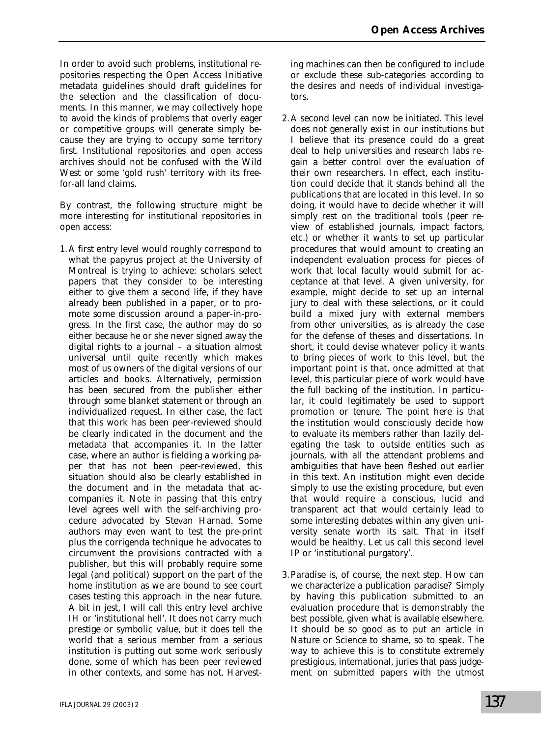In order to avoid such problems, institutional repositories respecting the Open Access Initiative metadata guidelines should draft guidelines for the selection and the classification of documents. In this manner, we may collectively hope to avoid the kinds of problems that overly eager or competitive groups will generate simply because they are trying to occupy some territory first. Institutional repositories and open access archives should not be confused with the Wild West or some 'gold rush' territory with its free-for-all land claims.

By contrast, the following structure might be more interesting for institutional repositories in open access:

1. A first entry level would roughly correspond to what the papyrus project at the University of Montreal is trying to achieve: scholars select papers that they consider to be interesting either to give them a second life, if they have already been published in a paper, or to promote some discussion around a paper-in-progress. In the first case, the author may do so either because he or she never signed away the digital rights to a journal – a situation almost universal until quite recently which makes most of us owners of the digital versions of our articles and books. Alternatively, permission has been secured from the publisher either through some blanket statement or through an individualized request. In either case, the fact that this work has been peer-reviewed should be clearly indicated in the document and the metadata that accompanies it. In the latter case, where an author is fielding a working paper that has not been peer-reviewed, this situation should also be clearly established in the document and in the metadata that accompanies it. Note in passing that this entry level agrees well with the self-archiving procedure advocated by Stevan Harnad. Some authors may even want to test the pre-print plus the corrigenda technique he advocates to circumvent the provisions contracted with a publisher, but this will probably require some legal (and political) support on the part of the home institution as we are bound to see court cases testing this approach in the near future. A bit in jest, I will call this entry level archive IH or 'institutional hell'. It does not carry much prestige or symbolic value, but it does tell the world that a serious member from a serious institution is putting out some work seriously done, some of which has been peer reviewed in other contexts, and some has not. Harvesting machines can then be configured to include or exclude these sub-categories according to the desires and needs of individual investigators.

2. A second level can now be initiated. This level does not generally exist in our institutions but I believe that its presence could do a great deal to help universities and research labs regain a better control over the evaluation of their own researchers. In effect, each institution could decide that it stands behind all the publications that are located in this level. In so doing, it would have to decide whether it will simply rest on the traditional tools (peer review of established journals, impact factors, etc.) or whether it wants to set up particular procedures that would amount to creating an independent evaluation process for pieces of work that local faculty would submit for acceptance at that level. A given university, for example, might decide to set up an internal jury to deal with these selections, or it could build a mixed jury with external members from other universities, as is already the case for the defense of theses and dissertations. In short, it could devise whatever policy it wants to bring pieces of work to this level, but the important point is that, once admitted at that level, this particular piece of work would have the full backing of the institution. In particular, it could legitimately be used to support promotion or tenure. The point here is that the institution would consciously decide how to evaluate its members rather than lazily delegating the task to outside entities such as journals, with all the attendant problems and ambiguities that have been fleshed out earlier in this text. An institution might even decide simply to use the existing procedure, but even that would require a conscious, lucid and transparent act that would certainly lead to some interesting debates within any given university senate worth its salt. That in itself would be healthy. Let us call this second level IP or 'institutional purgatory'.

3. Paradise is, of course, the next step. How can we characterize a publication paradise? Simply by having this publication submitted to an evaluation procedure that is demonstrably the best possible, given what is available elsewhere. It should be so good as to put an article in *Nature* or *Science* to shame, so to speak. The way to achieve this is to constitute extremely prestigious, international, juries that pass judgement on submitted papers with the utmost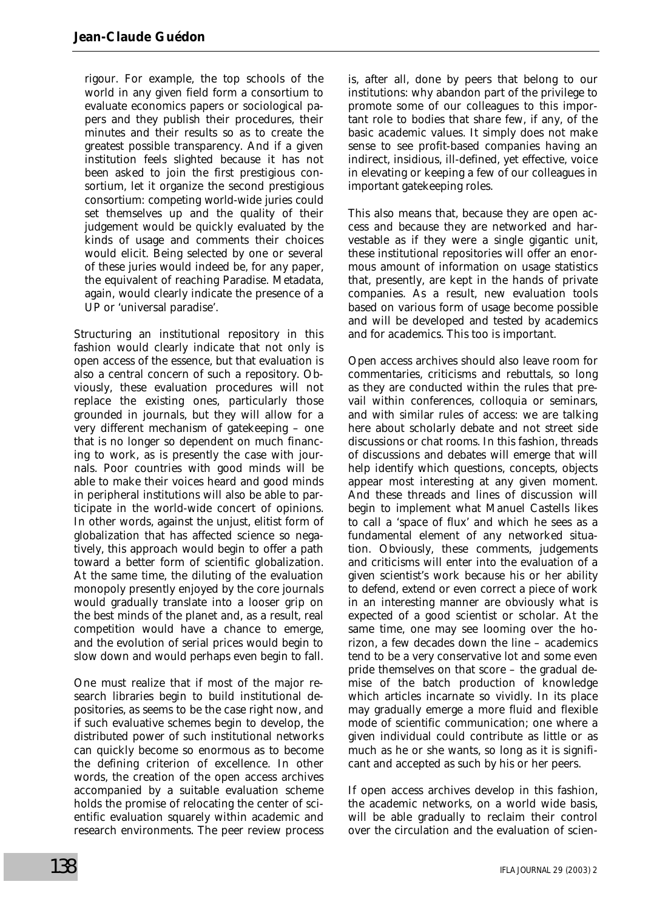rigour. For example, the top schools of the world in any given field form a consortium to evaluate economics papers or sociological papers and they publish their procedures, their minutes and their results so as to create the greatest possible transparency. And if a given institution feels slighted because it has not been asked to join the first prestigious consortium, let it organize the second prestigious consortium: competing world-wide juries could set themselves up and the quality of their judgement would be quickly evaluated by the kinds of usage and comments their choices would elicit. Being selected by one or several of these juries would indeed be, for any paper, the equivalent of reaching Paradise. Metadata, again, would clearly indicate the presence of a UP or 'universal paradise'.

Structuring an institutional repository in this fashion would clearly indicate that not only is open access of the essence, but that evaluation is also a central concern of such a repository. Obviously, these evaluation procedures will not replace the existing ones, particularly those grounded in journals, but they will allow for a very different mechanism of gatekeeping – one that is no longer so dependent on much financing to work, as is presently the case with journals. Poor countries with good minds will be able to make their voices heard and good minds in peripheral institutions will also be able to participate in the world-wide concert of opinions. In other words, against the unjust, elitist form of globalization that has affected science so negatively, this approach would begin to offer a path toward a better form of scientific globalization. At the same time, the diluting of the evaluation monopoly presently enjoyed by the core journals would gradually translate into a looser grip on the best minds of the planet and, as a result, real competition would have a chance to emerge, and the evolution of serial prices would begin to slow down and would perhaps even begin to fall.

One must realize that if most of the major research libraries begin to build institutional depositories, as seems to be the case right now, and if such evaluative schemes begin to develop, the distributed power of such institutional networks can quickly become so enormous as to become the defining criterion of excellence. In other words, the creation of the open access archives accompanied by a suitable evaluation scheme holds the promise of relocating the center of scientific evaluation squarely within academic and research environments. The peer review process is, after all, done by peers that belong to our institutions: why abandon part of the privilege to promote some of our colleagues to this important role to bodies that share few, if any, of the basic academic values. It simply does not make sense to see profit-based companies having an indirect, insidious, ill-defined, yet effective, voice in elevating or keeping a few of our colleagues in important gatekeeping roles.

This also means that, because they are open access and because they are networked and harvestable as if they were a single gigantic unit, these institutional repositories will offer an enormous amount of information on usage statistics that, presently, are kept in the hands of private companies. As a result, new evaluation tools based on various form of usage become possible and will be developed and tested by academics and for academics. This too is important.

Open access archives should also leave room for commentaries, criticisms and rebuttals, so long as they are conducted within the rules that prevail within conferences, colloquia or seminars, and with similar rules of access: we are talking here about scholarly debate and not street side discussions or chat rooms. In this fashion, threads of discussions and debates will emerge that will help identify which questions, concepts, objects appear most interesting at any given moment. And these threads and lines of discussion will begin to implement what Manuel Castells likes to call a 'space of flux' and which he sees as a fundamental element of any networked situation. Obviously, these comments, judgements and criticisms will enter into the evaluation of a given scientist's work because his or her ability to defend, extend or even correct a piece of work in an interesting manner are obviously what is expected of a good scientist or scholar. At the same time, one may see looming over the horizon, a few decades down the line – academics tend to be a very conservative lot and some even pride themselves on that score – the gradual demise of the batch production of knowledge which articles incarnate so vividly. In its place may gradually emerge a more fluid and flexible mode of scientific communication; one where a given individual could contribute as little or as much as he or she wants, so long as it is significant and accepted as such by his or her peers.

If open access archives develop in this fashion, the academic networks, on a world wide basis, will be able gradually to reclaim their control over the circulation and the evaluation of scien-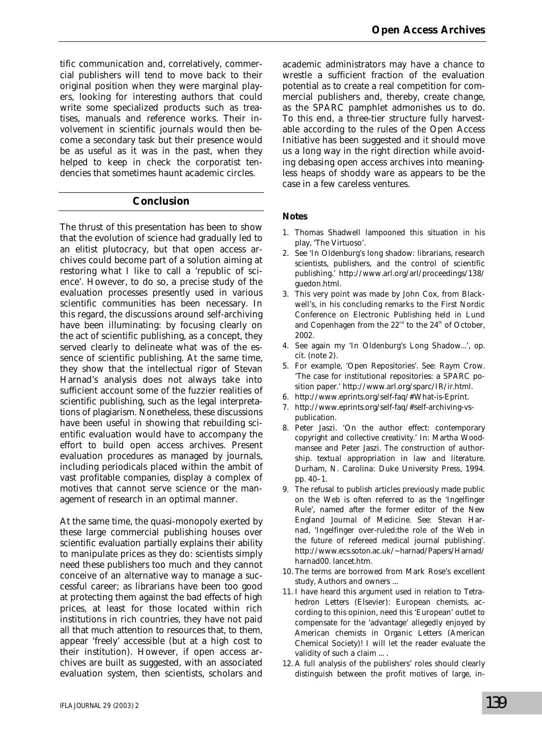tific communication and, correlatively, commercial publishers will tend to move back to their original position when they were marginal players, looking for interesting authors that could write some specialized products such as treatises, manuals and reference works. Their involvement in scientific journals would then become a secondary task but their presence would be as useful as it was in the past, when they helped to keep in check the corporatist tendencies that sometimes haunt academic circles.

## Conclusion

The thrust of this presentation has been to show that the evolution of science had gradually led to an elitist plutocracy, but that open access archives could become part of a solution aiming at restoring what I like to call a 'republic of science'. However, to do so, a precise study of the evaluation processes presently used in various scientific communities has been necessary. In this regard, the discussions around self-archiving have been illuminating: by focusing clearly on the act of scientific publishing, as a concept, they served clearly to delineate what was of the essence of scientific publishing. At the same time, they show that the intellectual rigor of Stevan Harnad's analysis does not always take into sufficient account some of the fuzzier realities of scientific publishing, such as the legal interpretations of plagiarism. Nonetheless, these discussions have been useful in showing that rebuilding scientific evaluation would have to accompany the effort to build open access archives. Present evaluation procedures as managed by journals, including periodicals placed within the ambit of vast profitable companies, display a complex of motives that cannot serve science or the management of research in an optimal manner.

At the same time, the quasi-monopoly exerted by these large commercial publishing houses over scientific evaluation partially explains their ability to manipulate prices as they do: scientists simply need these publishers too much and they cannot conceive of an alternative way to manage a successful career; as librarians have been too good at protecting them against the bad effects of high prices, at least for those located within rich institutions in rich countries, they have not paid all that much attention to resources that, to them, appear 'freely' accessible (but at a high cost to their institution). However, if open access archives are built as suggested, with an associated evaluation system, then scientists, scholars and academic administrators may have a chance to wrestle a sufficient fraction of the evaluation potential as to create a real competition for commercial publishers and, thereby, create change, as the SPARC pamphlet admonishes us to do. To this end, a three-tier structure fully harvestable according to the rules of the Open Access Initiative has been suggested and it should move us a long way in the right direction while avoiding debasing open access archives into meaningless heaps of shoddy ware as appears to be the case in a few careless ventures.

### Notes

1. Thomas Shadwell lampooned this situation in his play, 'The Virtuoso'.
2. See 'In Oldenburg's long shadow: librarians, research scientists, publishers, and the control of scientific publishing.' http://www.arl.org/arl/proceedings/138/guedon.html.
3. This very point was made by John Cox, from Blackwell's, in his concluding remarks to the First Nordic Conference on Electronic Publishing held in Lund and Copenhagen from the 22nd to the 24th of October, 2002.
4. See again my 'In Oldenburg's Long Shadow...', op. cit. (note 2).
5. For example, 'Open Repositories'. See: Raym Crow. 'The case for institutional repositories: a SPARC position paper.' http://www.arl.org/sparc/IR/ir.html.
6. http://www.eprints.org/self-faq/#What-is-Eprint.
7. http://www.eprints.org/self-faq/#self-archiving-vs-publication.
8. Peter Jaszi. 'On the author effect: contemporary copyright and collective creativity.' In: Martha Woodmansee and Peter Jaszi. The construction of authorship. textual appropriation in law and literature. Durham, N. Carolina: Duke University Press, 1994. pp. 40–1.
9. The refusal to publish articles previously made public on the Web is often referred to as the 'Ingelfinger Rule', named after the former editor of the New England Journal of Medicine. See: Stevan Harnad, 'Ingelfinger over-ruled:the role of the Web in the future of refereed medical journal publishing'. http://www.ecs.soton.ac.uk/~harnad/Papers/Harnad/harnad00. lancet.htm.
10. The terms are borrowed from Mark Rose's excellent study, Authors and owners ...
11. I have heard this argument used in relation to Tetrahedron Letters (Elsevier): European chemists, according to this opinion, need this 'European' outlet to compensate for the 'advantage' allegedly enjoyed by American chemists in Organic Letters (American Chemical Society)! I will let the reader evaluate the validity of such a claim ... .
12. A full analysis of the publishers' roles should clearly distinguish between the profit motives of large, in-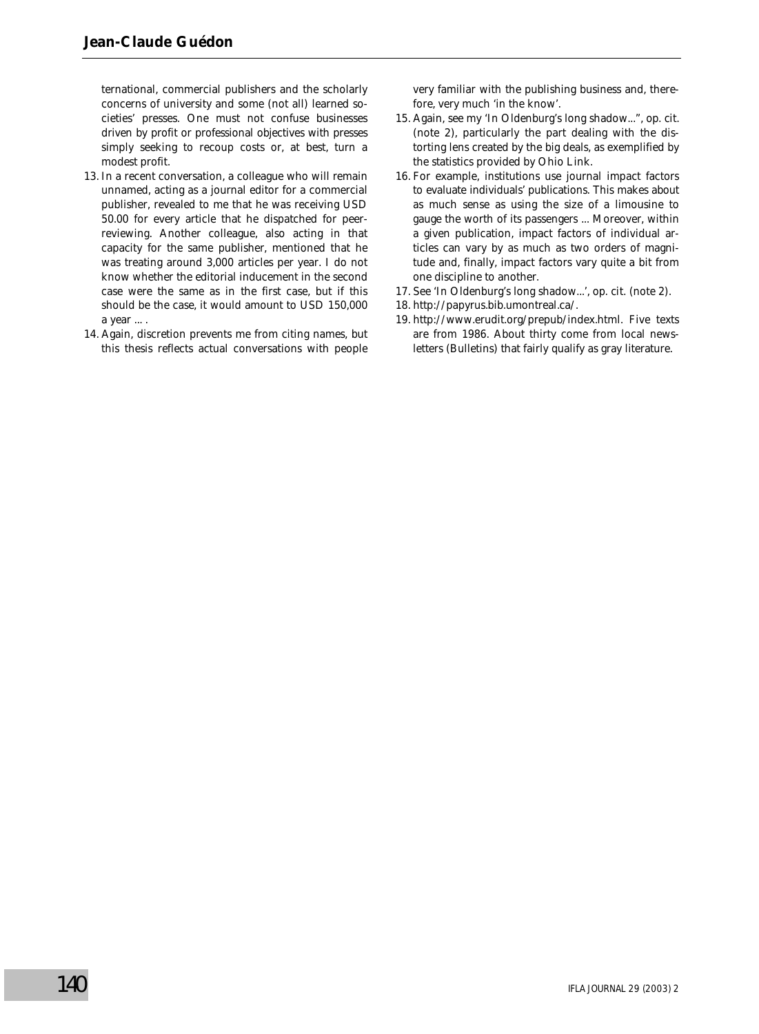ternational, commercial publishers and the scholarly concerns of university and some (not all) learned societies' presses. One must not confuse businesses driven by profit or professional objectives with presses simply seeking to recoup costs or, at best, turn a modest profit.

13. In a recent conversation, a colleague who will remain unnamed, acting as a journal editor for a commercial publisher, revealed to me that he was receiving USD 50.00 for every article that he dispatched for peer-reviewing. Another colleague, also acting in that capacity for the same publisher, mentioned that he was treating around 3,000 articles per year. I do not know whether the editorial inducement in the second case were the same as in the first case, but if this should be the case, it would amount to USD 150,000 a year ... .
14. Again, discretion prevents me from citing names, but this thesis reflects actual conversations with people very familiar with the publishing business and, therefore, very much 'in the know'.
15. Again, see my 'In Oldenburg's long shadow...", op. cit. (note 2), particularly the part dealing with the distorting lens created by the big deals, as exemplified by the statistics provided by Ohio Link.
16. For example, institutions use journal impact factors to evaluate individuals' publications. This makes about as much sense as using the size of a limousine to gauge the worth of its passengers ... Moreover, within a given publication, impact factors of individual articles can vary by as much as two orders of magnitude and, finally, impact factors vary quite a bit from one discipline to another.
17. See 'In Oldenburg's long shadow...', op. cit. (note 2).
18. http://papyrus.bib.umontreal.ca/.
19. http://www.erudit.org/prepub/index.html. Five texts are from 1986. About thirty come from local newsletters (Bulletins) that fairly qualify as gray literature.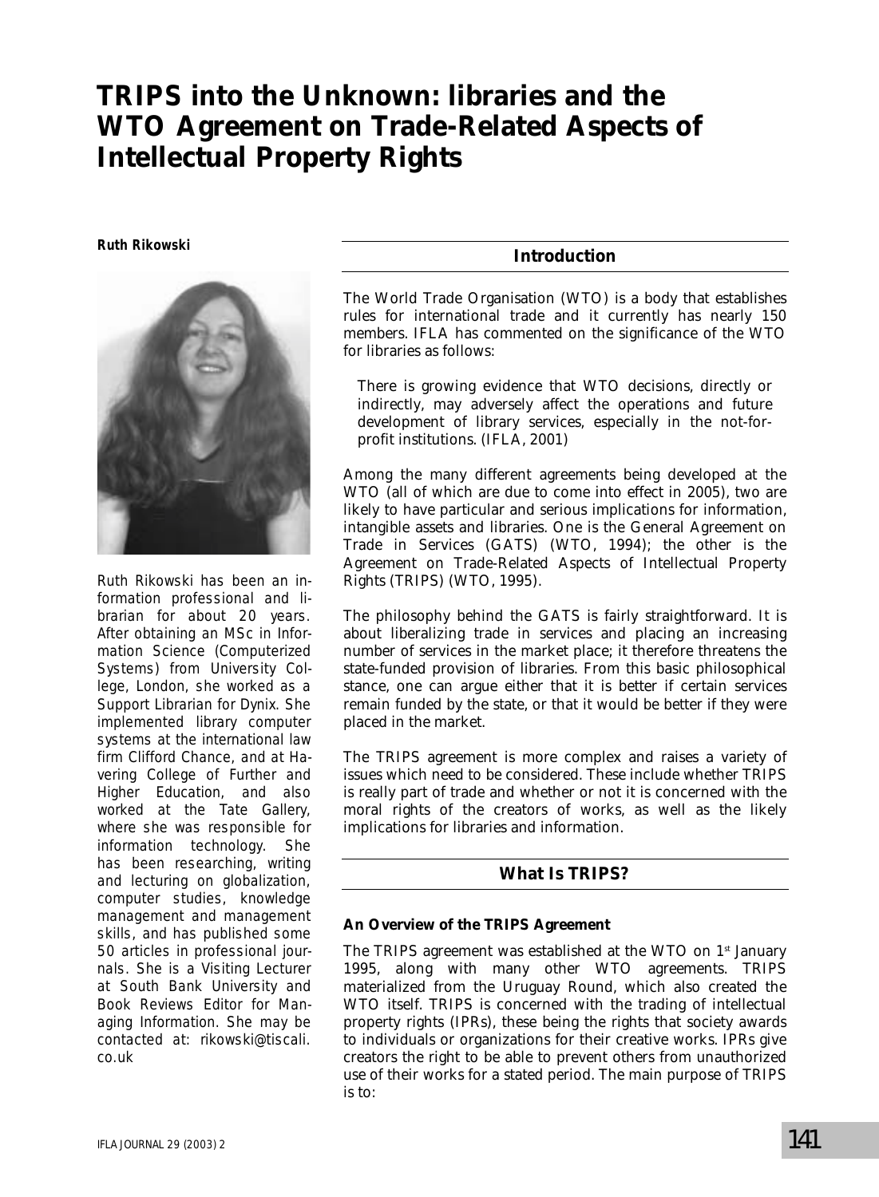# TRIPS into the Unknown: libraries and the WTO Agreement on Trade-Related Aspects of Intellectual Property Rights

**Ruth Rikowski**

*Ruth Rikowski has been an information professional and librarian for about 20 years. After obtaining an MSc in Information Science (Computerized Systems) from University College, London, she worked as a Support Librarian for Dynix. She implemented library computer systems at the international law firm Clifford Chance, and at Havering College of Further and Higher Education, and also worked at the Tate Gallery, where she was responsible for information technology. She has been researching, writing and lecturing on globalization, computer studies, knowledge management and management skills, and has published some 50 articles in professional journals. She is a Visiting Lecturer at South Bank University and Book Reviews Editor for Managing Information. She may be contacted at: rikowski@tiscali.co.uk*

## Introduction

The World Trade Organisation (WTO) is a body that establishes rules for international trade and it currently has nearly 150 members. IFLA has commented on the significance of the WTO for libraries as follows:

> There is growing evidence that WTO decisions, directly or indirectly, may adversely affect the operations and future development of library services, especially in the not-for-profit institutions. (IFLA, 2001)

Among the many different agreements being developed at the WTO (all of which are due to come into effect in 2005), two are likely to have particular and serious implications for information, intangible assets and libraries. One is the General Agreement on Trade in Services (GATS) (WTO, 1994); the other is the Agreement on Trade-Related Aspects of Intellectual Property Rights (TRIPS) (WTO, 1995).

The philosophy behind the GATS is fairly straightforward. It is about liberalizing trade in services and placing an increasing number of services in the market place; it therefore threatens the state-funded provision of libraries. From this basic philosophical stance, one can argue either that it is better if certain services remain funded by the state, or that it would be better if they were placed in the market.

The TRIPS agreement is more complex and raises a variety of issues which need to be considered. These include whether TRIPS is really part of trade and whether or not it is concerned with the moral rights of the creators of works, as well as the likely implications for libraries and information.

## What Is TRIPS?

### An Overview of the TRIPS Agreement

The TRIPS agreement was established at the WTO on 1st January 1995, along with many other WTO agreements. TRIPS materialized from the Uruguay Round, which also created the WTO itself. TRIPS is concerned with the trading of intellectual property rights (IPRs), these being the rights that society awards to individuals or organizations for their creative works. IPRs give creators the right to be able to prevent others from unauthorized use of their works for a stated period. The main purpose of TRIPS is to: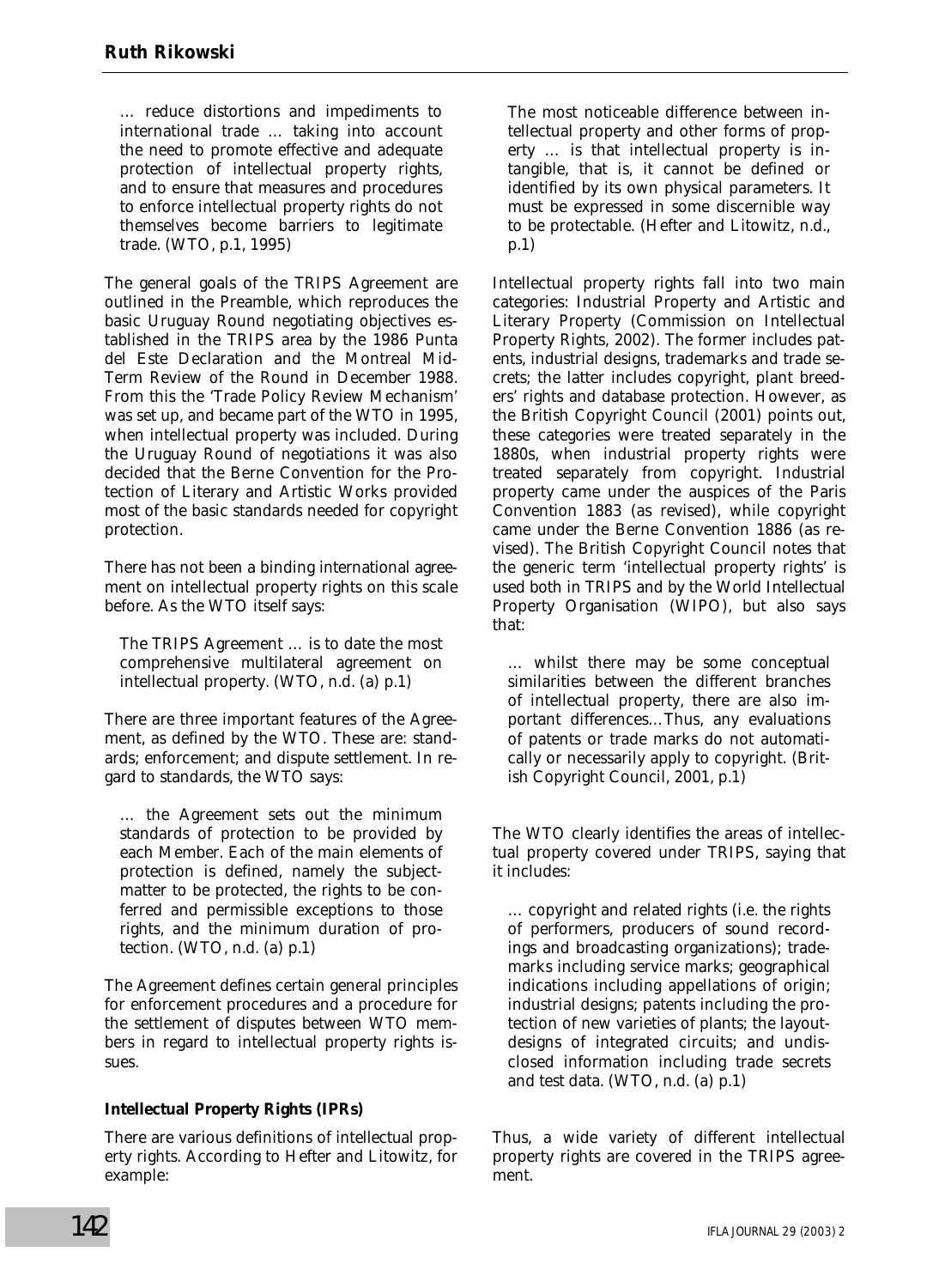… reduce distortions and impediments to international trade … taking into account the need to promote effective and adequate protection of intellectual property rights, and to ensure that measures and procedures to enforce intellectual property rights do not themselves become barriers to legitimate trade. (WTO, p.1, 1995)

The general goals of the TRIPS Agreement are outlined in the Preamble, which reproduces the basic Uruguay Round negotiating objectives established in the TRIPS area by the 1986 Punta del Este Declaration and the Montreal Mid-Term Review of the Round in December 1988. From this the 'Trade Policy Review Mechanism' was set up, and became part of the WTO in 1995, when intellectual property was included. During the Uruguay Round of negotiations it was also decided that the Berne Convention for the Protection of Literary and Artistic Works provided most of the basic standards needed for copyright protection.

There has not been a binding international agreement on intellectual property rights on this scale before. As the WTO itself says:

> The TRIPS Agreement … is to date the most comprehensive multilateral agreement on intellectual property. (WTO, n.d. (a) p.1)

There are three important features of the Agreement, as defined by the WTO. These are: standards; enforcement; and dispute settlement. In regard to standards, the WTO says:

> … the Agreement sets out the minimum standards of protection to be provided by each Member. Each of the main elements of protection is defined, namely the subject-matter to be protected, the rights to be conferred and permissible exceptions to those rights, and the minimum duration of protection. (WTO, n.d. (a) p.1)

The Agreement defines certain general principles for enforcement procedures and a procedure for the settlement of disputes between WTO members in regard to intellectual property rights issues.

**Intellectual Property Rights (IPRs)**

There are various definitions of intellectual property rights. According to Hefter and Litowitz, for example:

> The most noticeable difference between intellectual property and other forms of property … is that intellectual property is intangible, that is, it cannot be defined or identified by its own physical parameters. It must be expressed in some discernible way to be protectable. (Hefter and Litowitz, n.d., p.1)

Intellectual property rights fall into two main categories: Industrial Property and Artistic and Literary Property (Commission on Intellectual Property Rights, 2002). The former includes patents, industrial designs, trademarks and trade secrets; the latter includes copyright, plant breeders' rights and database protection. However, as the British Copyright Council (2001) points out, these categories were treated separately in the 1880s, when industrial property rights were treated separately from copyright. Industrial property came under the auspices of the Paris Convention 1883 (as revised), while copyright came under the Berne Convention 1886 (as revised). The British Copyright Council notes that the generic term 'intellectual property rights' is used both in TRIPS and by the World Intellectual Property Organisation (WIPO), but also says that:

> … whilst there may be some conceptual similarities between the different branches of intellectual property, there are also important differences…Thus, any evaluations of patents or trade marks do not automatically or necessarily apply to copyright. (British Copyright Council, 2001, p.1)

The WTO clearly identifies the areas of intellectual property covered under TRIPS, saying that it includes:

> … copyright and related rights (i.e. the rights of performers, producers of sound recordings and broadcasting organizations); trademarks including service marks; geographical indications including appellations of origin; industrial designs; patents including the protection of new varieties of plants; the layout-designs of integrated circuits; and undisclosed information including trade secrets and test data. (WTO, n.d. (a) p.1)

Thus, a wide variety of different intellectual property rights are covered in the TRIPS agreement.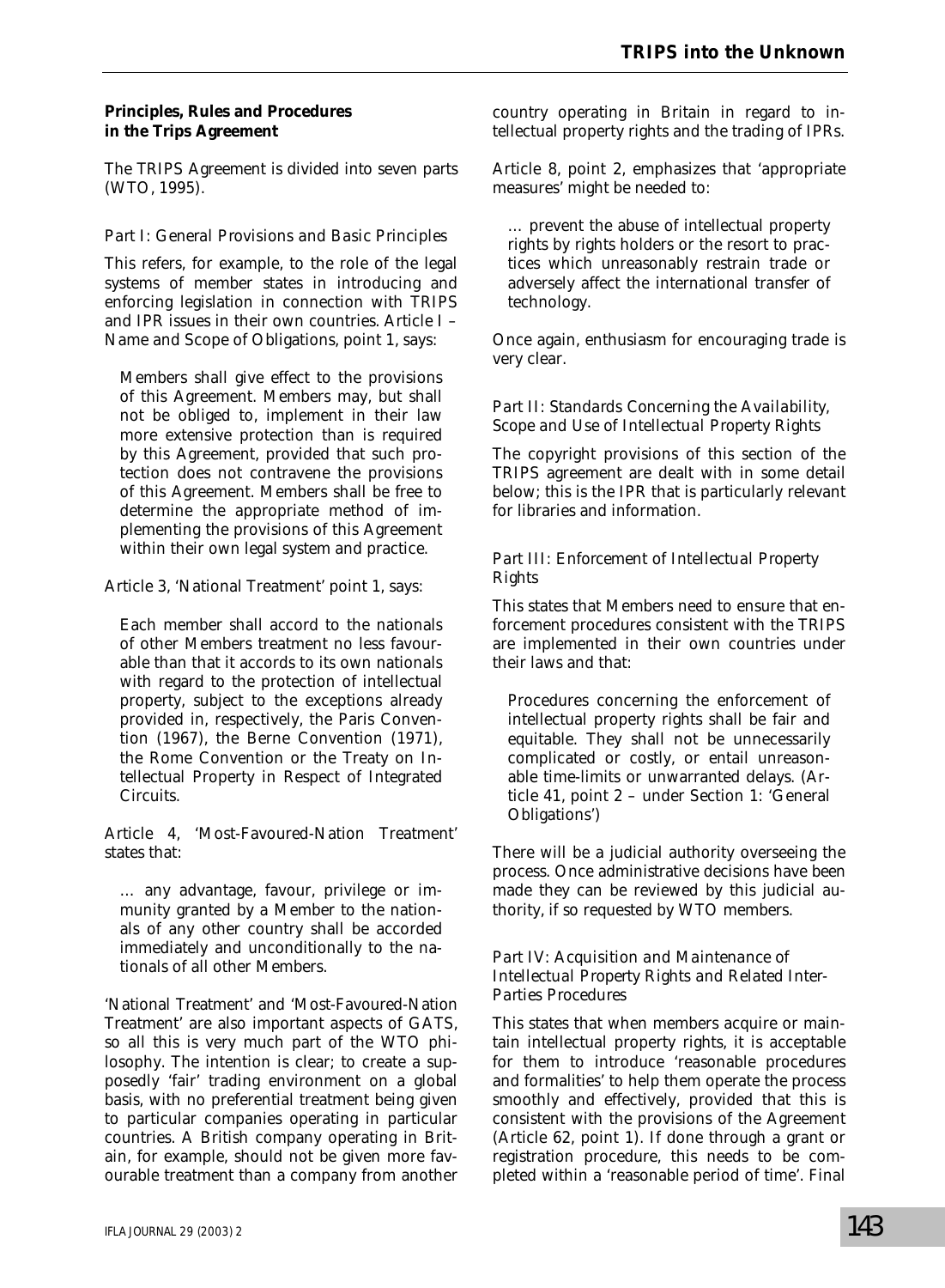### Principles, Rules and Procedures in the Trips Agreement

The TRIPS Agreement is divided into seven parts (WTO, 1995).

#### *Part I: General Provisions and Basic Principles*

This refers, for example, to the role of the legal systems of member states in introducing and enforcing legislation in connection with TRIPS and IPR issues in their own countries. Article I – Name and Scope of Obligations, point 1, says:

> Members shall give effect to the provisions of this Agreement. Members may, but shall not be obliged to, implement in their law more extensive protection than is required by this Agreement, provided that such protection does not contravene the provisions of this Agreement. Members shall be free to determine the appropriate method of implementing the provisions of this Agreement within their own legal system and practice.

Article 3, 'National Treatment' point 1, says:

> Each member shall accord to the nationals of other Members treatment no less favourable than that it accords to its own nationals with regard to the protection of intellectual property, subject to the exceptions already provided in, respectively, the Paris Convention (1967), the Berne Convention (1971), the Rome Convention or the Treaty on Intellectual Property in Respect of Integrated Circuits.

Article 4, 'Most-Favoured-Nation Treatment' states that:

> … any advantage, favour, privilege or immunity granted by a Member to the nationals of any other country shall be accorded immediately and unconditionally to the nationals of all other Members.

'National Treatment' and 'Most-Favoured-Nation Treatment' are also important aspects of GATS, so all this is very much part of the WTO philosophy. The intention is clear; to create a supposedly 'fair' trading environment on a global basis, with no preferential treatment being given to particular companies operating in particular countries. A British company operating in Britain, for example, should not be given more favourable treatment than a company from another country operating in Britain in regard to intellectual property rights and the trading of IPRs.

Article 8, point 2, emphasizes that 'appropriate measures' might be needed to:

> … prevent the abuse of intellectual property rights by rights holders or the resort to practices which unreasonably restrain trade or adversely affect the international transfer of technology.

Once again, enthusiasm for encouraging trade is very clear.

#### *Part II: Standards Concerning the Availability, Scope and Use of Intellectual Property Rights*

The copyright provisions of this section of the TRIPS agreement are dealt with in some detail below; this is the IPR that is particularly relevant for libraries and information.

#### *Part III: Enforcement of Intellectual Property Rights*

This states that Members need to ensure that enforcement procedures consistent with the TRIPS are implemented in their own countries under their laws and that:

> Procedures concerning the enforcement of intellectual property rights shall be fair and equitable. They shall not be unnecessarily complicated or costly, or entail unreasonable time-limits or unwarranted delays. (Article 41, point 2 – under Section 1: 'General Obligations')

There will be a judicial authority overseeing the process. Once administrative decisions have been made they can be reviewed by this judicial authority, if so requested by WTO members.

#### *Part IV: Acquisition and Maintenance of Intellectual Property Rights and Related Inter-Parties Procedures*

This states that when members acquire or maintain intellectual property rights, it is acceptable for them to introduce 'reasonable procedures and formalities' to help them operate the process smoothly and effectively, provided that this is consistent with the provisions of the Agreement (Article 62, point 1). If done through a grant or registration procedure, this needs to be completed within a 'reasonable period of time'. Final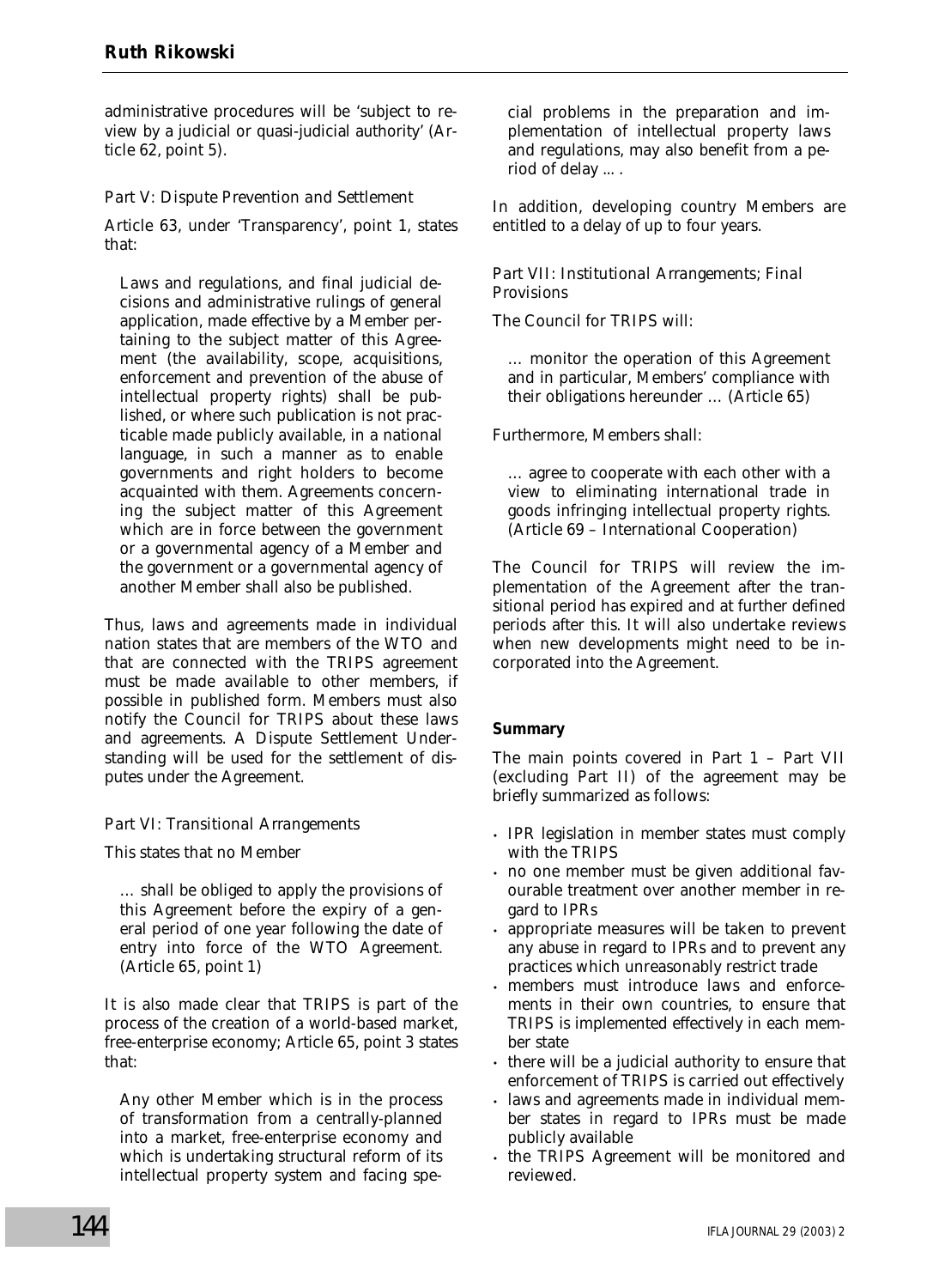administrative procedures will be 'subject to review by a judicial or quasi-judicial authority' (Article 62, point 5).

*Part V: Dispute Prevention and Settlement*

Article 63, under 'Transparency', point 1, states that:

> Laws and regulations, and final judicial decisions and administrative rulings of general application, made effective by a Member pertaining to the subject matter of this Agreement (the availability, scope, acquisitions, enforcement and prevention of the abuse of intellectual property rights) shall be published, or where such publication is not practicable made publicly available, in a national language, in such a manner as to enable governments and right holders to become acquainted with them. Agreements concerning the subject matter of this Agreement which are in force between the government or a governmental agency of a Member and the government or a governmental agency of another Member shall also be published.

Thus, laws and agreements made in individual nation states that are members of the WTO and that are connected with the TRIPS agreement must be made available to other members, if possible in published form. Members must also notify the Council for TRIPS about these laws and agreements. A Dispute Settlement Understanding will be used for the settlement of disputes under the Agreement.

*Part VI: Transitional Arrangements*

This states that no Member

> … shall be obliged to apply the provisions of this Agreement before the expiry of a general period of one year following the date of entry into force of the WTO Agreement. (Article 65, point 1)

It is also made clear that TRIPS is part of the process of the creation of a world-based market, free-enterprise economy; Article 65, point 3 states that:

> Any other Member which is in the process of transformation from a centrally-planned into a market, free-enterprise economy and which is undertaking structural reform of its intellectual property system and facing special problems in the preparation and implementation of intellectual property laws and regulations, may also benefit from a period of delay … .

In addition, developing country Members are entitled to a delay of up to four years.

*Part VII: Institutional Arrangements; Final Provisions*

The Council for TRIPS will:

> … monitor the operation of this Agreement and in particular, Members' compliance with their obligations hereunder … (Article 65)

Furthermore, Members shall:

> … agree to cooperate with each other with a view to eliminating international trade in goods infringing intellectual property rights. (Article 69 – International Cooperation)

The Council for TRIPS will review the implementation of the Agreement after the transitional period has expired and at further defined periods after this. It will also undertake reviews when new developments might need to be incorporated into the Agreement.

**Summary**

The main points covered in Part 1 – Part VII (excluding Part II) of the agreement may be briefly summarized as follows:

- IPR legislation in member states must comply with the TRIPS
- no one member must be given additional favourable treatment over another member in regard to IPRs
- appropriate measures will be taken to prevent any abuse in regard to IPRs and to prevent any practices which unreasonably restrict trade
- members must introduce laws and enforcements in their own countries, to ensure that TRIPS is implemented effectively in each member state
- there will be a judicial authority to ensure that enforcement of TRIPS is carried out effectively
- laws and agreements made in individual member states in regard to IPRs must be made publicly available
- the TRIPS Agreement will be monitored and reviewed.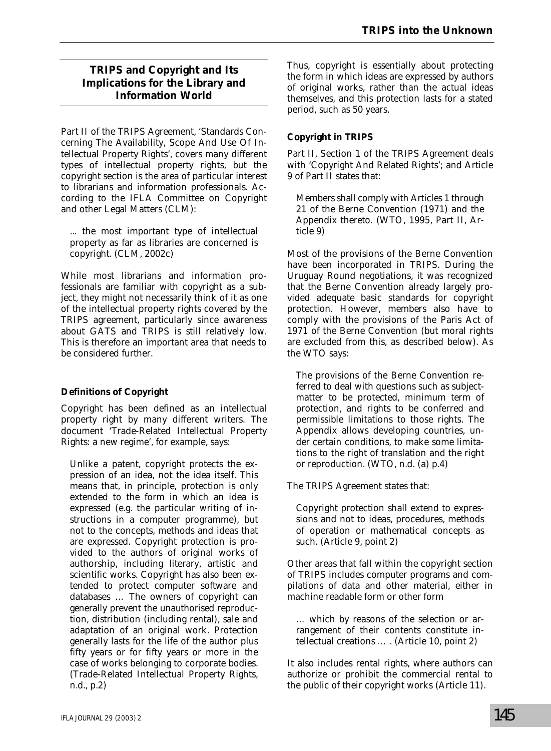## TRIPS and Copyright and Its Implications for the Library and Information World

Part II of the TRIPS Agreement, 'Standards Concerning The Availability, Scope And Use Of Intellectual Property Rights', covers many different types of intellectual property rights, but the copyright section is the area of particular interest to librarians and information professionals. According to the IFLA Committee on Copyright and other Legal Matters (CLM):

> ... the most important type of intellectual property as far as libraries are concerned is copyright. (CLM, 2002c)

While most librarians and information professionals are familiar with copyright as a subject, they might not necessarily think of it as one of the intellectual property rights covered by the TRIPS agreement, particularly since awareness about GATS and TRIPS is still relatively low. This is therefore an important area that needs to be considered further.

### Definitions of Copyright

Copyright has been defined as an intellectual property right by many different writers. The document 'Trade-Related Intellectual Property Rights: a new regime', for example, says:

> Unlike a patent, copyright protects the expression of an idea, not the idea itself. This means that, in principle, protection is only extended to the form in which an idea is expressed (e.g. the particular writing of instructions in a computer programme), but not to the concepts, methods and ideas that are expressed. Copyright protection is provided to the authors of original works of authorship, including literary, artistic and scientific works. Copyright has also been extended to protect computer software and databases … The owners of copyright can generally prevent the unauthorised reproduction, distribution (including rental), sale and adaptation of an original work. Protection generally lasts for the life of the author plus fifty years or for fifty years or more in the case of works belonging to corporate bodies. (Trade-Related Intellectual Property Rights, n.d., p.2)

Thus, copyright is essentially about protecting the form in which ideas are expressed by authors of original works, rather than the actual ideas themselves, and this protection lasts for a stated period, such as 50 years.

### Copyright in TRIPS

Part II, Section 1 of the TRIPS Agreement deals with 'Copyright And Related Rights'; and Article 9 of Part II states that:

> Members shall comply with Articles 1 through 21 of the Berne Convention (1971) and the Appendix thereto. (WTO, 1995, Part II, Article 9)

Most of the provisions of the Berne Convention have been incorporated in TRIPS. During the Uruguay Round negotiations, it was recognized that the Berne Convention already largely provided adequate basic standards for copyright protection. However, members also have to comply with the provisions of the Paris Act of 1971 of the Berne Convention (but moral rights are excluded from this, as described below). As the WTO says:

> The provisions of the Berne Convention referred to deal with questions such as subject-matter to be protected, minimum term of protection, and rights to be conferred and permissible limitations to those rights. The Appendix allows developing countries, under certain conditions, to make some limitations to the right of translation and the right or reproduction. (WTO, n.d. (a) p.4)

The TRIPS Agreement states that:

> Copyright protection shall extend to expressions and not to ideas, procedures, methods of operation or mathematical concepts as such. (Article 9, point 2)

Other areas that fall within the copyright section of TRIPS includes computer programs and compilations of data and other material, either in machine readable form or other form

> … which by reasons of the selection or arrangement of their contents constitute intellectual creations … . (Article 10, point 2)

It also includes rental rights, where authors can authorize or prohibit the commercial rental to the public of their copyright works (Article 11).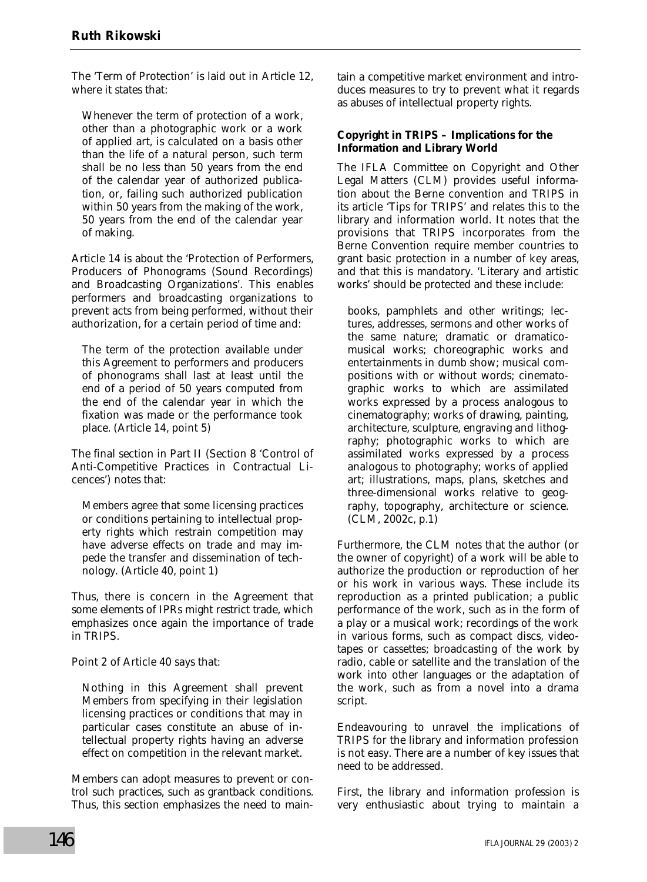The 'Term of Protection' is laid out in Article 12, where it states that:

> Whenever the term of protection of a work, other than a photographic work or a work of applied art, is calculated on a basis other than the life of a natural person, such term shall be no less than 50 years from the end of the calendar year of authorized publication, or, failing such authorized publication within 50 years from the making of the work, 50 years from the end of the calendar year of making.

Article 14 is about the 'Protection of Performers, Producers of Phonograms (Sound Recordings) and Broadcasting Organizations'. This enables performers and broadcasting organizations to prevent acts from being performed, without their authorization, for a certain period of time and:

> The term of the protection available under this Agreement to performers and producers of phonograms shall last at least until the end of a period of 50 years computed from the end of the calendar year in which the fixation was made or the performance took place. (Article 14, point 5)

The final section in Part II (Section 8 'Control of Anti-Competitive Practices in Contractual Licences') notes that:

> Members agree that some licensing practices or conditions pertaining to intellectual property rights which restrain competition may have adverse effects on trade and may impede the transfer and dissemination of technology. (Article 40, point 1)

Thus, there is concern in the Agreement that some elements of IPRs might restrict trade, which emphasizes once again the importance of trade in TRIPS.

Point 2 of Article 40 says that:

> Nothing in this Agreement shall prevent Members from specifying in their legislation licensing practices or conditions that may in particular cases constitute an abuse of intellectual property rights having an adverse effect on competition in the relevant market.

Members can adopt measures to prevent or control such practices, such as grantback conditions. Thus, this section emphasizes the need to maintain a competitive market environment and introduces measures to try to prevent what it regards as abuses of intellectual property rights.

### Copyright in TRIPS – Implications for the Information and Library World

The IFLA Committee on Copyright and Other Legal Matters (CLM) provides useful information about the Berne convention and TRIPS in its article 'Tips for TRIPS' and relates this to the library and information world. It notes that the provisions that TRIPS incorporates from the Berne Convention require member countries to grant basic protection in a number of key areas, and that this is mandatory. 'Literary and artistic works' should be protected and these include:

> books, pamphlets and other writings; lectures, addresses, sermons and other works of the same nature; dramatic or dramatico-musical works; choreographic works and entertainments in dumb show; musical compositions with or without words; cinematographic works to which are assimilated works expressed by a process analogous to cinematography; works of drawing, painting, architecture, sculpture, engraving and lithography; photographic works to which are assimilated works expressed by a process analogous to photography; works of applied art; illustrations, maps, plans, sketches and three-dimensional works relative to geography, topography, architecture or science. (CLM, 2002c, p.1)

Furthermore, the CLM notes that the author (or the owner of copyright) of a work will be able to authorize the production or reproduction of her or his work in various ways. These include its reproduction as a printed publication; a public performance of the work, such as in the form of a play or a musical work; recordings of the work in various forms, such as compact discs, videotapes or cassettes; broadcasting of the work by radio, cable or satellite and the translation of the work into other languages or the adaptation of the work, such as from a novel into a drama script.

Endeavouring to unravel the implications of TRIPS for the library and information profession is not easy. There are a number of key issues that need to be addressed.

First, the library and information profession is very enthusiastic about trying to maintain a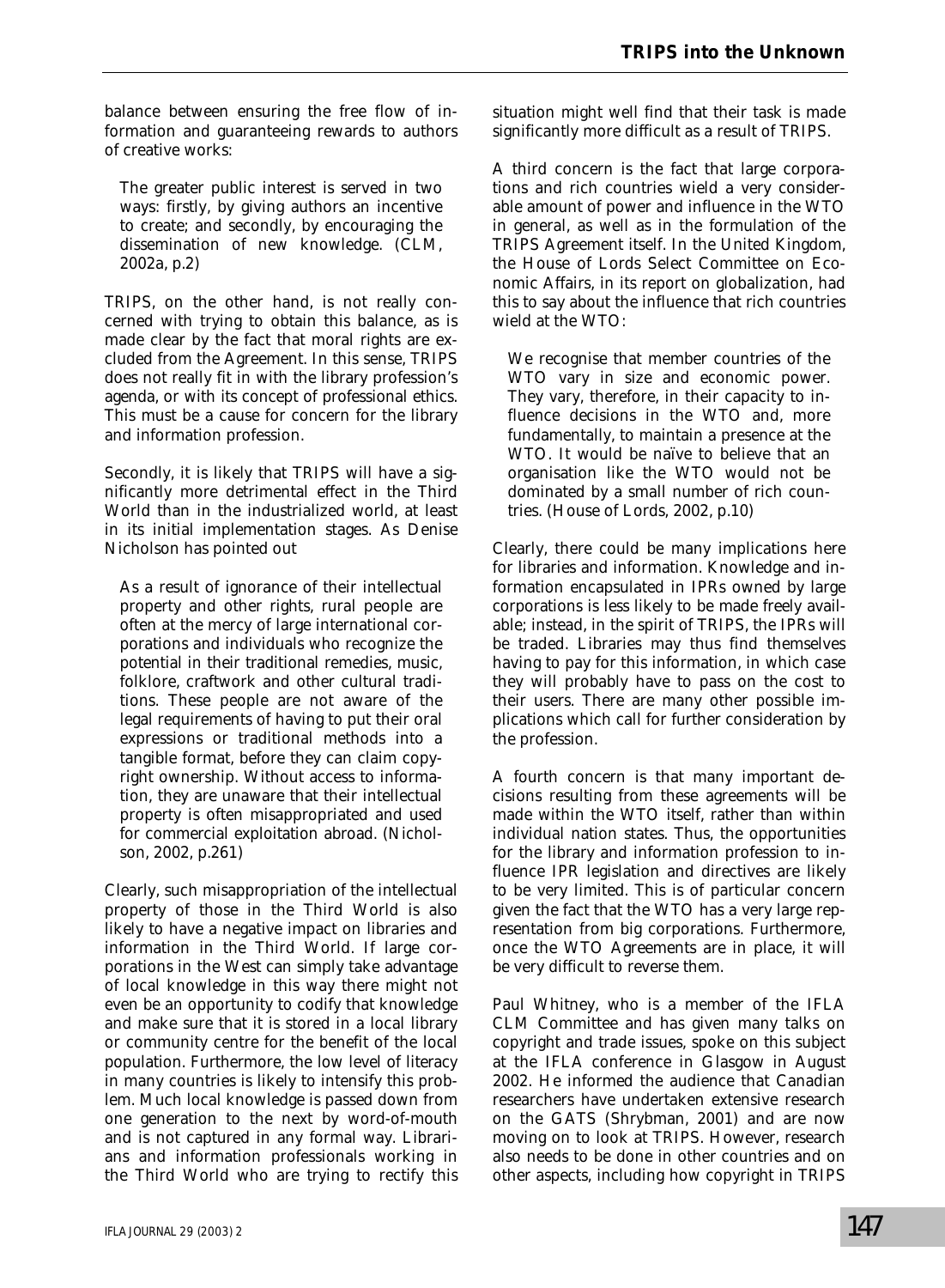balance between ensuring the free flow of information and guaranteeing rewards to authors of creative works:

> The greater public interest is served in two ways: firstly, by giving authors an incentive to create; and secondly, by encouraging the dissemination of new knowledge. (CLM, 2002a, p.2)

TRIPS, on the other hand, is not really concerned with trying to obtain this balance, as is made clear by the fact that moral rights are excluded from the Agreement. In this sense, TRIPS does not really fit in with the library profession's agenda, or with its concept of professional ethics. This must be a cause for concern for the library and information profession.

Secondly, it is likely that TRIPS will have a significantly more detrimental effect in the Third World than in the industrialized world, at least in its initial implementation stages. As Denise Nicholson has pointed out

> As a result of ignorance of their intellectual property and other rights, rural people are often at the mercy of large international corporations and individuals who recognize the potential in their traditional remedies, music, folklore, craftwork and other cultural traditions. These people are not aware of the legal requirements of having to put their oral expressions or traditional methods into a tangible format, before they can claim copyright ownership. Without access to information, they are unaware that their intellectual property is often misappropriated and used for commercial exploitation abroad. (Nicholson, 2002, p.261)

Clearly, such misappropriation of the intellectual property of those in the Third World is also likely to have a negative impact on libraries and information in the Third World. If large corporations in the West can simply take advantage of local knowledge in this way there might not even be an opportunity to codify that knowledge and make sure that it is stored in a local library or community centre for the benefit of the local population. Furthermore, the low level of literacy in many countries is likely to intensify this problem. Much local knowledge is passed down from one generation to the next by word-of-mouth and is not captured in any formal way. Librarians and information professionals working in the Third World who are trying to rectify this situation might well find that their task is made significantly more difficult as a result of TRIPS.

A third concern is the fact that large corporations and rich countries wield a very considerable amount of power and influence in the WTO in general, as well as in the formulation of the TRIPS Agreement itself. In the United Kingdom, the House of Lords Select Committee on Economic Affairs, in its report on globalization, had this to say about the influence that rich countries wield at the WTO:

> We recognise that member countries of the WTO vary in size and economic power. They vary, therefore, in their capacity to influence decisions in the WTO and, more fundamentally, to maintain a presence at the WTO. It would be naïve to believe that an organisation like the WTO would not be dominated by a small number of rich countries. (House of Lords, 2002, p.10)

Clearly, there could be many implications here for libraries and information. Knowledge and information encapsulated in IPRs owned by large corporations is less likely to be made freely available; instead, in the spirit of TRIPS, the IPRs will be traded. Libraries may thus find themselves having to pay for this information, in which case they will probably have to pass on the cost to their users. There are many other possible implications which call for further consideration by the profession.

A fourth concern is that many important decisions resulting from these agreements will be made within the WTO itself, rather than within individual nation states. Thus, the opportunities for the library and information profession to influence IPR legislation and directives are likely to be very limited. This is of particular concern given the fact that the WTO has a very large representation from big corporations. Furthermore, once the WTO Agreements are in place, it will be very difficult to reverse them.

Paul Whitney, who is a member of the IFLA CLM Committee and has given many talks on copyright and trade issues, spoke on this subject at the IFLA conference in Glasgow in August 2002. He informed the audience that Canadian researchers have undertaken extensive research on the GATS (Shrybman, 2001) and are now moving on to look at TRIPS. However, research also needs to be done in other countries and on other aspects, including how copyright in TRIPS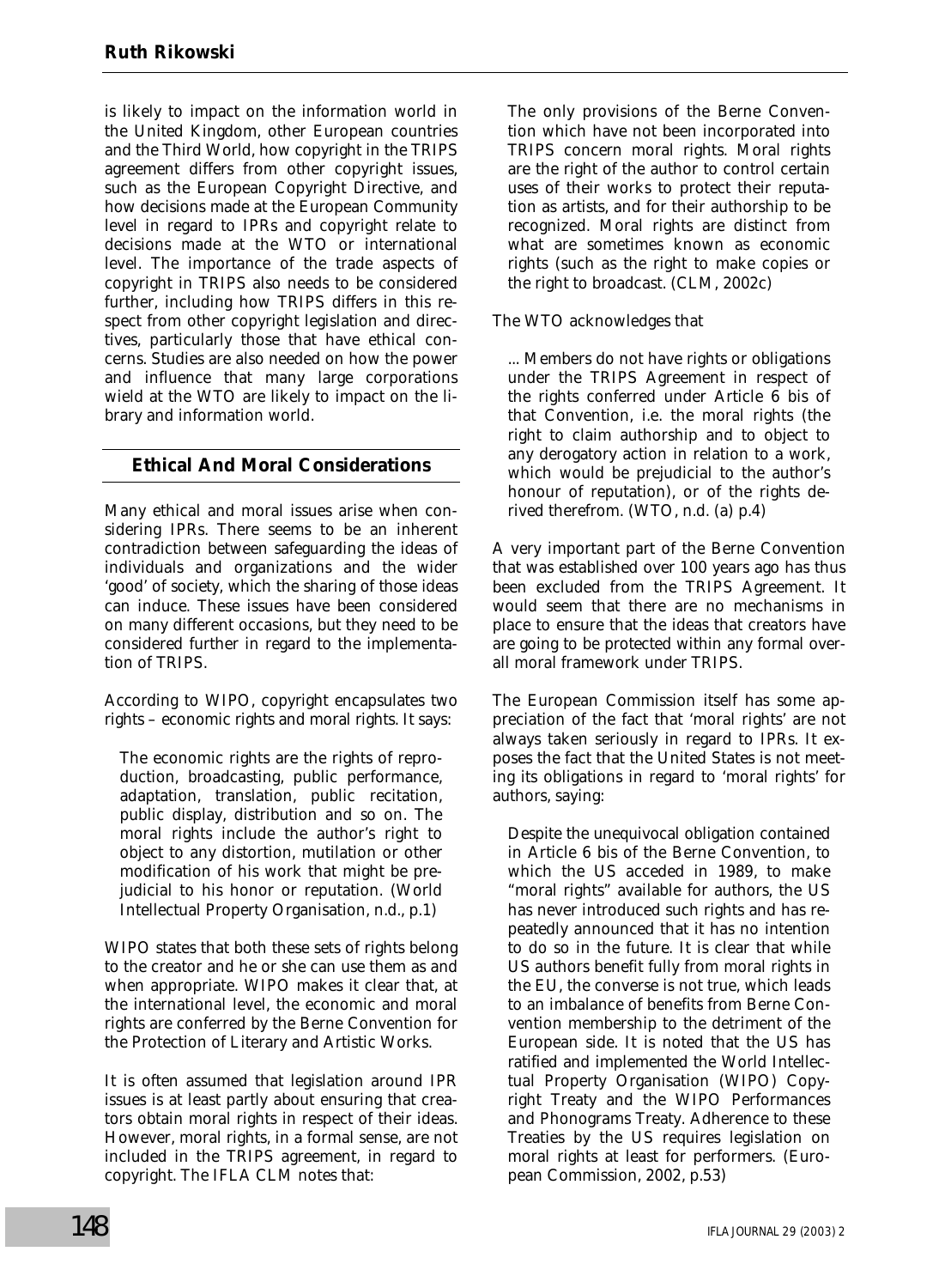is likely to impact on the information world in the United Kingdom, other European countries and the Third World, how copyright in the TRIPS agreement differs from other copyright issues, such as the European Copyright Directive, and how decisions made at the European Community level in regard to IPRs and copyright relate to decisions made at the WTO or international level. The importance of the trade aspects of copyright in TRIPS also needs to be considered further, including how TRIPS differs in this respect from other copyright legislation and directives, particularly those that have ethical concerns. Studies are also needed on how the power and influence that many large corporations wield at the WTO are likely to impact on the library and information world.

## Ethical And Moral Considerations

Many ethical and moral issues arise when considering IPRs. There seems to be an inherent contradiction between safeguarding the ideas of individuals and organizations and the wider 'good' of society, which the sharing of those ideas can induce. These issues have been considered on many different occasions, but they need to be considered further in regard to the implementation of TRIPS.

According to WIPO, copyright encapsulates two rights – economic rights and moral rights. It says:

> The economic rights are the rights of reproduction, broadcasting, public performance, adaptation, translation, public recitation, public display, distribution and so on. The moral rights include the author's right to object to any distortion, mutilation or other modification of his work that might be prejudicial to his honor or reputation. (World Intellectual Property Organisation, n.d., p.1)

WIPO states that both these sets of rights belong to the creator and he or she can use them as and when appropriate. WIPO makes it clear that, at the international level, the economic and moral rights are conferred by the Berne Convention for the Protection of Literary and Artistic Works.

It is often assumed that legislation around IPR issues is at least partly about ensuring that creators obtain moral rights in respect of their ideas. However, moral rights, in a formal sense, are not included in the TRIPS agreement, in regard to copyright. The IFLA CLM notes that:

> The only provisions of the Berne Convention which have not been incorporated into TRIPS concern moral rights. Moral rights are the right of the author to control certain uses of their works to protect their reputation as artists, and for their authorship to be recognized. Moral rights are distinct from what are sometimes known as economic rights (such as the right to make copies or the right to broadcast. (CLM, 2002c)

The WTO acknowledges that

> ... Members do not have rights or obligations under the TRIPS Agreement in respect of the rights conferred under Article 6 bis of that Convention, i.e. the moral rights (the right to claim authorship and to object to any derogatory action in relation to a work, which would be prejudicial to the author's honour of reputation), or of the rights derived therefrom. (WTO, n.d. (a) p.4)

A very important part of the Berne Convention that was established over 100 years ago has thus been excluded from the TRIPS Agreement. It would seem that there are no mechanisms in place to ensure that the ideas that creators have are going to be protected within any formal overall moral framework under TRIPS.

The European Commission itself has some appreciation of the fact that 'moral rights' are not always taken seriously in regard to IPRs. It exposes the fact that the United States is not meeting its obligations in regard to 'moral rights' for authors, saying:

> Despite the unequivocal obligation contained in Article 6 bis of the Berne Convention, to which the US acceded in 1989, to make "moral rights" available for authors, the US has never introduced such rights and has repeatedly announced that it has no intention to do so in the future. It is clear that while US authors benefit fully from moral rights in the EU, the converse is not true, which leads to an imbalance of benefits from Berne Convention membership to the detriment of the European side. It is noted that the US has ratified and implemented the World Intellectual Property Organisation (WIPO) Copyright Treaty and the WIPO Performances and Phonograms Treaty. Adherence to these Treaties by the US requires legislation on moral rights at least for performers. (European Commission, 2002, p.53)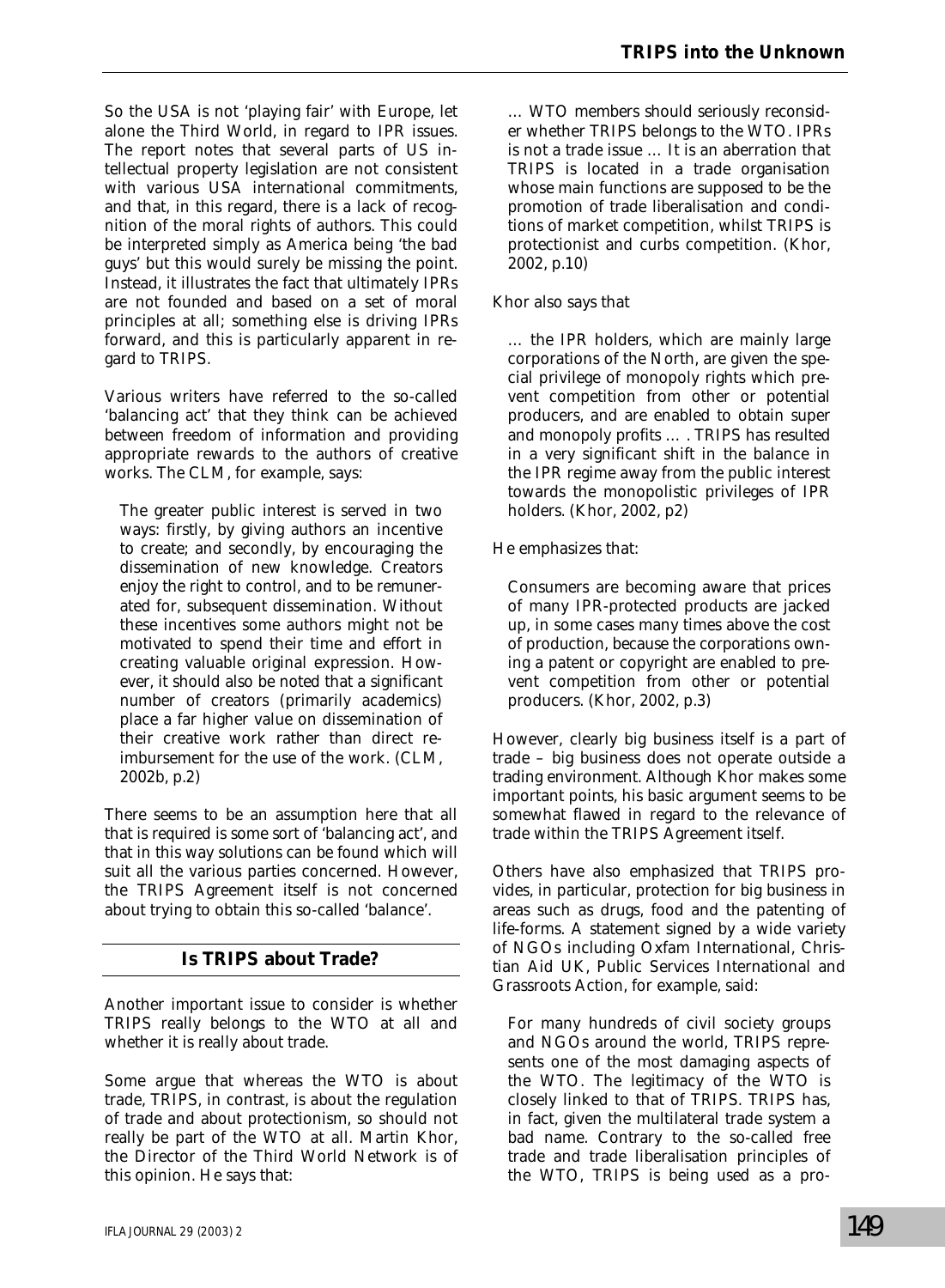So the USA is not 'playing fair' with Europe, let alone the Third World, in regard to IPR issues. The report notes that several parts of US intellectual property legislation are not consistent with various USA international commitments, and that, in this regard, there is a lack of recognition of the moral rights of authors. This could be interpreted simply as America being 'the bad guys' but this would surely be missing the point. Instead, it illustrates the fact that ultimately IPRs are not founded and based on a set of moral principles at all; something else is driving IPRs forward, and this is particularly apparent in regard to TRIPS.

Various writers have referred to the so-called 'balancing act' that they think can be achieved between freedom of information and providing appropriate rewards to the authors of creative works. The CLM, for example, says:

> The greater public interest is served in two ways: firstly, by giving authors an incentive to create; and secondly, by encouraging the dissemination of new knowledge. Creators enjoy the right to control, and to be remunerated for, subsequent dissemination. Without these incentives some authors might not be motivated to spend their time and effort in creating valuable original expression. However, it should also be noted that a significant number of creators (primarily academics) place a far higher value on dissemination of their creative work rather than direct reimbursement for the use of the work. (CLM, 2002b, p.2)

There seems to be an assumption here that all that is required is some sort of 'balancing act', and that in this way solutions can be found which will suit all the various parties concerned. However, the TRIPS Agreement itself is not concerned about trying to obtain this so-called 'balance'.

## Is TRIPS about Trade?

Another important issue to consider is whether TRIPS really belongs to the WTO at all and whether it is really about trade.

Some argue that whereas the WTO is about trade, TRIPS, in contrast, is about the regulation of trade and about protectionism, so should not really be part of the WTO at all. Martin Khor, the Director of the Third World Network is of this opinion. He says that:

> … WTO members should seriously reconsider whether TRIPS belongs to the WTO. IPRs is not a trade issue … It is an aberration that TRIPS is located in a trade organisation whose main functions are supposed to be the promotion of trade liberalisation and conditions of market competition, whilst TRIPS is protectionist and curbs competition. (Khor, 2002, p.10)

Khor also says that

> … the IPR holders, which are mainly large corporations of the North, are given the special privilege of monopoly rights which prevent competition from other or potential producers, and are enabled to obtain super and monopoly profits … . TRIPS has resulted in a very significant shift in the balance in the IPR regime away from the public interest towards the monopolistic privileges of IPR holders. (Khor, 2002, p2)

He emphasizes that:

> Consumers are becoming aware that prices of many IPR-protected products are jacked up, in some cases many times above the cost of production, because the corporations owning a patent or copyright are enabled to prevent competition from other or potential producers. (Khor, 2002, p.3)

However, clearly big business itself is a part of trade – big business does not operate outside a trading environment. Although Khor makes some important points, his basic argument seems to be somewhat flawed in regard to the relevance of trade within the TRIPS Agreement itself.

Others have also emphasized that TRIPS provides, in particular, protection for big business in areas such as drugs, food and the patenting of life-forms. A statement signed by a wide variety of NGOs including Oxfam International, Christian Aid UK, Public Services International and Grassroots Action, for example, said:

> For many hundreds of civil society groups and NGOs around the world, TRIPS represents one of the most damaging aspects of the WTO. The legitimacy of the WTO is closely linked to that of TRIPS. TRIPS has, in fact, given the multilateral trade system a bad name. Contrary to the so-called free trade and trade liberalisation principles of the WTO, TRIPS is being used as a pro-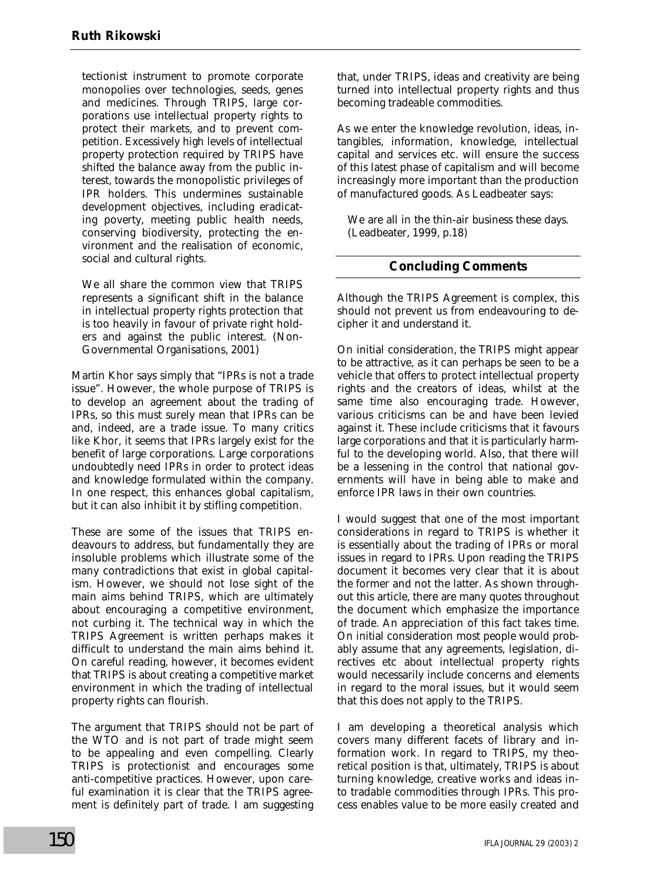tectionist instrument to promote corporate monopolies over technologies, seeds, genes and medicines. Through TRIPS, large corporations use intellectual property rights to protect their markets, and to prevent competition. Excessively high levels of intellectual property protection required by TRIPS have shifted the balance away from the public interest, towards the monopolistic privileges of IPR holders. This undermines sustainable development objectives, including eradicating poverty, meeting public health needs, conserving biodiversity, protecting the environment and the realisation of economic, social and cultural rights.

> We all share the common view that TRIPS represents a significant shift in the balance in intellectual property rights protection that is too heavily in favour of private right holders and against the public interest. (Non-Governmental Organisations, 2001)

Martin Khor says simply that "IPRs is not a trade issue". However, the whole purpose of TRIPS is to develop an agreement about the trading of IPRs, so this must surely mean that IPRs can be and, indeed, are a trade issue. To many critics like Khor, it seems that IPRs largely exist for the benefit of large corporations. Large corporations undoubtedly need IPRs in order to protect ideas and knowledge formulated within the company. In one respect, this enhances global capitalism, but it can also inhibit it by stifling competition.

These are some of the issues that TRIPS endeavours to address, but fundamentally they are insoluble problems which illustrate some of the many contradictions that exist in global capitalism. However, we should not lose sight of the main aims behind TRIPS, which are ultimately about encouraging a competitive environment, not curbing it. The technical way in which the TRIPS Agreement is written perhaps makes it difficult to understand the main aims behind it. On careful reading, however, it becomes evident that TRIPS is about creating a competitive market environment in which the trading of intellectual property rights can flourish.

The argument that TRIPS should not be part of the WTO and is not part of trade might seem to be appealing and even compelling. Clearly TRIPS is protectionist and encourages some anti-competitive practices. However, upon careful examination it is clear that the TRIPS agreement is definitely part of trade. I am suggesting that, under TRIPS, ideas and creativity are being turned into intellectual property rights and thus becoming tradeable commodities.

As we enter the knowledge revolution, ideas, intangibles, information, knowledge, intellectual capital and services etc. will ensure the success of this latest phase of capitalism and will become increasingly more important than the production of manufactured goods. As Leadbeater says:

> We are all in the thin-air business these days. (Leadbeater, 1999, p.18)

## Concluding Comments

Although the TRIPS Agreement is complex, this should not prevent us from endeavouring to decipher it and understand it.

On initial consideration, the TRIPS might appear to be attractive, as it can perhaps be seen to be a vehicle that offers to protect intellectual property rights and the creators of ideas, whilst at the same time also encouraging trade. However, various criticisms can be and have been levied against it. These include criticisms that it favours large corporations and that it is particularly harmful to the developing world. Also, that there will be a lessening in the control that national governments will have in being able to make and enforce IPR laws in their own countries.

I would suggest that one of the most important considerations in regard to TRIPS is whether it is essentially about the trading of IPRs or moral issues in regard to IPRs. Upon reading the TRIPS document it becomes very clear that it is about the former and not the latter. As shown throughout this article, there are many quotes throughout the document which emphasize the importance of trade. An appreciation of this fact takes time. On initial consideration most people would probably assume that any agreements, legislation, directives etc about intellectual property rights would necessarily include concerns and elements in regard to the moral issues, but it would seem that this does not apply to the TRIPS.

I am developing a theoretical analysis which covers many different facets of library and information work. In regard to TRIPS, my theoretical position is that, ultimately, TRIPS is about turning knowledge, creative works and ideas into tradable commodities through IPRs. This process enables value to be more easily created and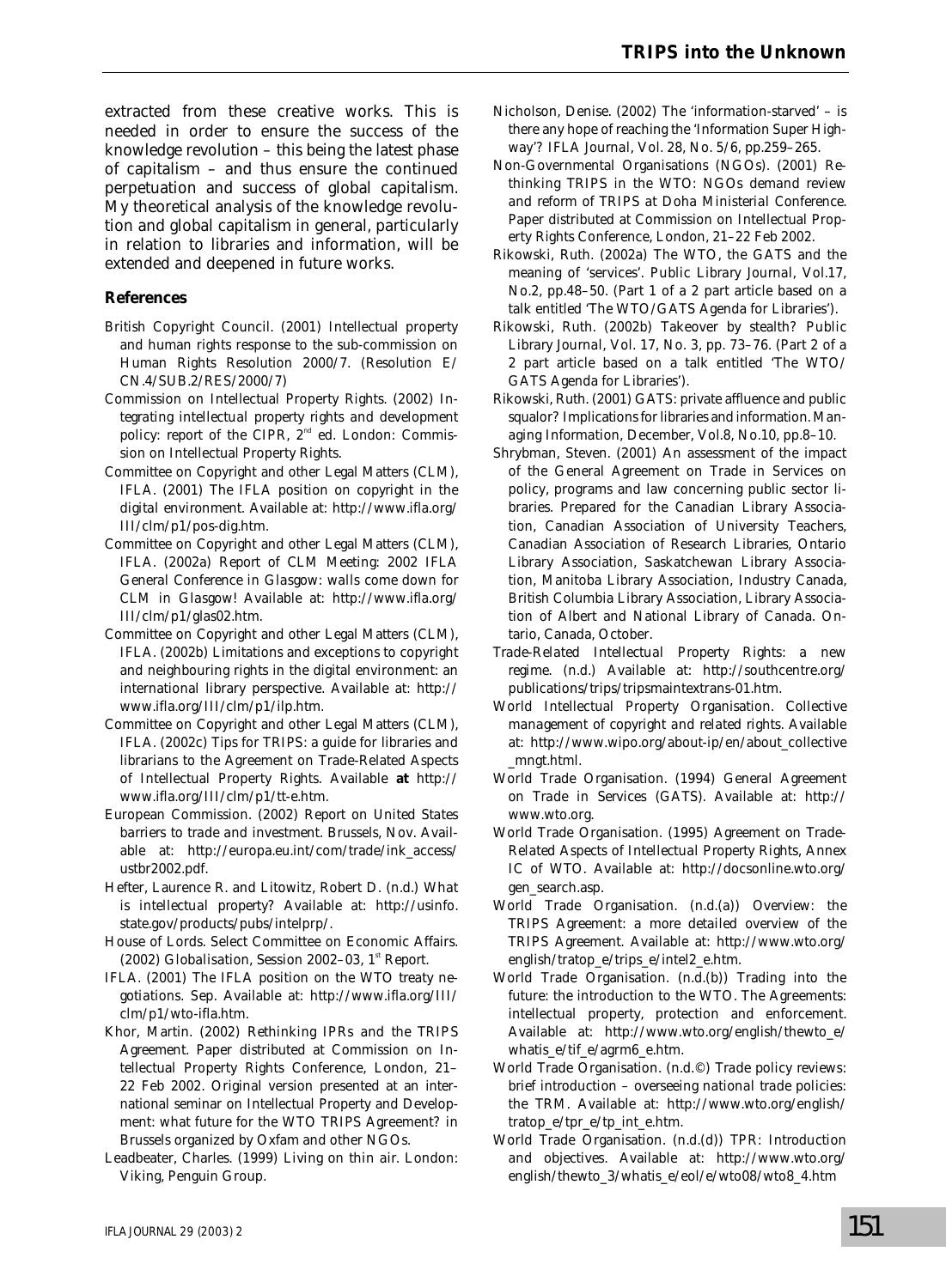extracted from these creative works. This is needed in order to ensure the success of the knowledge revolution – this being the latest phase of capitalism – and thus ensure the continued perpetuation and success of global capitalism. My theoretical analysis of the knowledge revolution and global capitalism in general, particularly in relation to libraries and information, will be extended and deepened in future works.

## References

British Copyright Council. (2001) Intellectual property and human rights response to the sub-commission on Human Rights Resolution 2000/7. (Resolution E/CN.4/SUB.2/RES/2000/7)

Commission on Intellectual Property Rights. (2002) *Integrating intellectual property rights and development policy: report of the CIPR*, 2nd ed. London: Commission on Intellectual Property Rights.

Committee on Copyright and other Legal Matters (CLM), IFLA. (2001) The IFLA position on copyright in the digital environment. Available at: http://www.ifla.org/III/clm/p1/pos-dig.htm.

Committee on Copyright and other Legal Matters (CLM), IFLA. (2002a) Report of CLM Meeting: 2002 IFLA General Conference in Glasgow: walls come down for CLM in Glasgow! Available at: http://www.ifla.org/III/clm/p1/glas02.htm.

Committee on Copyright and other Legal Matters (CLM), IFLA. (2002b) Limitations and exceptions to copyright and neighbouring rights in the digital environment: an international library perspective. Available at: http://www.ifla.org/III/clm/p1/ilp.htm.

Committee on Copyright and other Legal Matters (CLM), IFLA. (2002c) Tips for TRIPS: a guide for libraries and librarians to the Agreement on Trade-Related Aspects of Intellectual Property Rights. Available **at** http://www.ifla.org/III/clm/p1/tt-e.htm.

European Commission. (2002) *Report on United States barriers to trade and investment*. Brussels, Nov. Available at: http://europa.eu.int/com/trade/ink_access/ustbr2002.pdf.

Hefter, Laurence R. and Litowitz, Robert D. (n.d.) What is intellectual property? Available at: http://usinfo.state.gov/products/pubs/intelprp/.

House of Lords. Select Committee on Economic Affairs. (2002) *Globalisation*, Session 2002–03, 1st Report.

IFLA. (2001) The IFLA position on the WTO treaty negotiations. Sep. Available at: http://www.ifla.org/III/clm/p1/wto-ifla.htm.

Khor, Martin. (2002) Rethinking IPRs and the TRIPS Agreement. Paper distributed at Commission on Intellectual Property Rights Conference, London, 21–22 Feb 2002. Original version presented at an international seminar on Intellectual Property and Development: what future for the WTO TRIPS Agreement? in Brussels organized by Oxfam and other NGOs.

Leadbeater, Charles. (1999) *Living on thin air*. London: Viking, Penguin Group.

Nicholson, Denise. (2002) The 'information-starved' – is there any hope of reaching the 'Information Super Highway'? *IFLA Journal*, Vol. 28, No. 5/6, pp.259–265.

Non-Governmental Organisations (NGOs). (2001) Rethinking TRIPS in the WTO: NGOs demand review and reform of TRIPS at Doha Ministerial Conference. Paper distributed at Commission on Intellectual Property Rights Conference, London, 21–22 Feb 2002.

Rikowski, Ruth. (2002a) The WTO, the GATS and the meaning of 'services'. *Public Library Journal*, Vol.17, No.2, pp.48–50. (Part 1 of a 2 part article based on a talk entitled 'The WTO/GATS Agenda for Libraries').

Rikowski, Ruth. (2002b) Takeover by stealth? *Public Library Journal*, Vol. 17, No. 3, pp. 73–76. (Part 2 of a 2 part article based on a talk entitled 'The WTO/GATS Agenda for Libraries').

Rikowski, Ruth. (2001) GATS: private affluence and public squalor? Implications for libraries and information. *Managing Information*, December, Vol.8, No.10, pp.8–10.

Shrybman, Steven. (2001) An assessment of the impact of the General Agreement on Trade in Services on policy, programs and law concerning public sector libraries. Prepared for the Canadian Library Association, Canadian Association of University Teachers, Canadian Association of Research Libraries, Ontario Library Association, Saskatchewan Library Association, Manitoba Library Association, Industry Canada, British Columbia Library Association, Library Association of Albert and National Library of Canada. Ontario, Canada, October.

Trade-Related Intellectual Property Rights: a new regime. (n.d.) Available at: http://southcentre.org/publications/trips/tripsmaintextrans-01.htm.

World Intellectual Property Organisation. *Collective management of copyright and related rights*. Available at: http://www.wipo.org/about-ip/en/about_collective_mngt.html.

World Trade Organisation. (1994) General Agreement on Trade in Services (GATS). Available at: http://www.wto.org.

World Trade Organisation. (1995) Agreement on Trade-Related Aspects of Intellectual Property Rights, Annex IC of WTO. Available at: http://docsonline.wto.org/gen_search.asp.

World Trade Organisation. (n.d.(a)) Overview: the TRIPS Agreement: a more detailed overview of the TRIPS Agreement. Available at: http://www.wto.org/english/tratop_e/trips_e/intel2_e.htm.

World Trade Organisation. (n.d.(b)) Trading into the future: the introduction to the WTO. The Agreements: intellectual property, protection and enforcement. Available at: http://www.wto.org/english/thewto_e/whatis_e/tif_e/agrm6_e.htm.

World Trade Organisation. (n.d.©) Trade policy reviews: brief introduction – overseeing national trade policies: the TRM. Available at: http://www.wto.org/english/tratop_e/tpr_e/tp_int_e.htm.

World Trade Organisation. (n.d.(d)) TPR: Introduction and objectives. Available at: http://www.wto.org/english/thewto_3/whatis_e/eol/e/wto08/wto8_4.htm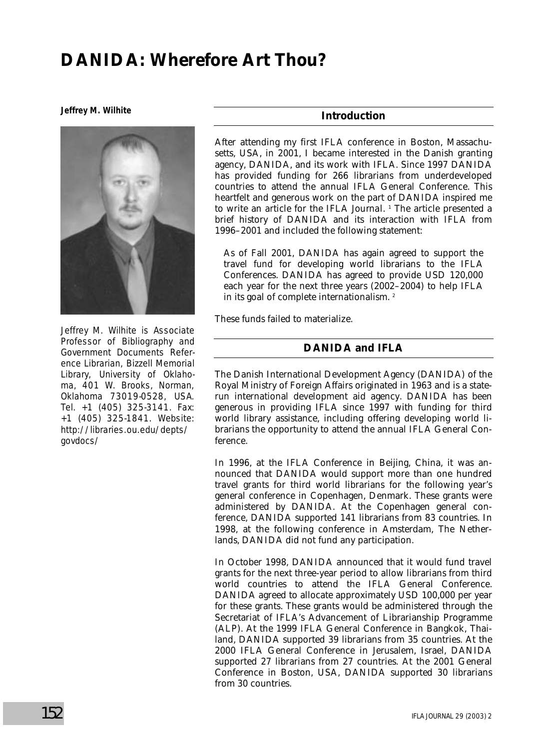# DANIDA: Wherefore Art Thou?

**Jeffrey M. Wilhite**

Jeffrey M. Wilhite is Associate Professor of Bibliography and Government Documents Reference Librarian, Bizzell Memorial Library, University of Oklahoma, 401 W. Brooks, Norman, Oklahoma 73019-0528, USA. Tel. +1 (405) 325-3141. Fax: +1 (405) 325-1841. Website: http://libraries.ou.edu/depts/govdocs/

## Introduction

After attending my first IFLA conference in Boston, Massachusetts, USA, in 2001, I became interested in the Danish granting agency, DANIDA, and its work with IFLA. Since 1997 DANIDA has provided funding for 266 librarians from underdeveloped countries to attend the annual IFLA General Conference. This heartfelt and generous work on the part of DANIDA inspired me to write an article for the IFLA Journal. [1] The article presented a brief history of DANIDA and its interaction with IFLA from 1996–2001 and included the following statement:

> As of Fall 2001, DANIDA has again agreed to support the travel fund for developing world librarians to the IFLA Conferences. DANIDA has agreed to provide USD 120,000 each year for the next three years (2002–2004) to help IFLA in its goal of complete internationalism. [2]

These funds failed to materialize.

## DANIDA and IFLA

The Danish International Development Agency (DANIDA) of the Royal Ministry of Foreign Affairs originated in 1963 and is a state-run international development aid agency. DANIDA has been generous in providing IFLA since 1997 with funding for third world library assistance, including offering developing world librarians the opportunity to attend the annual IFLA General Conference.

In 1996, at the IFLA Conference in Beijing, China, it was announced that DANIDA would support more than one hundred travel grants for third world librarians for the following year's general conference in Copenhagen, Denmark. These grants were administered by DANIDA. At the Copenhagen general conference, DANIDA supported 141 librarians from 83 countries. In 1998, at the following conference in Amsterdam, The Netherlands, DANIDA did not fund any participation.

In October 1998, DANIDA announced that it would fund travel grants for the next three-year period to allow librarians from third world countries to attend the IFLA General Conference. DANIDA agreed to allocate approximately USD 100,000 per year for these grants. These grants would be administered through the Secretariat of IFLA's Advancement of Librarianship Programme (ALP). At the 1999 IFLA General Conference in Bangkok, Thailand, DANIDA supported 39 librarians from 35 countries. At the 2000 IFLA General Conference in Jerusalem, Israel, DANIDA supported 27 librarians from 27 countries. At the 2001 General Conference in Boston, USA, DANIDA supported 30 librarians from 30 countries.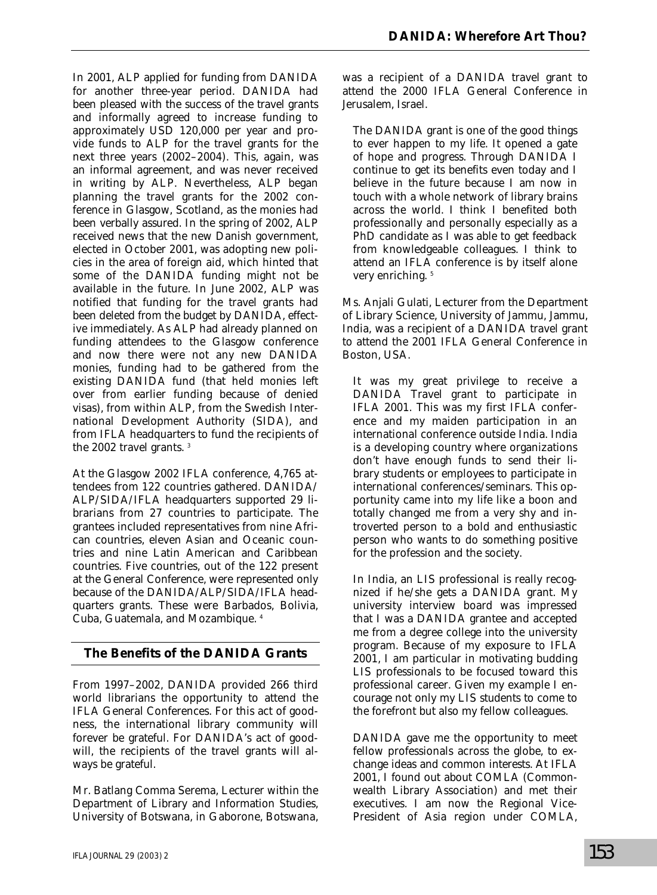In 2001, ALP applied for funding from DANIDA for another three-year period. DANIDA had been pleased with the success of the travel grants and informally agreed to increase funding to approximately USD 120,000 per year and provide funds to ALP for the travel grants for the next three years (2002–2004). This, again, was an informal agreement, and was never received in writing by ALP. Nevertheless, ALP began planning the travel grants for the 2002 conference in Glasgow, Scotland, as the monies had been verbally assured. In the spring of 2002, ALP received news that the new Danish government, elected in October 2001, was adopting new policies in the area of foreign aid, which hinted that some of the DANIDA funding might not be available in the future. In June 2002, ALP was notified that funding for the travel grants had been deleted from the budget by DANIDA, effective immediately. As ALP had already planned on funding attendees to the Glasgow conference and now there were not any new DANIDA monies, funding had to be gathered from the existing DANIDA fund (that held monies left over from earlier funding because of denied visas), from within ALP, from the Swedish International Development Authority (SIDA), and from IFLA headquarters to fund the recipients of the 2002 travel grants. [3]

At the Glasgow 2002 IFLA conference, 4,765 attendees from 122 countries gathered. DANIDA/ALP/SIDA/IFLA headquarters supported 29 librarians from 27 countries to participate. The grantees included representatives from nine African countries, eleven Asian and Oceanic countries and nine Latin American and Caribbean countries. Five countries, out of the 122 present at the General Conference, were represented only because of the DANIDA/ALP/SIDA/IFLA headquarters grants. These were Barbados, Bolivia, Cuba, Guatemala, and Mozambique. [4]

## The Benefits of the DANIDA Grants

From 1997–2002, DANIDA provided 266 third world librarians the opportunity to attend the IFLA General Conferences. For this act of goodness, the international library community will forever be grateful. For DANIDA's act of goodwill, the recipients of the travel grants will always be grateful.

Mr. Batlang Comma Serema, Lecturer within the Department of Library and Information Studies, University of Botswana, in Gaborone, Botswana, was a recipient of a DANIDA travel grant to attend the 2000 IFLA General Conference in Jerusalem, Israel.

> The DANIDA grant is one of the good things to ever happen to my life. It opened a gate of hope and progress. Through DANIDA I continue to get its benefits even today and I believe in the future because I am now in touch with a whole network of library brains across the world. I think I benefited both professionally and personally especially as a PhD candidate as I was able to get feedback from knowledgeable colleagues. I think to attend an IFLA conference is by itself alone very enriching. [5]

Ms. Anjali Gulati, Lecturer from the Department of Library Science, University of Jammu, Jammu, India, was a recipient of a DANIDA travel grant to attend the 2001 IFLA General Conference in Boston, USA.

> It was my great privilege to receive a DANIDA Travel grant to participate in IFLA 2001. This was my first IFLA conference and my maiden participation in an international conference outside India. India is a developing country where organizations don't have enough funds to send their library students or employees to participate in international conferences/seminars. This opportunity came into my life like a boon and totally changed me from a very shy and introverted person to a bold and enthusiastic person who wants to do something positive for the profession and the society.
>
> In India, an LIS professional is really recognized if he/she gets a DANIDA grant. My university interview board was impressed that I was a DANIDA grantee and accepted me from a degree college into the university program. Because of my exposure to IFLA 2001, I am particular in motivating budding LIS professionals to be focused toward this professional career. Given my example I encourage not only my LIS students to come to the forefront but also my fellow colleagues.
>
> DANIDA gave me the opportunity to meet fellow professionals across the globe, to exchange ideas and common interests. At IFLA 2001, I found out about COMLA (Commonwealth Library Association) and met their executives. I am now the Regional Vice-President of Asia region under COMLA,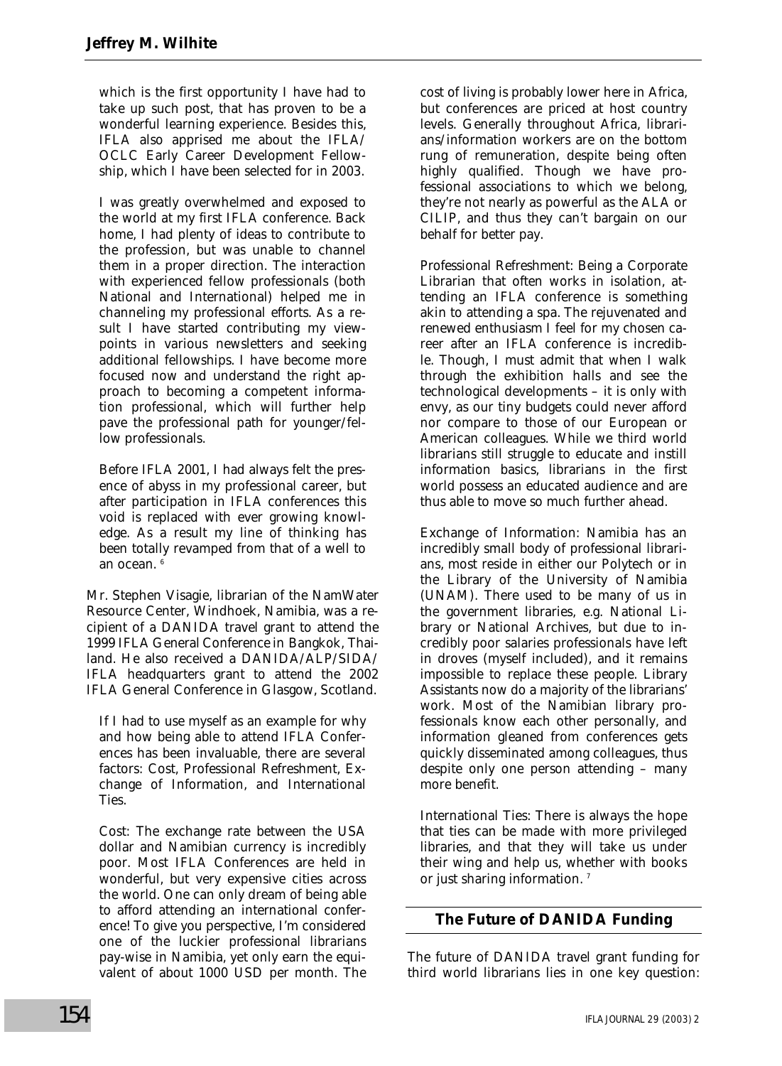which is the first opportunity I have had to take up such post, that has proven to be a wonderful learning experience. Besides this, IFLA also apprised me about the IFLA/OCLC Early Career Development Fellowship, which I have been selected for in 2003.

I was greatly overwhelmed and exposed to the world at my first IFLA conference. Back home, I had plenty of ideas to contribute to the profession, but was unable to channel them in a proper direction. The interaction with experienced fellow professionals (both National and International) helped me in channeling my professional efforts. As a result I have started contributing my viewpoints in various newsletters and seeking additional fellowships. I have become more focused now and understand the right approach to becoming a competent information professional, which will further help pave the professional path for younger/fellow professionals.

Before IFLA 2001, I had always felt the presence of abyss in my professional career, but after participation in IFLA conferences this void is replaced with ever growing knowledge. As a result my line of thinking has been totally revamped from that of a well to an ocean. [6]

Mr. Stephen Visagie, librarian of the NamWater Resource Center, Windhoek, Namibia, was a recipient of a DANIDA travel grant to attend the 1999 IFLA General Conference in Bangkok, Thailand. He also received a DANIDA/ALP/SIDA/IFLA headquarters grant to attend the 2002 IFLA General Conference in Glasgow, Scotland.

If I had to use myself as an example for why and how being able to attend IFLA Conferences has been invaluable, there are several factors: Cost, Professional Refreshment, Exchange of Information, and International Ties.

Cost: The exchange rate between the USA dollar and Namibian currency is incredibly poor. Most IFLA Conferences are held in wonderful, but very expensive cities across the world. One can only dream of being able to afford attending an international conference! To give you perspective, I'm considered one of the luckier professional librarians pay-wise in Namibia, yet only earn the equivalent of about 1000 USD per month. The cost of living is probably lower here in Africa, but conferences are priced at host country levels. Generally throughout Africa, librarians/information workers are on the bottom rung of remuneration, despite being often highly qualified. Though we have professional associations to which we belong, they're not nearly as powerful as the ALA or CILIP, and thus they can't bargain on our behalf for better pay.

Professional Refreshment: Being a Corporate Librarian that often works in isolation, attending an IFLA conference is something akin to attending a spa. The rejuvenated and renewed enthusiasm I feel for my chosen career after an IFLA conference is incredible. Though, I must admit that when I walk through the exhibition halls and see the technological developments – it is only with envy, as our tiny budgets could never afford nor compare to those of our European or American colleagues. While we third world librarians still struggle to educate and instill information basics, librarians in the first world possess an educated audience and are thus able to move so much further ahead.

Exchange of Information: Namibia has an incredibly small body of professional librarians, most reside in either our Polytech or in the Library of the University of Namibia (UNAM). There used to be many of us in the government libraries, e.g. National Library or National Archives, but due to incredibly poor salaries professionals have left in droves (myself included), and it remains impossible to replace these people. Library Assistants now do a majority of the librarians' work. Most of the Namibian library professionals know each other personally, and information gleaned from conferences gets quickly disseminated among colleagues, thus despite only one person attending – many more benefit.

International Ties: There is always the hope that ties can be made with more privileged libraries, and that they will take us under their wing and help us, whether with books or just sharing information. [7]

## The Future of DANIDA Funding

The future of DANIDA travel grant funding for third world librarians lies in one key question: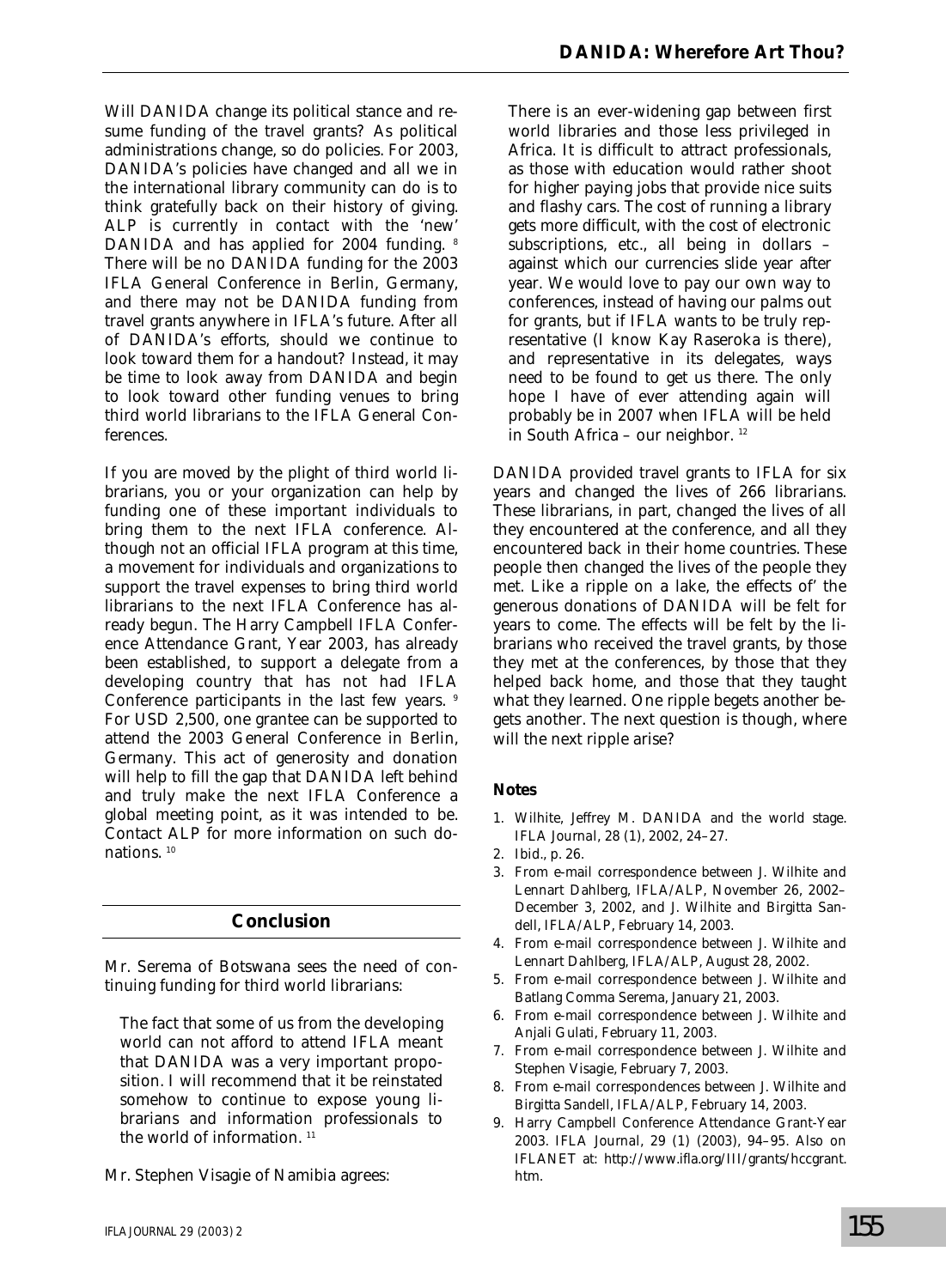Will DANIDA change its political stance and resume funding of the travel grants? As political administrations change, so do policies. For 2003, DANIDA's policies have changed and all we in the international library community can do is to think gratefully back on their history of giving. ALP is currently in contact with the 'new' DANIDA and has applied for 2004 funding. [8] There will be no DANIDA funding for the 2003 IFLA General Conference in Berlin, Germany, and there may not be DANIDA funding from travel grants anywhere in IFLA's future. After all of DANIDA's efforts, should we continue to look toward them for a handout? Instead, it may be time to look away from DANIDA and begin to look toward other funding venues to bring third world librarians to the IFLA General Conferences.

If you are moved by the plight of third world librarians, you or your organization can help by funding one of these important individuals to bring them to the next IFLA conference. Although not an official IFLA program at this time, a movement for individuals and organizations to support the travel expenses to bring third world librarians to the next IFLA Conference has already begun. The Harry Campbell IFLA Conference Attendance Grant, Year 2003, has already been established, to support a delegate from a developing country that has not had IFLA Conference participants in the last few years. [9] For USD 2,500, one grantee can be supported to attend the 2003 General Conference in Berlin, Germany. This act of generosity and donation will help to fill the gap that DANIDA left behind and truly make the next IFLA Conference a global meeting point, as it was intended to be. Contact ALP for more information on such donations. [10]

## Conclusion

Mr. Serema of Botswana sees the need of continuing funding for third world librarians:

> The fact that some of us from the developing world can not afford to attend IFLA meant that DANIDA was a very important proposition. I will recommend that it be reinstated somehow to continue to expose young librarians and information professionals to the world of information. [11]

Mr. Stephen Visagie of Namibia agrees:

> There is an ever-widening gap between first world libraries and those less privileged in Africa. It is difficult to attract professionals, as those with education would rather shoot for higher paying jobs that provide nice suits and flashy cars. The cost of running a library gets more difficult, with the cost of electronic subscriptions, etc., all being in dollars – against which our currencies slide year after year. We would love to pay our own way to conferences, instead of having our palms out for grants, but if IFLA wants to be truly representative (I know Kay Raseroka is there), and representative in its delegates, ways need to be found to get us there. The only hope I have of ever attending again will probably be in 2007 when IFLA will be held in South Africa – our neighbor. [12]

DANIDA provided travel grants to IFLA for six years and changed the lives of 266 librarians. These librarians, in part, changed the lives of all they encountered at the conference, and all they encountered back in their home countries. These people then changed the lives of the people they met. Like a ripple on a lake, the effects of' the generous donations of DANIDA will be felt for years to come. The effects will be felt by the librarians who received the travel grants, by those they met at the conferences, by those that they helped back home, and those that they taught what they learned. One ripple begets another begets another. The next question is though, where will the next ripple arise?

### Notes

1. Wilhite, Jeffrey M. DANIDA and the world stage. *IFLA Journal*, 28 (1), 2002, 24–27.
2. Ibid., p. 26.
3. From e-mail correspondence between J. Wilhite and Lennart Dahlberg, IFLA/ALP, November 26, 2002–December 3, 2002, and J. Wilhite and Birgitta Sandell, IFLA/ALP, February 14, 2003.
4. From e-mail correspondence between J. Wilhite and Lennart Dahlberg, IFLA/ALP, August 28, 2002.
5. From e-mail correspondence between J. Wilhite and Batlang Comma Serema, January 21, 2003.
6. From e-mail correspondence between J. Wilhite and Anjali Gulati, February 11, 2003.
7. From e-mail correspondence between J. Wilhite and Stephen Visagie, February 7, 2003.
8. From e-mail correspondences between J. Wilhite and Birgitta Sandell, IFLA/ALP, February 14, 2003.
9. Harry Campbell Conference Attendance Grant-Year 2003. *IFLA Journal*, 29 (1) (2003), 94–95. Also on IFLANET at: http://www.ifla.org/III/grants/hccgrant.htm.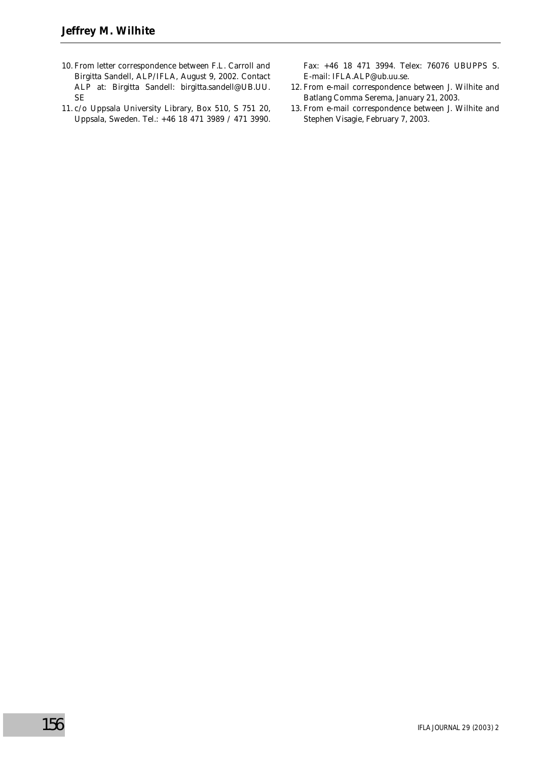10. From letter correspondence between F.L. Carroll and Birgitta Sandell, ALP/IFLA, August 9, 2002. Contact ALP at: Birgitta Sandell: birgitta.sandell@UB.UU.SE
11. c/o Uppsala University Library, Box 510, S 751 20, Uppsala, Sweden. Tel.: +46 18 471 3989 / 471 3990. Fax: +46 18 471 3994. Telex: 76076 UBUPPS S. E-mail: IFLA.ALP@ub.uu.se.
12. From e-mail correspondence between J. Wilhite and Batlang Comma Serema, January 21, 2003.
13. From e-mail correspondence between J. Wilhite and Stephen Visagie, February 7, 2003.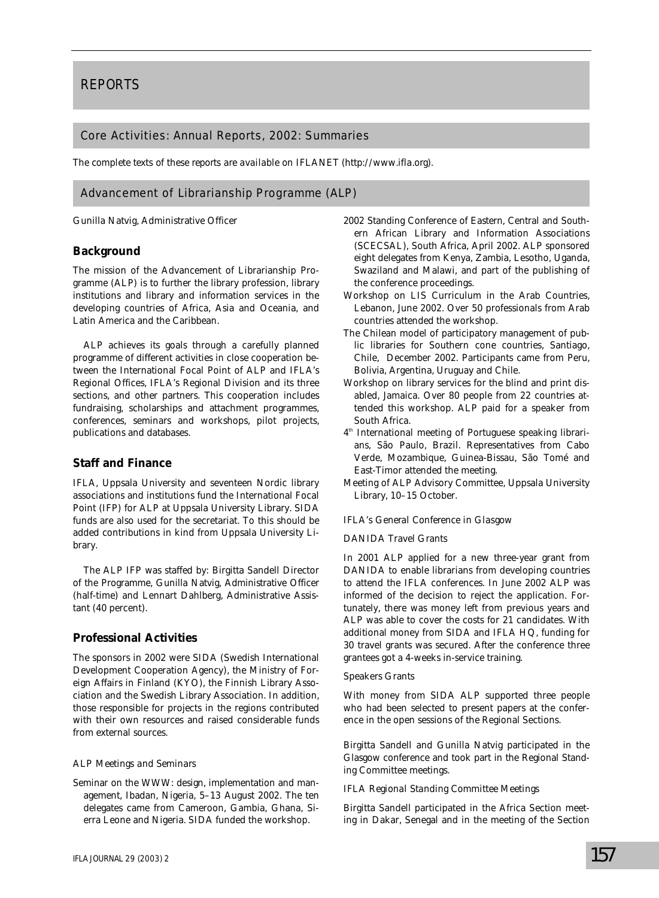# REPORTS

## Core Activities: Annual Reports, 2002: Summaries

The complete texts of these reports are available on IFLANET (http://www.ifla.org).

## Advancement of Librarianship Programme (ALP)

Gunilla Natvig, Administrative Officer

### Background

The mission of the Advancement of Librarianship Programme (ALP) is to further the library profession, library institutions and library and information services in the developing countries of Africa, Asia and Oceania, and Latin America and the Caribbean.

ALP achieves its goals through a carefully planned programme of different activities in close cooperation between the International Focal Point of ALP and IFLA's Regional Offices, IFLA's Regional Division and its three sections, and other partners. This cooperation includes fundraising, scholarships and attachment programmes, conferences, seminars and workshops, pilot projects, publications and databases.

### Staff and Finance

IFLA, Uppsala University and seventeen Nordic library associations and institutions fund the International Focal Point (IFP) for ALP at Uppsala University Library. SIDA funds are also used for the secretariat. To this should be added contributions in kind from Uppsala University Library.

The ALP IFP was staffed by: Birgitta Sandell Director of the Programme, Gunilla Natvig, Administrative Officer (half-time) and Lennart Dahlberg, Administrative Assistant (40 percent).

### Professional Activities

The sponsors in 2002 were SIDA (Swedish International Development Cooperation Agency), the Ministry of Foreign Affairs in Finland (KYO), the Finnish Library Association and the Swedish Library Association. In addition, those responsible for projects in the regions contributed with their own resources and raised considerable funds from external sources.

*ALP Meetings and Seminars*

Seminar on the WWW: design, implementation and management, Ibadan, Nigeria, 5–13 August 2002. The ten delegates came from Cameroon, Gambia, Ghana, Sierra Leone and Nigeria. SIDA funded the workshop.

2002 Standing Conference of Eastern, Central and Southern African Library and Information Associations (SCECSAL), South Africa, April 2002. ALP sponsored eight delegates from Kenya, Zambia, Lesotho, Uganda, Swaziland and Malawi, and part of the publishing of the conference proceedings.

Workshop on LIS Curriculum in the Arab Countries, Lebanon, June 2002. Over 50 professionals from Arab countries attended the workshop.

The Chilean model of participatory management of public libraries for Southern cone countries, Santiago, Chile, December 2002. Participants came from Peru, Bolivia, Argentina, Uruguay and Chile.

Workshop on library services for the blind and print disabled, Jamaica. Over 80 people from 22 countries attended this workshop. ALP paid for a speaker from South Africa.

4th International meeting of Portuguese speaking librarians, São Paulo, Brazil. Representatives from Cabo Verde, Mozambique, Guinea-Bissau, São Tomé and East-Timor attended the meeting.

Meeting of ALP Advisory Committee, Uppsala University Library, 10–15 October.

*IFLA's General Conference in Glasgow*

*DANIDA Travel Grants*

In 2001 ALP applied for a new three-year grant from DANIDA to enable librarians from developing countries to attend the IFLA conferences. In June 2002 ALP was informed of the decision to reject the application. Fortunately, there was money left from previous years and ALP was able to cover the costs for 21 candidates. With additional money from SIDA and IFLA HQ, funding for 30 travel grants was secured. After the conference three grantees got a 4-weeks in-service training.

*Speakers Grants*

With money from SIDA ALP supported three people who had been selected to present papers at the conference in the open sessions of the Regional Sections.

Birgitta Sandell and Gunilla Natvig participated in the Glasgow conference and took part in the Regional Standing Committee meetings.

*IFLA Regional Standing Committee Meetings*

Birgitta Sandell participated in the Africa Section meeting in Dakar, Senegal and in the meeting of the Section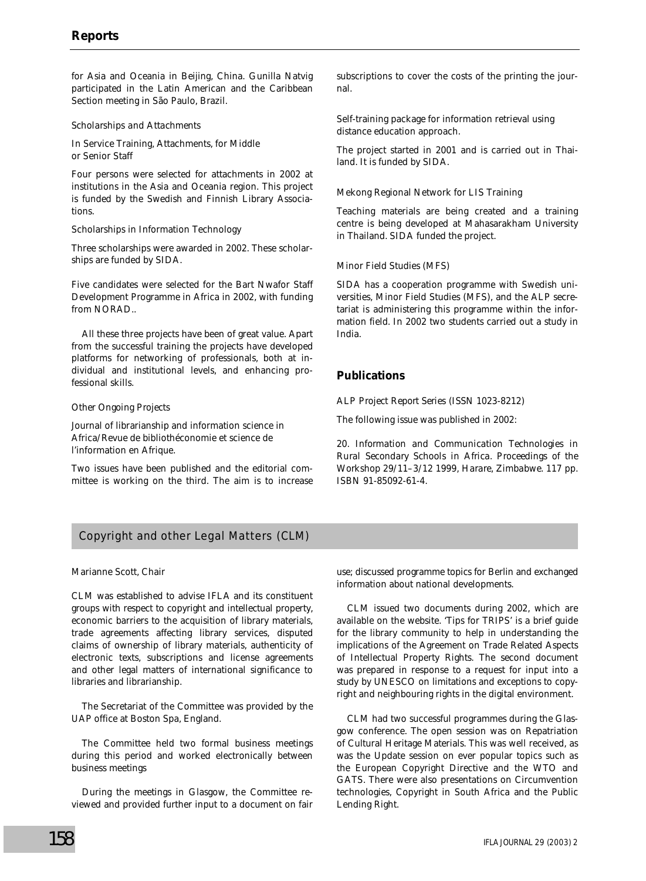for Asia and Oceania in Beijing, China. Gunilla Natvig participated in the Latin American and the Caribbean Section meeting in São Paulo, Brazil.

*Scholarships and Attachments*

*In Service Training, Attachments, for Middle or Senior Staff*

Four persons were selected for attachments in 2002 at institutions in the Asia and Oceania region. This project is funded by the Swedish and Finnish Library Associations.

*Scholarships in Information Technology*

Three scholarships were awarded in 2002. These scholarships are funded by SIDA.

Five candidates were selected for the Bart Nwafor Staff Development Programme in Africa in 2002, with funding from NORAD..

All these three projects have been of great value. Apart from the successful training the projects have developed platforms for networking of professionals, both at individual and institutional levels, and enhancing professional skills.

*Other Ongoing Projects*

*Journal of librarianship and information science in Africa/Revue de bibliothéconomie et science de l'information en Afrique.*

Two issues have been published and the editorial committee is working on the third. The aim is to increase subscriptions to cover the costs of the printing the journal.

*Self-training package for information retrieval using distance education approach.*

The project started in 2001 and is carried out in Thailand. It is funded by SIDA.

*Mekong Regional Network for LIS Training*

Teaching materials are being created and a training centre is being developed at Mahasarakham University in Thailand. SIDA funded the project.

*Minor Field Studies (MFS)*

SIDA has a cooperation programme with Swedish universities, Minor Field Studies (MFS), and the ALP secretariat is administering this programme within the information field. In 2002 two students carried out a study in India.

## Publications

*ALP Project Report Series (ISSN 1023-8212)*

The following issue was published in 2002:

20. Information and Communication Technologies in Rural Secondary Schools in Africa. Proceedings of the Workshop 29/11–3/12 1999, Harare, Zimbabwe. 117 pp. ISBN 91-85092-61-4.

## Copyright and other Legal Matters (CLM)

*Marianne Scott, Chair*

CLM was established to advise IFLA and its constituent groups with respect to copyright and intellectual property, economic barriers to the acquisition of library materials, trade agreements affecting library services, disputed claims of ownership of library materials, authenticity of electronic texts, subscriptions and license agreements and other legal matters of international significance to libraries and librarianship.

The Secretariat of the Committee was provided by the UAP office at Boston Spa, England.

The Committee held two formal business meetings during this period and worked electronically between business meetings

During the meetings in Glasgow, the Committee reviewed and provided further input to a document on fair use; discussed programme topics for Berlin and exchanged information about national developments.

CLM issued two documents during 2002, which are available on the website. 'Tips for TRIPS' is a brief guide for the library community to help in understanding the implications of the Agreement on Trade Related Aspects of Intellectual Property Rights. The second document was prepared in response to a request for input into a study by UNESCO on limitations and exceptions to copyright and neighbouring rights in the digital environment.

CLM had two successful programmes during the Glasgow conference. The open session was on Repatriation of Cultural Heritage Materials. This was well received, as was the Update session on ever popular topics such as the European Copyright Directive and the WTO and GATS. There were also presentations on Circumvention technologies, Copyright in South Africa and the Public Lending Right.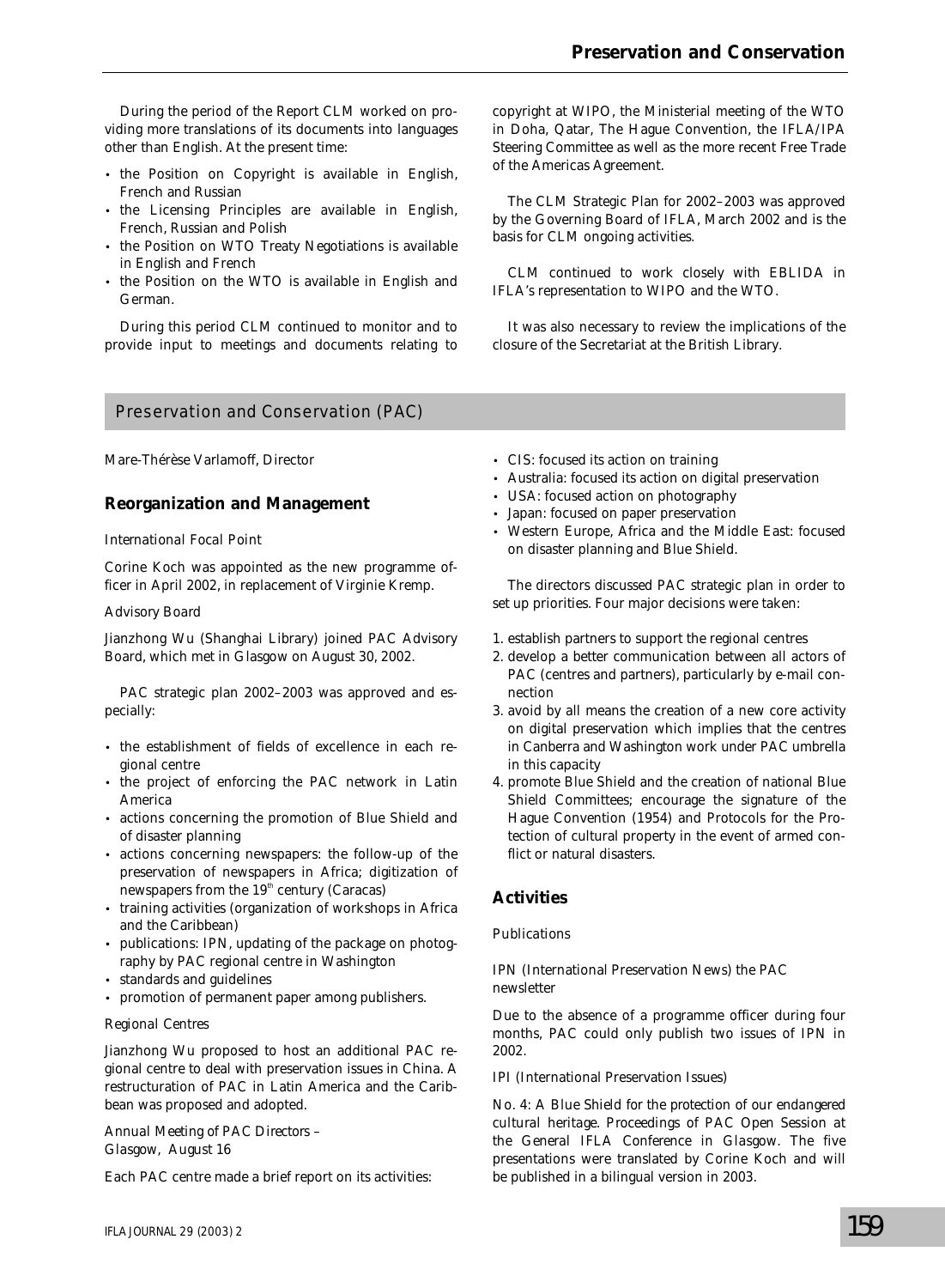During the period of the Report CLM worked on providing more translations of its documents into languages other than English. At the present time:

- the Position on Copyright is available in English, French and Russian
- the Licensing Principles are available in English, French, Russian and Polish
- the Position on WTO Treaty Negotiations is available in English and French
- the Position on the WTO is available in English and German.

During this period CLM continued to monitor and to provide input to meetings and documents relating to copyright at WIPO, the Ministerial meeting of the WTO in Doha, Qatar, The Hague Convention, the IFLA/IPA Steering Committee as well as the more recent Free Trade of the Americas Agreement.

The CLM Strategic Plan for 2002–2003 was approved by the Governing Board of IFLA, March 2002 and is the basis for CLM ongoing activities.

CLM continued to work closely with EBLIDA in IFLA's representation to WIPO and the WTO.

It was also necessary to review the implications of the closure of the Secretariat at the British Library.

## Preservation and Conservation (PAC)

*Mare-Thérèse Varlamoff, Director*

### Reorganization and Management

*International Focal Point*

Corine Koch was appointed as the new programme officer in April 2002, in replacement of Virginie Kremp.

*Advisory Board*

Jianzhong Wu (Shanghai Library) joined PAC Advisory Board, which met in Glasgow on August 30, 2002.

PAC strategic plan 2002–2003 was approved and especially:

- the establishment of fields of excellence in each regional centre
- the project of enforcing the PAC network in Latin America
- actions concerning the promotion of Blue Shield and of disaster planning
- actions concerning newspapers: the follow-up of the preservation of newspapers in Africa; digitization of newspapers from the 19th century (Caracas)
- training activities (organization of workshops in Africa and the Caribbean)
- publications: IPN, updating of the package on photography by PAC regional centre in Washington
- standards and guidelines
- promotion of permanent paper among publishers.

*Regional Centres*

Jianzhong Wu proposed to host an additional PAC regional centre to deal with preservation issues in China. A restructuration of PAC in Latin America and the Caribbean was proposed and adopted.

*Annual Meeting of PAC Directors – Glasgow, August 16*

Each PAC centre made a brief report on its activities:

- CIS: focused its action on training
- Australia: focused its action on digital preservation
- USA: focused action on photography
- Japan: focused on paper preservation
- Western Europe, Africa and the Middle East: focused on disaster planning and Blue Shield.

The directors discussed PAC strategic plan in order to set up priorities. Four major decisions were taken:

1. establish partners to support the regional centres
2. develop a better communication between all actors of PAC (centres and partners), particularly by e-mail connection
3. avoid by all means the creation of a new core activity on digital preservation which implies that the centres in Canberra and Washington work under PAC umbrella in this capacity
4. promote Blue Shield and the creation of national Blue Shield Committees; encourage the signature of the Hague Convention (1954) and Protocols for the Protection of cultural property in the event of armed conflict or natural disasters.

### Activities

*Publications*

*IPN (International Preservation News) the PAC newsletter*

Due to the absence of a programme officer during four months, PAC could only publish two issues of IPN in 2002.

*IPI (International Preservation Issues)*

No. 4: *A Blue Shield for the protection of our endangered cultural heritage*. Proceedings of PAC Open Session at the General IFLA Conference in Glasgow. The five presentations were translated by Corine Koch and will be published in a bilingual version in 2003.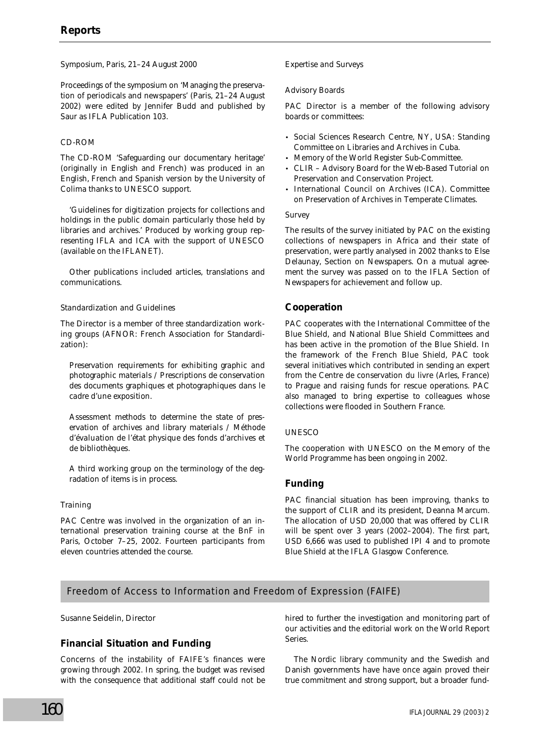*Symposium, Paris, 21–24 August 2000*

Proceedings of the symposium on 'Managing the preservation of periodicals and newspapers' (Paris, 21–24 August 2002) were edited by Jennifer Budd and published by Saur as IFLA Publication 103.

*CD-ROM*

The CD-ROM 'Safeguarding our documentary heritage' (originally in English and French) was produced in an English, French and Spanish version by the University of Colima thanks to UNESCO support.

'Guidelines for digitization projects for collections and holdings in the public domain particularly those held by libraries and archives.' Produced by working group representing IFLA and ICA with the support of UNESCO (available on the IFLANET).

Other publications included articles, translations and communications.

*Standardization and Guidelines*

The Director is a member of three standardization working groups (AFNOR: French Association for Standardization):

*Preservation requirements for exhibiting graphic and photographic materials / Prescriptions de conservation des documents graphiques et photographiques dans le cadre d'une exposition.*

*Assessment methods to determine the state of preservation of archives and library materials / Méthode d'évaluation de l'état physique des fonds d'archives et de bibliothèques.*

A third working group on the terminology of the degradation of items is in process.

*Training*

PAC Centre was involved in the organization of an international preservation training course at the BnF in Paris, October 7–25, 2002. Fourteen participants from eleven countries attended the course.

*Expertise and Surveys*

*Advisory Boards*

PAC Director is a member of the following advisory boards or committees:

- Social Sciences Research Centre, NY, USA: Standing Committee on Libraries and Archives in Cuba.
- Memory of the World Register Sub-Committee.
- CLIR – Advisory Board for the Web-Based Tutorial on Preservation and Conservation Project.
- International Council on Archives (ICA). Committee on Preservation of Archives in Temperate Climates.

*Survey*

The results of the survey initiated by PAC on the existing collections of newspapers in Africa and their state of preservation, were partly analysed in 2002 thanks to Else Delaunay, Section on Newspapers. On a mutual agreement the survey was passed on to the IFLA Section of Newspapers for achievement and follow up.

## Cooperation

PAC cooperates with the International Committee of the Blue Shield, and National Blue Shield Committees and has been active in the promotion of the Blue Shield. In the framework of the French Blue Shield, PAC took several initiatives which contributed in sending an expert from the Centre de conservation du livre (Arles, France) to Prague and raising funds for rescue operations. PAC also managed to bring expertise to colleagues whose collections were flooded in Southern France.

*UNESCO*

The cooperation with UNESCO on the Memory of the World Programme has been ongoing in 2002.

## Funding

PAC financial situation has been improving, thanks to the support of CLIR and its president, Deanna Marcum. The allocation of USD 20,000 that was offered by CLIR will be spent over 3 years (2002–2004). The first part, USD 6,666 was used to published IPI 4 and to promote Blue Shield at the IFLA Glasgow Conference.

# Freedom of Access to Information and Freedom of Expression (FAIFE)

*Susanne Seidelin, Director*

## Financial Situation and Funding

Concerns of the instability of FAIFE's finances were growing through 2002. In spring, the budget was revised with the consequence that additional staff could not be hired to further the investigation and monitoring part of our activities and the editorial work on the World Report Series.

The Nordic library community and the Swedish and Danish governments have have once again proved their true commitment and strong support, but a broader fund-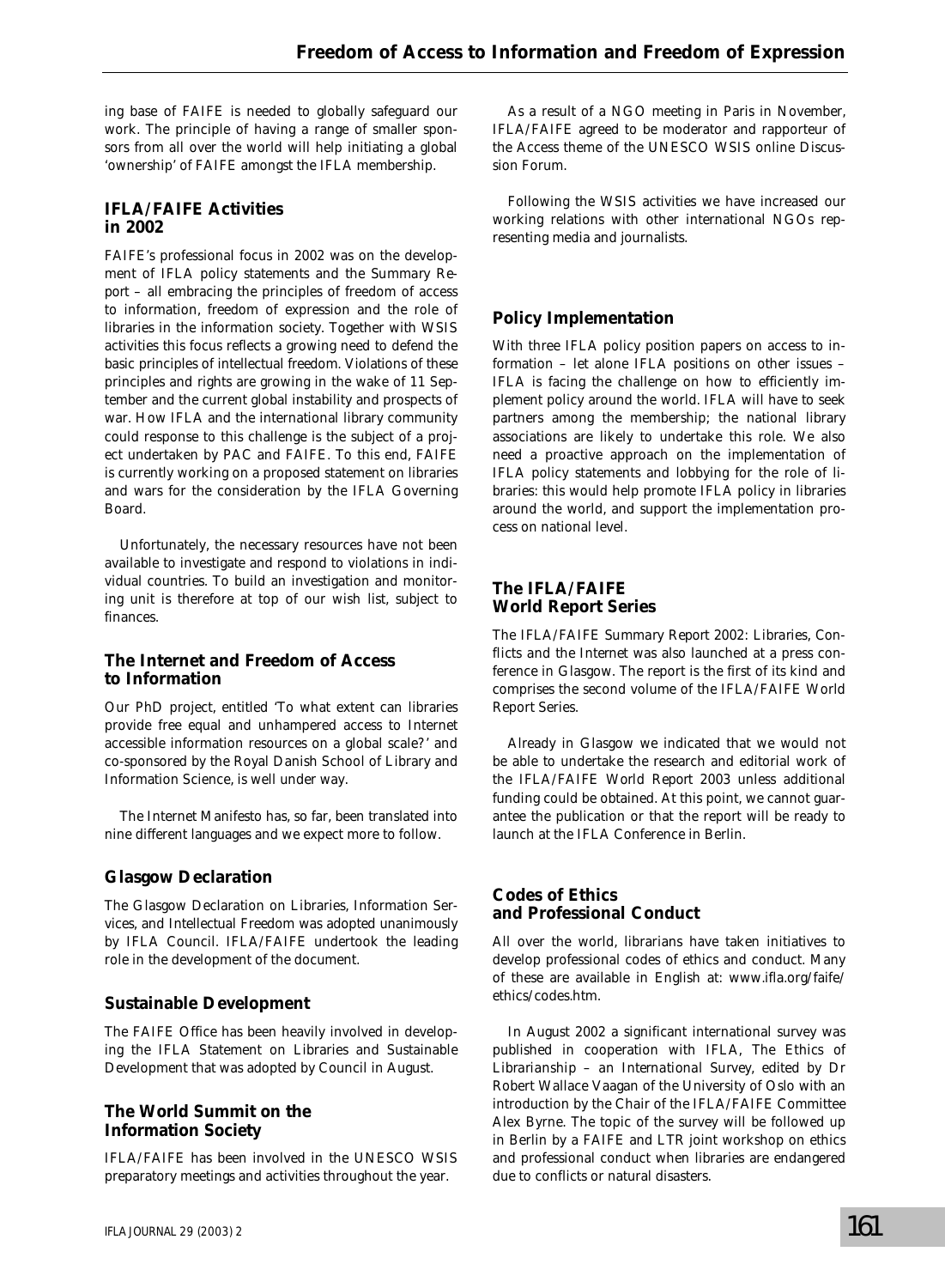ing base of FAIFE is needed to globally safeguard our work. The principle of having a range of smaller sponsors from all over the world will help initiating a global 'ownership' of FAIFE amongst the IFLA membership.

## IFLA/FAIFE Activities in 2002

FAIFE's professional focus in 2002 was on the development of IFLA policy statements and the Summary Report – all embracing the principles of freedom of access to information, freedom of expression and the role of libraries in the information society. Together with WSIS activities this focus reflects a growing need to defend the basic principles of intellectual freedom. Violations of these principles and rights are growing in the wake of 11 September and the current global instability and prospects of war. How IFLA and the international library community could response to this challenge is the subject of a project undertaken by PAC and FAIFE. To this end, FAIFE is currently working on a proposed statement on libraries and wars for the consideration by the IFLA Governing Board.

Unfortunately, the necessary resources have not been available to investigate and respond to violations in individual countries. To build an investigation and monitoring unit is therefore at top of our wish list, subject to finances.

## The Internet and Freedom of Access to Information

Our PhD project, entitled 'To what extent can libraries provide free equal and unhampered access to Internet accessible information resources on a global scale?' and co-sponsored by the Royal Danish School of Library and Information Science, is well under way.

The Internet Manifesto has, so far, been translated into nine different languages and we expect more to follow.

## Glasgow Declaration

The Glasgow Declaration on Libraries, Information Services, and Intellectual Freedom was adopted unanimously by IFLA Council. IFLA/FAIFE undertook the leading role in the development of the document.

## Sustainable Development

The FAIFE Office has been heavily involved in developing the IFLA Statement on Libraries and Sustainable Development that was adopted by Council in August.

## The World Summit on the Information Society

IFLA/FAIFE has been involved in the UNESCO WSIS preparatory meetings and activities throughout the year.

As a result of a NGO meeting in Paris in November, IFLA/FAIFE agreed to be moderator and rapporteur of the Access theme of the UNESCO WSIS online Discussion Forum.

Following the WSIS activities we have increased our working relations with other international NGOs representing media and journalists.

## Policy Implementation

With three IFLA policy position papers on access to information – let alone IFLA positions on other issues – IFLA is facing the challenge on how to efficiently implement policy around the world. IFLA will have to seek partners among the membership; the national library associations are likely to undertake this role. We also need a proactive approach on the implementation of IFLA policy statements and lobbying for the role of libraries: this would help promote IFLA policy in libraries around the world, and support the implementation process on national level.

## The IFLA/FAIFE World Report Series

The *IFLA/FAIFE Summary Report 2002: Libraries, Conflicts and the Internet* was also launched at a press conference in Glasgow. The report is the first of its kind and comprises the second volume of the IFLA/FAIFE World Report Series.

Already in Glasgow we indicated that we would not be able to undertake the research and editorial work of the IFLA/FAIFE World Report 2003 unless additional funding could be obtained. At this point, we cannot guarantee the publication or that the report will be ready to launch at the IFLA Conference in Berlin.

## Codes of Ethics and Professional Conduct

All over the world, librarians have taken initiatives to develop professional codes of ethics and conduct. Many of these are available in English at: www.ifla.org/faife/ethics/codes.htm.

In August 2002 a significant international survey was published in cooperation with IFLA, *The Ethics of Librarianship – an International Survey*, edited by Dr Robert Wallace Vaagan of the University of Oslo with an introduction by the Chair of the IFLA/FAIFE Committee Alex Byrne. The topic of the survey will be followed up in Berlin by a FAIFE and LTR joint workshop on ethics and professional conduct when libraries are endangered due to conflicts or natural disasters.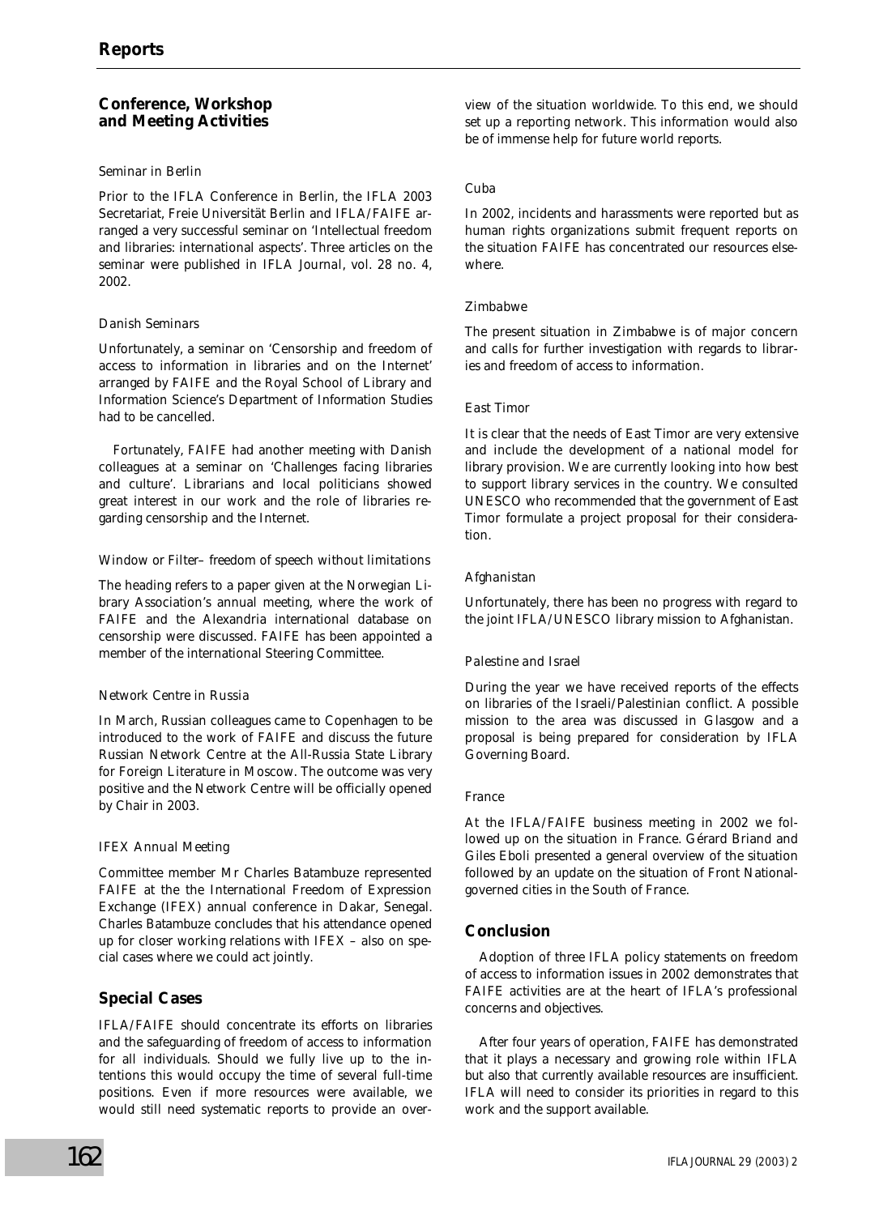## Conference, Workshop and Meeting Activities

*Seminar in Berlin*

Prior to the IFLA Conference in Berlin, the IFLA 2003 Secretariat, Freie Universität Berlin and IFLA/FAIFE arranged a very successful seminar on 'Intellectual freedom and libraries: international aspects'. Three articles on the seminar were published in *IFLA Journal*, vol. 28 no. 4, 2002.

*Danish Seminars*

Unfortunately, a seminar on 'Censorship and freedom of access to information in libraries and on the Internet' arranged by FAIFE and the Royal School of Library and Information Science's Department of Information Studies had to be cancelled.

Fortunately, FAIFE had another meeting with Danish colleagues at a seminar on 'Challenges facing libraries and culture'. Librarians and local politicians showed great interest in our work and the role of libraries regarding censorship and the Internet.

*Window or Filter– freedom of speech without limitations*

The heading refers to a paper given at the Norwegian Library Association's annual meeting, where the work of FAIFE and the Alexandria international database on censorship were discussed. FAIFE has been appointed a member of the international Steering Committee.

*Network Centre in Russia*

In March, Russian colleagues came to Copenhagen to be introduced to the work of FAIFE and discuss the future Russian Network Centre at the All-Russia State Library for Foreign Literature in Moscow. The outcome was very positive and the Network Centre will be officially opened by Chair in 2003.

*IFEX Annual Meeting*

Committee member Mr Charles Batambuze represented FAIFE at the the International Freedom of Expression Exchange (IFEX) annual conference in Dakar, Senegal. Charles Batambuze concludes that his attendance opened up for closer working relations with IFEX – also on special cases where we could act jointly.

## Special Cases

IFLA/FAIFE should concentrate its efforts on libraries and the safeguarding of freedom of access to information for all individuals. Should we fully live up to the intentions this would occupy the time of several full-time positions. Even if more resources were available, we would still need systematic reports to provide an overview of the situation worldwide. To this end, we should set up a reporting network. This information would also be of immense help for future world reports.

*Cuba*

In 2002, incidents and harassments were reported but as human rights organizations submit frequent reports on the situation FAIFE has concentrated our resources elsewhere.

*Zimbabwe*

The present situation in Zimbabwe is of major concern and calls for further investigation with regards to libraries and freedom of access to information.

*East Timor*

It is clear that the needs of East Timor are very extensive and include the development of a national model for library provision. We are currently looking into how best to support library services in the country. We consulted UNESCO who recommended that the government of East Timor formulate a project proposal for their consideration.

*Afghanistan*

Unfortunately, there has been no progress with regard to the joint IFLA/UNESCO library mission to Afghanistan.

*Palestine and Israel*

During the year we have received reports of the effects on libraries of the Israeli/Palestinian conflict. A possible mission to the area was discussed in Glasgow and a proposal is being prepared for consideration by IFLA Governing Board.

*France*

At the IFLA/FAIFE business meeting in 2002 we followed up on the situation in France. Gérard Briand and Giles Eboli presented a general overview of the situation followed by an update on the situation of Front National-governed cities in the South of France.

## Conclusion

Adoption of three IFLA policy statements on freedom of access to information issues in 2002 demonstrates that FAIFE activities are at the heart of IFLA's professional concerns and objectives.

After four years of operation, FAIFE has demonstrated that it plays a necessary and growing role within IFLA but also that currently available resources are insufficient. IFLA will need to consider its priorities in regard to this work and the support available.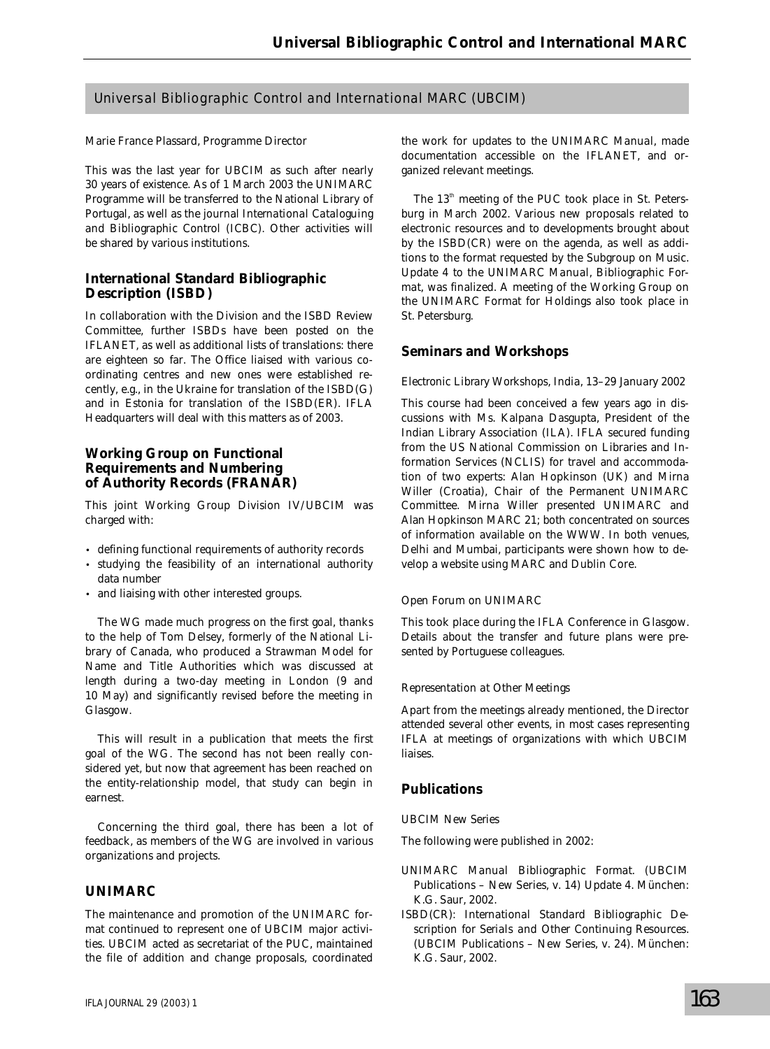## Universal Bibliographic Control and International MARC (UBCIM)

Marie France Plassard, Programme Director

This was the last year for UBCIM as such after nearly 30 years of existence. As of 1 March 2003 the UNIMARC Programme will be transferred to the National Library of Portugal, as well as the journal International Cataloguing and Bibliographic Control (ICBC). Other activities will be shared by various institutions.

### International Standard Bibliographic Description (ISBD)

In collaboration with the Division and the ISBD Review Committee, further ISBDs have been posted on the IFLANET, as well as additional lists of translations: there are eighteen so far. The Office liaised with various coordinating centres and new ones were established recently, e.g., in the Ukraine for translation of the ISBD(G) and in Estonia for translation of the ISBD(ER). IFLA Headquarters will deal with this matters as of 2003.

### Working Group on Functional Requirements and Numbering of Authority Records (FRANAR)

This joint Working Group Division IV/UBCIM was charged with:

- defining functional requirements of authority records
- studying the feasibility of an international authority data number
- and liaising with other interested groups.

The WG made much progress on the first goal, thanks to the help of Tom Delsey, formerly of the National Library of Canada, who produced a Strawman Model for Name and Title Authorities which was discussed at length during a two-day meeting in London (9 and 10 May) and significantly revised before the meeting in Glasgow.

This will result in a publication that meets the first goal of the WG. The second has not been really considered yet, but now that agreement has been reached on the entity-relationship model, that study can begin in earnest.

Concerning the third goal, there has been a lot of feedback, as members of the WG are involved in various organizations and projects.

### UNIMARC

The maintenance and promotion of the UNIMARC format continued to represent one of UBCIM major activities. UBCIM acted as secretariat of the PUC, maintained the file of addition and change proposals, coordinated the work for updates to the UNIMARC Manual, made documentation accessible on the IFLANET, and organized relevant meetings.

The 13th meeting of the PUC took place in St. Petersburg in March 2002. Various new proposals related to electronic resources and to developments brought about by the ISBD(CR) were on the agenda, as well as additions to the format requested by the Subgroup on Music. Update 4 to the UNIMARC Manual, Bibliographic Format, was finalized. A meeting of the Working Group on the UNIMARC Format for Holdings also took place in St. Petersburg.

### Seminars and Workshops

*Electronic Library Workshops, India, 13–29 January 2002*

This course had been conceived a few years ago in discussions with Ms. Kalpana Dasgupta, President of the Indian Library Association (ILA). IFLA secured funding from the US National Commission on Libraries and Information Services (NCLIS) for travel and accommodation of two experts: Alan Hopkinson (UK) and Mirna Willer (Croatia), Chair of the Permanent UNIMARC Committee. Mirna Willer presented UNIMARC and Alan Hopkinson MARC 21; both concentrated on sources of information available on the WWW. In both venues, Delhi and Mumbai, participants were shown how to develop a website using MARC and Dublin Core.

*Open Forum on UNIMARC*

This took place during the IFLA Conference in Glasgow. Details about the transfer and future plans were presented by Portuguese colleagues.

*Representation at Other Meetings*

Apart from the meetings already mentioned, the Director attended several other events, in most cases representing IFLA at meetings of organizations with which UBCIM liaises.

### Publications

*UBCIM New Series*

The following were published in 2002:

UNIMARC Manual Bibliographic Format. (UBCIM Publications – New Series, v. 14) Update 4. München: K.G. Saur, 2002.

ISBD(CR): International Standard Bibliographic Description for Serials and Other Continuing Resources. (UBCIM Publications – New Series, v. 24). München: K.G. Saur, 2002.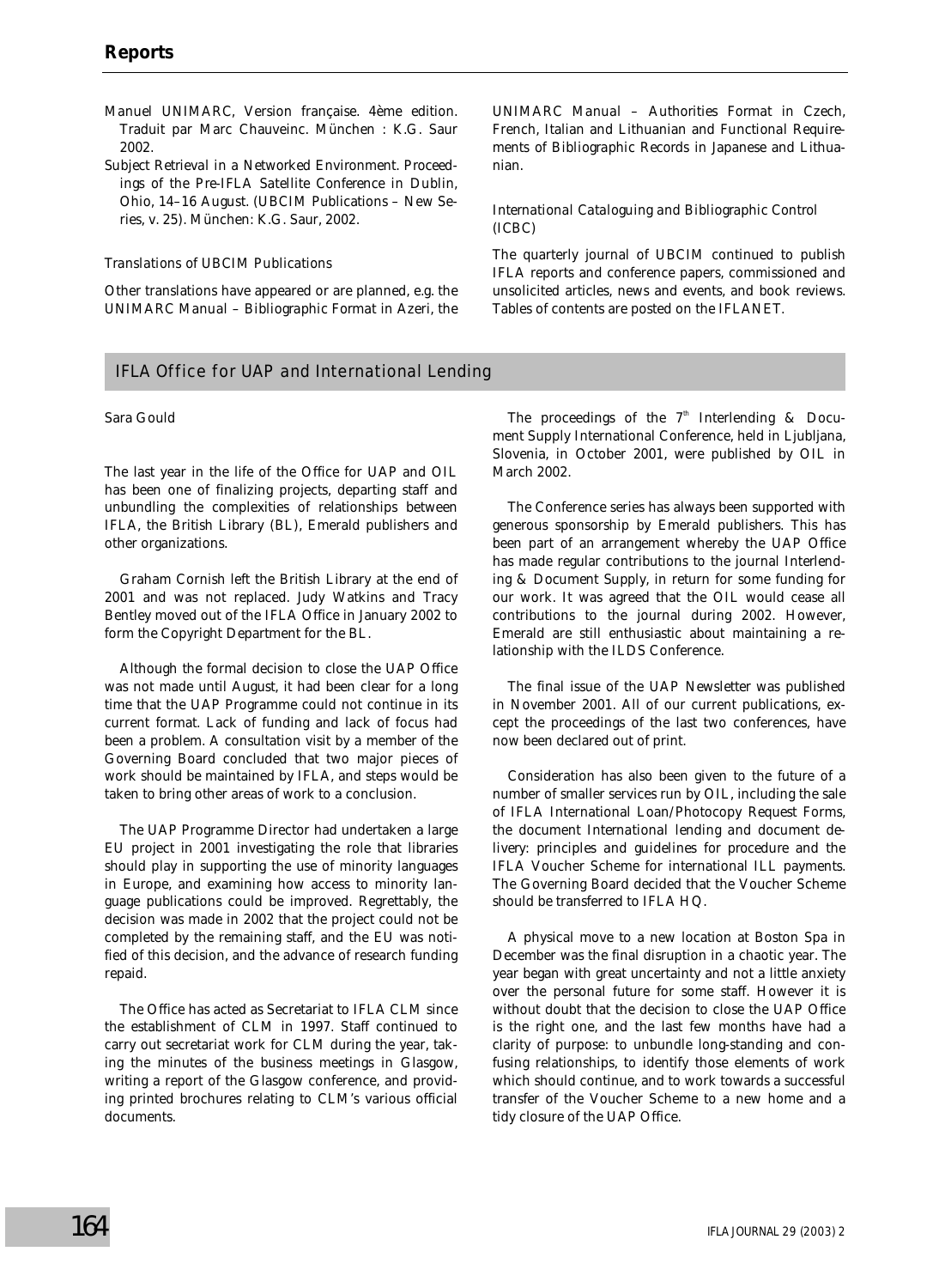Manuel UNIMARC, Version française. 4ème edition. Traduit par Marc Chauveinc. München : K.G. Saur 2002.

Subject Retrieval in a Networked Environment. Proceedings of the Pre-IFLA Satellite Conference in Dublin, Ohio, 14–16 August. (UBCIM Publications – New Series, v. 25). München: K.G. Saur, 2002.

### Translations of UBCIM Publications

Other translations have appeared or are planned, e.g. the UNIMARC Manual – Bibliographic Format in Azeri, the UNIMARC Manual – Authorities Format in Czech, French, Italian and Lithuanian and Functional Requirements of Bibliographic Records in Japanese and Lithuanian.

### International Cataloguing and Bibliographic Control (ICBC)

The quarterly journal of UBCIM continued to publish IFLA reports and conference papers, commissioned and unsolicited articles, news and events, and book reviews. Tables of contents are posted on the IFLANET.

## IFLA Office for UAP and International Lending

Sara Gould

The last year in the life of the Office for UAP and OIL has been one of finalizing projects, departing staff and unbundling the complexities of relationships between IFLA, the British Library (BL), Emerald publishers and other organizations.

Graham Cornish left the British Library at the end of 2001 and was not replaced. Judy Watkins and Tracy Bentley moved out of the IFLA Office in January 2002 to form the Copyright Department for the BL.

Although the formal decision to close the UAP Office was not made until August, it had been clear for a long time that the UAP Programme could not continue in its current format. Lack of funding and lack of focus had been a problem. A consultation visit by a member of the Governing Board concluded that two major pieces of work should be maintained by IFLA, and steps would be taken to bring other areas of work to a conclusion.

The UAP Programme Director had undertaken a large EU project in 2001 investigating the role that libraries should play in supporting the use of minority languages in Europe, and examining how access to minority language publications could be improved. Regrettably, the decision was made in 2002 that the project could not be completed by the remaining staff, and the EU was notified of this decision, and the advance of research funding repaid.

The Office has acted as Secretariat to IFLA CLM since the establishment of CLM in 1997. Staff continued to carry out secretariat work for CLM during the year, taking the minutes of the business meetings in Glasgow, writing a report of the Glasgow conference, and providing printed brochures relating to CLM's various official documents.

The proceedings of the 7th Interlending & Document Supply International Conference, held in Ljubljana, Slovenia, in October 2001, were published by OIL in March 2002.

The Conference series has always been supported with generous sponsorship by Emerald publishers. This has been part of an arrangement whereby the UAP Office has made regular contributions to the journal Interlending & Document Supply, in return for some funding for our work. It was agreed that the OIL would cease all contributions to the journal during 2002. However, Emerald are still enthusiastic about maintaining a relationship with the ILDS Conference.

The final issue of the UAP Newsletter was published in November 2001. All of our current publications, except the proceedings of the last two conferences, have now been declared out of print.

Consideration has also been given to the future of a number of smaller services run by OIL, including the sale of IFLA International Loan/Photocopy Request Forms, the document International lending and document delivery: principles and guidelines for procedure and the IFLA Voucher Scheme for international ILL payments. The Governing Board decided that the Voucher Scheme should be transferred to IFLA HQ.

A physical move to a new location at Boston Spa in December was the final disruption in a chaotic year. The year began with great uncertainty and not a little anxiety over the personal future for some staff. However it is without doubt that the decision to close the UAP Office is the right one, and the last few months have had a clarity of purpose: to unbundle long-standing and confusing relationships, to identify those elements of work which should continue, and to work towards a successful transfer of the Voucher Scheme to a new home and a tidy closure of the UAP Office.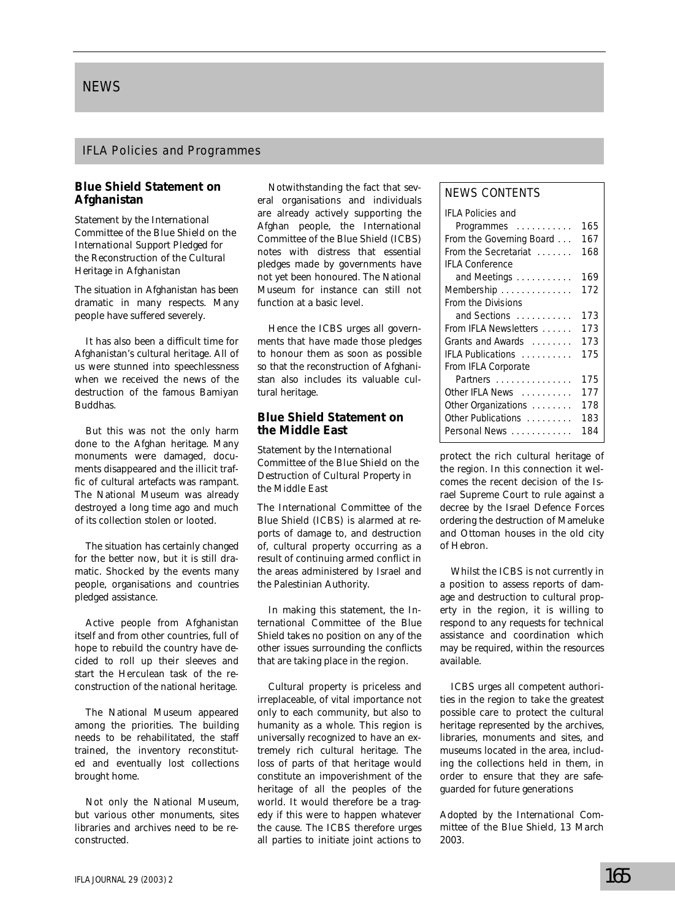# NEWS

## IFLA Policies and Programmes

### Blue Shield Statement on Afghanistan

*Statement by the International Committee of the Blue Shield on the International Support Pledged for the Reconstruction of the Cultural Heritage in Afghanistan*

The situation in Afghanistan has been dramatic in many respects. Many people have suffered severely.

It has also been a difficult time for Afghanistan's cultural heritage. All of us were stunned into speechlessness when we received the news of the destruction of the famous Bamiyan Buddhas.

But this was not the only harm done to the Afghan heritage. Many monuments were damaged, documents disappeared and the illicit traffic of cultural artefacts was rampant. The National Museum was already destroyed a long time ago and much of its collection stolen or looted.

The situation has certainly changed for the better now, but it is still dramatic. Shocked by the events many people, organisations and countries pledged assistance.

Active people from Afghanistan itself and from other countries, full of hope to rebuild the country have decided to roll up their sleeves and start the Herculean task of the reconstruction of the national heritage.

The National Museum appeared among the priorities. The building needs to be rehabilitated, the staff trained, the inventory reconstituted and eventually lost collections brought home.

Not only the National Museum, but various other monuments, sites libraries and archives need to be reconstructed.

Notwithstanding the fact that several organisations and individuals are already actively supporting the Afghan people, the International Committee of the Blue Shield (ICBS) notes with distress that essential pledges made by governments have not yet been honoured. The National Museum for instance can still not function at a basic level.

Hence the ICBS urges all governments that have made those pledges to honour them as soon as possible so that the reconstruction of Afghanistan also includes its valuable cultural heritage.

### Blue Shield Statement on the Middle East

*Statement by the International Committee of the Blue Shield on the Destruction of Cultural Property in the Middle East*

The International Committee of the Blue Shield (ICBS) is alarmed at reports of damage to, and destruction of, cultural property occurring as a result of continuing armed conflict in the areas administered by Israel and the Palestinian Authority.

In making this statement, the International Committee of the Blue Shield takes no position on any of the other issues surrounding the conflicts that are taking place in the region.

Cultural property is priceless and irreplaceable, of vital importance not only to each community, but also to humanity as a whole. This region is universally recognized to have an extremely rich cultural heritage. The loss of parts of that heritage would constitute an impoverishment of the heritage of all the peoples of the world. It would therefore be a tragedy if this were to happen whatever the cause. The ICBS therefore urges all parties to initiate joint actions to protect the rich cultural heritage of the region. In this connection it welcomes the recent decision of the Israel Supreme Court to rule against a decree by the Israel Defence Forces ordering the destruction of Mameluke and Ottoman houses in the old city of Hebron.

Whilst the ICBS is not currently in a position to assess reports of damage and destruction to cultural property in the region, it is willing to respond to any requests for technical assistance and coordination which may be required, within the resources available.

ICBS urges all competent authorities in the region to take the greatest possible care to protect the cultural heritage represented by the archives, libraries, monuments and sites, and museums located in the area, including the collections held in them, in order to ensure that they are safeguarded for future generations

Adopted by the International Committee of the Blue Shield, 13 March 2003.

---

**NEWS CONTENTS**

| Section | Page |
|---|---|
| IFLA Policies and Programmes | 165 |
| From the Governing Board | 167 |
| From the Secretariat | 168 |
| IFLA Conference and Meetings | 169 |
| Membership | 172 |
| From the Divisions and Sections | 173 |
| From IFLA Newsletters | 173 |
| Grants and Awards | 173 |
| IFLA Publications | 175 |
| From IFLA Corporate Partners | 175 |
| Other IFLA News | 177 |
| Other Organizations | 178 |
| Other Publications | 183 |
| Personal News | 184 |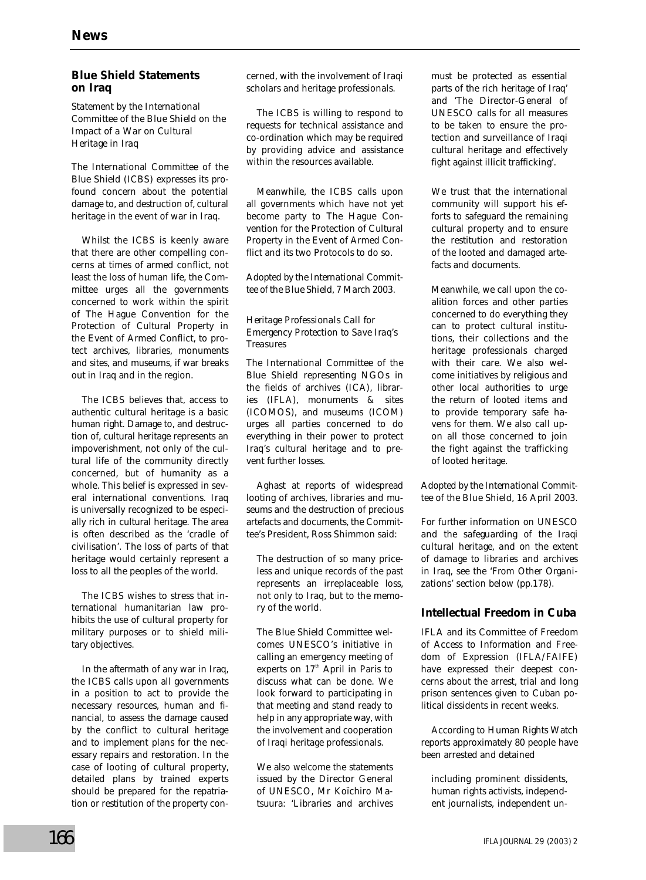# News

## Blue Shield Statements on Iraq

*Statement by the International Committee of the Blue Shield on the Impact of a War on Cultural Heritage in Iraq*

The International Committee of the Blue Shield (ICBS) expresses its profound concern about the potential damage to, and destruction of, cultural heritage in the event of war in Iraq.

Whilst the ICBS is keenly aware that there are other compelling concerns at times of armed conflict, not least the loss of human life, the Committee urges all the governments concerned to work within the spirit of The Hague Convention for the Protection of Cultural Property in the Event of Armed Conflict, to protect archives, libraries, monuments and sites, and museums, if war breaks out in Iraq and in the region.

The ICBS believes that, access to authentic cultural heritage is a basic human right. Damage to, and destruction of, cultural heritage represents an impoverishment, not only of the cultural life of the community directly concerned, but of humanity as a whole. This belief is expressed in several international conventions. Iraq is universally recognized to be especially rich in cultural heritage. The area is often described as the 'cradle of civilisation'. The loss of parts of that heritage would certainly represent a loss to all the peoples of the world.

The ICBS wishes to stress that international humanitarian law prohibits the use of cultural property for military purposes or to shield military objectives.

In the aftermath of any war in Iraq, the ICBS calls upon all governments in a position to act to provide the necessary resources, human and financial, to assess the damage caused by the conflict to cultural heritage and to implement plans for the necessary repairs and restoration. In the case of looting of cultural property, detailed plans by trained experts should be prepared for the repatriation or restitution of the property concerned, with the involvement of Iraqi scholars and heritage professionals.

The ICBS is willing to respond to requests for technical assistance and co-ordination which may be required by providing advice and assistance within the resources available.

Meanwhile, the ICBS calls upon all governments which have not yet become party to The Hague Convention for the Protection of Cultural Property in the Event of Armed Conflict and its two Protocols to do so.

*Adopted by the International Committee of the Blue Shield, 7 March 2003.*

*Heritage Professionals Call for Emergency Protection to Save Iraq's Treasures*

The International Committee of the Blue Shield representing NGOs in the fields of archives (ICA), libraries (IFLA), monuments & sites (ICOMOS), and museums (ICOM) urges all parties concerned to do everything in their power to protect Iraq's cultural heritage and to prevent further losses.

Aghast at reports of widespread looting of archives, libraries and museums and the destruction of precious artefacts and documents, the Committee's President, Ross Shimmon said:

> The destruction of so many priceless and unique records of the past represents an irreplaceable loss, not only to Iraq, but to the memory of the world.
>
> The Blue Shield Committee welcomes UNESCO's initiative in calling an emergency meeting of experts on 17th April in Paris to discuss what can be done. We look forward to participating in that meeting and stand ready to help in any appropriate way, with the involvement and cooperation of Iraqi heritage professionals.
>
> We also welcome the statements issued by the Director General of UNESCO, Mr Koïchiro Matsuura: 'Libraries and archives must be protected as essential parts of the rich heritage of Iraq' and 'The Director-General of UNESCO calls for all measures to be taken to ensure the protection and surveillance of Iraqi cultural heritage and effectively fight against illicit trafficking'.
>
> We trust that the international community will support his efforts to safeguard the remaining cultural property and to ensure the restitution and restoration of the looted and damaged artefacts and documents.
>
> Meanwhile, we call upon the coalition forces and other parties concerned to do everything they can to protect cultural institutions, their collections and the heritage professionals charged with their care. We also welcome initiatives by religious and other local authorities to urge the return of looted items and to provide temporary safe havens for them. We also call upon all those concerned to join the fight against the trafficking of looted heritage.

*Adopted by the International Committee of the Blue Shield, 16 April 2003.*

*For further information on UNESCO and the safeguarding of the Iraqi cultural heritage, and on the extent of damage to libraries and archives in Iraq, see the 'From Other Organizations' section below (pp.178).*

## Intellectual Freedom in Cuba

IFLA and its Committee of Freedom of Access to Information and Freedom of Expression (IFLA/FAIFE) have expressed their deepest concerns about the arrest, trial and long prison sentences given to Cuban political dissidents in recent weeks.

According to Human Rights Watch reports approximately 80 people have been arrested and detained

> including prominent dissidents, human rights activists, independent journalists, independent un-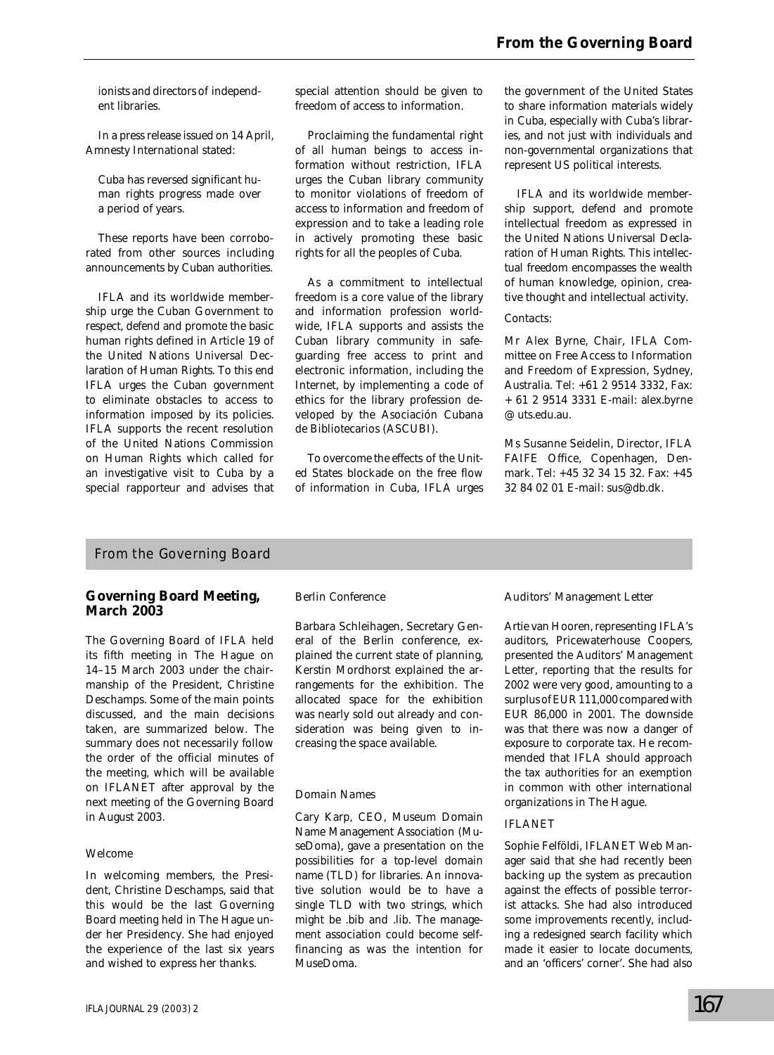ionists and directors of independent libraries.

In a press release issued on 14 April, Amnesty International stated:

> Cuba has reversed significant human rights progress made over a period of years.

These reports have been corroborated from other sources including announcements by Cuban authorities.

IFLA and its worldwide membership urge the Cuban Government to respect, defend and promote the basic human rights defined in Article 19 of the United Nations Universal Declaration of Human Rights. To this end IFLA urges the Cuban government to eliminate obstacles to access to information imposed by its policies. IFLA supports the recent resolution of the United Nations Commission on Human Rights which called for an investigative visit to Cuba by a special rapporteur and advises that special attention should be given to freedom of access to information.

Proclaiming the fundamental right of all human beings to access information without restriction, IFLA urges the Cuban library community to monitor violations of freedom of access to information and freedom of expression and to take a leading role in actively promoting these basic rights for all the peoples of Cuba.

As a commitment to intellectual freedom is a core value of the library and information profession worldwide, IFLA supports and assists the Cuban library community in safeguarding free access to print and electronic information, including the Internet, by implementing a code of ethics for the library profession developed by the Asociación Cubana de Bibliotecarios (ASCUBI).

To overcome the effects of the United States blockade on the free flow of information in Cuba, IFLA urges the government of the United States to share information materials widely in Cuba, especially with Cuba's libraries, and not just with individuals and non-governmental organizations that represent US political interests.

IFLA and its worldwide membership support, defend and promote intellectual freedom as expressed in the United Nations Universal Declaration of Human Rights. This intellectual freedom encompasses the wealth of human knowledge, opinion, creative thought and intellectual activity.

Contacts:

Mr Alex Byrne, Chair, IFLA Committee on Free Access to Information and Freedom of Expression, Sydney, Australia. Tel: +61 2 9514 3332, Fax: + 61 2 9514 3331 E-mail: alex.byrne @ uts.edu.au.

Ms Susanne Seidelin, Director, IFLA FAIFE Office, Copenhagen, Denmark. Tel: +45 32 34 15 32. Fax: +45 32 84 02 01 E-mail: sus@db.dk.

# From the Governing Board

## Governing Board Meeting, March 2003

The Governing Board of IFLA held its fifth meeting in The Hague on 14–15 March 2003 under the chairmanship of the President, Christine Deschamps. Some of the main points discussed, and the main decisions taken, are summarized below. The summary does not necessarily follow the order of the official minutes of the meeting, which will be available on IFLANET after approval by the next meeting of the Governing Board in August 2003.

### Welcome

In welcoming members, the President, Christine Deschamps, said that this would be the last Governing Board meeting held in The Hague under her Presidency. She had enjoyed the experience of the last six years and wished to express her thanks.

### Berlin Conference

Barbara Schleihagen, Secretary General of the Berlin conference, explained the current state of planning, Kerstin Mordhorst explained the arrangements for the exhibition. The allocated space for the exhibition was nearly sold out already and consideration was being given to increasing the space available.

### Domain Names

Cary Karp, CEO, Museum Domain Name Management Association (MuseDoma), gave a presentation on the possibilities for a top-level domain name (TLD) for libraries. An innovative solution would be to have a single TLD with two strings, which might be .bib and .lib. The management association could become self-financing as was the intention for MuseDoma.

### Auditors' Management Letter

Artie van Hooren, representing IFLA's auditors, Pricewaterhouse Coopers, presented the Auditors' Management Letter, reporting that the results for 2002 were very good, amounting to a surplus of EUR 111,000 compared with EUR 86,000 in 2001. The downside was that there was now a danger of exposure to corporate tax. He recommended that IFLA should approach the tax authorities for an exemption in common with other international organizations in The Hague.

### IFLANET

Sophie Felföldi, IFLANET Web Manager said that she had recently been backing up the system as precaution against the effects of possible terrorist attacks. She had also introduced some improvements recently, including a redesigned search facility which made it easier to locate documents, and an 'officers' corner'. She had also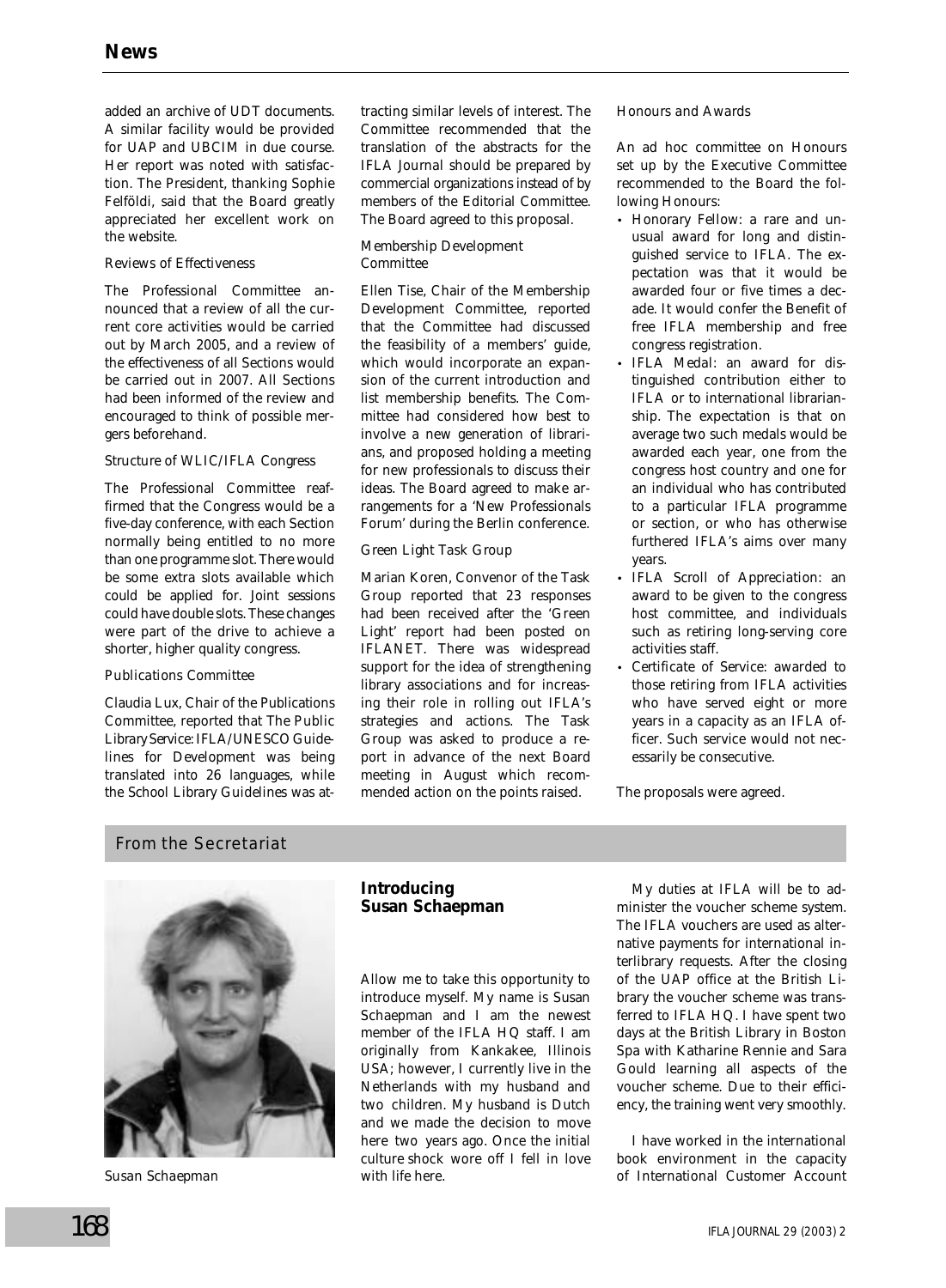added an archive of UDT documents. A similar facility would be provided for UAP and UBCIM in due course. Her report was noted with satisfaction. The President, thanking Sophie Felföldi, said that the Board greatly appreciated her excellent work on the website.

*Reviews of Effectiveness*

The Professional Committee announced that a review of all the current core activities would be carried out by March 2005, and a review of the effectiveness of all Sections would be carried out in 2007. All Sections had been informed of the review and encouraged to think of possible mergers beforehand.

*Structure of WLIC/IFLA Congress*

The Professional Committee reaffirmed that the Congress would be a five-day conference, with each Section normally being entitled to no more than one programme slot. There would be some extra slots available which could be applied for. Joint sessions could have double slots. These changes were part of the drive to achieve a shorter, higher quality congress.

*Publications Committee*

Claudia Lux, Chair of the Publications Committee, reported that *The Public Library Service: IFLA/UNESCO Guidelines for Development* was being translated into 26 languages, while the *School Library Guidelines* was attracting similar levels of interest. The Committee recommended that the translation of the abstracts for the *IFLA Journal* should be prepared by commercial organizations instead of by members of the Editorial Committee. The Board agreed to this proposal.

*Membership Development Committee*

Ellen Tise, Chair of the Membership Development Committee, reported that the Committee had discussed the feasibility of a members' guide, which would incorporate an expansion of the current introduction and list membership benefits. The Committee had considered how best to involve a new generation of librarians, and proposed holding a meeting for new professionals to discuss their ideas. The Board agreed to make arrangements for a 'New Professionals Forum' during the Berlin conference.

*Green Light Task Group*

Marian Koren, Convenor of the Task Group reported that 23 responses had been received after the 'Green Light' report had been posted on IFLANET. There was widespread support for the idea of strengthening library associations and for increasing their role in rolling out IFLA's strategies and actions. The Task Group was asked to produce a report in advance of the next Board meeting in August which recommended action on the points raised.

*Honours and Awards*

An ad hoc committee on Honours set up by the Executive Committee recommended to the Board the following Honours:

- Honorary Fellow: a rare and unusual award for long and distinguished service to IFLA. The expectation was that it would be awarded four or five times a decade. It would confer the Benefit of free IFLA membership and free congress registration.
- IFLA Medal: an award for distinguished contribution either to IFLA or to international librarianship. The expectation is that on average two such medals would be awarded each year, one from the congress host country and one for an individual who has contributed to a particular IFLA programme or section, or who has otherwise furthered IFLA's aims over many years.
- IFLA Scroll of Appreciation: an award to be given to the congress host committee, and individuals such as retiring long-serving core activities staff.
- Certificate of Service: awarded to those retiring from IFLA activities who have served eight or more years in a capacity as an IFLA officer. Such service would not necessarily be consecutive.

The proposals were agreed.

## From the Secretariat

### Introducing Susan Schaepman

*Susan Schaepman*

Allow me to take this opportunity to introduce myself. My name is Susan Schaepman and I am the newest member of the IFLA HQ staff. I am originally from Kankakee, Illinois USA; however, I currently live in the Netherlands with my husband and two children. My husband is Dutch and we made the decision to move here two years ago. Once the initial culture shock wore off I fell in love with life here.

My duties at IFLA will be to administer the voucher scheme system. The IFLA vouchers are used as alternative payments for international interlibrary requests. After the closing of the UAP office at the British Library the voucher scheme was transferred to IFLA HQ. I have spent two days at the British Library in Boston Spa with Katharine Rennie and Sara Gould learning all aspects of the voucher scheme. Due to their efficiency, the training went very smoothly.

I have worked in the international book environment in the capacity of International Customer Account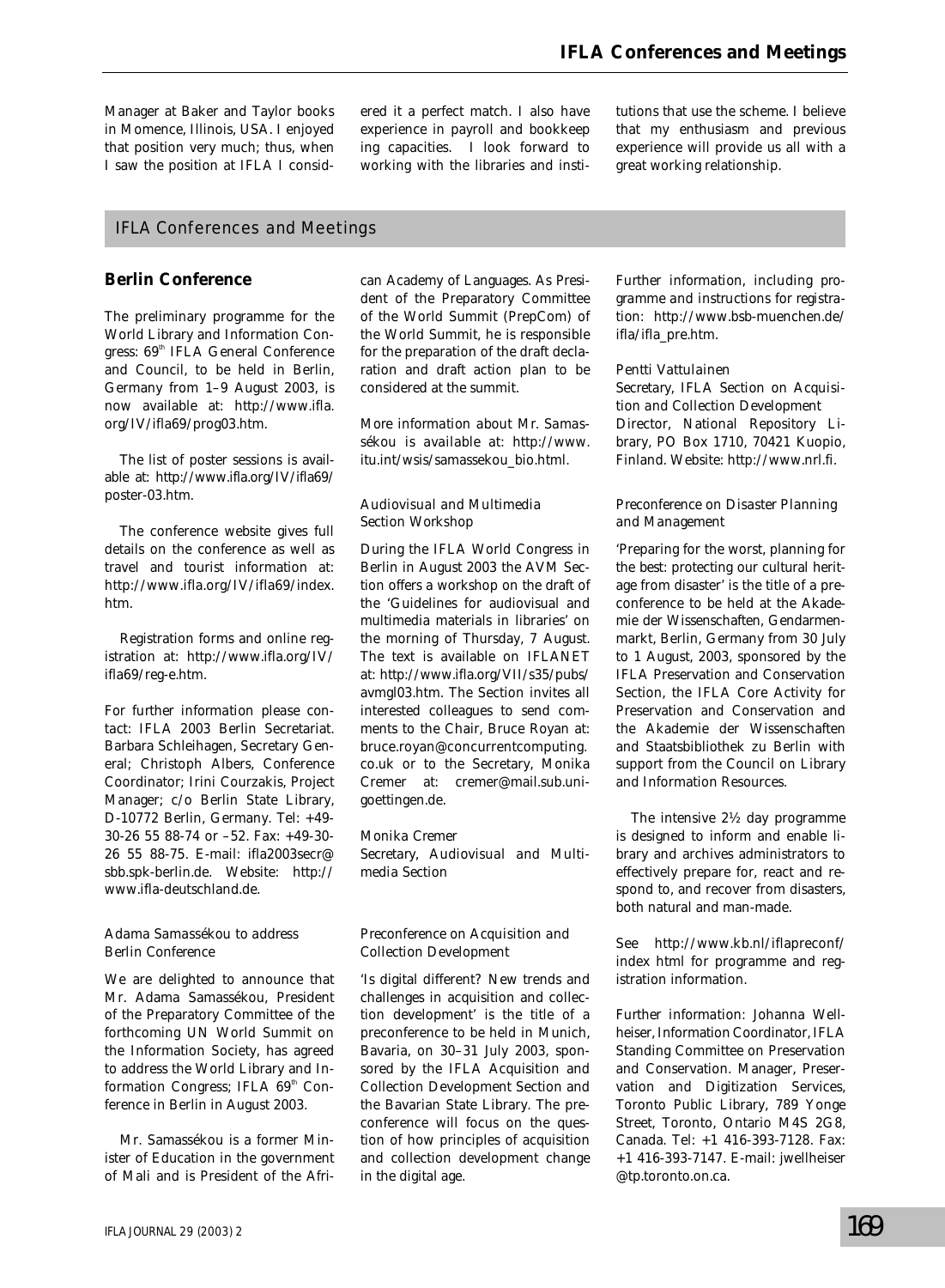Manager at Baker and Taylor books in Momence, Illinois, USA. I enjoyed that position very much; thus, when I saw the position at IFLA I considered it a perfect match. I also have experience in payroll and bookkeeping capacities. I look forward to working with the libraries and institutions that use the scheme. I believe that my enthusiasm and previous experience will provide us all with a great working relationship.

## IFLA Conferences and Meetings

### Berlin Conference

The preliminary programme for the World Library and Information Congress: 69th IFLA General Conference and Council, to be held in Berlin, Germany from 1–9 August 2003, is now available at: http://www.ifla.org/IV/ifla69/prog03.htm.

The list of poster sessions is available at: http://www.ifla.org/IV/ifla69/poster-03.htm.

The conference website gives full details on the conference as well as travel and tourist information at: http://www.ifla.org/IV/ifla69/index.htm.

Registration forms and online registration at: http://www.ifla.org/IV/ifla69/reg-e.htm.

For further information please contact: IFLA 2003 Berlin Secretariat. Barbara Schleihagen, Secretary General; Christoph Albers, Conference Coordinator; Irini Courzakis, Project Manager; c/o Berlin State Library, D-10772 Berlin, Germany. Tel: +49-30-26 55 88-74 or –52. Fax: +49-30-26 55 88-75. E-mail: ifla2003secr@sbb.spk-berlin.de. Website: http://www.ifla-deutschland.de.

#### Adama Samassékou to address Berlin Conference

We are delighted to announce that Mr. Adama Samassékou, President of the Preparatory Committee of the forthcoming UN World Summit on the Information Society, has agreed to address the World Library and Information Congress; IFLA 69th Conference in Berlin in August 2003.

Mr. Samassékou is a former Minister of Education in the government of Mali and is President of the African Academy of Languages. As President of the Preparatory Committee of the World Summit (PrepCom) of the World Summit, he is responsible for the preparation of the draft declaration and draft action plan to be considered at the summit.

More information about Mr. Samassékou is available at: http://www.itu.int/wsis/samassekou_bio.html.

#### Audiovisual and Multimedia Section Workshop

During the IFLA World Congress in Berlin in August 2003 the AVM Section offers a workshop on the draft of the 'Guidelines for audiovisual and multimedia materials in libraries' on the morning of Thursday, 7 August. The text is available on IFLANET at: http://www.ifla.org/VII/s35/pubs/avmgl03.htm. The Section invites all interested colleagues to send comments to the Chair, Bruce Royan at: bruce.royan@concurrentcomputing.co.uk or to the Secretary, Monika Cremer at: cremer@mail.sub.uni-goettingen.de.

Monika Cremer
Secretary, Audiovisual and Multimedia Section

#### Preconference on Acquisition and Collection Development

'Is digital different? New trends and challenges in acquisition and collection development' is the title of a preconference to be held in Munich, Bavaria, on 30–31 July 2003, sponsored by the IFLA Acquisition and Collection Development Section and the Bavarian State Library. The preconference will focus on the question of how principles of acquisition and collection development change in the digital age.

Further information, including programme and instructions for registration: http://www.bsb-muenchen.de/ifla/ifla_pre.htm.

Pentti Vattulainen
Secretary, IFLA Section on Acquisition and Collection Development
Director, National Repository Library, PO Box 1710, 70421 Kuopio, Finland. Website: http://www.nrl.fi.

#### Preconference on Disaster Planning and Management

'Preparing for the worst, planning for the best: protecting our cultural heritage from disaster' is the title of a preconference to be held at the Akademie der Wissenschaften, Gendarmenmarkt, Berlin, Germany from 30 July to 1 August, 2003, sponsored by the IFLA Preservation and Conservation Section, the IFLA Core Activity for Preservation and Conservation and the Akademie der Wissenschaften and Staatsbibliothek zu Berlin with support from the Council on Library and Information Resources.

The intensive 2½ day programme is designed to inform and enable library and archives administrators to effectively prepare for, react and respond to, and recover from disasters, both natural and man-made.

See http://www.kb.nl/iflapreconf/index html for programme and registration information.

Further information: Johanna Wellheiser, Information Coordinator, IFLA Standing Committee on Preservation and Conservation. Manager, Preservation and Digitization Services, Toronto Public Library, 789 Yonge Street, Toronto, Ontario M4S 2G8, Canada. Tel: +1 416-393-7128. Fax: +1 416-393-7147. E-mail: jwellheiser@tp.toronto.on.ca.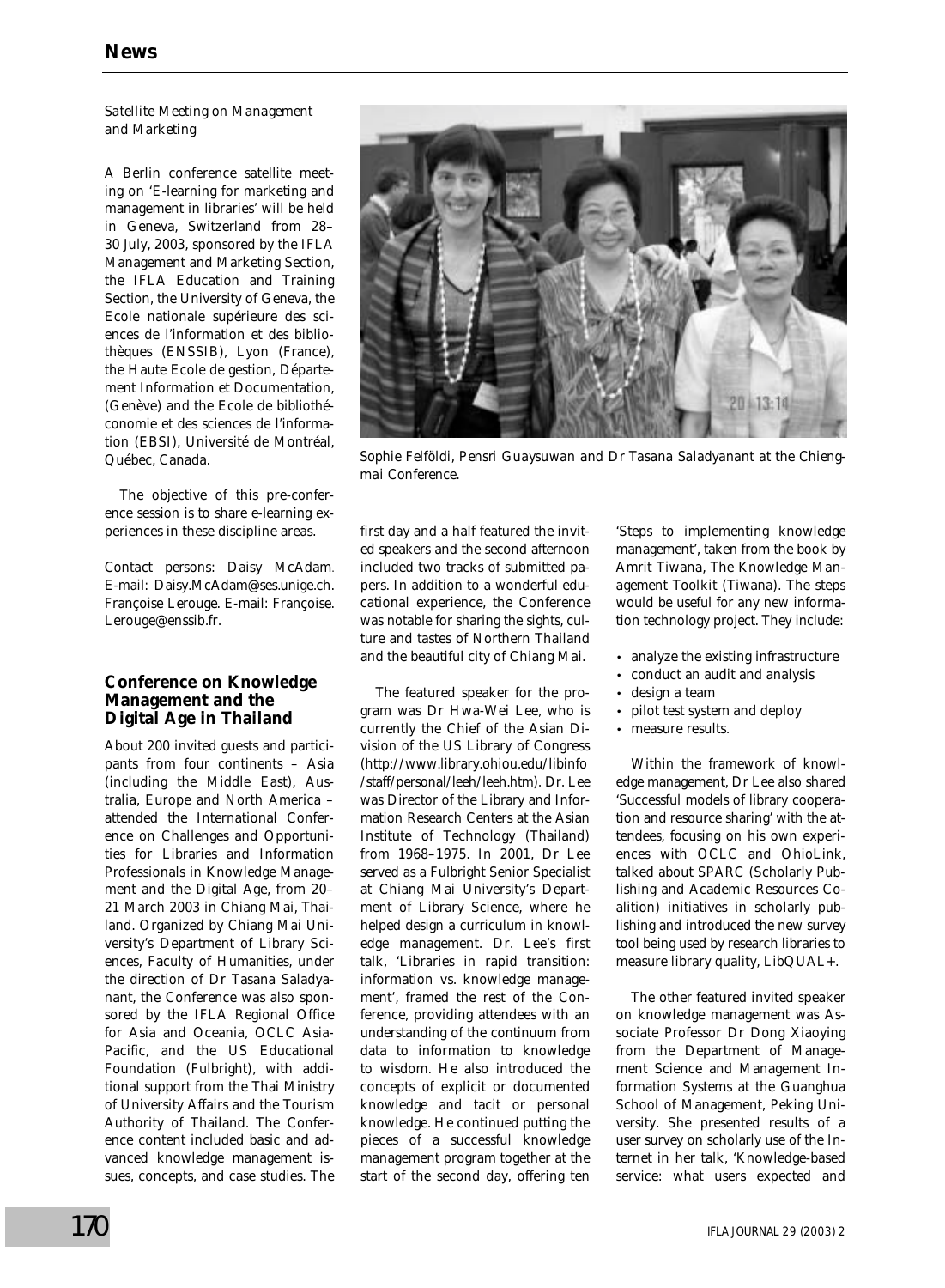*Satellite Meeting on Management and Marketing*

A Berlin conference satellite meeting on 'E-learning for marketing and management in libraries' will be held in Geneva, Switzerland from 28–30 July, 2003, sponsored by the IFLA Management and Marketing Section, the IFLA Education and Training Section, the University of Geneva, the Ecole nationale supérieure des sciences de l'information et des bibliothèques (ENSSIB), Lyon (France), the Haute Ecole de gestion, Département Information et Documentation, (Genève) and the Ecole de bibliothéconomie et des sciences de l'information (EBSI), Université de Montréal, Québec, Canada.

The objective of this pre-conference session is to share e-learning experiences in these discipline areas.

Contact persons: Daisy McAdam. E-mail: Daisy.McAdam@ses.unige.ch. Françoise Lerouge. E-mail: Françoise.Lerouge@enssib.fr.

### Conference on Knowledge Management and the Digital Age in Thailand

*Sophie Felföldi, Pensri Guaysuwan and Dr Tasana Saladyanant at the Chiengmai Conference.*

About 200 invited guests and participants from four continents – Asia (including the Middle East), Australia, Europe and North America – attended the International Conference on Challenges and Opportunities for Libraries and Information Professionals in Knowledge Management and the Digital Age, from 20–21 March 2003 in Chiang Mai, Thailand. Organized by Chiang Mai University's Department of Library Sciences, Faculty of Humanities, under the direction of Dr Tasana Saladyanant, the Conference was also sponsored by the IFLA Regional Office for Asia and Oceania, OCLC Asia-Pacific, and the US Educational Foundation (Fulbright), with additional support from the Thai Ministry of University Affairs and the Tourism Authority of Thailand. The Conference content included basic and advanced knowledge management issues, concepts, and case studies. The first day and a half featured the invited speakers and the second afternoon included two tracks of submitted papers. In addition to a wonderful educational experience, the Conference was notable for sharing the sights, culture and tastes of Northern Thailand and the beautiful city of Chiang Mai.

The featured speaker for the program was Dr Hwa-Wei Lee, who is currently the Chief of the Asian Division of the US Library of Congress (http://www.library.ohiou.edu/libinfo/staff/personal/leeh/leeh.htm). Dr. Lee was Director of the Library and Information Research Centers at the Asian Institute of Technology (Thailand) from 1968–1975. In 2001, Dr Lee served as a Fulbright Senior Specialist at Chiang Mai University's Department of Library Science, where he helped design a curriculum in knowledge management. Dr. Lee's first talk, 'Libraries in rapid transition: information vs. knowledge management', framed the rest of the Conference, providing attendees with an understanding of the continuum from data to information to knowledge to wisdom. He also introduced the concepts of explicit or documented knowledge and tacit or personal knowledge. He continued putting the pieces of a successful knowledge management program together at the start of the second day, offering ten 'Steps to implementing knowledge management', taken from the book by Amrit Tiwana, The Knowledge Management Toolkit (Tiwana). The steps would be useful for any new information technology project. They include:

- analyze the existing infrastructure
- conduct an audit and analysis
- design a team
- pilot test system and deploy
- measure results.

Within the framework of knowledge management, Dr Lee also shared 'Successful models of library cooperation and resource sharing' with the attendees, focusing on his own experiences with OCLC and OhioLink, talked about SPARC (Scholarly Publishing and Academic Resources Coalition) initiatives in scholarly publishing and introduced the new survey tool being used by research libraries to measure library quality, LibQUAL+.

The other featured invited speaker on knowledge management was Associate Professor Dr Dong Xiaoying from the Department of Management Science and Management Information Systems at the Guanghua School of Management, Peking University. She presented results of a user survey on scholarly use of the Internet in her talk, 'Knowledge-based service: what users expected and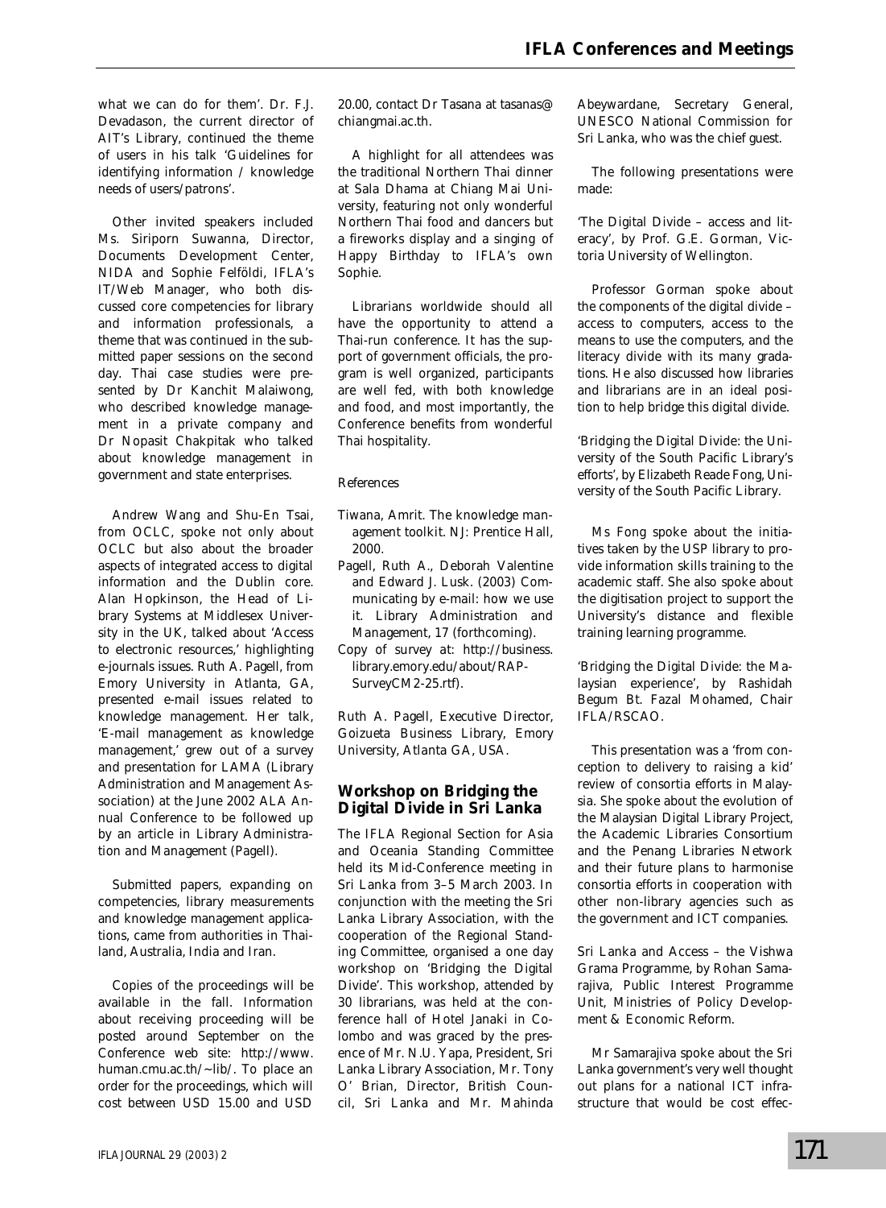what we can do for them'. Dr. F.J. Devadason, the current director of AIT's Library, continued the theme of users in his talk 'Guidelines for identifying information / knowledge needs of users/patrons'.

Other invited speakers included Ms. Siriporn Suwanna, Director, Documents Development Center, NIDA and Sophie Felföldi, IFLA's IT/Web Manager, who both discussed core competencies for library and information professionals, a theme that was continued in the submitted paper sessions on the second day. Thai case studies were presented by Dr Kanchit Malaiwong, who described knowledge management in a private company and Dr Nopasit Chakpitak who talked about knowledge management in government and state enterprises.

Andrew Wang and Shu-En Tsai, from OCLC, spoke not only about OCLC but also about the broader aspects of integrated access to digital information and the Dublin core. Alan Hopkinson, the Head of Library Systems at Middlesex University in the UK, talked about 'Access to electronic resources,' highlighting e-journals issues. Ruth A. Pagell, from Emory University in Atlanta, GA, presented e-mail issues related to knowledge management. Her talk, 'E-mail management as knowledge management,' grew out of a survey and presentation for LAMA (Library Administration and Management Association) at the June 2002 ALA Annual Conference to be followed up by an article in *Library Administration and Management* (Pagell).

Submitted papers, expanding on competencies, library measurements and knowledge management applications, came from authorities in Thailand, Australia, India and Iran.

Copies of the proceedings will be available in the fall. Information about receiving proceeding will be posted around September on the Conference web site: http://www.human.cmu.ac.th/~lib/. To place an order for the proceedings, which will cost between USD 15.00 and USD 20.00, contact Dr Tasana at tasanas@chiangmai.ac.th.

A highlight for all attendees was the traditional Northern Thai dinner at Sala Dhama at Chiang Mai University, featuring not only wonderful Northern Thai food and dancers but a fireworks display and a singing of Happy Birthday to IFLA's own Sophie.

Librarians worldwide should all have the opportunity to attend a Thai-run conference. It has the support of government officials, the program is well organized, participants are well fed, with both knowledge and food, and most importantly, the Conference benefits from wonderful Thai hospitality.

*References*

- Tiwana, Amrit. *The knowledge management toolkit*. NJ: Prentice Hall, 2000.
- Pagell, Ruth A., Deborah Valentine and Edward J. Lusk. (2003) Communicating by e-mail: how we use it. *Library Administration and Management*, 17 (forthcoming).
- Copy of survey at: http://business.library.emory.edu/about/RAP-SurveyCM2-25.rtf).

*Ruth A. Pagell, Executive Director, Goizueta Business Library, Emory University, Atlanta GA, USA.*

## Workshop on Bridging the Digital Divide in Sri Lanka

The IFLA Regional Section for Asia and Oceania Standing Committee held its Mid-Conference meeting in Sri Lanka from 3–5 March 2003. In conjunction with the meeting the Sri Lanka Library Association, with the cooperation of the Regional Standing Committee, organised a one day workshop on 'Bridging the Digital Divide'. This workshop, attended by 30 librarians, was held at the conference hall of Hotel Janaki in Colombo and was graced by the presence of Mr. N.U. Yapa, President, Sri Lanka Library Association, Mr. Tony O' Brian, Director, British Council, Sri Lanka and Mr. Mahinda Abeywardane, Secretary General, UNESCO National Commission for Sri Lanka, who was the chief guest.

The following presentations were made:

'The Digital Divide – access and literacy', by Prof. G.E. Gorman, Victoria University of Wellington.

Professor Gorman spoke about the components of the digital divide – access to computers, access to the means to use the computers, and the literacy divide with its many gradations. He also discussed how libraries and librarians are in an ideal position to help bridge this digital divide.

'Bridging the Digital Divide: the University of the South Pacific Library's efforts', by Elizabeth Reade Fong, University of the South Pacific Library.

Ms Fong spoke about the initiatives taken by the USP library to provide information skills training to the academic staff. She also spoke about the digitisation project to support the University's distance and flexible training learning programme.

'Bridging the Digital Divide: the Malaysian experience', by Rashidah Begum Bt. Fazal Mohamed, Chair IFLA/RSCAO.

This presentation was a 'from conception to delivery to raising a kid' review of consortia efforts in Malaysia. She spoke about the evolution of the Malaysian Digital Library Project, the Academic Libraries Consortium and the Penang Libraries Network and their future plans to harmonise consortia efforts in cooperation with other non-library agencies such as the government and ICT companies.

Sri Lanka and Access – the Vishwa Grama Programme, by Rohan Samarajiva, Public Interest Programme Unit, Ministries of Policy Development & Economic Reform.

Mr Samarajiva spoke about the Sri Lanka government's very well thought out plans for a national ICT infrastructure that would be cost effec-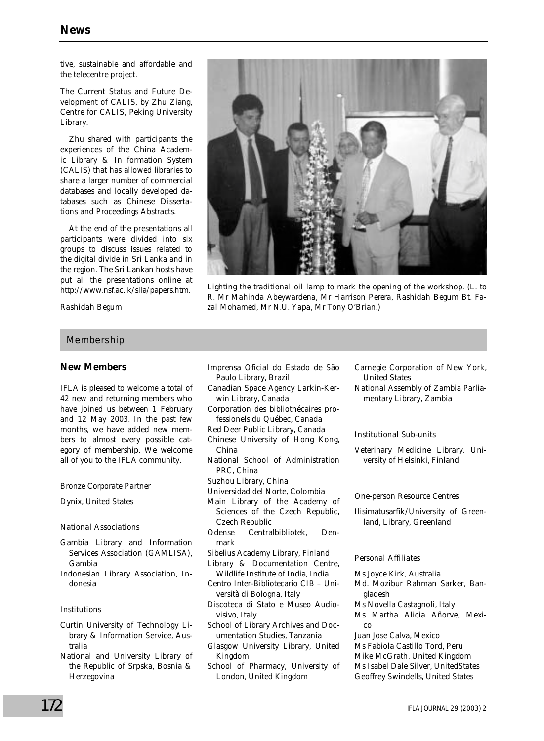tive, sustainable and affordable and the telecentre project.

The Current Status and Future Development of CALIS, by Zhu Ziang, Centre for CALIS, Peking University Library.

Zhu shared with participants the experiences of the China Academic Library & In formation System (CALIS) that has allowed libraries to share a larger number of commercial databases and locally developed databases such as Chinese Dissertations and Proceedings Abstracts.

At the end of the presentations all participants were divided into six groups to discuss issues related to the digital divide in Sri Lanka and in the region. The Sri Lankan hosts have put all the presentations online at http://www.nsf.ac.lk/slla/papers.htm.

*Rashidah Begum*

*Lighting the traditional oil lamp to mark the opening of the workshop. (L. to R. Mr Mahinda Abeywardena, Mr Harrison Perera, Rashidah Begum Bt. Fazal Mohamed, Mr N.U. Yapa, Mr Tony O'Brian.)*

## Membership

### New Members

IFLA is pleased to welcome a total of 42 new and returning members who have joined us between 1 February and 12 May 2003. In the past few months, we have added new members to almost every possible category of membership. We welcome all of you to the IFLA community.

*Bronze Corporate Partner*

Dynix, United States

*National Associations*

Gambia Library and Information Services Association (GAMLISA), Gambia

Indonesian Library Association, Indonesia

*Institutions*

Curtin University of Technology Library & Information Service, Australia

National and University Library of the Republic of Srpska, Bosnia & Herzegovina

Imprensa Oficial do Estado de São Paulo Library, Brazil

Canadian Space Agency Larkin-Kerwin Library, Canada

Corporation des bibliothécaires professionels du Québec, Canada

Red Deer Public Library, Canada

Chinese University of Hong Kong, China

National School of Administration PRC, China

Suzhou Library, China

Universidad del Norte, Colombia

Main Library of the Academy of Sciences of the Czech Republic, Czech Republic

Odense Centralbibliotek, Denmark

Sibelius Academy Library, Finland

Library & Documentation Centre, Wildlife Institute of India, India

Centro Inter-Bibliotecario CIB – Università di Bologna, Italy

Discoteca di Stato e Museo Audiovisivo, Italy

School of Library Archives and Documentation Studies, Tanzania

Glasgow University Library, United Kingdom

School of Pharmacy, University of London, United Kingdom

Carnegie Corporation of New York, United States

National Assembly of Zambia Parliamentary Library, Zambia

*Institutional Sub-units*

Veterinary Medicine Library, University of Helsinki, Finland

*One-person Resource Centres*

Ilisimatusarfik/University of Greenland, Library, Greenland

*Personal Affiliates*

Ms Joyce Kirk, Australia

Md. Mozibur Rahman Sarker, Bangladesh

Ms Novella Castagnoli, Italy

Ms Martha Alicia Añorve, Mexico

Juan Jose Calva, Mexico

Ms Fabiola Castillo Tord, Peru

Mike McGrath, United Kingdom

Ms Isabel Dale Silver, UnitedStates

Geoffrey Swindells, United States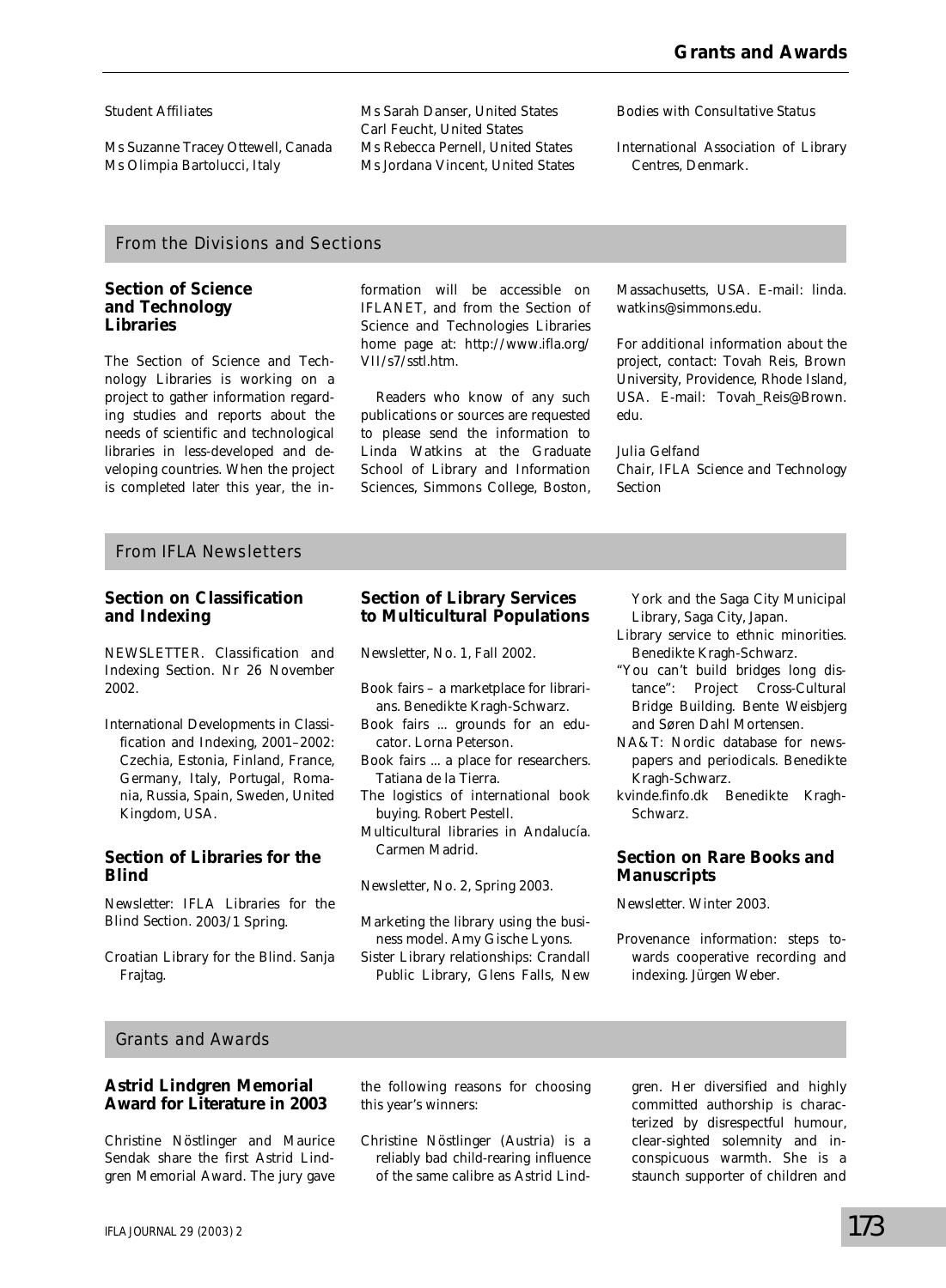Student Affiliates

Ms Suzanne Tracey Ottewell, Canada
Ms Olimpia Bartolucci, Italy
Ms Sarah Danser, United States
Carl Feucht, United States
Ms Rebecca Pernell, United States
Ms Jordana Vincent, United States

Bodies with Consultative Status

International Association of Library Centres, Denmark.

## From the Divisions and Sections

### Section of Science and Technology Libraries

The Section of Science and Technology Libraries is working on a project to gather information regarding studies and reports about the needs of scientific and technological libraries in less-developed and developing countries. When the project is completed later this year, the information will be accessible on IFLANET, and from the Section of Science and Technologies Libraries home page at: http://www.ifla.org/VII/s7/sstl.htm.

Readers who know of any such publications or sources are requested to please send the information to Linda Watkins at the Graduate School of Library and Information Sciences, Simmons College, Boston, Massachusetts, USA. E-mail: linda.watkins@simmons.edu.

For additional information about the project, contact: Tovah Reis, Brown University, Providence, Rhode Island, USA. E-mail: Tovah_Reis@Brown.edu.

Julia Gelfand
Chair, IFLA Science and Technology Section

## From IFLA Newsletters

### Section on Classification and Indexing

NEWSLETTER. Classification and Indexing Section. Nr 26 November 2002.

International Developments in Classification and Indexing, 2001–2002: Czechia, Estonia, Finland, France, Germany, Italy, Portugal, Romania, Russia, Spain, Sweden, United Kingdom, USA.

### Section of Libraries for the Blind

Newsletter: IFLA Libraries for the Blind Section. 2003/1 Spring.

Croatian Library for the Blind. Sanja Frajtag.

### Section of Library Services to Multicultural Populations

Newsletter, No. 1, Fall 2002.

Book fairs – a marketplace for librarians. Benedikte Kragh-Schwarz.
Book fairs ... grounds for an educator. Lorna Peterson.
Book fairs ... a place for researchers. Tatiana de la Tierra.
The logistics of international book buying. Robert Pestell.
Multicultural libraries in Andalucía. Carmen Madrid.

Newsletter, No. 2, Spring 2003.

Marketing the library using the business model. Amy Gische Lyons.
Sister Library relationships: Crandall Public Library, Glens Falls, New York and the Saga City Municipal Library, Saga City, Japan.
Library service to ethnic minorities. Benedikte Kragh-Schwarz.
"You can't build bridges long distance": Project Cross-Cultural Bridge Building. Bente Weisbjerg and Søren Dahl Mortensen.
NA&T: Nordic database for newspapers and periodicals. Benedikte Kragh-Schwarz.
kvinde.finfo.dk Benedikte Kragh-Schwarz.

### Section on Rare Books and Manuscripts

Newsletter. Winter 2003.

Provenance information: steps towards cooperative recording and indexing. Jürgen Weber.

## Grants and Awards

### Astrid Lindgren Memorial Award for Literature in 2003

Christine Nöstlinger and Maurice Sendak share the first Astrid Lindgren Memorial Award. The jury gave the following reasons for choosing this year's winners:

Christine Nöstlinger (Austria) is a reliably bad child-rearing influence of the same calibre as Astrid Lindgren. Her diversified and highly committed authorship is characterized by disrespectful humour, clear-sighted solemnity and inconspicuous warmth. She is a staunch supporter of children and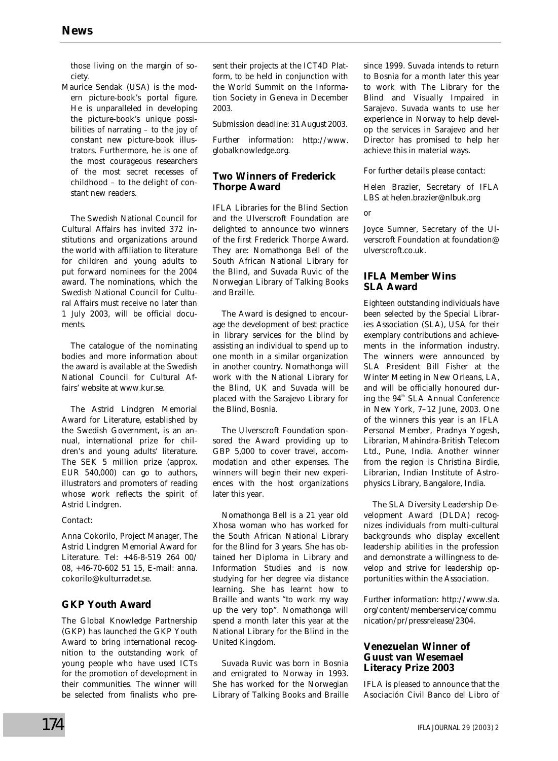those living on the margin of society.

Maurice Sendak (USA) is the modern picture-book's portal figure. He is unparalleled in developing the picture-book's unique possibilities of narrating – to the joy of constant new picture-book illustrators. Furthermore, he is one of the most courageous researchers of the most secret recesses of childhood – to the delight of constant new readers.

The Swedish National Council for Cultural Affairs has invited 372 institutions and organizations around the world with affiliation to literature for children and young adults to put forward nominees for the 2004 award. The nominations, which the Swedish National Council for Cultural Affairs must receive no later than 1 July 2003, will be official documents.

The catalogue of the nominating bodies and more information about the award is available at the Swedish National Council for Cultural Affairs' website at www.kur.se.

The Astrid Lindgren Memorial Award for Literature, established by the Swedish Government, is an annual, international prize for children's and young adults' literature. The SEK 5 million prize (approx. EUR 540,000) can go to authors, illustrators and promoters of reading whose work reflects the spirit of Astrid Lindgren.

*Contact:*

*Anna Cokorilo, Project Manager, The Astrid Lindgren Memorial Award for Literature. Tel: +46-8-519 264 00/ 08, +46-70-602 51 15, E-mail: anna.cokorilo@kulturradet.se.*

## GKP Youth Award

The Global Knowledge Partnership (GKP) has launched the GKP Youth Award to bring international recognition to the outstanding work of young people who have used ICTs for the promotion of development in their communities. The winner will be selected from finalists who present their projects at the ICT4D Platform, to be held in conjunction with the World Summit on the Information Society in Geneva in December 2003.

*Submission deadline: 31 August 2003.*

*Further information: http://www.globalknowledge.org.*

## Two Winners of Frederick Thorpe Award

IFLA Libraries for the Blind Section and the Ulverscroft Foundation are delighted to announce two winners of the first Frederick Thorpe Award. They are: Nomathonga Bell of the South African National Library for the Blind, and Suvada Ruvic of the Norwegian Library of Talking Books and Braille.

The Award is designed to encourage the development of best practice in library services for the blind by assisting an individual to spend up to one month in a similar organization in another country. Nomathonga will work with the National Library for the Blind, UK and Suvada will be placed with the Sarajevo Library for the Blind, Bosnia.

The Ulverscroft Foundation sponsored the Award providing up to GBP 5,000 to cover travel, accommodation and other expenses. The winners will begin their new experiences with the host organizations later this year.

Nomathonga Bell is a 21 year old Xhosa woman who has worked for the South African National Library for the Blind for 3 years. She has obtained her Diploma in Library and Information Studies and is now studying for her degree via distance learning. She has learnt how to Braille and wants "to work my way up the very top". Nomathonga will spend a month later this year at the National Library for the Blind in the United Kingdom.

Suvada Ruvic was born in Bosnia and emigrated to Norway in 1993. She has worked for the Norwegian Library of Talking Books and Braille since 1999. Suvada intends to return to Bosnia for a month later this year to work with The Library for the Blind and Visually Impaired in Sarajevo. Suvada wants to use her experience in Norway to help develop the services in Sarajevo and her Director has promised to help her achieve this in material ways.

*For further details please contact:*

*Helen Brazier, Secretary of IFLA LBS at helen.brazier@nlbuk.org*

*or*

*Joyce Sumner, Secretary of the Ulverscroft Foundation at foundation@ulverscroft.co.uk.*

## IFLA Member Wins SLA Award

Eighteen outstanding individuals have been selected by the Special Libraries Association (SLA), USA for their exemplary contributions and achievements in the information industry. The winners were announced by SLA President Bill Fisher at the Winter Meeting in New Orleans, LA, and will be officially honoured during the 94th SLA Annual Conference in New York, 7–12 June, 2003. One of the winners this year is an IFLA Personal Member, Pradnya Yogesh, Librarian, Mahindra-British Telecom Ltd., Pune, India. Another winner from the region is Christina Birdie, Librarian, Indian Institute of Astrophysics Library, Bangalore, India.

The SLA Diversity Leadership Development Award (DLDA) recognizes individuals from multi-cultural backgrounds who display excellent leadership abilities in the profession and demonstrate a willingness to develop and strive for leadership opportunities within the Association.

*Further information: http://www.sla.org/content/memberservice/communication/pr/pressrelease/2304.*

## Venezuelan Winner of Guust van Wesemael Literacy Prize 2003

IFLA is pleased to announce that the Asociación Civil Banco del Libro of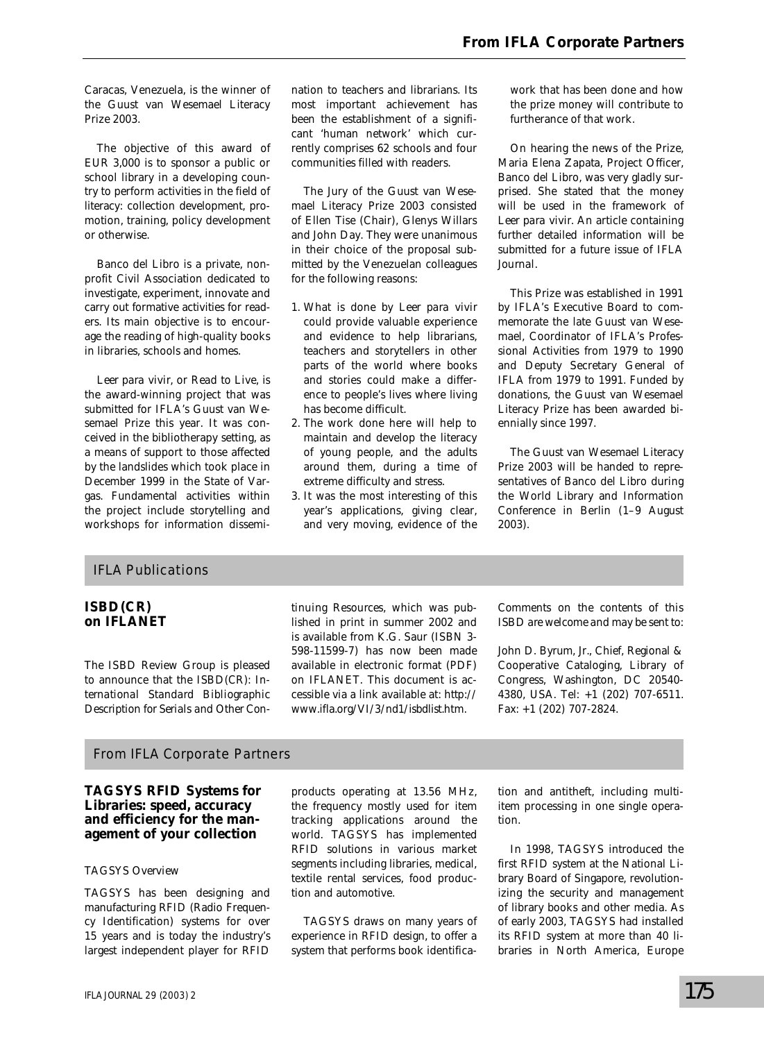Caracas, Venezuela, is the winner of the Guust van Wesemael Literacy Prize 2003.

The objective of this award of EUR 3,000 is to sponsor a public or school library in a developing country to perform activities in the field of literacy: collection development, promotion, training, policy development or otherwise.

Banco del Libro is a private, nonprofit Civil Association dedicated to investigate, experiment, innovate and carry out formative activities for readers. Its main objective is to encourage the reading of high-quality books in libraries, schools and homes.

*Leer para vivir*, or *Read to Live*, is the award-winning project that was submitted for IFLA's Guust van Wesemael Prize this year. It was conceived in the bibliotherapy setting, as a means of support to those affected by the landslides which took place in December 1999 in the State of Vargas. Fundamental activities within the project include storytelling and workshops for information dissemination to teachers and librarians. Its most important achievement has been the establishment of a significant 'human network' which currently comprises 62 schools and four communities filled with readers.

The Jury of the Guust van Wesemael Literacy Prize 2003 consisted of Ellen Tise (Chair), Glenys Willars and John Day. They were unanimous in their choice of the proposal submitted by the Venezuelan colleagues for the following reasons:

1. What is done by *Leer para vivir* could provide valuable experience and evidence to help librarians, teachers and storytellers in other parts of the world where books and stories could make a difference to people's lives where living has become difficult.
2. The work done here will help to maintain and develop the literacy of young people, and the adults around them, during a time of extreme difficulty and stress.
3. It was the most interesting of this year's applications, giving clear, and very moving, evidence of the work that has been done and how the prize money will contribute to furtherance of that work.

On hearing the news of the Prize, Maria Elena Zapata, Project Officer, Banco del Libro, was very gladly surprised. She stated that the money will be used in the framework of *Leer para vivir*. An article containing further detailed information will be submitted for a future issue of *IFLA Journal*.

This Prize was established in 1991 by IFLA's Executive Board to commemorate the late Guust van Wesemael, Coordinator of IFLA's Professional Activities from 1979 to 1990 and Deputy Secretary General of IFLA from 1979 to 1991. Funded by donations, the Guust van Wesemael Literacy Prize has been awarded biennially since 1997.

The Guust van Wesemael Literacy Prize 2003 will be handed to representatives of Banco del Libro during the World Library and Information Conference in Berlin (1–9 August 2003).

## IFLA Publications

### ISBD(CR) on IFLANET

The ISBD Review Group is pleased to announce that the *ISBD(CR): International Standard Bibliographic Description for Serials and Other Continuing Resources*, which was published in print in summer 2002 and is available from K.G. Saur (ISBN 3-598-11599-7) has now been made available in electronic format (PDF) on IFLANET. This document is accessible via a link available at: http://www.ifla.org/VI/3/nd1/isbdlist.htm.

Comments on the contents of this ISBD are welcome and may be sent to:

John D. Byrum, Jr., Chief, Regional & Cooperative Cataloging, Library of Congress, Washington, DC 20540-4380, USA. Tel: +1 (202) 707-6511. Fax: +1 (202) 707-2824.

## From IFLA Corporate Partners

### TAGSYS RFID Systems for Libraries: speed, accuracy and efficiency for the management of your collection

#### TAGSYS Overview

TAGSYS has been designing and manufacturing RFID (Radio Frequency Identification) systems for over 15 years and is today the industry's largest independent player for RFID products operating at 13.56 MHz, the frequency mostly used for item tracking applications around the world. TAGSYS has implemented RFID solutions in various market segments including libraries, medical, textile rental services, food production and automotive.

TAGSYS draws on many years of experience in RFID design, to offer a system that performs book identification and antitheft, including multi-item processing in one single operation.

In 1998, TAGSYS introduced the first RFID system at the National Library Board of Singapore, revolutionizing the security and management of library books and other media. As of early 2003, TAGSYS had installed its RFID system at more than 40 libraries in North America, Europe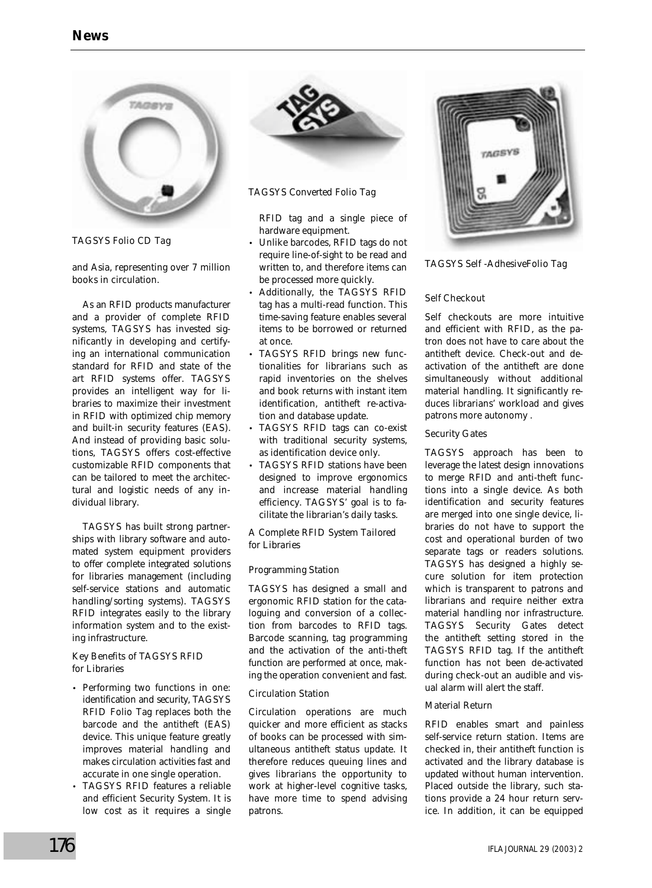TAGSYS Folio CD Tag

and Asia, representing over 7 million books in circulation.

As an RFID products manufacturer and a provider of complete RFID systems, TAGSYS has invested significantly in developing and certifying an international communication standard for RFID and state of the art RFID systems offer. TAGSYS provides an intelligent way for libraries to maximize their investment in RFID with optimized chip memory and built-in security features (EAS). And instead of providing basic solutions, TAGSYS offers cost-effective customizable RFID components that can be tailored to meet the architectural and logistic needs of any individual library.

TAGSYS has built strong partnerships with library software and automated system equipment providers to offer complete integrated solutions for libraries management (including self-service stations and automatic handling/sorting systems). TAGSYS RFID integrates easily to the library information system and to the existing infrastructure.

### Key Benefits of TAGSYS RFID for Libraries

- Performing two functions in one: identification and security, TAGSYS RFID Folio Tag replaces both the barcode and the antitheft (EAS) device. This unique feature greatly improves material handling and makes circulation activities fast and accurate in one single operation.
- TAGSYS RFID features a reliable and efficient Security System. It is low cost as it requires a single RFID tag and a single piece of hardware equipment.
- Unlike barcodes, RFID tags do not require line-of-sight to be read and written to, and therefore items can be processed more quickly.
- Additionally, the TAGSYS RFID tag has a multi-read function. This time-saving feature enables several items to be borrowed or returned at once.
- TAGSYS RFID brings new functionalities for librarians such as rapid inventories on the shelves and book returns with instant item identification, antitheft re-activation and database update.
- TAGSYS RFID tags can co-exist with traditional security systems, as identification device only.
- TAGSYS RFID stations have been designed to improve ergonomics and increase material handling efficiency. TAGSYS' goal is to facilitate the librarian's daily tasks.

TAGSYS Converted Folio Tag

### A Complete RFID System Tailored for Libraries

#### Programming Station

TAGSYS has designed a small and ergonomic RFID station for the cataloguing and conversion of a collection from barcodes to RFID tags. Barcode scanning, tag programming and the activation of the anti-theft function are performed at once, making the operation convenient and fast.

#### Circulation Station

Circulation operations are much quicker and more efficient as stacks of books can be processed with simultaneous antitheft status update. It therefore reduces queuing lines and gives librarians the opportunity to work at higher-level cognitive tasks, have more time to spend advising patrons.

TAGSYS Self -AdhesiveFolio Tag

#### Self Checkout

Self checkouts are more intuitive and efficient with RFID, as the patron does not have to care about the antitheft device. Check-out and deactivation of the antitheft are done simultaneously without additional material handling. It significantly reduces librarians' workload and gives patrons more autonomy .

#### Security Gates

TAGSYS approach has been to leverage the latest design innovations to merge RFID and anti-theft functions into a single device. As both identification and security features are merged into one single device, libraries do not have to support the cost and operational burden of two separate tags or readers solutions. TAGSYS has designed a highly secure solution for item protection which is transparent to patrons and librarians and require neither extra material handling nor infrastructure. TAGSYS Security Gates detect the antitheft setting stored in the TAGSYS RFID tag. If the antitheft function has not been de-activated during check-out an audible and visual alarm will alert the staff.

#### Material Return

RFID enables smart and painless self-service return station. Items are checked in, their antitheft function is activated and the library database is updated without human intervention. Placed outside the library, such stations provide a 24 hour return service. In addition, it can be equipped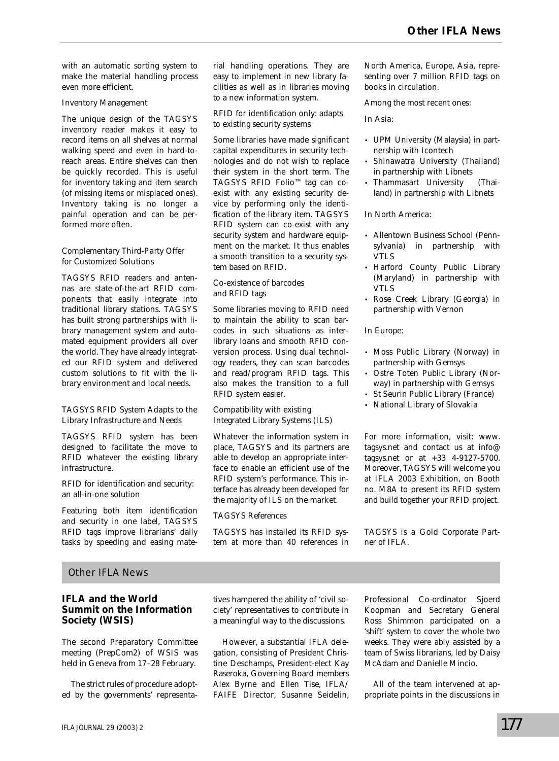with an automatic sorting system to make the material handling process even more efficient.

*Inventory Management*

The unique design of the TAGSYS inventory reader makes it easy to record items on all shelves at normal walking speed and even in hard-to-reach areas. Entire shelves can then be quickly recorded. This is useful for inventory taking and item search (of missing items or misplaced ones). Inventory taking is no longer a painful operation and can be performed more often.

*Complementary Third-Party Offer for Customized Solutions*

TAGSYS RFID readers and antennas are state-of-the-art RFID components that easily integrate into traditional library stations. TAGSYS has built strong partnerships with library management system and automated equipment providers all over the world. They have already integrated our RFID system and delivered custom solutions to fit with the library environment and local needs.

*TAGSYS RFID System Adapts to the Library Infrastructure and Needs*

TAGSYS RFID system has been designed to facilitate the move to RFID whatever the existing library infrastructure.

*RFID for identification and security: an all-in-one solution*

Featuring both item identification and security in one label, TAGSYS RFID tags improve librarians' daily tasks by speeding and easing material handling operations. They are easy to implement in new library facilities as well as in libraries moving to a new information system.

*RFID for identification only: adapts to existing security systems*

Some libraries have made significant capital expenditures in security technologies and do not wish to replace their system in the short term. The TAGSYS RFID Folio™ tag can coexist with any existing security device by performing only the identification of the library item. TAGSYS RFID system can co-exist with any security system and hardware equipment on the market. It thus enables a smooth transition to a security system based on RFID.

*Co-existence of barcodes and RFID tags*

Some libraries moving to RFID need to maintain the ability to scan barcodes in such situations as interlibrary loans and smooth RFID conversion process. Using dual technology readers, they can scan barcodes and read/program RFID tags. This also makes the transition to a full RFID system easier.

*Compatibility with existing Integrated Library Systems (ILS)*

Whatever the information system in place, TAGSYS and its partners are able to develop an appropriate interface to enable an efficient use of the RFID system's performance. This interface has already been developed for the majority of ILS on the market.

*TAGSYS References*

TAGSYS has installed its RFID system at more than 40 references in North America, Europe, Asia, representing over 7 million RFID tags on books in circulation.

Among the most recent ones:

In Asia:

- UPM University (Malaysia) in partnership with Icontech
- Shinawatra University (Thailand) in partnership with Libnets
- Thammasart University (Thailand) in partnership with Libnets

In North America:

- Allentown Business School (Pennsylvania) in partnership with VTLS
- Harford County Public Library (Maryland) in partnership with VTLS
- Rose Creek Library (Georgia) in partnership with Vernon

In Europe:

- Moss Public Library (Norway) in partnership with Gemsys
- Ostre Toten Public Library (Norway) in partnership with Gemsys
- St Seurin Public Library (France)
- National Library of Slovakia

For more information, visit: www.tagsys.net and contact us at info@tagsys.net or at +33 4-9127-5700. Moreover, TAGSYS will welcome you at IFLA 2003 Exhibition, on Booth no. M8A to present its RFID system and build together your RFID project.

TAGSYS is a Gold Corporate Partner of IFLA.

## Other IFLA News

### IFLA and the World Summit on the Information Society (WSIS)

The second Preparatory Committee meeting (PrepCom2) of WSIS was held in Geneva from 17–28 February.

The strict rules of procedure adopted by the governments' representatives hampered the ability of 'civil society' representatives to contribute in a meaningful way to the discussions.

However, a substantial IFLA delegation, consisting of President Christine Deschamps, President-elect Kay Raseroka, Governing Board members Alex Byrne and Ellen Tise, IFLA/FAIFE Director, Susanne Seidelin, Professional Co-ordinator Sjoerd Koopman and Secretary General Ross Shimmon participated on a 'shift' system to cover the whole two weeks. They were ably assisted by a team of Swiss librarians, led by Daisy McAdam and Danielle Mincio.

All of the team intervened at appropriate points in the discussions in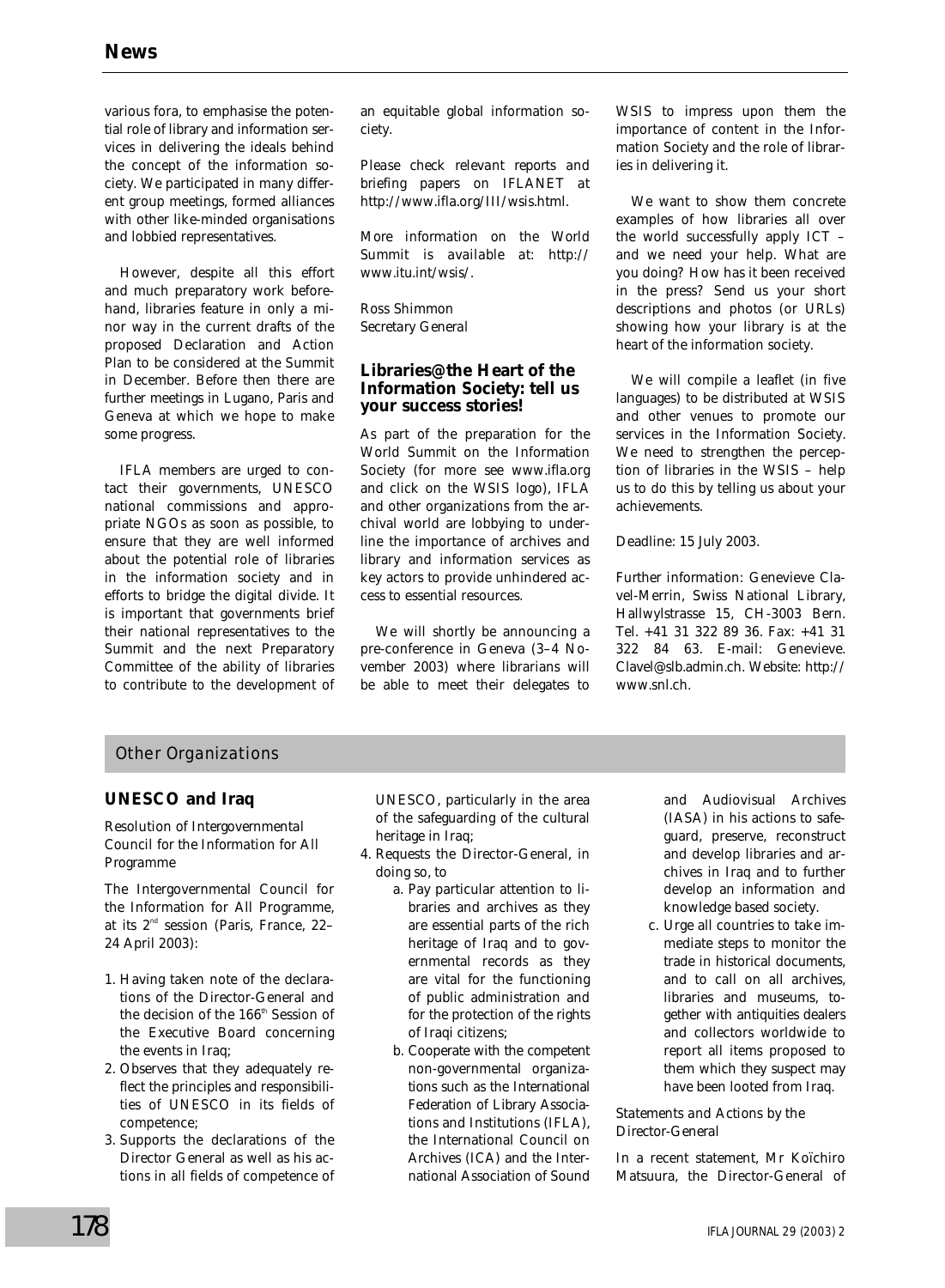various fora, to emphasise the potential role of library and information services in delivering the ideals behind the concept of the information society. We participated in many different group meetings, formed alliances with other like-minded organisations and lobbied representatives.

However, despite all this effort and much preparatory work beforehand, libraries feature in only a minor way in the current drafts of the proposed Declaration and Action Plan to be considered at the Summit in December. Before then there are further meetings in Lugano, Paris and Geneva at which we hope to make some progress.

IFLA members are urged to contact their governments, UNESCO national commissions and appropriate NGOs as soon as possible, to ensure that they are well informed about the potential role of libraries in the information society and in efforts to bridge the digital divide. It is important that governments brief their national representatives to the Summit and the next Preparatory Committee of the ability of libraries to contribute to the development of an equitable global information society.

Please check relevant reports and briefing papers on IFLANET at http://www.ifla.org/III/wsis.html.

More information on the World Summit is available at: http://www.itu.int/wsis/.

Ross Shimmon
Secretary General

### Libraries@the Heart of the Information Society: tell us your success stories!

As part of the preparation for the World Summit on the Information Society (for more see www.ifla.org and click on the WSIS logo), IFLA and other organizations from the archival world are lobbying to underline the importance of archives and library and information services as key actors to provide unhindered access to essential resources.

We will shortly be announcing a pre-conference in Geneva (3–4 November 2003) where librarians will be able to meet their delegates to WSIS to impress upon them the importance of content in the Information Society and the role of libraries in delivering it.

We want to show them concrete examples of how libraries all over the world successfully apply ICT – and we need your help. What are you doing? How has it been received in the press? Send us your short descriptions and photos (or URLs) showing how your library is at the heart of the information society.

We will compile a leaflet (in five languages) to be distributed at WSIS and other venues to promote our services in the Information Society. We need to strengthen the perception of libraries in the WSIS – help us to do this by telling us about your achievements.

Deadline: 15 July 2003.

Further information: Genevieve Clavel-Merrin, Swiss National Library, Hallwylstrasse 15, CH-3003 Bern. Tel. +41 31 322 89 36. Fax: +41 31 322 84 63. E-mail: Genevieve.Clavel@slb.admin.ch. Website: http://www.snl.ch.

## Other Organizations

### UNESCO and Iraq

*Resolution of Intergovernmental Council for the Information for All Programme*

The Intergovernmental Council for the Information for All Programme, at its 2nd session (Paris, France, 22–24 April 2003):

1. Having taken note of the declarations of the Director-General and the decision of the 166th Session of the Executive Board concerning the events in Iraq;
2. Observes that they adequately reflect the principles and responsibilities of UNESCO in its fields of competence;
3. Supports the declarations of the Director General as well as his actions in all fields of competence of UNESCO, particularly in the area of the safeguarding of the cultural heritage in Iraq;
4. Requests the Director-General, in doing so, to
   a. Pay particular attention to libraries and archives as they are essential parts of the rich heritage of Iraq and to governmental records as they are vital for the functioning of public administration and for the protection of the rights of Iraqi citizens;
   b. Cooperate with the competent non-governmental organizations such as the International Federation of Library Associations and Institutions (IFLA), the International Council on Archives (ICA) and the International Association of Sound and Audiovisual Archives (IASA) in his actions to safeguard, preserve, reconstruct and develop libraries and archives in Iraq and to further develop an information and knowledge based society.
   c. Urge all countries to take immediate steps to monitor the trade in historical documents, and to call on all archives, libraries and museums, together with antiquities dealers and collectors worldwide to report all items proposed to them which they suspect may have been looted from Iraq.

*Statements and Actions by the Director-General*

In a recent statement, Mr Koïchiro Matsuura, the Director-General of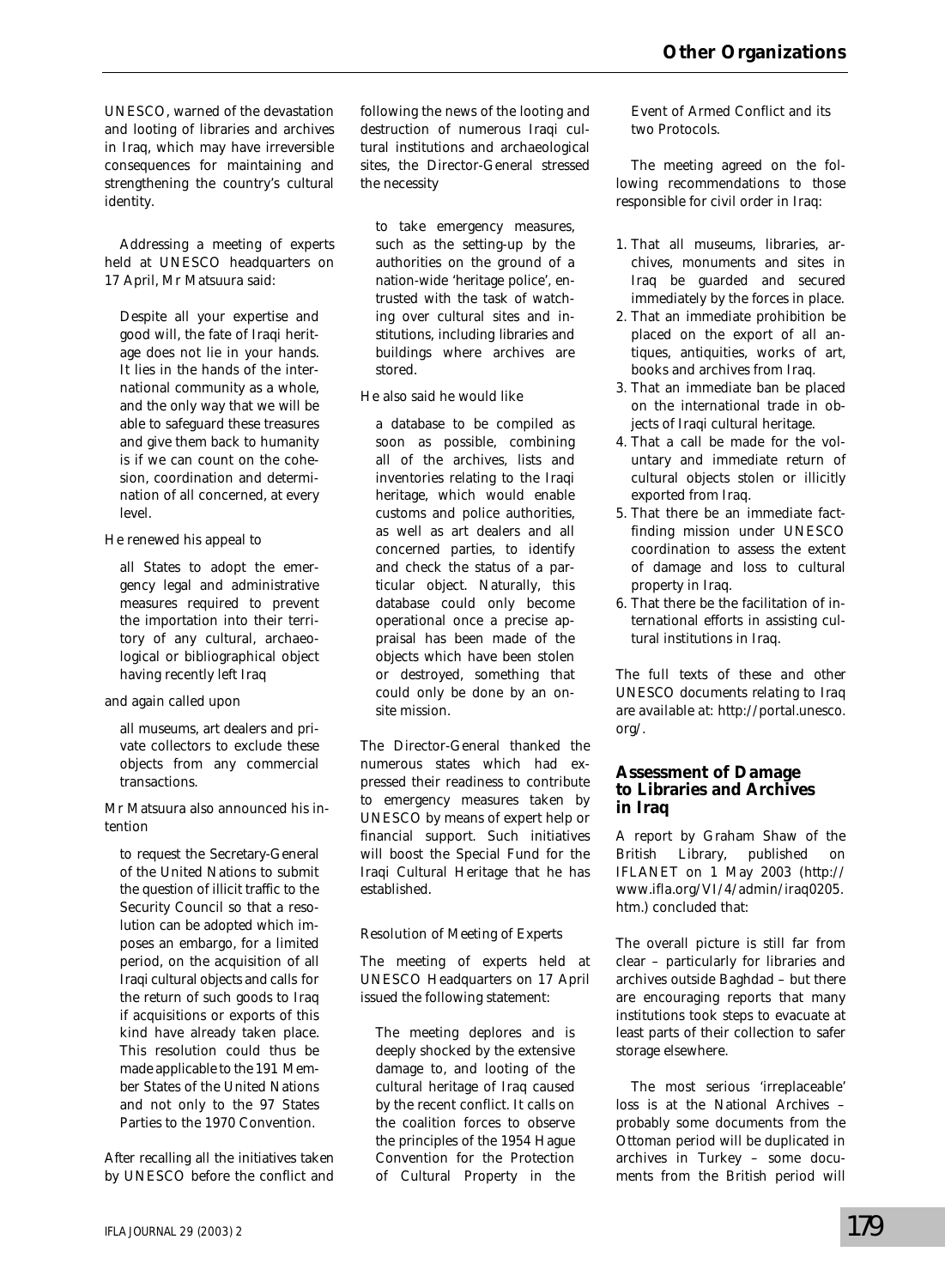UNESCO, warned of the devastation and looting of libraries and archives in Iraq, which may have irreversible consequences for maintaining and strengthening the country's cultural identity.

Addressing a meeting of experts held at UNESCO headquarters on 17 April, Mr Matsuura said:

> Despite all your expertise and good will, the fate of Iraqi heritage does not lie in your hands. It lies in the hands of the international community as a whole, and the only way that we will be able to safeguard these treasures and give them back to humanity is if we can count on the cohesion, coordination and determination of all concerned, at every level.

He renewed his appeal to

> all States to adopt the emergency legal and administrative measures required to prevent the importation into their territory of any cultural, archaeological or bibliographical object having recently left Iraq

and again called upon

> all museums, art dealers and private collectors to exclude these objects from any commercial transactions.

Mr Matsuura also announced his intention

> to request the Secretary-General of the United Nations to submit the question of illicit traffic to the Security Council so that a resolution can be adopted which imposes an embargo, for a limited period, on the acquisition of all Iraqi cultural objects and calls for the return of such goods to Iraq if acquisitions or exports of this kind have already taken place. This resolution could thus be made applicable to the 191 Member States of the United Nations and not only to the 97 States Parties to the 1970 Convention.

After recalling all the initiatives taken by UNESCO before the conflict and following the news of the looting and destruction of numerous Iraqi cultural institutions and archaeological sites, the Director-General stressed the necessity

> to take emergency measures, such as the setting-up by the authorities on the ground of a nation-wide 'heritage police', entrusted with the task of watching over cultural sites and institutions, including libraries and buildings where archives are stored.

He also said he would like

> a database to be compiled as soon as possible, combining all of the archives, lists and inventories relating to the Iraqi heritage, which would enable customs and police authorities, as well as art dealers and all concerned parties, to identify and check the status of a particular object. Naturally, this database could only become operational once a precise appraisal has been made of the objects which have been stolen or destroyed, something that could only be done by an on-site mission.

The Director-General thanked the numerous states which had expressed their readiness to contribute to emergency measures taken by UNESCO by means of expert help or financial support. Such initiatives will boost the Special Fund for the Iraqi Cultural Heritage that he has established.

*Resolution of Meeting of Experts*

The meeting of experts held at UNESCO Headquarters on 17 April issued the following statement:

> The meeting deplores and is deeply shocked by the extensive damage to, and looting of the cultural heritage of Iraq caused by the recent conflict. It calls on the coalition forces to observe the principles of the 1954 Hague Convention for the Protection of Cultural Property in the Event of Armed Conflict and its two Protocols.
>
> The meeting agreed on the following recommendations to those responsible for civil order in Iraq:
>
> 1. That all museums, libraries, archives, monuments and sites in Iraq be guarded and secured immediately by the forces in place.
> 2. That an immediate prohibition be placed on the export of all antiques, antiquities, works of art, books and archives from Iraq.
> 3. That an immediate ban be placed on the international trade in objects of Iraqi cultural heritage.
> 4. That a call be made for the voluntary and immediate return of cultural objects stolen or illicitly exported from Iraq.
> 5. That there be an immediate fact-finding mission under UNESCO coordination to assess the extent of damage and loss to cultural property in Iraq.
> 6. That there be the facilitation of international efforts in assisting cultural institutions in Iraq.

The full texts of these and other UNESCO documents relating to Iraq are available at: http://portal.unesco.org/.

### Assessment of Damage to Libraries and Archives in Iraq

A report by Graham Shaw of the British Library, published on IFLANET on 1 May 2003 (http://www.ifla.org/VI/4/admin/iraq0205.htm.) concluded that:

> The overall picture is still far from clear – particularly for libraries and archives outside Baghdad – but there are encouraging reports that many institutions took steps to evacuate at least parts of their collection to safer storage elsewhere.
>
> The most serious 'irreplaceable' loss is at the National Archives – probably some documents from the Ottoman period will be duplicated in archives in Turkey – some documents from the British period will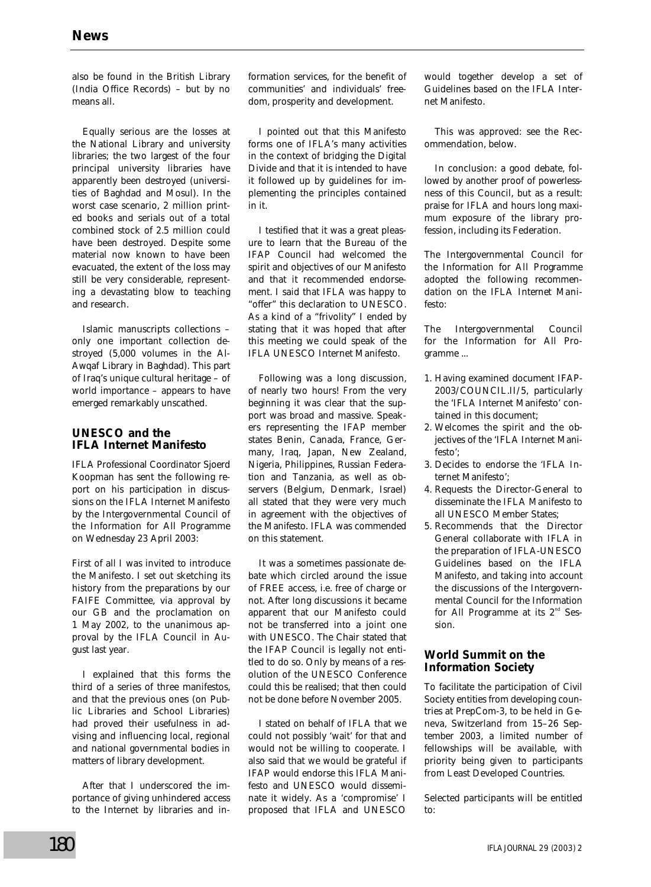also be found in the British Library (India Office Records) – but by no means all.

Equally serious are the losses at the National Library and university libraries; the two largest of the four principal university libraries have apparently been destroyed (universities of Baghdad and Mosul). In the worst case scenario, 2 million printed books and serials out of a total combined stock of 2.5 million could have been destroyed. Despite some material now known to have been evacuated, the extent of the loss may still be very considerable, representing a devastating blow to teaching and research.

Islamic manuscripts collections – only one important collection destroyed (5,000 volumes in the Al-Awqaf Library in Baghdad). This part of Iraq's unique cultural heritage – of world importance – appears to have emerged remarkably unscathed.

## UNESCO and the IFLA Internet Manifesto

IFLA Professional Coordinator Sjoerd Koopman has sent the following report on his participation in discussions on the IFLA Internet Manifesto by the Intergovernmental Council of the Information for All Programme on Wednesday 23 April 2003:

First of all I was invited to introduce the Manifesto. I set out sketching its history from the preparations by our FAIFE Committee, via approval by our GB and the proclamation on 1 May 2002, to the unanimous approval by the IFLA Council in August last year.

I explained that this forms the third of a series of three manifestos, and that the previous ones (on Public Libraries and School Libraries) had proved their usefulness in advising and influencing local, regional and national governmental bodies in matters of library development.

After that I underscored the importance of giving unhindered access to the Internet by libraries and information services, for the benefit of communities' and individuals' freedom, prosperity and development.

I pointed out that this Manifesto forms one of IFLA's many activities in the context of bridging the Digital Divide and that it is intended to have it followed up by guidelines for implementing the principles contained in it.

I testified that it was a great pleasure to learn that the Bureau of the IFAP Council had welcomed the spirit and objectives of our Manifesto and that it recommended endorsement. I said that IFLA was happy to "offer" this declaration to UNESCO. As a kind of a "frivolity" I ended by stating that it was hoped that after this meeting we could speak of the IFLA UNESCO Internet Manifesto.

Following was a long discussion, of nearly two hours! From the very beginning it was clear that the support was broad and massive. Speakers representing the IFAP member states Benin, Canada, France, Germany, Iraq, Japan, New Zealand, Nigeria, Philippines, Russian Federation and Tanzania, as well as observers (Belgium, Denmark, Israel) all stated that they were very much in agreement with the objectives of the Manifesto. IFLA was commended on this statement.

It was a sometimes passionate debate which circled around the issue of FREE access, i.e. free of charge or not. After long discussions it became apparent that our Manifesto could not be transferred into a joint one with UNESCO. The Chair stated that the IFAP Council is legally not entitled to do so. Only by means of a resolution of the UNESCO Conference could this be realised; that then could not be done before November 2005.

I stated on behalf of IFLA that we could not possibly 'wait' for that and would not be willing to cooperate. I also said that we would be grateful if IFAP would endorse this IFLA Manifesto and UNESCO would disseminate it widely. As a 'compromise' I proposed that IFLA and UNESCO would together develop a set of Guidelines based on the IFLA Internet Manifesto.

This was approved: see the Recommendation, below.

In conclusion: a good debate, followed by another proof of powerlessness of this Council, but as a result: praise for IFLA and hours long maximum exposure of the library profession, including its Federation.

The Intergovernmental Council for the Information for All Programme adopted the following recommendation on the IFLA Internet Manifesto:

The Intergovernmental Council for the Information for All Programme ...

1. Having examined document IFAP-2003/COUNCIL.II/5, particularly the 'IFLA Internet Manifesto' contained in this document;
2. Welcomes the spirit and the objectives of the 'IFLA Internet Manifesto';
3. Decides to endorse the 'IFLA Internet Manifesto';
4. Requests the Director-General to disseminate the IFLA Manifesto to all UNESCO Member States;
5. Recommends that the Director General collaborate with IFLA in the preparation of IFLA-UNESCO Guidelines based on the IFLA Manifesto, and taking into account the discussions of the Intergovernmental Council for the Information for All Programme at its 2nd Session.

## World Summit on the Information Society

To facilitate the participation of Civil Society entities from developing countries at PrepCom-3, to be held in Geneva, Switzerland from 15–26 September 2003, a limited number of fellowships will be available, with priority being given to participants from Least Developed Countries.

Selected participants will be entitled to: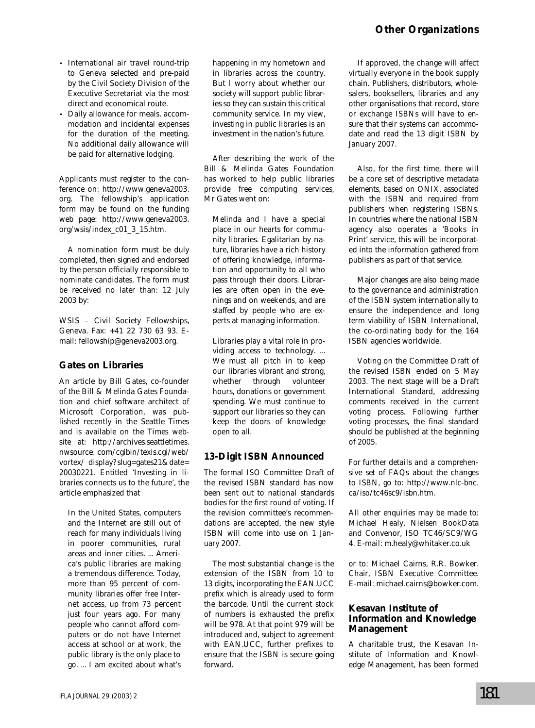- International air travel round-trip to Geneva selected and pre-paid by the Civil Society Division of the Executive Secretariat via the most direct and economical route.
- Daily allowance for meals, accommodation and incidental expenses for the duration of the meeting. No additional daily allowance will be paid for alternative lodging.

Applicants must register to the conference on: http://www.geneva2003.org. The fellowship's application form may be found on the funding web page: http://www.geneva2003.org/wsis/index_c01_3_15.htm.

A nomination form must be duly completed, then signed and endorsed by the person officially responsible to nominate candidates. The form must be received no later than: 12 July 2003 by:

WSIS – Civil Society Fellowships, Geneva. Fax: +41 22 730 63 93. E-mail: fellowship@geneva2003.org.

## Gates on Libraries

An article by Bill Gates, co-founder of the Bill & Melinda Gates Foundation and chief software architect of Microsoft Corporation, was published recently in the Seattle Times and is available on the Times website at: http://archives.seattletimes.nwsource.com/cgibin/texis.cgi/web/vortex/display?slug=gates21&date=20030221. Entitled 'Investing in libraries connects us to the future', the article emphasized that

> In the United States, computers and the Internet are still out of reach for many individuals living in poorer communities, rural areas and inner cities. ... America's public libraries are making a tremendous difference. Today, more than 95 percent of community libraries offer free Internet access, up from 73 percent just four years ago. For many people who cannot afford computers or do not have Internet access at school or at work, the public library is the only place to go. ... I am excited about what's happening in my hometown and in libraries across the country. But I worry about whether our society will support public libraries so they can sustain this critical community service. In my view, investing in public libraries is an investment in the nation's future.

After describing the work of the Bill & Melinda Gates Foundation has worked to help public libraries provide free computing services, Mr Gates went on:

> Melinda and I have a special place in our hearts for community libraries. Egalitarian by nature, libraries have a rich history of offering knowledge, information and opportunity to all who pass through their doors. Libraries are often open in the evenings and on weekends, and are staffed by people who are experts at managing information.
>
> Libraries play a vital role in providing access to technology. ... We must all pitch in to keep our libraries vibrant and strong, whether through volunteer hours, donations or government spending. We must continue to support our libraries so they can keep the doors of knowledge open to all.

## 13-Digit ISBN Announced

The formal ISO Committee Draft of the revised ISBN standard has now been sent out to national standards bodies for the first round of voting. If the revision committee's recommendations are accepted, the new style ISBN will come into use on 1 January 2007.

The most substantial change is the extension of the ISBN from 10 to 13 digits, incorporating the EAN.UCC prefix which is already used to form the barcode. Until the current stock of numbers is exhausted the prefix will be 978. At that point 979 will be introduced and, subject to agreement with EAN.UCC, further prefixes to ensure that the ISBN is secure going forward.

If approved, the change will affect virtually everyone in the book supply chain. Publishers, distributors, wholesalers, booksellers, libraries and any other organisations that record, store or exchange ISBNs will have to ensure that their systems can accommodate and read the 13 digit ISBN by January 2007.

Also, for the first time, there will be a core set of descriptive metadata elements, based on ONIX, associated with the ISBN and required from publishers when registering ISBNs. In countries where the national ISBN agency also operates a 'Books in Print' service, this will be incorporated into the information gathered from publishers as part of that service.

Major changes are also being made to the governance and administration of the ISBN system internationally to ensure the independence and long term viability of ISBN International, the co-ordinating body for the 164 ISBN agencies worldwide.

Voting on the Committee Draft of the revised ISBN ended on 5 May 2003. The next stage will be a Draft International Standard, addressing comments received in the current voting process. Following further voting processes, the final standard should be published at the beginning of 2005.

For further details and a comprehensive set of FAQs about the changes to ISBN, go to: http://www.nlc-bnc.ca/iso/tc46sc9/isbn.htm.

All other enquiries may be made to: Michael Healy, Nielsen BookData and Convenor, ISO TC46/SC9/WG 4. E-mail: m.healy@whitaker.co.uk

or to: Michael Cairns, R.R. Bowker. Chair, ISBN Executive Committee. E-mail: michael.cairns@bowker.com.

## Kesavan Institute of Information and Knowledge Management

A charitable trust, the Kesavan Institute of Information and Knowledge Management, has been formed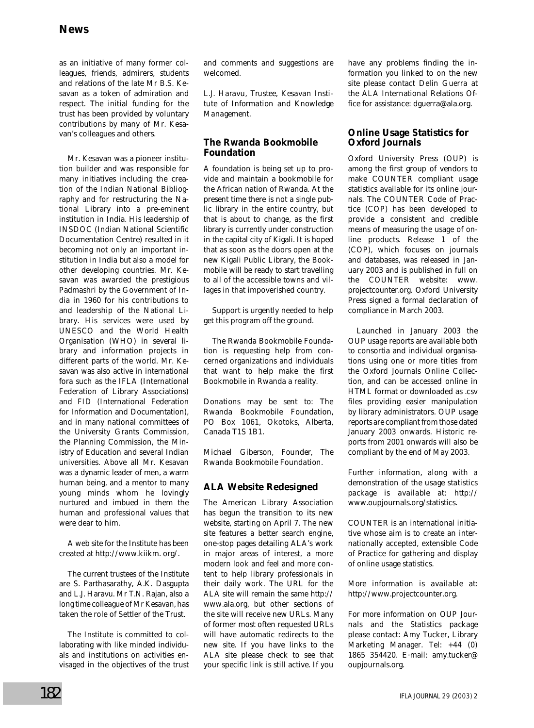as an initiative of many former colleagues, friends, admirers, students and relations of the late Mr B.S. Kesavan as a token of admiration and respect. The initial funding for the trust has been provided by voluntary contributions by many of Mr. Kesavan's colleagues and others.

Mr. Kesavan was a pioneer institution builder and was responsible for many initiatives including the creation of the Indian National Bibliography and for restructuring the National Library into a pre-eminent institution in India. His leadership of INSDOC (Indian National Scientific Documentation Centre) resulted in it becoming not only an important institution in India but also a model for other developing countries. Mr. Kesavan was awarded the prestigious Padmashri by the Government of India in 1960 for his contributions to and leadership of the National Library. His services were used by UNESCO and the World Health Organisation (WHO) in several library and information projects in different parts of the world. Mr. Kesavan was also active in international fora such as the IFLA (International Federation of Library Associations) and FID (International Federation for Information and Documentation), and in many national committees of the University Grants Commission, the Planning Commission, the Ministry of Education and several Indian universities. Above all Mr. Kesavan was a dynamic leader of men, a warm human being, and a mentor to many young minds whom he lovingly nurtured and imbued in them the human and professional values that were dear to him.

A web site for the Institute has been created at http://www.kiikm. org/.

The current trustees of the Institute are S. Parthasarathy, A.K. Dasgupta and L.J. Haravu. Mr T.N. Rajan, also a long time colleague of Mr Kesavan, has taken the role of Settler of the Trust.

The Institute is committed to collaborating with like minded individuals and institutions on activities envisaged in the objectives of the trust and comments and suggestions are welcomed.

*L.J. Haravu, Trustee, Kesavan Institute of Information and Knowledge Management.*

## The Rwanda Bookmobile Foundation

A foundation is being set up to provide and maintain a bookmobile for the African nation of Rwanda. At the present time there is not a single public library in the entire country, but that is about to change, as the first library is currently under construction in the capital city of Kigali. It is hoped that as soon as the doors open at the new Kigali Public Library, the Bookmobile will be ready to start travelling to all of the accessible towns and villages in that impoverished country.

Support is urgently needed to help get this program off the ground.

The Rwanda Bookmobile Foundation is requesting help from concerned organizations and individuals that want to help make the first Bookmobile in Rwanda a reality.

*Donations may be sent to: The Rwanda Bookmobile Foundation, PO Box 1061, Okotoks, Alberta, Canada T1S 1B1.*

*Michael Giberson, Founder, The Rwanda Bookmobile Foundation.*

## ALA Website Redesigned

The American Library Association has begun the transition to its new website, starting on April 7. The new site features a better search engine, one-stop pages detailing ALA's work in major areas of interest, a more modern look and feel and more content to help library professionals in their daily work. The URL for the ALA site will remain the same http://www.ala.org, but other sections of the site will receive new URLs. Many of former most often requested URLs will have automatic redirects to the new site. If you have links to the ALA site please check to see that your specific link is still active. If you have any problems finding the information you linked to on the new site please contact Delin Guerra at the ALA International Relations Office for assistance: dguerra@ala.org.

## Online Usage Statistics for Oxford Journals

Oxford University Press (OUP) is among the first group of vendors to make COUNTER compliant usage statistics available for its online journals. The COUNTER Code of Practice (COP) has been developed to provide a consistent and credible means of measuring the usage of online products. Release 1 of the (COP), which focuses on journals and databases, was released in January 2003 and is published in full on the COUNTER website: www.projectcounter.org. Oxford University Press signed a formal declaration of compliance in March 2003.

Launched in January 2003 the OUP usage reports are available both to consortia and individual organisations using one or more titles from the Oxford Journals Online Collection, and can be accessed online in HTML format or downloaded as .csv files providing easier manipulation by library administrators. OUP usage reports are compliant from those dated January 2003 onwards. Historic reports from 2001 onwards will also be compliant by the end of May 2003.

*Further information, along with a demonstration of the usage statistics package is available at: http://www.oupjournals.org/statistics.*

*COUNTER is an international initiative whose aim is to create an internationally accepted, extensible Code of Practice for gathering and display of online usage statistics.*

*More information is available at: http://www.projectcounter.org.*

*For more information on OUP Journals and the Statistics package please contact: Amy Tucker, Library Marketing Manager. Tel: +44 (0) 1865 354420. E-mail: amy.tucker@oupjournals.org.*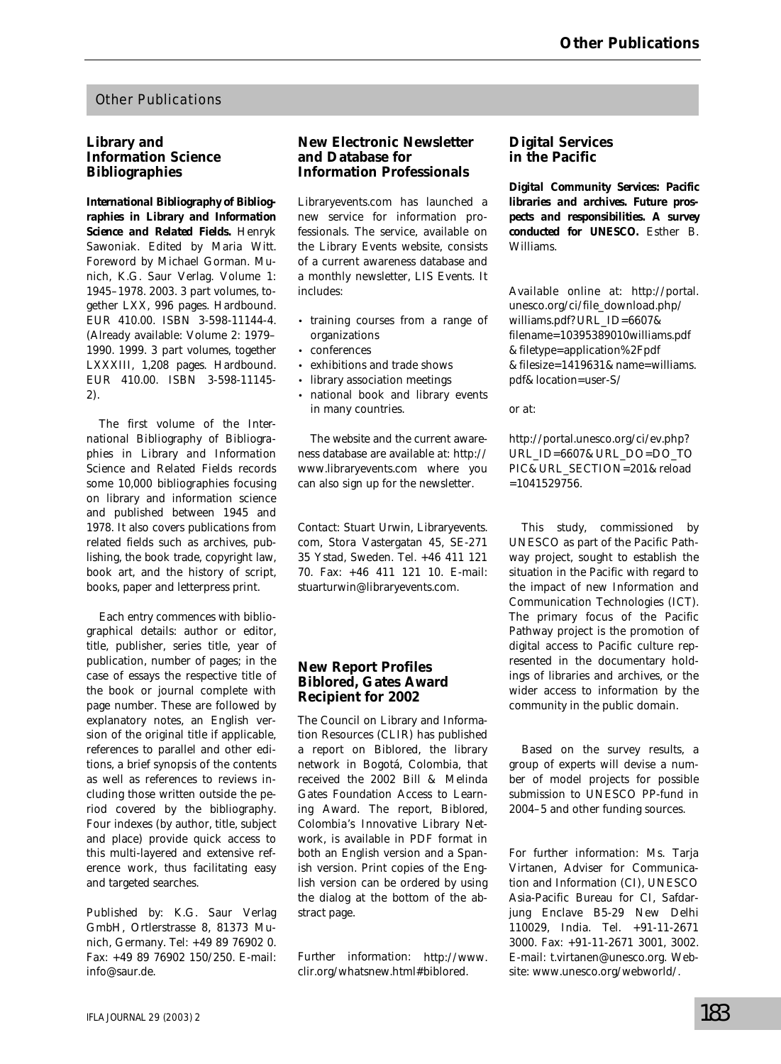## Other Publications

### Library and Information Science Bibliographies

**International Bibliography of Bibliographies in Library and Information Science and Related Fields.** Henryk Sawoniak. Edited by Maria Witt. Foreword by Michael Gorman. Munich, K.G. Saur Verlag. Volume 1: 1945–1978. 2003. 3 part volumes, together LXX, 996 pages. Hardbound. EUR 410.00. ISBN 3-598-11144-4. (Already available: Volume 2: 1979–1990. 1999. 3 part volumes, together LXXXIII, 1,208 pages. Hardbound. EUR 410.00. ISBN 3-598-11145-2).

The first volume of the International Bibliography of Bibliographies in Library and Information Science and Related Fields records some 10,000 bibliographies focusing on library and information science and published between 1945 and 1978. It also covers publications from related fields such as archives, publishing, the book trade, copyright law, book art, and the history of script, books, paper and letterpress print.

Each entry commences with bibliographical details: author or editor, title, publisher, series title, year of publication, number of pages; in the case of essays the respective title of the book or journal complete with page number. These are followed by explanatory notes, an English version of the original title if applicable, references to parallel and other editions, a brief synopsis of the contents as well as references to reviews including those written outside the period covered by the bibliography. Four indexes (by author, title, subject and place) provide quick access to this multi-layered and extensive reference work, thus facilitating easy and targeted searches.

Published by: K.G. Saur Verlag GmbH, Ortlerstrasse 8, 81373 Munich, Germany. Tel: +49 89 76902 0. Fax: +49 89 76902 150/250. E-mail: info@saur.de.

### New Electronic Newsletter and Database for Information Professionals

Libraryevents.com has launched a new service for information professionals. The service, available on the Library Events website, consists of a current awareness database and a monthly newsletter, LIS Events. It includes:

- training courses from a range of organizations
- conferences
- exhibitions and trade shows
- library association meetings
- national book and library events in many countries.

The website and the current awareness database are available at: http://www.libraryevents.com where you can also sign up for the newsletter.

Contact: Stuart Urwin, Libraryevents.com, Stora Vastergatan 45, SE-271 35 Ystad, Sweden. Tel. +46 411 121 70. Fax: +46 411 121 10. E-mail: stuarturwin@libraryevents.com.

### New Report Profiles Biblored, Gates Award Recipient for 2002

The Council on Library and Information Resources (CLIR) has published a report on Biblored, the library network in Bogotá, Colombia, that received the 2002 Bill & Melinda Gates Foundation Access to Learning Award. The report, Biblored, Colombia's Innovative Library Network, is available in PDF format in both an English version and a Spanish version. Print copies of the English version can be ordered by using the dialog at the bottom of the abstract page.

Further information: http://www.clir.org/whatsnew.html#biblored.

### Digital Services in the Pacific

**Digital Community Services: Pacific libraries and archives. Future prospects and responsibilities. A survey conducted for UNESCO.** Esther B. Williams.

Available online at: http://portal.unesco.org/ci/file_download.php/williams.pdf?URL_ID=6607&filename=10395389010williams.pdf&filetype=application%2Fpdf&filesize=1419631&name=williams.pdf&location=user-S/

or at:

http://portal.unesco.org/ci/ev.php?URL_ID=6607&URL_DO=DO_TOPIC&URL_SECTION=201&reload=1041529756.

This study, commissioned by UNESCO as part of the Pacific Pathway project, sought to establish the situation in the Pacific with regard to the impact of new Information and Communication Technologies (ICT). The primary focus of the Pacific Pathway project is the promotion of digital access to Pacific culture represented in the documentary holdings of libraries and archives, or the wider access to information by the community in the public domain.

Based on the survey results, a group of experts will devise a number of model projects for possible submission to UNESCO PP-fund in 2004–5 and other funding sources.

For further information: Ms. Tarja Virtanen, Adviser for Communication and Information (CI), UNESCO Asia-Pacific Bureau for CI, Safdarjung Enclave B5-29 New Delhi 110029, India. Tel. +91-11-2671 3000. Fax: +91-11-2671 3001, 3002. E-mail: t.virtanen@unesco.org. Website: www.unesco.org/webworld/.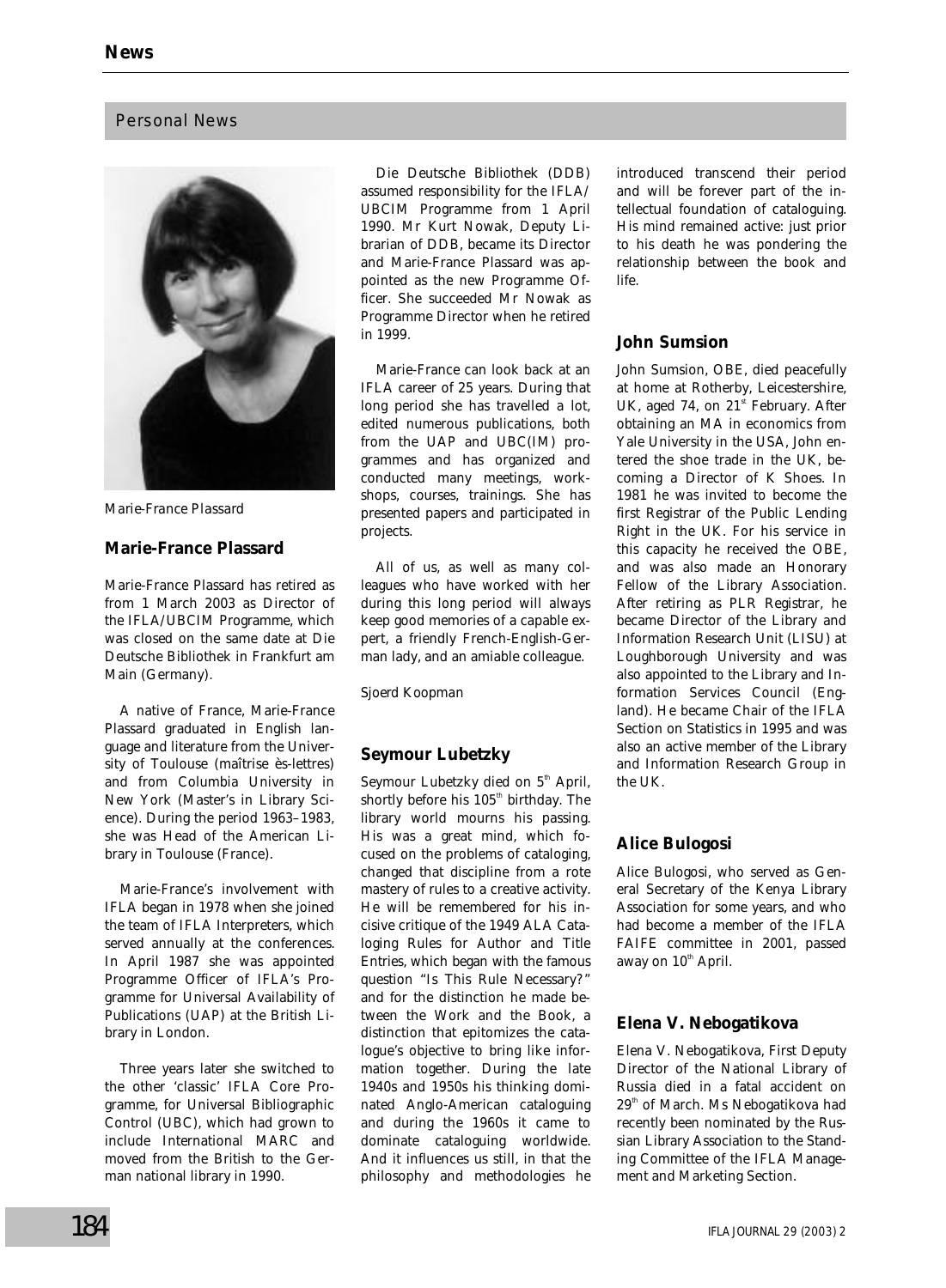## News

### Personal News

Marie-France Plassard

### Marie-France Plassard

Marie-France Plassard has retired as from 1 March 2003 as Director of the IFLA/UBCIM Programme, which was closed on the same date at Die Deutsche Bibliothek in Frankfurt am Main (Germany).

A native of France, Marie-France Plassard graduated in English language and literature from the University of Toulouse (maîtrise ès-lettres) and from Columbia University in New York (Master's in Library Science). During the period 1963–1983, she was Head of the American Library in Toulouse (France).

Marie-France's involvement with IFLA began in 1978 when she joined the team of IFLA Interpreters, which served annually at the conferences. In April 1987 she was appointed Programme Officer of IFLA's Programme for Universal Availability of Publications (UAP) at the British Library in London.

Three years later she switched to the other 'classic' IFLA Core Programme, for Universal Bibliographic Control (UBC), which had grown to include International MARC and moved from the British to the German national library in 1990.

Die Deutsche Bibliothek (DDB) assumed responsibility for the IFLA/UBCIM Programme from 1 April 1990. Mr Kurt Nowak, Deputy Librarian of DDB, became its Director and Marie-France Plassard was appointed as the new Programme Officer. She succeeded Mr Nowak as Programme Director when he retired in 1999.

Marie-France can look back at an IFLA career of 25 years. During that long period she has travelled a lot, edited numerous publications, both from the UAP and UBC(IM) programmes and has organized and conducted many meetings, workshops, courses, trainings. She has presented papers and participated in projects.

All of us, as well as many colleagues who have worked with her during this long period will always keep good memories of a capable expert, a friendly French-English-German lady, and an amiable colleague.

*Sjoerd Koopman*

### Seymour Lubetzky

Seymour Lubetzky died on 5th April, shortly before his 105th birthday. The library world mourns his passing. His was a great mind, which focused on the problems of cataloging, changed that discipline from a rote mastery of rules to a creative activity. He will be remembered for his incisive critique of the 1949 ALA Cataloging Rules for Author and Title Entries, which began with the famous question "Is This Rule Necessary?" and for the distinction he made between the Work and the Book, a distinction that epitomizes the catalogue's objective to bring like information together. During the late 1940s and 1950s his thinking dominated Anglo-American cataloguing and during the 1960s it came to dominate cataloguing worldwide. And it influences us still, in that the philosophy and methodologies he introduced transcend their period and will be forever part of the intellectual foundation of cataloguing. His mind remained active: just prior to his death he was pondering the relationship between the book and life.

### John Sumsion

John Sumsion, OBE, died peacefully at home at Rotherby, Leicestershire, UK, aged 74, on 21st February. After obtaining an MA in economics from Yale University in the USA, John entered the shoe trade in the UK, becoming a Director of K Shoes. In 1981 he was invited to become the first Registrar of the Public Lending Right in the UK. For his service in this capacity he received the OBE, and was also made an Honorary Fellow of the Library Association. After retiring as PLR Registrar, he became Director of the Library and Information Research Unit (LISU) at Loughborough University and was also appointed to the Library and Information Services Council (England). He became Chair of the IFLA Section on Statistics in 1995 and was also an active member of the Library and Information Research Group in the UK.

### Alice Bulogosi

Alice Bulogosi, who served as General Secretary of the Kenya Library Association for some years, and who had become a member of the IFLA FAIFE committee in 2001, passed away on 10th April.

### Elena V. Nebogatikova

Elena V. Nebogatikova, First Deputy Director of the National Library of Russia died in a fatal accident on 29th of March. Ms Nebogatikova had recently been nominated by the Russian Library Association to the Standing Committee of the IFLA Management and Marketing Section.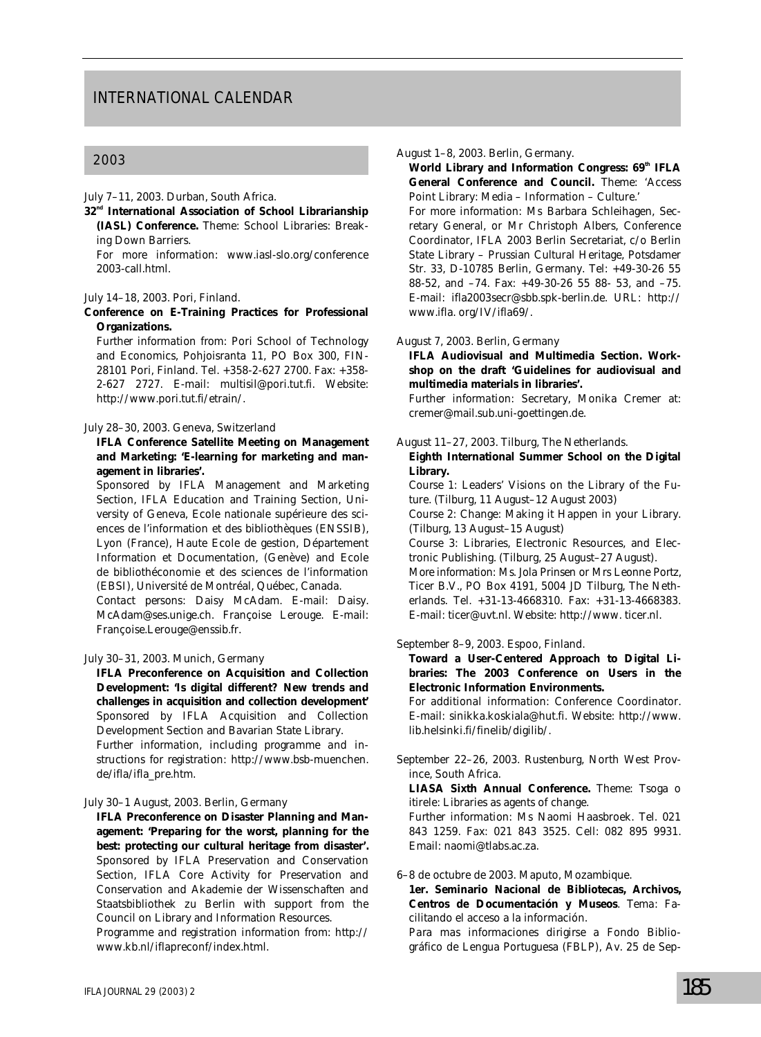# INTERNATIONAL CALENDAR

## 2003

July 7–11, 2003. Durban, South Africa.

**32nd International Association of School Librarianship (IASL) Conference.** Theme: School Libraries: Breaking Down Barriers.

For more information: www.iasl-slo.org/conference 2003-call.html.

July 14–18, 2003. Pori, Finland.

**Conference on E-Training Practices for Professional Organizations.**

Further information from: Pori School of Technology and Economics, Pohjoisranta 11, PO Box 300, FIN-28101 Pori, Finland. Tel. +358-2-627 2700. Fax: +358-2-627 2727. E-mail: multisil@pori.tut.fi. Website: http://www.pori.tut.fi/etrain/.

July 28–30, 2003. Geneva, Switzerland

**IFLA Conference Satellite Meeting on Management and Marketing: 'E-learning for marketing and management in libraries'.**

Sponsored by IFLA Management and Marketing Section, IFLA Education and Training Section, University of Geneva, Ecole nationale supérieure des sciences de l'information et des bibliothèques (ENSSIB), Lyon (France), Haute Ecole de gestion, Département Information et Documentation, (Genève) and Ecole de bibliothéconomie et des sciences de l'information (EBSI), Université de Montréal, Québec, Canada.

Contact persons: Daisy McAdam. E-mail: Daisy.McAdam@ses.unige.ch. Françoise Lerouge. E-mail: Françoise.Lerouge@enssib.fr.

July 30–31, 2003. Munich, Germany

**IFLA Preconference on Acquisition and Collection Development: 'Is digital different? New trends and challenges in acquisition and collection development'**

Sponsored by IFLA Acquisition and Collection Development Section and Bavarian State Library.

Further information, including programme and instructions for registration: http://www.bsb-muenchen.de/ifla/ifla_pre.htm.

July 30–1 August, 2003. Berlin, Germany

**IFLA Preconference on Disaster Planning and Management: 'Preparing for the worst, planning for the best: protecting our cultural heritage from disaster'.**

Sponsored by IFLA Preservation and Conservation Section, IFLA Core Activity for Preservation and Conservation and Akademie der Wissenschaften and Staatsbibliothek zu Berlin with support from the Council on Library and Information Resources.

Programme and registration information from: http://www.kb.nl/iflapreconf/index.html.

August 1–8, 2003. Berlin, Germany.

**World Library and Information Congress: 69th IFLA General Conference and Council.** Theme: 'Access Point Library: Media – Information – Culture.'

For more information: Ms Barbara Schleihagen, Secretary General, or Mr Christoph Albers, Conference Coordinator, IFLA 2003 Berlin Secretariat, c/o Berlin State Library – Prussian Cultural Heritage, Potsdamer Str. 33, D-10785 Berlin, Germany. Tel: +49-30-26 55 88-52, and –74. Fax: +49-30-26 55 88- 53, and –75. E-mail: ifla2003secr@sbb.spk-berlin.de. URL: http://www.ifla. org/IV/ifla69/.

August 7, 2003. Berlin, Germany

**IFLA Audiovisual and Multimedia Section. Workshop on the draft 'Guidelines for audiovisual and multimedia materials in libraries'.**

Further information: Secretary, Monika Cremer at: cremer@mail.sub.uni-goettingen.de.

August 11–27, 2003. Tilburg, The Netherlands.

**Eighth International Summer School on the Digital Library.**

Course 1: Leaders' Visions on the Library of the Future. (Tilburg, 11 August–12 August 2003)

Course 2: Change: Making it Happen in your Library. (Tilburg, 13 August–15 August)

Course 3: Libraries, Electronic Resources, and Electronic Publishing. (Tilburg, 25 August–27 August).

More information: Ms. Jola Prinsen or Mrs Leonne Portz, Ticer B.V., PO Box 4191, 5004 JD Tilburg, The Netherlands. Tel. +31-13-4668310. Fax: +31-13-4668383. E-mail: ticer@uvt.nl. Website: http://www. ticer.nl.

September 8–9, 2003. Espoo, Finland.

**Toward a User-Centered Approach to Digital Libraries: The 2003 Conference on Users in the Electronic Information Environments.**

For additional information: Conference Coordinator. E-mail: sinikka.koskiala@hut.fi. Website: http://www.lib.helsinki.fi/finelib/digilib/.

September 22–26, 2003. Rustenburg, North West Province, South Africa.

**LIASA Sixth Annual Conference.** Theme: Tsoga o itirele: Libraries as agents of change.

Further information: Ms Naomi Haasbroek. Tel. 021 843 1259. Fax: 021 843 3525. Cell: 082 895 9931. Email: naomi@tlabs.ac.za.

6–8 de octubre de 2003. Maputo, Mozambique.

**1er. Seminario Nacional de Bibliotecas, Archivos, Centros de Documentación y Museos**. Tema: Facilitando el acceso a la información.

Para mas informaciones dirigirse a Fondo Bibliográfico de Lengua Portuguesa (FBLP), Av. 25 de Sep-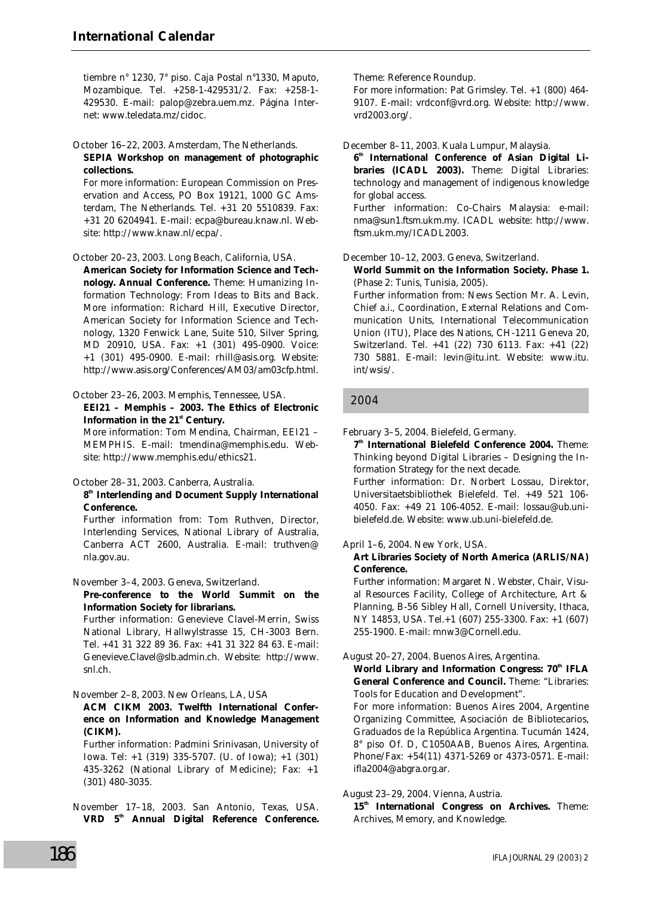tiembre n° 1230, 7° piso. Caja Postal n°1330, Maputo, Mozambique. Tel. +258-1-429531/2. Fax: +258-1-429530. E-mail: palop@zebra.uem.mz. Página Internet: www.teledata.mz/cidoc.

October 16–22, 2003. Amsterdam, The Netherlands.
**SEPIA Workshop on management of photographic collections.**
For more information: European Commission on Preservation and Access, PO Box 19121, 1000 GC Amsterdam, The Netherlands. Tel. +31 20 5510839. Fax: +31 20 6204941. E-mail: ecpa@bureau.knaw.nl. Website: http://www.knaw.nl/ecpa/.

October 20–23, 2003. Long Beach, California, USA.
**American Society for Information Science and Technology. Annual Conference.** Theme: Humanizing Information Technology: From Ideas to Bits and Back. More information: Richard Hill, Executive Director, American Society for Information Science and Technology, 1320 Fenwick Lane, Suite 510, Silver Spring, MD 20910, USA. Fax: +1 (301) 495-0900. Voice: +1 (301) 495-0900. E-mail: rhill@asis.org. Website: http://www.asis.org/Conferences/AM03/am03cfp.html.

October 23–26, 2003. Memphis, Tennessee, USA.
**EEI21 – Memphis – 2003. The Ethics of Electronic Information in the 21st Century.**
More information: Tom Mendina, Chairman, EEI21 – MEMPHIS. E-mail: tmendina@memphis.edu. Website: http://www.memphis.edu/ethics21.

October 28–31, 2003. Canberra, Australia.
**8th Interlending and Document Supply International Conference.**
Further information from: Tom Ruthven, Director, Interlending Services, National Library of Australia, Canberra ACT 2600, Australia. E-mail: truthven@nla.gov.au.

November 3–4, 2003. Geneva, Switzerland.
**Pre-conference to the World Summit on the Information Society for librarians.**
Further information: Genevieve Clavel-Merrin, Swiss National Library, Hallwylstrasse 15, CH-3003 Bern. Tel. +41 31 322 89 36. Fax: +41 31 322 84 63. E-mail: Genevieve.Clavel@slb.admin.ch. Website: http://www.snl.ch.

November 2–8, 2003. New Orleans, LA, USA
**ACM CIKM 2003. Twelfth International Conference on Information and Knowledge Management (CIKM).**
Further information: Padmini Srinivasan, University of Iowa. Tel: +1 (319) 335-5707. (U. of Iowa); +1 (301) 435-3262 (National Library of Medicine); Fax: +1 (301) 480-3035.

November 17–18, 2003. San Antonio, Texas, USA.
**VRD 5th Annual Digital Reference Conference.** Theme: Reference Roundup.
For more information: Pat Grimsley. Tel. +1 (800) 464-9107. E-mail: vrdconf@vrd.org. Website: http://www.vrd2003.org/.

December 8–11, 2003. Kuala Lumpur, Malaysia.
**6th International Conference of Asian Digital Libraries (ICADL 2003).** Theme: Digital Libraries: technology and management of indigenous knowledge for global access.
Further information: Co-Chairs Malaysia: e-mail: nma@sun1.ftsm.ukm.my. ICADL website: http://www.ftsm.ukm.my/ICADL2003.

December 10–12, 2003. Geneva, Switzerland.
**World Summit on the Information Society. Phase 1.** (Phase 2: Tunis, Tunisia, 2005).
Further information from: News Section Mr. A. Levin, Chief a.i., Coordination, External Relations and Communication Units, International Telecommunication Union (ITU), Place des Nations, CH-1211 Geneva 20, Switzerland. Tel. +41 (22) 730 6113. Fax: +41 (22) 730 5881. E-mail: levin@itu.int. Website: www.itu.int/wsis/.

## 2004

February 3–5, 2004. Bielefeld, Germany.
**7th International Bielefeld Conference 2004.** Theme: Thinking beyond Digital Libraries – Designing the Information Strategy for the next decade.
Further information: Dr. Norbert Lossau, Direktor, Universitaetsbibliothek Bielefeld. Tel. +49 521 106-4050. Fax: +49 21 106-4052. E-mail: lossau@ub.uni-bielefeld.de. Website: www.ub.uni-bielefeld.de.

April 1–6, 2004. New York, USA.
**Art Libraries Society of North America (ARLIS/NA) Conference.**
Further information: Margaret N. Webster, Chair, Visual Resources Facility, College of Architecture, Art & Planning, B-56 Sibley Hall, Cornell University, Ithaca, NY 14853, USA. Tel.+1 (607) 255-3300. Fax: +1 (607) 255-1900. E-mail: mnw3@Cornell.edu.

August 20–27, 2004. Buenos Aires, Argentina.
**World Library and Information Congress: 70th IFLA General Conference and Council.** Theme: "Libraries: Tools for Education and Development".
For more information: Buenos Aires 2004, Argentine Organizing Committee, Asociación de Bibliotecarios, Graduados de la República Argentina. Tucumán 1424, 8° piso Of. D, C1050AAB, Buenos Aires, Argentina. Phone/Fax: +54(11) 4371-5269 or 4373-0571. E-mail: ifla2004@abgra.org.ar.

August 23–29, 2004. Vienna, Austria.
**15th International Congress on Archives.** Theme: Archives, Memory, and Knowledge.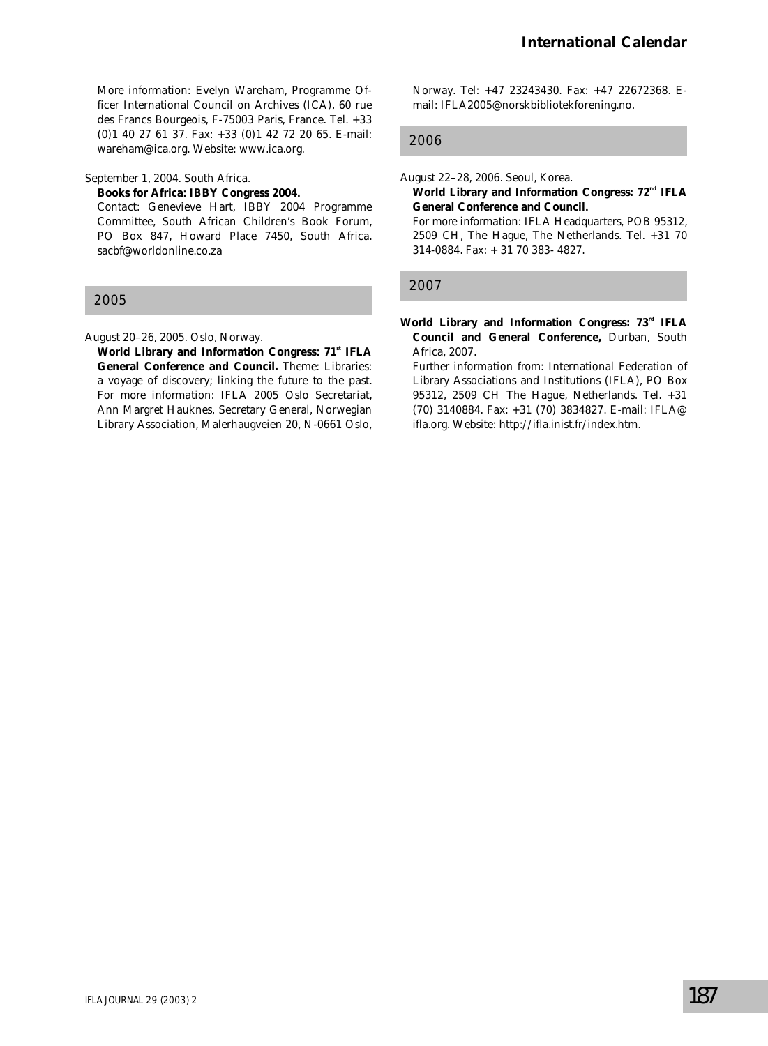More information: Evelyn Wareham, Programme Officer International Council on Archives (ICA), 60 rue des Francs Bourgeois, F-75003 Paris, France. Tel. +33 (0)1 40 27 61 37. Fax: +33 (0)1 42 72 20 65. E-mail: wareham@ica.org. Website: www.ica.org.

September 1, 2004. South Africa.
**Books for Africa: IBBY Congress 2004.**
Contact: Genevieve Hart, IBBY 2004 Programme Committee, South African Children's Book Forum, PO Box 847, Howard Place 7450, South Africa. sacbf@worldonline.co.za

## 2005

August 20–26, 2005. Oslo, Norway.
**World Library and Information Congress: 71st IFLA General Conference and Council.** Theme: Libraries: a voyage of discovery; linking the future to the past. For more information: IFLA 2005 Oslo Secretariat, Ann Margret Hauknes, Secretary General, Norwegian Library Association, Malerhaugveien 20, N-0661 Oslo, Norway. Tel: +47 23243430. Fax: +47 22672368. E-mail: IFLA2005@norskbibliotekforening.no.

## 2006

August 22–28, 2006. Seoul, Korea.
**World Library and Information Congress: 72nd IFLA General Conference and Council.**
For more information: IFLA Headquarters, POB 95312, 2509 CH, The Hague, The Netherlands. Tel. +31 70 314-0884. Fax: + 31 70 383- 4827.

## 2007

**World Library and Information Congress: 73rd IFLA Council and General Conference,** Durban, South Africa, 2007.
Further information from: International Federation of Library Associations and Institutions (IFLA), PO Box 95312, 2509 CH The Hague, Netherlands. Tel. +31 (70) 3140884. Fax: +31 (70) 3834827. E-mail: IFLA@ifla.org. Website: http://ifla.inist.fr/index.htm.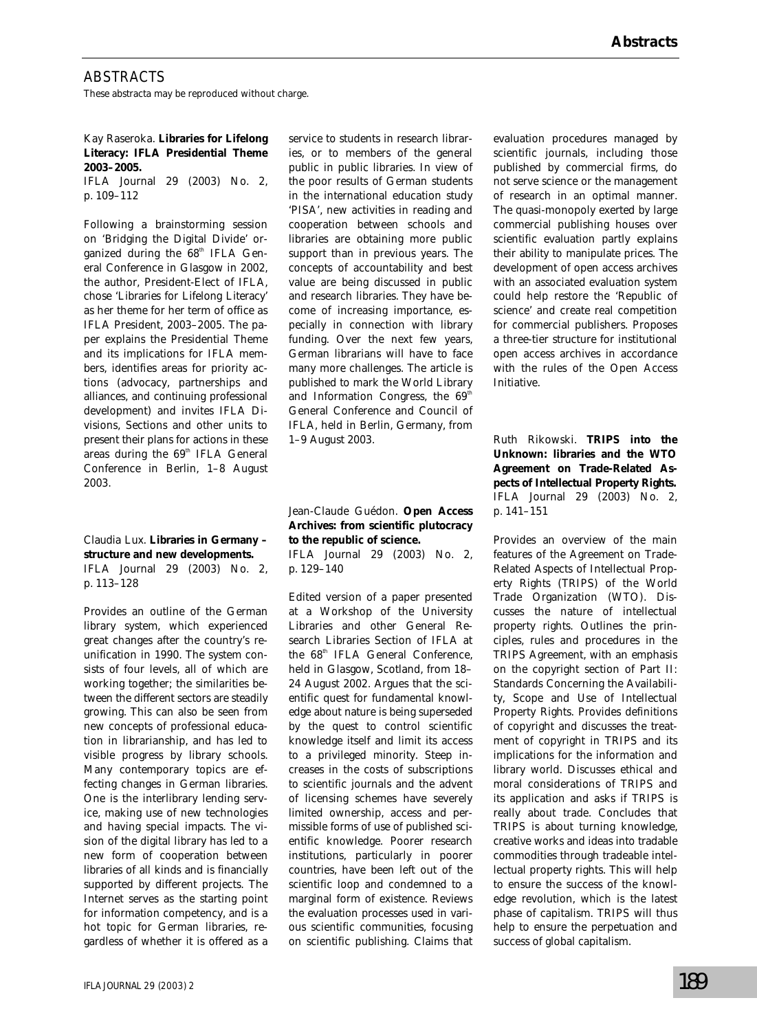# ABSTRACTS

These abstracta may be reproduced without charge.

Kay Raseroka. **Libraries for Lifelong Literacy: IFLA Presidential Theme 2003–2005.**
IFLA Journal 29 (2003) No. 2, p. 109–112

Following a brainstorming session on 'Bridging the Digital Divide' organized during the 68th IFLA General Conference in Glasgow in 2002, the author, President-Elect of IFLA, chose 'Libraries for Lifelong Literacy' as her theme for her term of office as IFLA President, 2003–2005. The paper explains the Presidential Theme and its implications for IFLA members, identifies areas for priority actions (advocacy, partnerships and alliances, and continuing professional development) and invites IFLA Divisions, Sections and other units to present their plans for actions in these areas during the 69th IFLA General Conference in Berlin, 1–8 August 2003.

Claudia Lux. **Libraries in Germany – structure and new developments.**
IFLA Journal 29 (2003) No. 2, p. 113–128

Provides an outline of the German library system, which experienced great changes after the country's reunification in 1990. The system consists of four levels, all of which are working together; the similarities between the different sectors are steadily growing. This can also be seen from new concepts of professional education in librarianship, and has led to visible progress by library schools. Many contemporary topics are effecting changes in German libraries. One is the interlibrary lending service, making use of new technologies and having special impacts. The vision of the digital library has led to a new form of cooperation between libraries of all kinds and is financially supported by different projects. The Internet serves as the starting point for information competency, and is a hot topic for German libraries, regardless of whether it is offered as a service to students in research libraries, or to members of the general public in public libraries. In view of the poor results of German students in the international education study 'PISA', new activities in reading and cooperation between schools and libraries are obtaining more public support than in previous years. The concepts of accountability and best value are being discussed in public and research libraries. They have become of increasing importance, especially in connection with library funding. Over the next few years, German librarians will have to face many more challenges. The article is published to mark the World Library and Information Congress, the 69th General Conference and Council of IFLA, held in Berlin, Germany, from 1–9 August 2003.

Jean-Claude Guédon. **Open Access Archives: from scientific plutocracy to the republic of science.**
IFLA Journal 29 (2003) No. 2, p. 129–140

Edited version of a paper presented at a Workshop of the University Libraries and other General Research Libraries Section of IFLA at the 68th IFLA General Conference, held in Glasgow, Scotland, from 18–24 August 2002. Argues that the scientific quest for fundamental knowledge about nature is being superseded by the quest to control scientific knowledge itself and limit its access to a privileged minority. Steep increases in the costs of subscriptions to scientific journals and the advent of licensing schemes have severely limited ownership, access and permissible forms of use of published scientific knowledge. Poorer research institutions, particularly in poorer countries, have been left out of the scientific loop and condemned to a marginal form of existence. Reviews the evaluation processes used in various scientific communities, focusing on scientific publishing. Claims that evaluation procedures managed by scientific journals, including those published by commercial firms, do not serve science or the management of research in an optimal manner. The quasi-monopoly exerted by large commercial publishing houses over scientific evaluation partly explains their ability to manipulate prices. The development of open access archives with an associated evaluation system could help restore the 'Republic of science' and create real competition for commercial publishers. Proposes a three-tier structure for institutional open access archives in accordance with the rules of the Open Access Initiative.

Ruth Rikowski. **TRIPS into the Unknown: libraries and the WTO Agreement on Trade-Related Aspects of Intellectual Property Rights.**
IFLA Journal 29 (2003) No. 2, p. 141–151

Provides an overview of the main features of the Agreement on Trade-Related Aspects of Intellectual Property Rights (TRIPS) of the World Trade Organization (WTO). Discusses the nature of intellectual property rights. Outlines the principles, rules and procedures in the TRIPS Agreement, with an emphasis on the copyright section of Part II: Standards Concerning the Availability, Scope and Use of Intellectual Property Rights. Provides definitions of copyright and discusses the treatment of copyright in TRIPS and its implications for the information and library world. Discusses ethical and moral considerations of TRIPS and its application and asks if TRIPS is really about trade. Concludes that TRIPS is about turning knowledge, creative works and ideas into tradable commodities through tradeable intellectual property rights. This will help to ensure the success of the knowledge revolution, which is the latest phase of capitalism. TRIPS will thus help to ensure the perpetuation and success of global capitalism.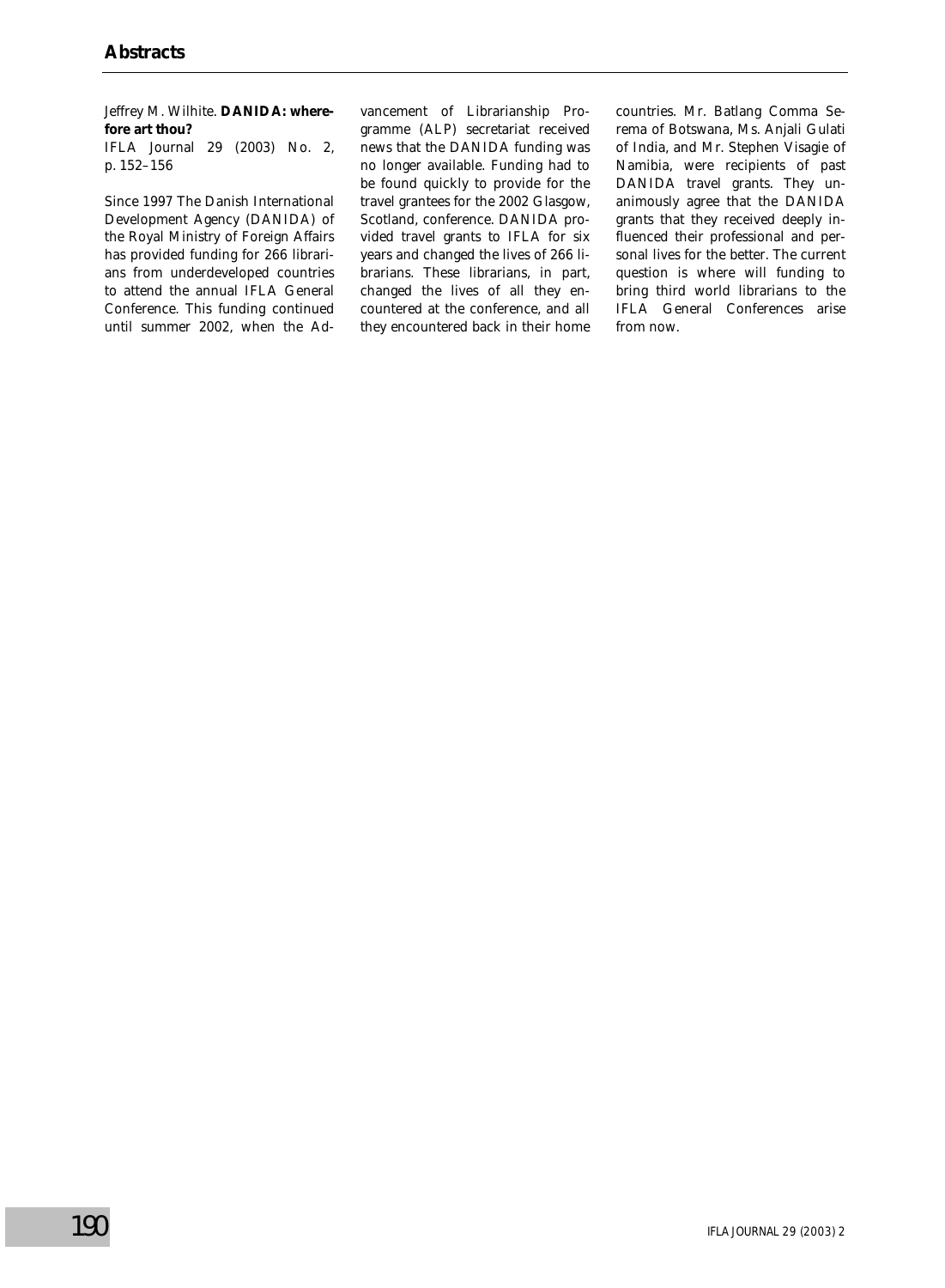# Abstracts

Jeffrey M. Wilhite. **DANIDA: wherefore art thou?**
IFLA Journal 29 (2003) No. 2, p. 152–156

Since 1997 The Danish International Development Agency (DANIDA) of the Royal Ministry of Foreign Affairs has provided funding for 266 librarians from underdeveloped countries to attend the annual IFLA General Conference. This funding continued until summer 2002, when the Advancement of Librarianship Programme (ALP) secretariat received news that the DANIDA funding was no longer available. Funding had to be found quickly to provide for the travel grantees for the 2002 Glasgow, Scotland, conference. DANIDA provided travel grants to IFLA for six years and changed the lives of 266 librarians. These librarians, in part, changed the lives of all they encountered at the conference, and all they encountered back in their home countries. Mr. Batlang Comma Serema of Botswana, Ms. Anjali Gulati of India, and Mr. Stephen Visagie of Namibia, were recipients of past DANIDA travel grants. They unanimously agree that the DANIDA grants that they received deeply influenced their professional and personal lives for the better. The current question is where will funding to bring third world librarians to the IFLA General Conferences arise from now.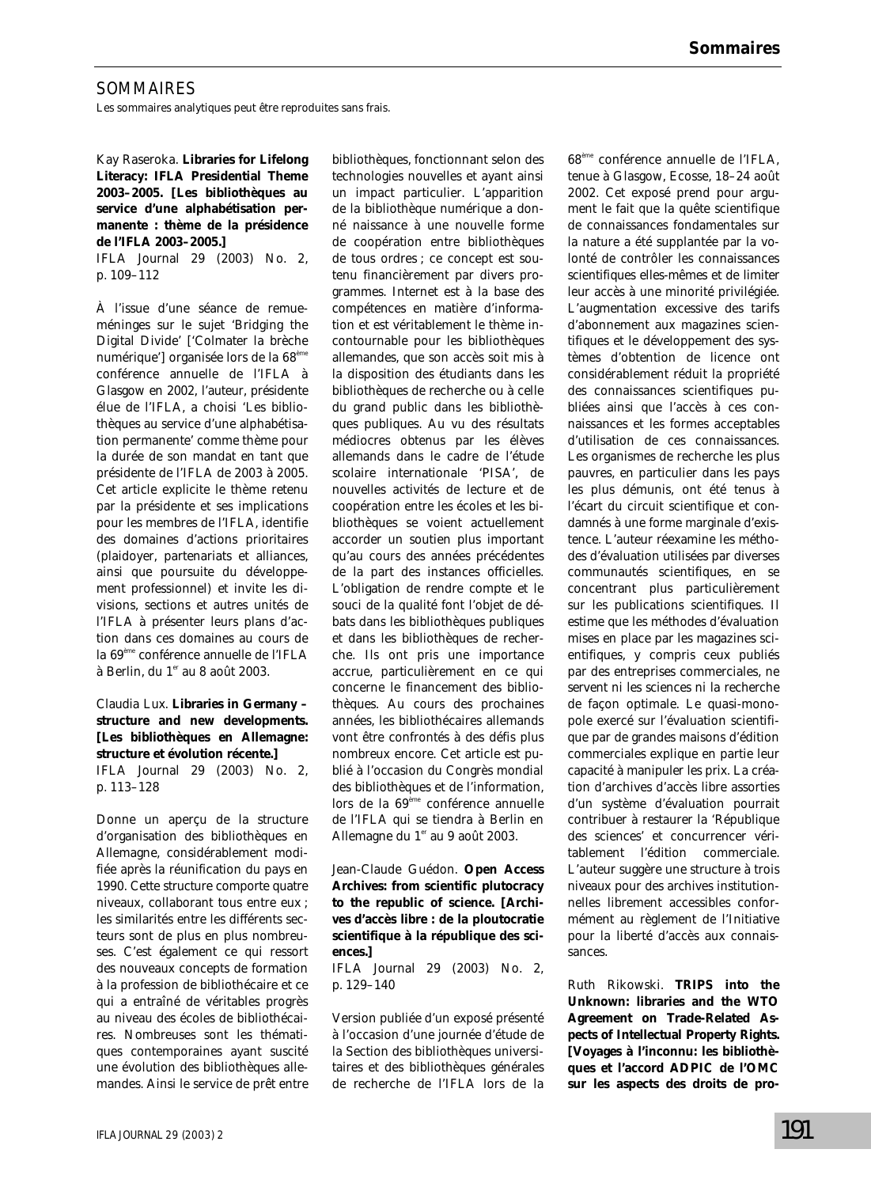# SOMMAIRES

Les sommaires analytiques peut être reproduites sans frais.

Kay Raseroka. **Libraries for Lifelong Literacy: IFLA Presidential Theme 2003–2005. [Les bibliothèques au service d'une alphabétisation permanente : thème de la présidence de l'IFLA 2003–2005.]**
IFLA Journal 29 (2003) No. 2, p. 109–112

À l'issue d'une séance de remue-méninges sur le sujet 'Bridging the Digital Divide' ['Colmater la brèche numérique'] organisée lors de la 68ème conférence annuelle de l'IFLA à Glasgow en 2002, l'auteur, présidente élue de l'IFLA, a choisi 'Les bibliothèques au service d'une alphabétisation permanente' comme thème pour la durée de son mandat en tant que présidente de l'IFLA de 2003 à 2005. Cet article explicite le thème retenu par la présidente et ses implications pour les membres de l'IFLA, identifie des domaines d'actions prioritaires (plaidoyer, partenariats et alliances, ainsi que poursuite du développement professionnel) et invite les divisions, sections et autres unités de l'IFLA à présenter leurs plans d'action dans ces domaines au cours de la 69ème conférence annuelle de l'IFLA à Berlin, du 1er au 8 août 2003.

Claudia Lux. **Libraries in Germany – structure and new developments. [Les bibliothèques en Allemagne: structure et évolution récente.]**
IFLA Journal 29 (2003) No. 2, p. 113–128

Donne un aperçu de la structure d'organisation des bibliothèques en Allemagne, considérablement modifiée après la réunification du pays en 1990. Cette structure comporte quatre niveaux, collaborant tous entre eux ; les similarités entre les différents secteurs sont de plus en plus nombreuses. C'est également ce qui ressort des nouveaux concepts de formation à la profession de bibliothécaire et ce qui a entraîné de véritables progrès au niveau des écoles de bibliothécaires. Nombreuses sont les thématiques contemporaines ayant suscité une évolution des bibliothèques allemandes. Ainsi le service de prêt entre bibliothèques, fonctionnant selon des technologies nouvelles et ayant ainsi un impact particulier. L'apparition de la bibliothèque numérique a donné naissance à une nouvelle forme de coopération entre bibliothèques de tous ordres ; ce concept est soutenu financièrement par divers programmes. Internet est à la base des compétences en matière d'information et est véritablement le thème incontournable pour les bibliothèques allemandes, que son accès soit mis à la disposition des étudiants dans les bibliothèques de recherche ou à celle du grand public dans les bibliothèques publiques. Au vu des résultats médiocres obtenus par les élèves allemands dans le cadre de l'étude scolaire internationale 'PISA', de nouvelles activités de lecture et de coopération entre les écoles et les bibliothèques se voient actuellement accorder un soutien plus important qu'au cours des années précédentes de la part des instances officielles. L'obligation de rendre compte et le souci de la qualité font l'objet de débats dans les bibliothèques publiques et dans les bibliothèques de recherche. Ils ont pris une importance accrue, particulièrement en ce qui concerne le financement des bibliothèques. Au cours des prochaines années, les bibliothécaires allemands vont être confrontés à des défis plus nombreux encore. Cet article est publié à l'occasion du Congrès mondial des bibliothèques et de l'information, lors de la 69ème conférence annuelle de l'IFLA qui se tiendra à Berlin en Allemagne du 1er au 9 août 2003.

Jean-Claude Guédon. **Open Access Archives: from scientific plutocracy to the republic of science. [Archives d'accès libre : de la ploutocratie scientifique à la république des sciences.]**
IFLA Journal 29 (2003) No. 2, p. 129–140

Version publiée d'un exposé présenté à l'occasion d'une journée d'étude de la Section des bibliothèques universitaires et des bibliothèques générales de recherche de l'IFLA lors de la 68ème conférence annuelle de l'IFLA, tenue à Glasgow, Ecosse, 18–24 août 2002. Cet exposé prend pour argument le fait que la quête scientifique de connaissances fondamentales sur la nature a été supplantée par la volonté de contrôler les connaissances scientifiques elles-mêmes et de limiter leur accès à une minorité privilégiée. L'augmentation excessive des tarifs d'abonnement aux magazines scientifiques et le développement des systèmes d'obtention de licence ont considérablement réduit la propriété des connaissances scientifiques publiées ainsi que l'accès à ces connaissances et les formes acceptables d'utilisation de ces connaissances. Les organismes de recherche les plus pauvres, en particulier dans les pays les plus démunis, ont été tenus à l'écart du circuit scientifique et condamnés à une forme marginale d'existence. L'auteur réexamine les méthodes d'évaluation utilisées par diverses communautés scientifiques, en se concentrant plus particulièrement sur les publications scientifiques. Il estime que les méthodes d'évaluation mises en place par les magazines scientifiques, y compris ceux publiés par des entreprises commerciales, ne servent ni les sciences ni la recherche de façon optimale. Le quasi-monopole exercé sur l'évaluation scientifique par de grandes maisons d'édition commerciales explique en partie leur capacité à manipuler les prix. La création d'archives d'accès libre assorties d'un système d'évaluation pourrait contribuer à restaurer la 'République des sciences' et concurrencer véritablement l'édition commerciale. L'auteur suggère une structure à trois niveaux pour des archives institutionnelles librement accessibles conformément au règlement de l'Initiative pour la liberté d'accès aux connaissances.

Ruth Rikowski. **TRIPS into the Unknown: libraries and the WTO Agreement on Trade-Related Aspects of Intellectual Property Rights. [Voyages à l'inconnu: les bibliothèques et l'accord ADPIC de l'OMC sur les aspects des droits de pro-**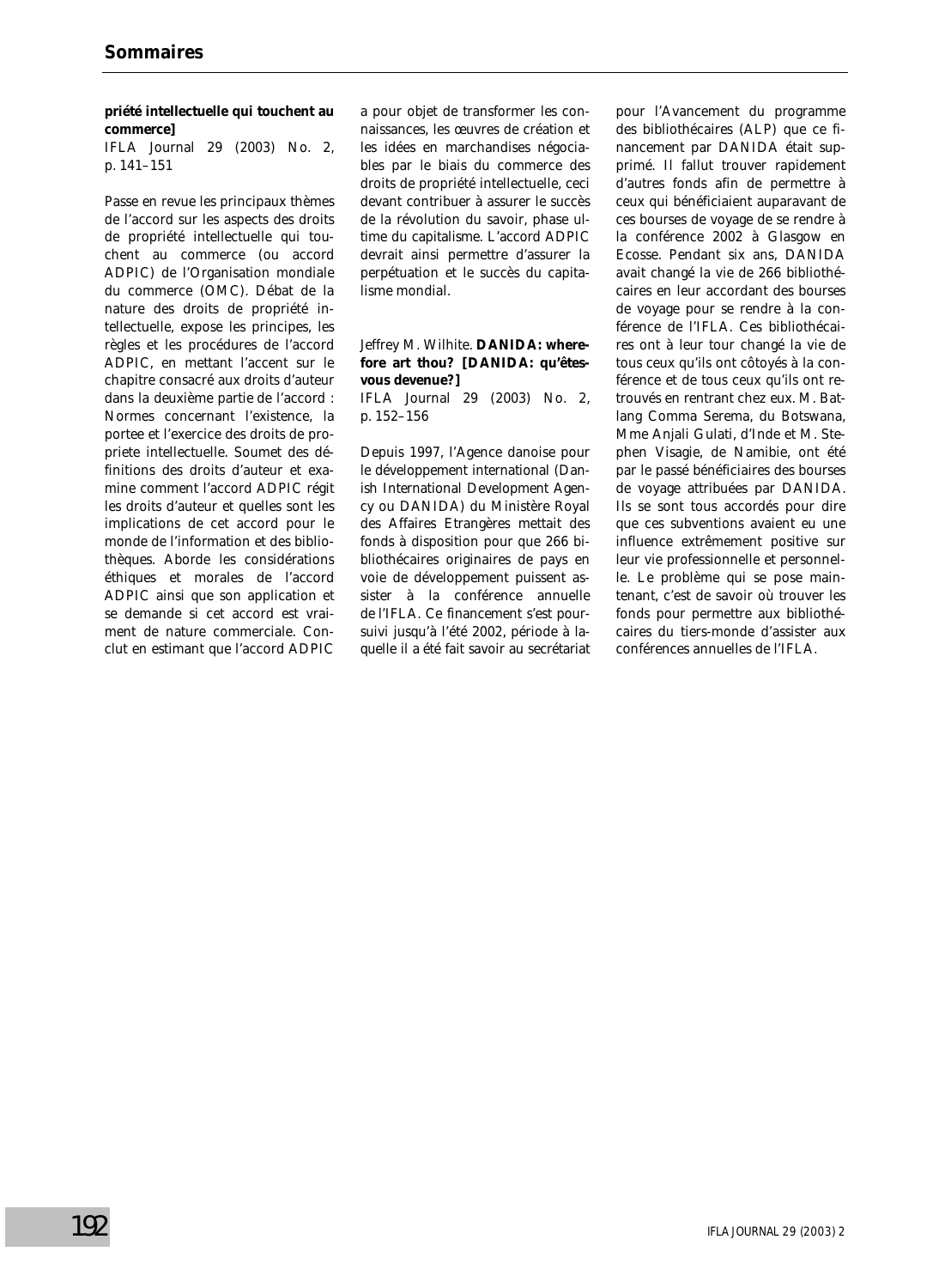**priété intellectuelle qui touchent au commerce]**
IFLA Journal 29 (2003) No. 2, p. 141–151

Passe en revue les principaux thèmes de l'accord sur les aspects des droits de propriété intellectuelle qui touchent au commerce (ou accord ADPIC) de l'Organisation mondiale du commerce (OMC). Débat de la nature des droits de propriété intellectuelle, expose les principes, les règles et les procédures de l'accord ADPIC, en mettant l'accent sur le chapitre consacré aux droits d'auteur dans la deuxième partie de l'accord : Normes concernant l'existence, la portee et l'exercice des droits de propriete intellectuelle. Soumet des définitions des droits d'auteur et examine comment l'accord ADPIC régit les droits d'auteur et quelles sont les implications de cet accord pour le monde de l'information et des bibliothèques. Aborde les considérations éthiques et morales de l'accord ADPIC ainsi que son application et se demande si cet accord est vraiment de nature commerciale. Conclut en estimant que l'accord ADPIC a pour objet de transformer les connaissances, les œuvres de création et les idées en marchandises négociables par le biais du commerce des droits de propriété intellectuelle, ceci devant contribuer à assurer le succès de la révolution du savoir, phase ultime du capitalisme. L'accord ADPIC devrait ainsi permettre d'assurer la perpétuation et le succès du capitalisme mondial.

Jeffrey M. Wilhite. **DANIDA: wherefore art thou? [DANIDA: qu'êtes-vous devenue?]**
IFLA Journal 29 (2003) No. 2, p. 152–156

Depuis 1997, l'Agence danoise pour le développement international (Danish International Development Agency ou DANIDA) du Ministère Royal des Affaires Etrangères mettait des fonds à disposition pour que 266 bibliothécaires originaires de pays en voie de développement puissent assister à la conférence annuelle de l'IFLA. Ce financement s'est poursuivi jusqu'à l'été 2002, période à laquelle il a été fait savoir au secrétariat pour l'Avancement du programme des bibliothécaires (ALP) que ce financement par DANIDA était supprimé. Il fallut trouver rapidement d'autres fonds afin de permettre à ceux qui bénéficiaient auparavant de ces bourses de voyage de se rendre à la conférence 2002 à Glasgow en Ecosse. Pendant six ans, DANIDA avait changé la vie de 266 bibliothécaires en leur accordant des bourses de voyage pour se rendre à la conférence de l'IFLA. Ces bibliothécaires ont à leur tour changé la vie de tous ceux qu'ils ont côtoyés à la conférence et de tous ceux qu'ils ont retrouvés en rentrant chez eux. M. Batlang Comma Serema, du Botswana, Mme Anjali Gulati, d'Inde et M. Stephen Visagie, de Namibie, ont été par le passé bénéficiaires des bourses de voyage attribuées par DANIDA. Ils se sont tous accordés pour dire que ces subventions avaient eu une influence extrêmement positive sur leur vie professionnelle et personnelle. Le problème qui se pose maintenant, c'est de savoir où trouver les fonds pour permettre aux bibliothécaires du tiers-monde d'assister aux conférences annuelles de l'IFLA.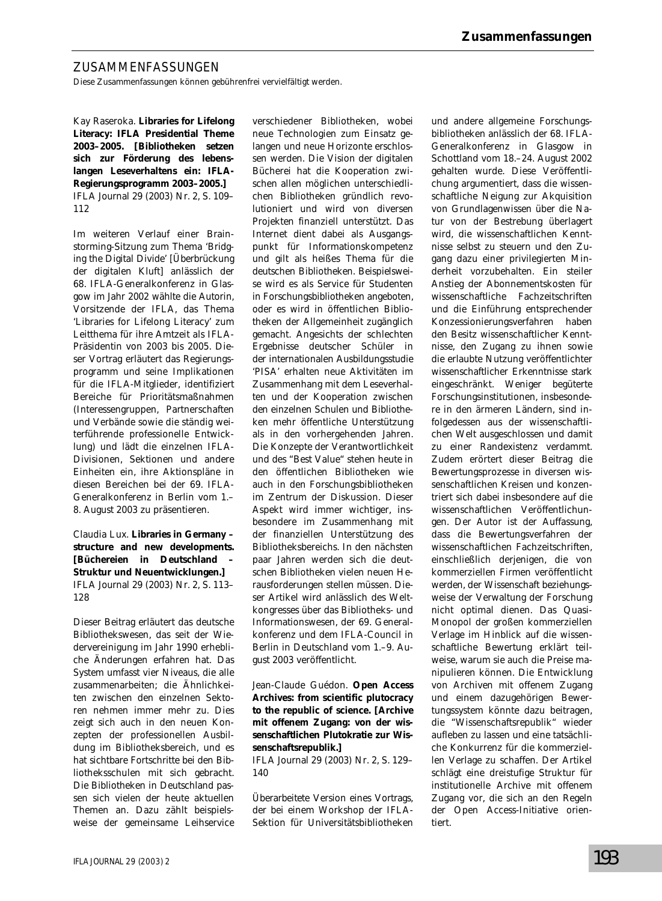# ZUSAMMENFASSUNGEN

Diese Zusammenfassungen können gebührenfrei vervielfältigt werden.

Kay Raseroka. **Libraries for Lifelong Literacy: IFLA Presidential Theme 2003–2005. [Bibliotheken setzen sich zur Förderung des lebenslangen Leseverhaltens ein: IFLA-Regierungsprogramm 2003–2005.]**
IFLA Journal 29 (2003) Nr. 2, S. 109–112

Im weiteren Verlauf einer Brainstorming-Sitzung zum Thema 'Bridging the Digital Divide' [Überbrückung der digitalen Kluft] anlässlich der 68. IFLA-Generalkonferenz in Glasgow im Jahr 2002 wählte die Autorin, Vorsitzende der IFLA, das Thema 'Libraries for Lifelong Literacy' zum Leitthema für ihre Amtzeit als IFLA-Präsidentin von 2003 bis 2005. Dieser Vortrag erläutert das Regierungsprogramm und seine Implikationen für die IFLA-Mitglieder, identifiziert Bereiche für Prioritätsmaßnahmen (Interessengruppen, Partnerschaften und Verbände sowie die ständig weiterführende professionelle Entwicklung) und lädt die einzelnen IFLA-Divisionen, Sektionen und andere Einheiten ein, ihre Aktionspläne in diesen Bereichen bei der 69. IFLA-Generalkonferenz in Berlin vom 1.–8. August 2003 zu präsentieren.

Claudia Lux. **Libraries in Germany – structure and new developments. [Büchereien in Deutschland – Struktur und Neuentwicklungen.]**
IFLA Journal 29 (2003) Nr. 2, S. 113–128

Dieser Beitrag erläutert das deutsche Bibliothekswesen, das seit der Wiedervereinigung im Jahr 1990 erhebliche Änderungen erfahren hat. Das System umfasst vier Niveaus, die alle zusammenarbeiten; die Ähnlichkeiten zwischen den einzelnen Sektoren nehmen immer mehr zu. Dies zeigt sich auch in den neuen Konzepten der professionellen Ausbildung im Bibliotheksbereich, und es hat sichtbare Fortschritte bei den Bibliotheksschulen mit sich gebracht. Die Bibliotheken in Deutschland passen sich vielen der heute aktuellen Themen an. Dazu zählt beispielsweise der gemeinsame Leihservice verschiedener Bibliotheken, wobei neue Technologien zum Einsatz gelangen und neue Horizonte erschlossen werden. Die Vision der digitalen Bücherei hat die Kooperation zwischen allen möglichen unterschiedlichen Bibliotheken gründlich revolutioniert und wird von diversen Projekten finanziell unterstützt. Das Internet dient dabei als Ausgangspunkt für Informationskompetenz und gilt als heißes Thema für die deutschen Bibliotheken. Beispielsweise wird es als Service für Studenten in Forschungsbibliotheken angeboten, oder es wird in öffentlichen Bibliotheken der Allgemeinheit zugänglich gemacht. Angesichts der schlechten Ergebnisse deutscher Schüler in der internationalen Ausbildungsstudie 'PISA' erhalten neue Aktivitäten im Zusammenhang mit dem Leseverhalten und der Kooperation zwischen den einzelnen Schulen und Bibliotheken mehr öffentliche Unterstützung als in den vorhergehenden Jahren. Die Konzepte der Verantwortlichkeit und des "Best Value" stehen heute in den öffentlichen Bibliotheken wie auch in den Forschungsbibliotheken im Zentrum der Diskussion. Dieser Aspekt wird immer wichtiger, insbesondere im Zusammenhang mit der finanziellen Unterstützung des Bibliotheksbereichs. In den nächsten paar Jahren werden sich die deutschen Bibliotheken vielen neuen Herausforderungen stellen müssen. Dieser Artikel wird anlässlich des Weltkongresses über das Bibliotheks- und Informationswesen, der 69. Generalkonferenz und dem IFLA-Council in Berlin in Deutschland vom 1.–9. August 2003 veröffentlicht.

Jean-Claude Guédon. **Open Access Archives: from scientific plutocracy to the republic of science. [Archive mit offenem Zugang: von der wissenschaftlichen Plutokratie zur Wissenschaftsrepublik.]**
IFLA Journal 29 (2003) Nr. 2, S. 129–140

Überarbeitete Version eines Vortrags, der bei einem Workshop der IFLA-Sektion für Universitätsbibliotheken und andere allgemeine Forschungsbibliotheken anlässlich der 68. IFLA-Generalkonferenz in Glasgow in Schottland vom 18.–24. August 2002 gehalten wurde. Diese Veröffentlichung argumentiert, dass die wissenschaftliche Neigung zur Akquisition von Grundlagenwissen über die Natur von der Bestrebung überlagert wird, die wissenschaftlichen Kenntnisse selbst zu steuern und den Zugang dazu einer privilegierten Minderheit vorzubehalten. Ein steiler Anstieg der Abonnementskosten für wissenschaftliche Fachzeitschriften und die Einführung entsprechender Konzessionierungsverfahren haben den Besitz wissenschaftlicher Kenntnisse, den Zugang zu ihnen sowie die erlaubte Nutzung veröffentlichter wissenschaftlicher Erkenntnisse stark eingeschränkt. Weniger begüterte Forschungsinstitutionen, insbesondere in den ärmeren Ländern, sind infolgedessen aus der wissenschaftlichen Welt ausgeschlossen und damit zu einer Randexistenz verdammt. Zudem erörtert dieser Beitrag die Bewertungsprozesse in diversen wissenschaftlichen Kreisen und konzentriert sich dabei insbesondere auf die wissenschaftlichen Veröffentlichungen. Der Autor ist der Auffassung, dass die Bewertungsverfahren der wissenschaftlichen Fachzeitschriften, einschließlich derjenigen, die von kommerziellen Firmen veröffentlicht werden, der Wissenschaft beziehungsweise der Verwaltung der Forschung nicht optimal dienen. Das Quasi-Monopol der großen kommerziellen Verlage im Hinblick auf die wissenschaftliche Bewertung erklärt teilweise, warum sie auch die Preise manipulieren können. Die Entwicklung von Archiven mit offenem Zugang und einem dazugehörigen Bewertungssystem könnte dazu beitragen, die "Wissenschaftsrepublik" wieder aufleben zu lassen und eine tatsächliche Konkurrenz für die kommerziellen Verlage zu schaffen. Der Artikel schlägt eine dreistufige Struktur für institutionelle Archive mit offenem Zugang vor, die sich an den Regeln der Open Access-Initiative orientiert.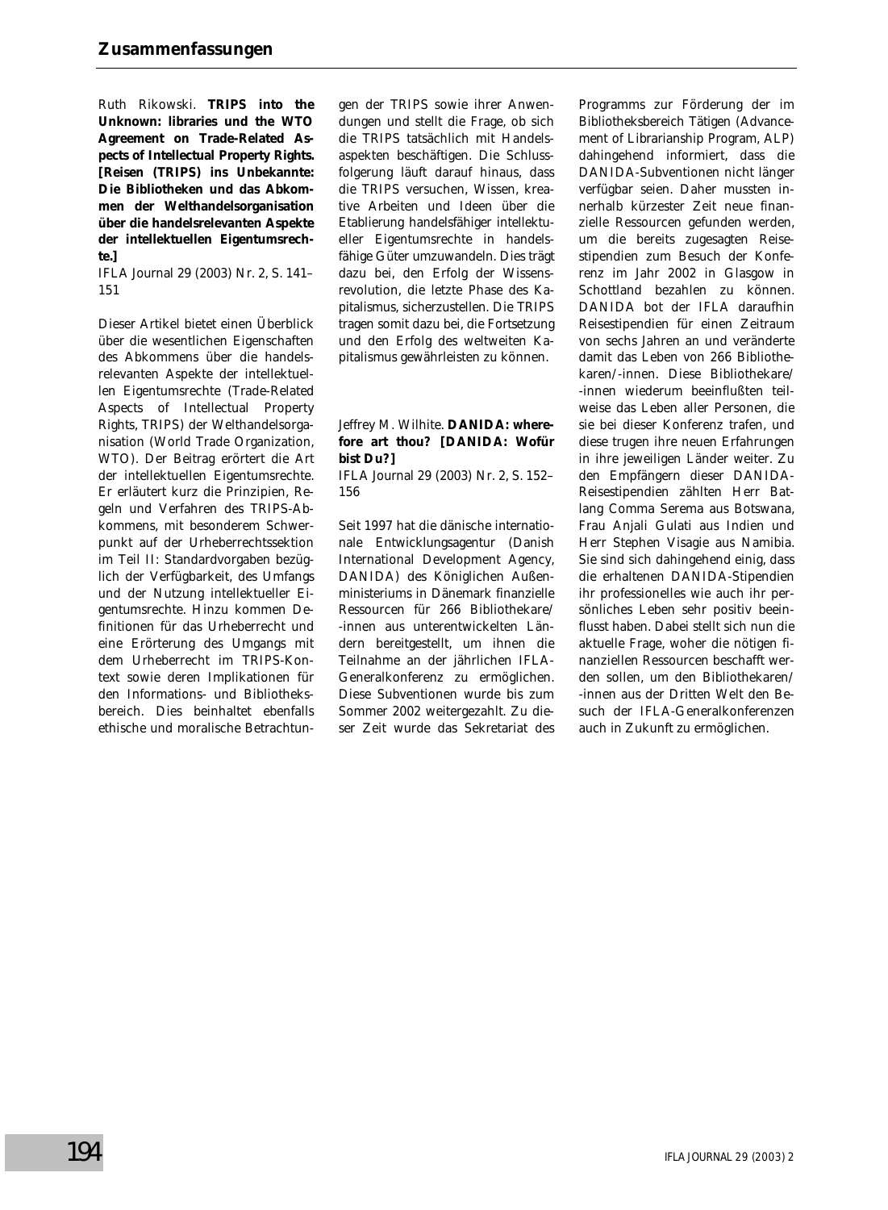## Zusammenfassungen

Ruth Rikowski. **TRIPS into the Unknown: libraries und the WTO Agreement on Trade-Related Aspects of Intellectual Property Rights. [Reisen (TRIPS) ins Unbekannte: Die Bibliotheken und das Abkommen der Welthandelsorganisation über die handelsrelevanten Aspekte der intellektuellen Eigentumsrechte.]**
IFLA Journal 29 (2003) Nr. 2, S. 141–151

Dieser Artikel bietet einen Überblick über die wesentlichen Eigenschaften des Abkommens über die handelsrelevanten Aspekte der intellektuellen Eigentumsrechte (Trade-Related Aspects of Intellectual Property Rights, TRIPS) der Welthandelsorganisation (World Trade Organization, WTO). Der Beitrag erörtert die Art der intellektuellen Eigentumsrechte. Er erläutert kurz die Prinzipien, Regeln und Verfahren des TRIPS-Abkommens, mit besonderem Schwerpunkt auf der Urheberrechtssektion im Teil II: Standardvorgaben bezüglich der Verfügbarkeit, des Umfangs und der Nutzung intellektueller Eigentumsrechte. Hinzu kommen Definitionen für das Urheberrecht und eine Erörterung des Umgangs mit dem Urheberrecht im TRIPS-Kontext sowie deren Implikationen für den Informations- und Bibliotheksbereich. Dies beinhaltet ebenfalls ethische und moralische Betrachtungen der TRIPS sowie ihrer Anwendungen und stellt die Frage, ob sich die TRIPS tatsächlich mit Handelsaspekten beschäftigen. Die Schlussfolgerung läuft darauf hinaus, dass die TRIPS versuchen, Wissen, kreative Arbeiten und Ideen über die Etablierung handelsfähiger intellektueller Eigentumsrechte in handelsfähige Güter umzuwandeln. Dies trägt dazu bei, den Erfolg der Wissensrevolution, die letzte Phase des Kapitalismus, sicherzustellen. Die TRIPS tragen somit dazu bei, die Fortsetzung und den Erfolg des weltweiten Kapitalismus gewährleisten zu können.

Jeffrey M. Wilhite. **DANIDA: wherefore art thou? [DANIDA: Wofür bist Du?]**
IFLA Journal 29 (2003) Nr. 2, S. 152–156

Seit 1997 hat die dänische internationale Entwicklungsagentur (Danish International Development Agency, DANIDA) des Königlichen Außenministeriums in Dänemark finanzielle Ressourcen für 266 Bibliothekare/-innen aus unterentwickelten Ländern bereitgestellt, um ihnen die Teilnahme an der jährlichen IFLA-Generalkonferenz zu ermöglichen. Diese Subventionen wurde bis zum Sommer 2002 weitergezahlt. Zu dieser Zeit wurde das Sekretariat des Programms zur Förderung der im Bibliotheksbereich Tätigen (Advancement of Librarianship Program, ALP) dahingehend informiert, dass die DANIDA-Subventionen nicht länger verfügbar seien. Daher mussten innerhalb kürzester Zeit neue finanzielle Ressourcen gefunden werden, um die bereits zugesagten Reisestipendien zum Besuch der Konferenz im Jahr 2002 in Glasgow in Schottland bezahlen zu können. DANIDA bot der IFLA daraufhin Reisestipendien für einen Zeitraum von sechs Jahren an und veränderte damit das Leben von 266 Bibliothekaren/-innen. Diese Bibliothekare/-innen wiederum beeinflußten teilweise das Leben aller Personen, die sie bei dieser Konferenz trafen, und diese trugen ihre neuen Erfahrungen in ihre jeweiligen Länder weiter. Zu den Empfängern dieser DANIDA-Reisestipendien zählten Herr Batlang Comma Serema aus Botswana, Frau Anjali Gulati aus Indien und Herr Stephen Visagie aus Namibia. Sie sind sich dahingehend einig, dass die erhaltenen DANIDA-Stipendien ihr professionelles wie auch ihr persönliches Leben sehr positiv beeinflusst haben. Dabei stellt sich nun die aktuelle Frage, woher die nötigen finanziellen Ressourcen beschafft werden sollen, um den Bibliothekaren/-innen aus der Dritten Welt den Besuch der IFLA-Generalkonferenzen auch in Zukunft zu ermöglichen.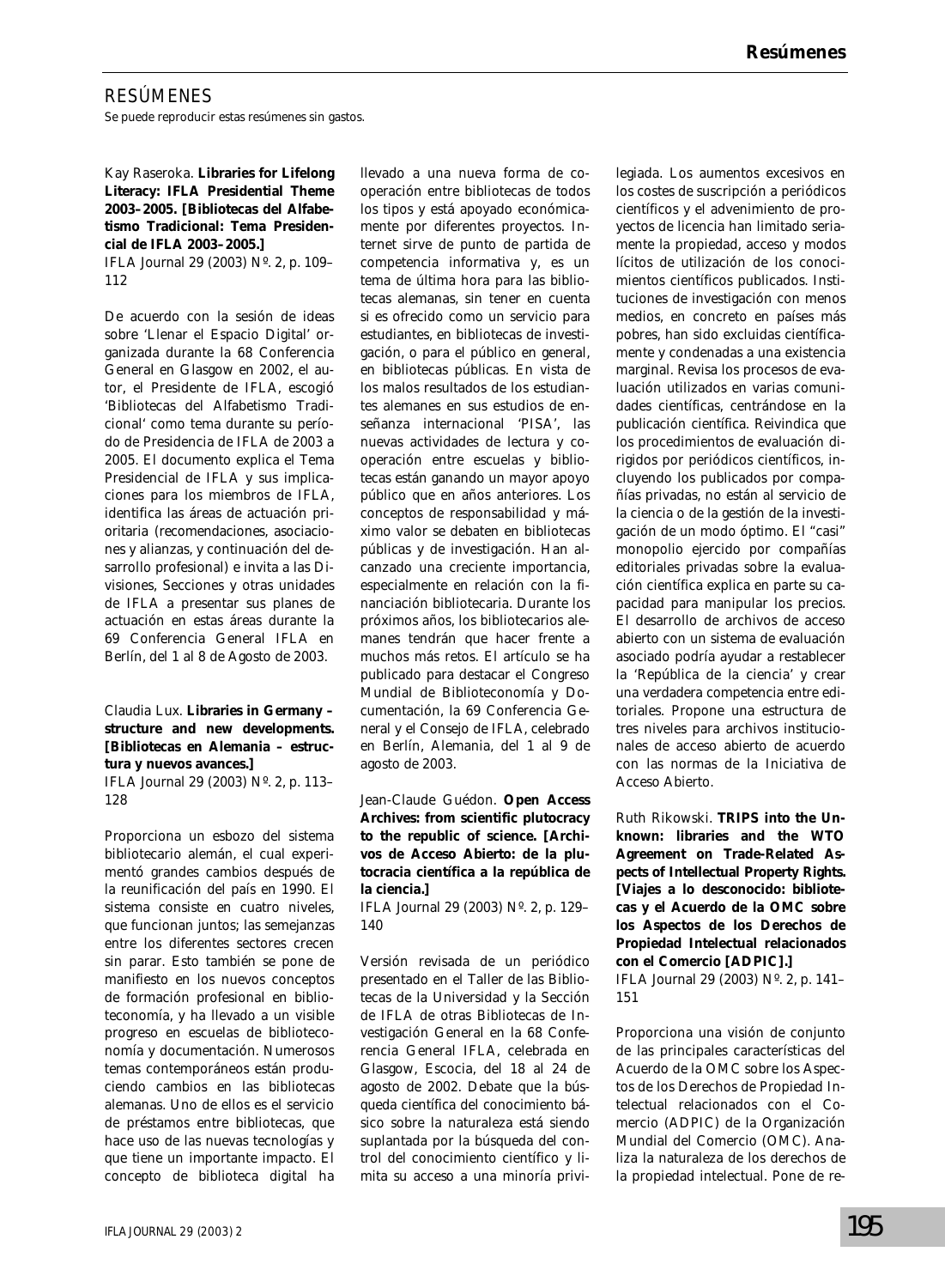# RESÚMENES

Se puede reproducir estas resúmenes sin gastos.

Kay Raseroka. **Libraries for Lifelong Literacy: IFLA Presidential Theme 2003–2005. [Bibliotecas del Alfabetismo Tradicional: Tema Presidencial de IFLA 2003–2005.]**
IFLA Journal 29 (2003) Nº. 2, p. 109–112

De acuerdo con la sesión de ideas sobre 'Llenar el Espacio Digital' organizada durante la 68 Conferencia General en Glasgow en 2002, el autor, el Presidente de IFLA, escogió 'Bibliotecas del Alfabetismo Tradicional' como tema durante su período de Presidencia de IFLA de 2003 a 2005. El documento explica el Tema Presidencial de IFLA y sus implicaciones para los miembros de IFLA, identifica las áreas de actuación prioritaria (recomendaciones, asociaciones y alianzas, y continuación del desarrollo profesional) e invita a las Divisiones, Secciones y otras unidades de IFLA a presentar sus planes de actuación en estas áreas durante la 69 Conferencia General IFLA en Berlín, del 1 al 8 de Agosto de 2003.

Claudia Lux. **Libraries in Germany – structure and new developments. [Bibliotecas en Alemania – estructura y nuevos avances.]**
IFLA Journal 29 (2003) Nº. 2, p. 113–128

Proporciona un esbozo del sistema bibliotecario alemán, el cual experimentó grandes cambios después de la reunificación del país en 1990. El sistema consiste en cuatro niveles, que funcionan juntos; las semejanzas entre los diferentes sectores crecen sin parar. Esto también se pone de manifiesto en los nuevos conceptos de formación profesional en biblioteconomía, y ha llevado a un visible progreso en escuelas de biblioteconomía y documentación. Numerosos temas contemporáneos están produciendo cambios en las bibliotecas alemanas. Uno de ellos es el servicio de préstamos entre bibliotecas, que hace uso de las nuevas tecnologías y que tiene un importante impacto. El concepto de biblioteca digital ha llevado a una nueva forma de cooperación entre bibliotecas de todos los tipos y está apoyado económicamente por diferentes proyectos. Internet sirve de punto de partida de competencia informativa y, es un tema de última hora para las bibliotecas alemanas, sin tener en cuenta si es ofrecido como un servicio para estudiantes, en bibliotecas de investigación, o para el público en general, en bibliotecas públicas. En vista de los malos resultados de los estudiantes alemanes en sus estudios de enseñanza internacional 'PISA', las nuevas actividades de lectura y cooperación entre escuelas y bibliotecas están ganando un mayor apoyo público que en años anteriores. Los conceptos de responsabilidad y máximo valor se debaten en bibliotecas públicas y de investigación. Han alcanzado una creciente importancia, especialmente en relación con la financiación bibliotecaria. Durante los próximos años, los bibliotecarios alemanes tendrán que hacer frente a muchos más retos. El artículo se ha publicado para destacar el Congreso Mundial de Biblioteconomía y Documentación, la 69 Conferencia General y el Consejo de IFLA, celebrado en Berlín, Alemania, del 1 al 9 de agosto de 2003.

Jean-Claude Guédon. **Open Access Archives: from scientific plutocracy to the republic of science. [Archivos de Acceso Abierto: de la plutocracia científica a la república de la ciencia.]**
IFLA Journal 29 (2003) Nº. 2, p. 129–140

Versión revisada de un periódico presentado en el Taller de las Bibliotecas de la Universidad y la Sección de IFLA de otras Bibliotecas de Investigación General en la 68 Conferencia General IFLA, celebrada en Glasgow, Escocia, del 18 al 24 de agosto de 2002. Debate que la búsqueda científica del conocimiento básico sobre la naturaleza está siendo suplantada por la búsqueda del control del conocimiento científico y limita su acceso a una minoría privilegiada. Los aumentos excesivos en los costes de suscripción a periódicos científicos y el advenimiento de proyectos de licencia han limitado seriamente la propiedad, acceso y modos lícitos de utilización de los conocimientos científicos publicados. Instituciones de investigación con menos medios, en concreto en países más pobres, han sido excluidas científicamente y condenadas a una existencia marginal. Revisa los procesos de evaluación utilizados en varias comunidades científicas, centrándose en la publicación científica. Reivindica que los procedimientos de evaluación dirigidos por periódicos científicos, incluyendo los publicados por compañías privadas, no están al servicio de la ciencia o de la gestión de la investigación de un modo óptimo. El "casi" monopolio ejercido por compañías editoriales privadas sobre la evaluación científica explica en parte su capacidad para manipular los precios. El desarrollo de archivos de acceso abierto con un sistema de evaluación asociado podría ayudar a restablecer la 'República de la ciencia' y crear una verdadera competencia entre editoriales. Propone una estructura de tres niveles para archivos institucionales de acceso abierto de acuerdo con las normas de la Iniciativa de Acceso Abierto.

Ruth Rikowski. **TRIPS into the Unknown: libraries and the WTO Agreement on Trade-Related Aspects of Intellectual Property Rights. [Viajes a lo desconocido: bibliotecas y el Acuerdo de la OMC sobre los Aspectos de los Derechos de Propiedad Intelectual relacionados con el Comercio [ADPIC].]**
IFLA Journal 29 (2003) Nº. 2, p. 141–151

Proporciona una visión de conjunto de las principales características del Acuerdo de la OMC sobre los Aspectos de los Derechos de Propiedad Intelectual relacionados con el Comercio (ADPIC) de la Organización Mundial del Comercio (OMC). Analiza la naturaleza de los derechos de la propiedad intelectual. Pone de re-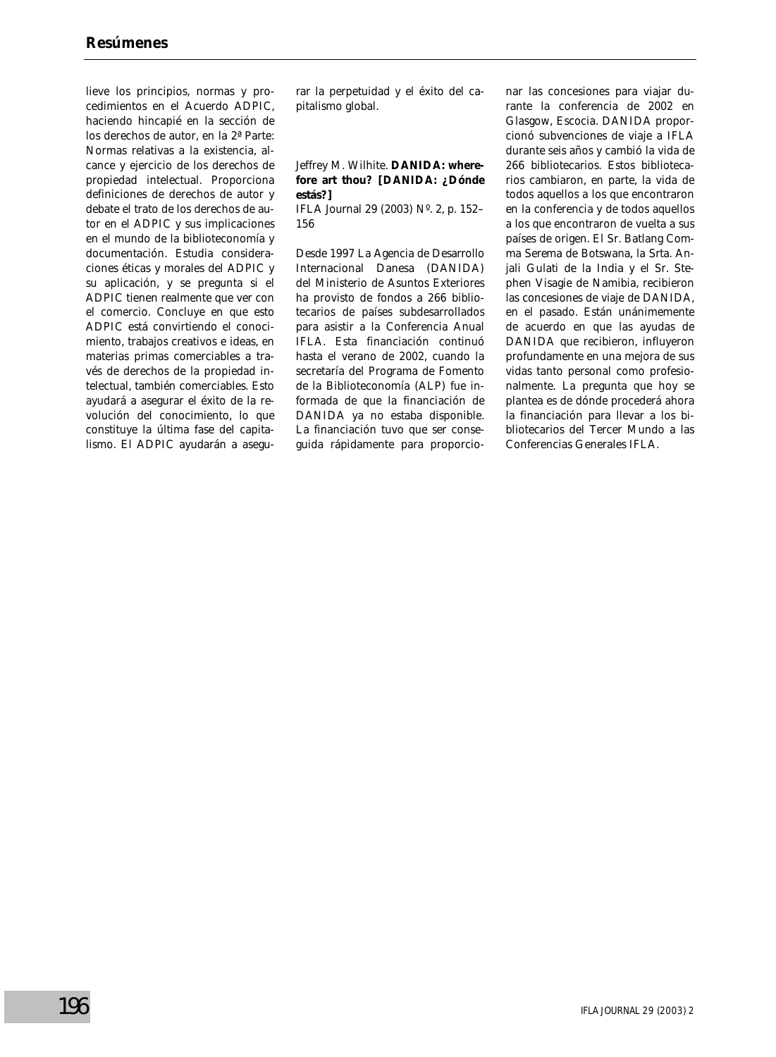lieve los principios, normas y procedimientos en el Acuerdo ADPIC, haciendo hincapié en la sección de los derechos de autor, en la 2ª Parte: Normas relativas a la existencia, alcance y ejercicio de los derechos de propiedad intelectual. Proporciona definiciones de derechos de autor y debate el trato de los derechos de autor en el ADPIC y sus implicaciones en el mundo de la biblioteconomía y documentación. Estudia consideraciones éticas y morales del ADPIC y su aplicación, y se pregunta si el ADPIC tienen realmente que ver con el comercio. Concluye en que esto ADPIC está convirtiendo el conocimiento, trabajos creativos e ideas, en materias primas comerciales a través de derechos de la propiedad intelectual, también comerciales. Esto ayudará a asegurar el éxito de la revolución del conocimiento, lo que constituye la última fase del capitalismo. El ADPIC ayudarán a asegurar la perpetuidad y el éxito del capitalismo global.

Jeffrey M. Wilhite. **DANIDA: wherefore art thou? [DANIDA: ¿Dónde estás?]**
IFLA Journal 29 (2003) Nº. 2, p. 152–156

Desde 1997 La Agencia de Desarrollo Internacional Danesa (DANIDA) del Ministerio de Asuntos Exteriores ha provisto de fondos a 266 bibliotecarios de países subdesarrollados para asistir a la Conferencia Anual IFLA. Esta financiación continuó hasta el verano de 2002, cuando la secretaría del Programa de Fomento de la Biblioteconomía (ALP) fue informada de que la financiación de DANIDA ya no estaba disponible. La financiación tuvo que ser conseguida rápidamente para proporcionar las concesiones para viajar durante la conferencia de 2002 en Glasgow, Escocia. DANIDA proporcionó subvenciones de viaje a IFLA durante seis años y cambió la vida de 266 bibliotecarios. Estos bibliotecarios cambiaron, en parte, la vida de todos aquellos a los que encontraron en la conferencia y de todos aquellos a los que encontraron de vuelta a sus países de origen. El Sr. Batlang Comma Serema de Botswana, la Srta. Anjali Gulati de la India y el Sr. Stephen Visagie de Namibia, recibieron las concesiones de viaje de DANIDA, en el pasado. Están unánimemente de acuerdo en que las ayudas de DANIDA que recibieron, influyeron profundamente en una mejora de sus vidas tanto personal como profesionalmente. La pregunta que hoy se plantea es de dónde procederá ahora la financiación para llevar a los bibliotecarios del Tercer Mundo a las Conferencias Generales IFLA.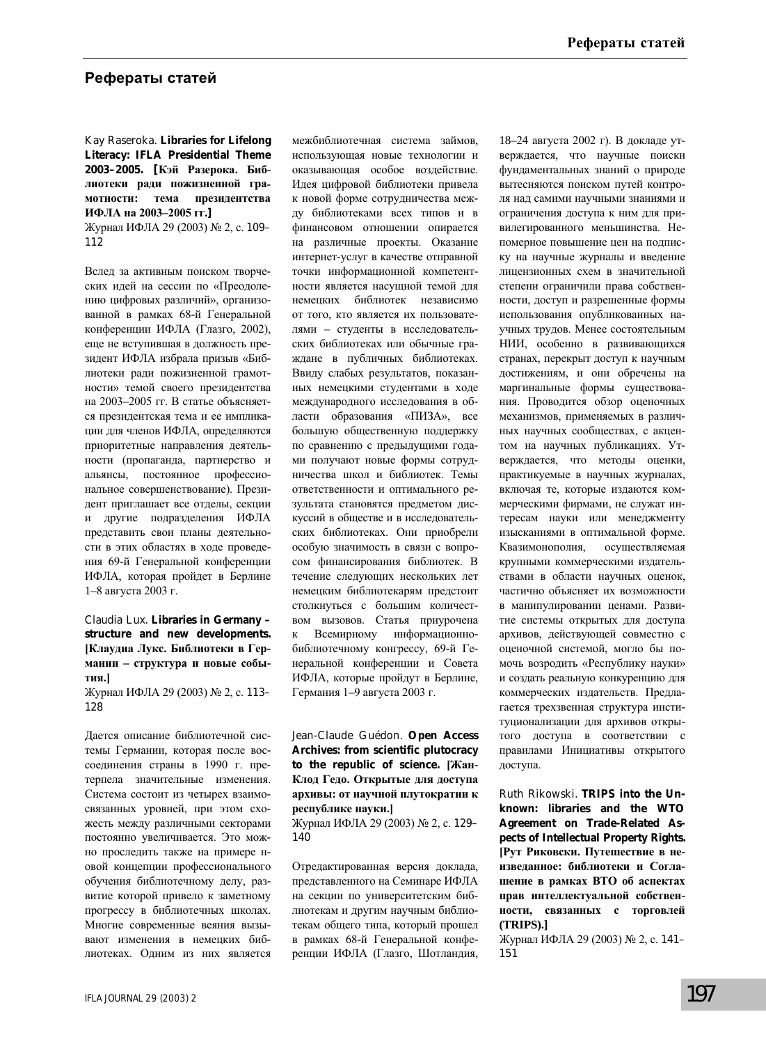## Рефераты статей

Kay Raseroka. **Libraries for Lifelong Literacy: IFLA Presidential Theme 2003–2005. [Кэй Разерока. Библиотеки ради пожизненной грамотности: тема президентства ИФЛА на 2003–2005 гг.]**
Журнал ИФЛА 29 (2003) № 2, с. 109–112

Вслед за активным поиском творческих идей на сессии по «Преодолению цифровых различий», организованной в рамках 68-й Генеральной конференции ИФЛА (Глазго, 2002), еще не вступившая в должность президент ИФЛА избрала призыв «Библиотеки ради пожизненной грамотности» темой своего президентства на 2003–2005 гг. В статье объясняется президентская тема и ее импликации для членов ИФЛА, определяются приоритетные направления деятельности (пропаганда, партнерство и альянсы, постоянное профессиональное совершенствование). Президент приглашает все отделы, секции и другие подразделения ИФЛА представить свои планы деятельности в этих областях в ходе проведения 69-й Генеральной конференции ИФЛА, которая пройдет в Берлине 1–8 августа 2003 г.

Claudia Lux. **Libraries in Germany – structure and new developments. [Клаудиа Лукс. Библиотеки в Германии – структура и новые события.]**
Журнал ИФЛА 29 (2003) № 2, с. 113–128

Дается описание библиотечной системы Германии, которая после воссоединения страны в 1990 г. претерпела значительные изменения. Система состоит из четырех взаимосвязанных уровней, при этом схожесть между различными секторами постоянно увеличивается. Это можно проследить также на примере новой концепции профессионального обучения библиотечному делу, развитие которой привело к заметному прогрессу в библиотечных школах. Многие современные веяния вызывают изменения в немецких библиотеках. Одним из них является межбиблиотечная система займов, использующая новые технологии и оказывающая особое воздействие. Идея цифровой библиотеки привела к новой форме сотрудничества между библиотеками всех типов и в финансовом отношении опирается на различные проекты. Оказание интернет-услуг в качестве отправной точки информационной компетентности является насущной темой для немецких библиотек независимо от того, кто является их пользователями – студенты в исследовательских библиотеках или обычные граждане в публичных библиотеках. Ввиду слабых результатов, показанных немецкими студентами в ходе международного исследования в области образования «ПИЗА», все большую общественную поддержку по сравнению с предыдущими годами получают новые формы сотрудничества школ и библиотек. Темы ответственности и оптимального результата становятся предметом дискуссий в обществе и в исследовательских библиотеках. Они приобрели особую значимость в связи с вопросом финансирования библиотек. В течение следующих нескольких лет немецким библиотекарям предстоит столкнуться с большим количеством вызовов. Статья приурочена к Всемирному информационно-библиотечному конгрессу, 69-й Генеральной конференции и Совета ИФЛА, которые пройдут в Берлине, Германия 1–9 августа 2003 г.

Jean-Claude Guédon. **Open Access Archives: from scientific plutocracy to the republic of science. [Жан-Клод Гедо. Открытые для доступа архивы: от научной плутократии к республике науки.]**
Журнал ИФЛА 29 (2003) № 2, с. 129–140

Отредактированная версия доклада, представленного на Семинаре ИФЛА на секции по университетским библиотекам и другим научным библиотекам общего типа, который прошел в рамках 68-й Генеральной конференции ИФЛА (Глазго, Шотландия, 18–24 августа 2002 г). В докладе утверждается, что научные поиски фундаментальных знаний о природе вытесняются поиском путей контроля над самими научными знаниями и ограничения доступа к ним для привилегированного меньшинства. Непомерное повышение цен на подписку на научные журналы и введение лицензионных схем в значительной степени ограничили права собственности, доступ и разрешенные формы использования опубликованных научных трудов. Менее состоятельным НИИ, особенно в развивающихся странах, перекрыт доступ к научным достижениям, и они обречены на маргинальные формы существования. Проводится обзор оценочных механизмов, применяемых в различных научных сообществах, с акцентом на научных публикациях. Утверждается, что методы оценки, практикуемые в научных журналах, включая те, которые издаются коммерческими фирмами, не служат интересам науки или менеджменту изысканиями в оптимальной форме. Квазимонополия, осуществляемая крупными коммерческими издательствами в области научных оценок, частично объясняет их возможности в манипулировании ценами. Развитие системы открытых для доступа архивов, действующей совместно с оценочной системой, могло бы помочь возродить «Республику науки» и создать реальную конкуренцию для коммерческих издательств. Предлагается трехзвенная структура институционализации для архивов открытого доступа в соответствии с правилами Инициативы открытого доступа.

Ruth Rikowski. **TRIPS into the Unknown: libraries and the WTO Agreement on Trade-Related Aspects of Intellectual Property Rights. [Рут Риковски. Путешествие в неизведанное: библиотеки и Соглашение в рамках ВТО об аспектах прав интеллектуальной собственности, связанных с торговлей (TRIPS).]**
Журнал ИФЛА 29 (2003) № 2, с. 141–151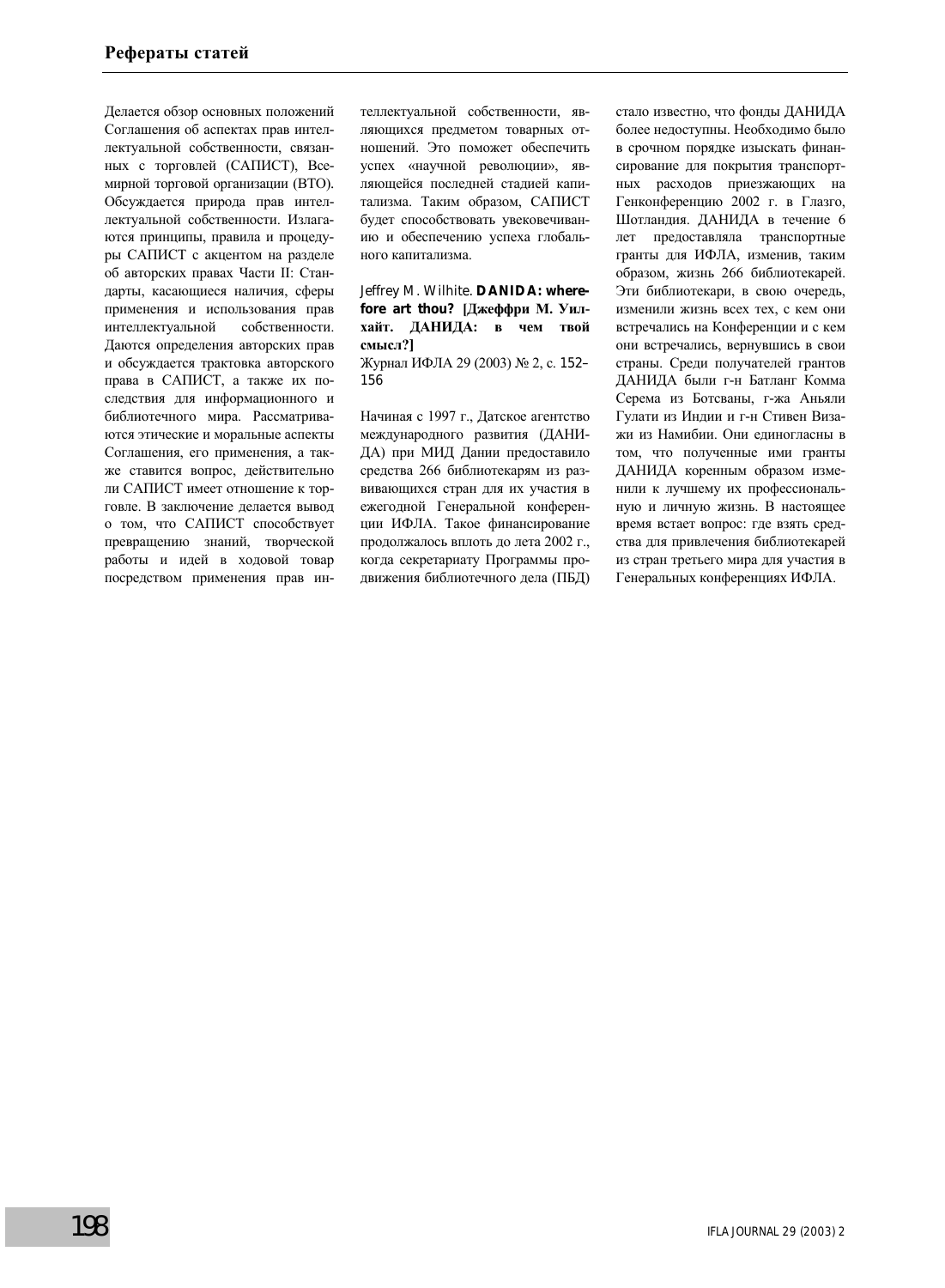Делается обзор основных положений Соглашения об аспектах прав интеллектуальной собственности, связанных с торговлей (САПИСТ), Всемирной торговой организации (ВТО). Обсуждается природа прав интеллектуальной собственности. Излагаются принципы, правила и процедуры САПИСТ с акцентом на разделе об авторских правах Части II: Стандарты, касающиеся наличия, сферы применения и использования прав интеллектуальной собственности. Даются определения авторских прав и обсуждается трактовка авторского права в САПИСТ, а также их последствия для информационного и библиотечного мира. Рассматриваются этические и моральные аспекты Соглашения, его применения, а также ставится вопрос, действительно ли САПИСТ имеет отношение к торговле. В заключение делается вывод о том, что САПИСТ способствует превращению знаний, творческой работы и идей в ходовой товар посредством применения прав интеллектуальной собственности, являющихся предметом товарных отношений. Это поможет обеспечить успех «научной революции», являющейся последней стадией капитализма. Таким образом, САПИСТ будет способствовать увековечиванию и обеспечению успеха глобального капитализма.

Jeffrey M. Wilhite. **DANIDA: wherefore art thou? [Джеффри М. Уилхайт. ДАНИДА: в чем твой смысл?]**
Журнал ИФЛА 29 (2003) № 2, с. 152–156

Начиная с 1997 г., Датское агентство международного развития (ДАНИДА) при МИД Дании предоставило средства 266 библиотекарям из развивающихся стран для их участия в ежегодной Генеральной конференции ИФЛА. Такое финансирование продолжалось вплоть до лета 2002 г., когда секретариату Программы продвижения библиотечного дела (ПБД) стало известно, что фонды ДАНИДА более недоступны. Необходимо было в срочном порядке изыскать финансирование для покрытия транспортных расходов приезжающих на Генконференцию 2002 г. в Глазго, Шотландия. ДАНИДА в течение 6 лет предоставляла транспортные гранты для ИФЛА, изменив, таким образом, жизнь 266 библиотекарей. Эти библиотекари, в свою очередь, изменили жизнь всех тех, с кем они встречались на Конференции и с кем они встречались, вернувшись в свои страны. Среди получателей грантов ДАНИДА были г-н Батланг Комма Серема из Ботсваны, г-жа Аньяли Гулати из Индии и г-н Стивен Виважи из Намибии. Они единогласны в том, что полученные ими гранты ДАНИДА коренным образом изменили к лучшему их профессиональную и личную жизнь. В настоящее время встает вопрос: где взять средства для привлечения библиотекарей из стран третьего мира для участия в Генеральных конференциях ИФЛА.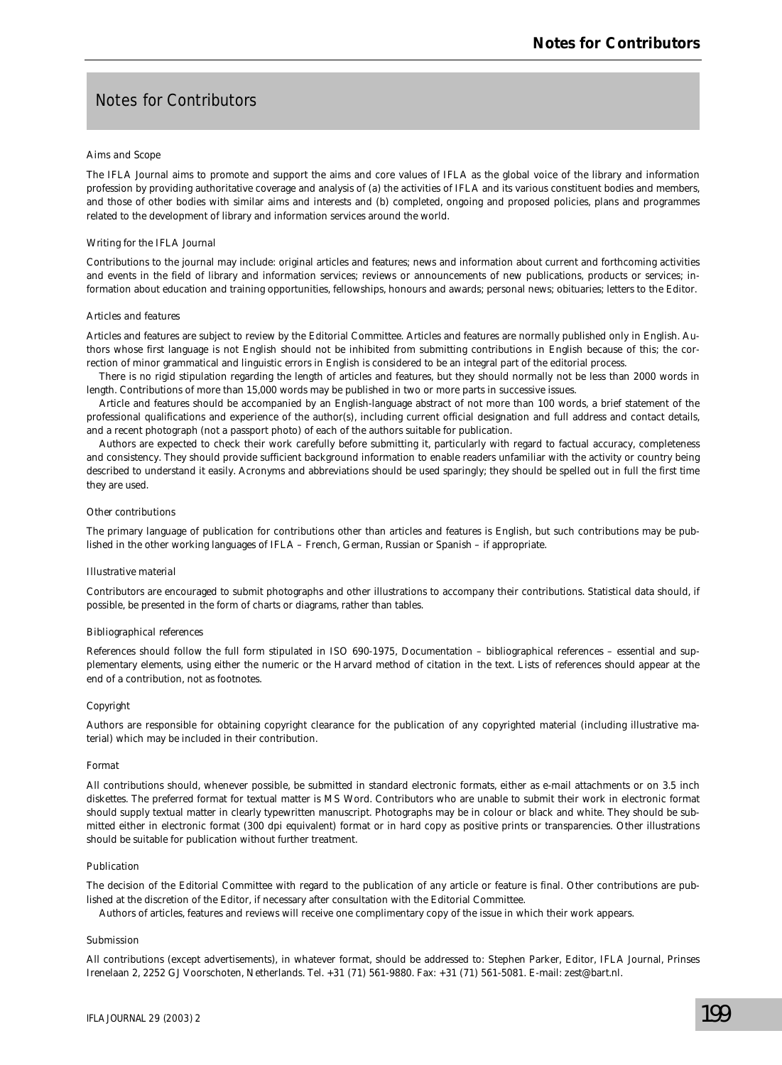# Notes for Contributors

### Aims and Scope

The IFLA Journal aims to promote and support the aims and core values of IFLA as the global voice of the library and information profession by providing authoritative coverage and analysis of (a) the activities of IFLA and its various constituent bodies and members, and those of other bodies with similar aims and interests and (b) completed, ongoing and proposed policies, plans and programmes related to the development of library and information services around the world.

### Writing for the IFLA Journal

Contributions to the journal may include: original articles and features; news and information about current and forthcoming activities and events in the field of library and information services; reviews or announcements of new publications, products or services; information about education and training opportunities, fellowships, honours and awards; personal news; obituaries; letters to the Editor.

### Articles and features

Articles and features are subject to review by the Editorial Committee. Articles and features are normally published only in English. Authors whose first language is not English should not be inhibited from submitting contributions in English because of this; the correction of minor grammatical and linguistic errors in English is considered to be an integral part of the editorial process.

There is no rigid stipulation regarding the length of articles and features, but they should normally not be less than 2000 words in length. Contributions of more than 15,000 words may be published in two or more parts in successive issues.

Article and features should be accompanied by an English-language abstract of not more than 100 words, a brief statement of the professional qualifications and experience of the author(s), including current official designation and full address and contact details, and a recent photograph (not a passport photo) of each of the authors suitable for publication.

Authors are expected to check their work carefully before submitting it, particularly with regard to factual accuracy, completeness and consistency. They should provide sufficient background information to enable readers unfamiliar with the activity or country being described to understand it easily. Acronyms and abbreviations should be used sparingly; they should be spelled out in full the first time they are used.

### Other contributions

The primary language of publication for contributions other than articles and features is English, but such contributions may be published in the other working languages of IFLA – French, German, Russian or Spanish – if appropriate.

### Illustrative material

Contributors are encouraged to submit photographs and other illustrations to accompany their contributions. Statistical data should, if possible, be presented in the form of charts or diagrams, rather than tables.

### Bibliographical references

References should follow the full form stipulated in ISO 690-1975, Documentation – bibliographical references – essential and supplementary elements, using either the numeric or the Harvard method of citation in the text. Lists of references should appear at the end of a contribution, not as footnotes.

### Copyright

Authors are responsible for obtaining copyright clearance for the publication of any copyrighted material (including illustrative material) which may be included in their contribution.

### Format

All contributions should, whenever possible, be submitted in standard electronic formats, either as e-mail attachments or on 3.5 inch diskettes. The preferred format for textual matter is MS Word. Contributors who are unable to submit their work in electronic format should supply textual matter in clearly typewritten manuscript. Photographs may be in colour or black and white. They should be submitted either in electronic format (300 dpi equivalent) format or in hard copy as positive prints or transparencies. Other illustrations should be suitable for publication without further treatment.

### Publication

The decision of the Editorial Committee with regard to the publication of any article or feature is final. Other contributions are published at the discretion of the Editor, if necessary after consultation with the Editorial Committee.

Authors of articles, features and reviews will receive one complimentary copy of the issue in which their work appears.

### Submission

All contributions (except advertisements), in whatever format, should be addressed to: Stephen Parker, Editor, IFLA Journal, Prinses Irenelaan 2, 2252 GJ Voorschoten, Netherlands. Tel. +31 (71) 561-9880. Fax: +31 (71) 561-5081. E-mail: zest@bart.nl.